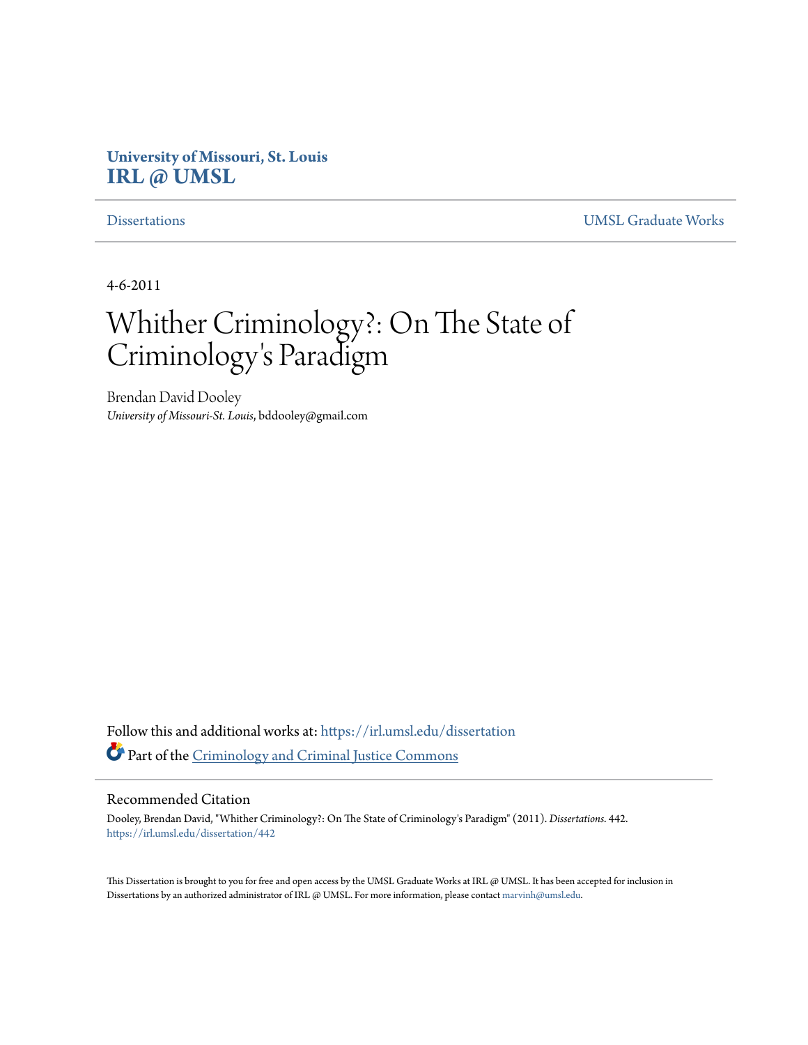University of Missouri, St. Louis
**IRL @ UMSL**

Dissertations | UMSL Graduate Works

4-6-2011

# Whither Criminology?: On The State of Criminology's Paradigm

Brendan David Dooley
*University of Missouri-St. Louis*, bddooley@gmail.com

Follow this and additional works at: https://irl.umsl.edu/dissertation

Part of the Criminology and Criminal Justice Commons

## Recommended Citation

Dooley, Brendan David, "Whither Criminology?: On The State of Criminology's Paradigm" (2011). *Dissertations*. 442.
https://irl.umsl.edu/dissertation/442

This Dissertation is brought to you for free and open access by the UMSL Graduate Works at IRL @ UMSL. It has been accepted for inclusion in Dissertations by an authorized administrator of IRL @ UMSL. For more information, please contact marvinh@umsl.edu.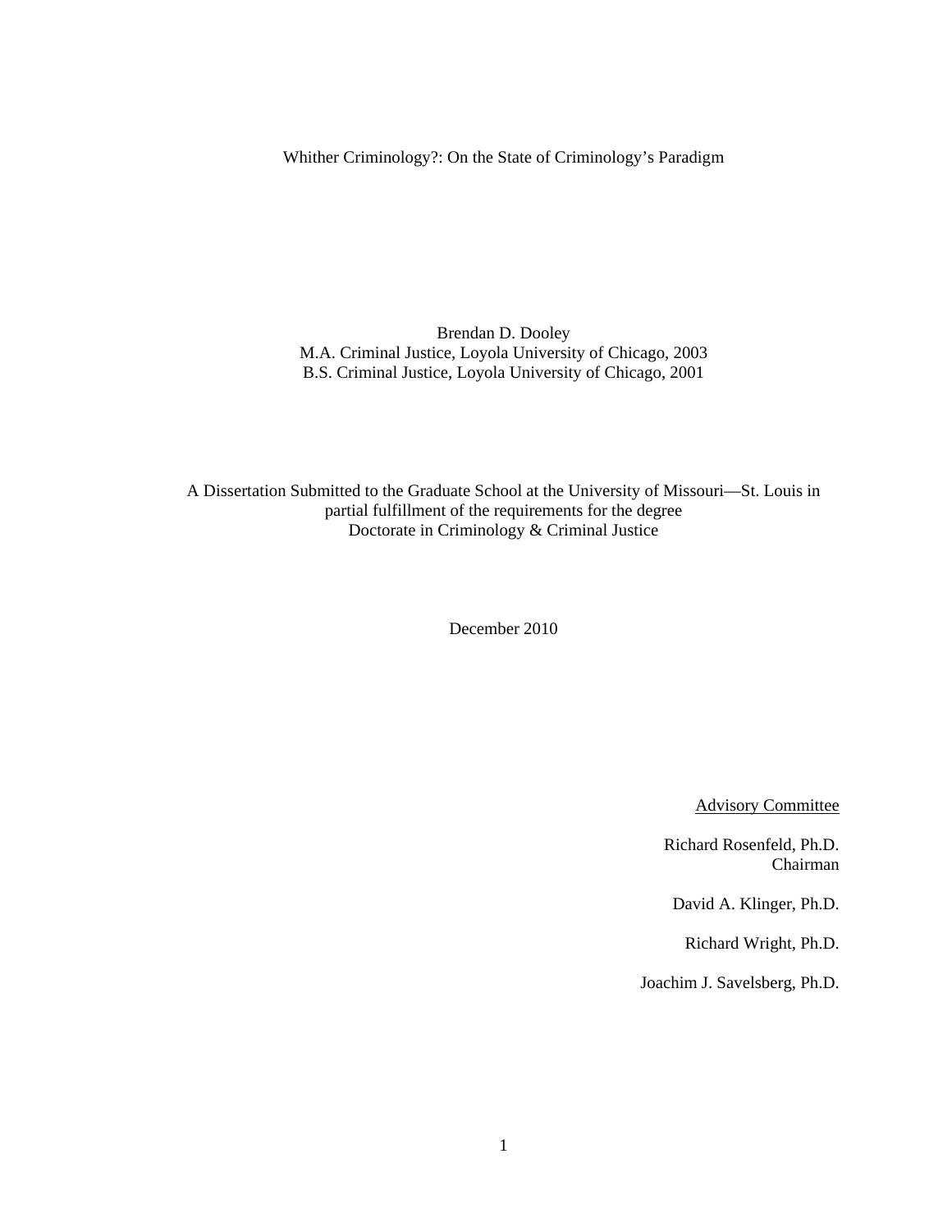# Whither Criminology?: On the State of Criminology's Paradigm

Brendan D. Dooley
M.A. Criminal Justice, Loyola University of Chicago, 2003
B.S. Criminal Justice, Loyola University of Chicago, 2001

A Dissertation Submitted to the Graduate School at the University of Missouri—St. Louis in partial fulfillment of the requirements for the degree
Doctorate in Criminology & Criminal Justice

December 2010

<u>Advisory Committee</u>

Richard Rosenfeld, Ph.D.
Chairman

David A. Klinger, Ph.D.

Richard Wright, Ph.D.

Joachim J. Savelsberg, Ph.D.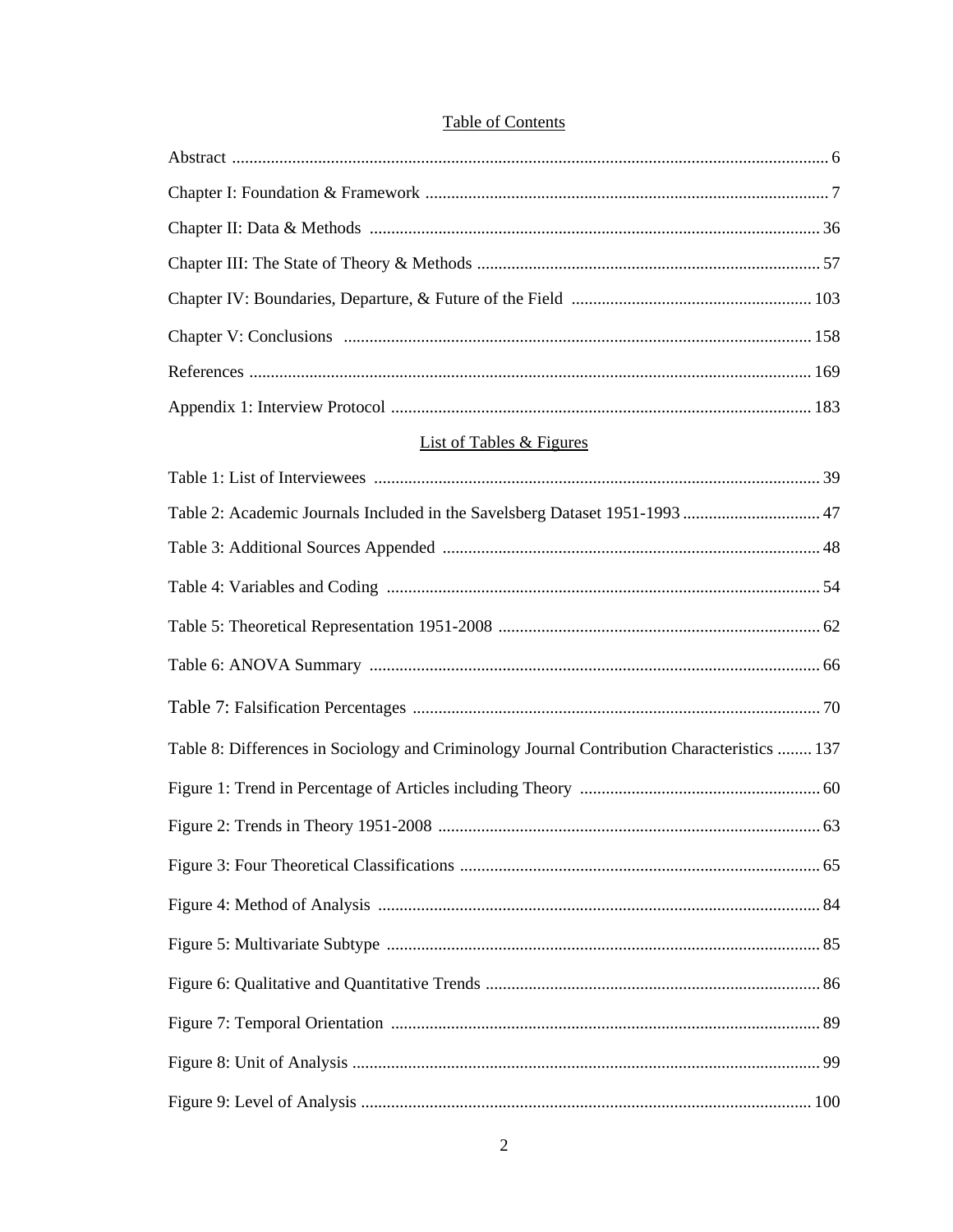## Table of Contents

Abstract ........................................................................................................................................ 6

Chapter I: Foundation & Framework ............................................................................................ 7

Chapter II: Data & Methods ........................................................................................................ 36

Chapter III: The State of Theory & Methods ............................................................................... 57

Chapter IV: Boundaries, Departure, & Future of the Field ....................................................... 103

Chapter V: Conclusions ............................................................................................................ 158

References ................................................................................................................................. 169

Appendix 1: Interview Protocol ................................................................................................. 183

## List of Tables & Figures

Table 1: List of Interviewees ....................................................................................................... 39

Table 2: Academic Journals Included in the Savelsberg Dataset 1951-1993 ................................ 47

Table 3: Additional Sources Appended ....................................................................................... 48

Table 4: Variables and Coding .................................................................................................... 54

Table 5: Theoretical Representation 1951-2008 .......................................................................... 62

Table 6: ANOVA Summary ........................................................................................................ 66

Table 7: Falsification Percentages .............................................................................................. 70

Table 8: Differences in Sociology and Criminology Journal Contribution Characteristics ........ 137

Figure 1: Trend in Percentage of Articles including Theory ........................................................ 60

Figure 2: Trends in Theory 1951-2008 ........................................................................................ 63

Figure 3: Four Theoretical Classifications ................................................................................... 65

Figure 4: Method of Analysis ...................................................................................................... 84

Figure 5: Multivariate Subtype .................................................................................................... 85

Figure 6: Qualitative and Quantitative Trends ............................................................................. 86

Figure 7: Temporal Orientation ................................................................................................... 89

Figure 8: Unit of Analysis ............................................................................................................ 99

Figure 9: Level of Analysis ........................................................................................................ 100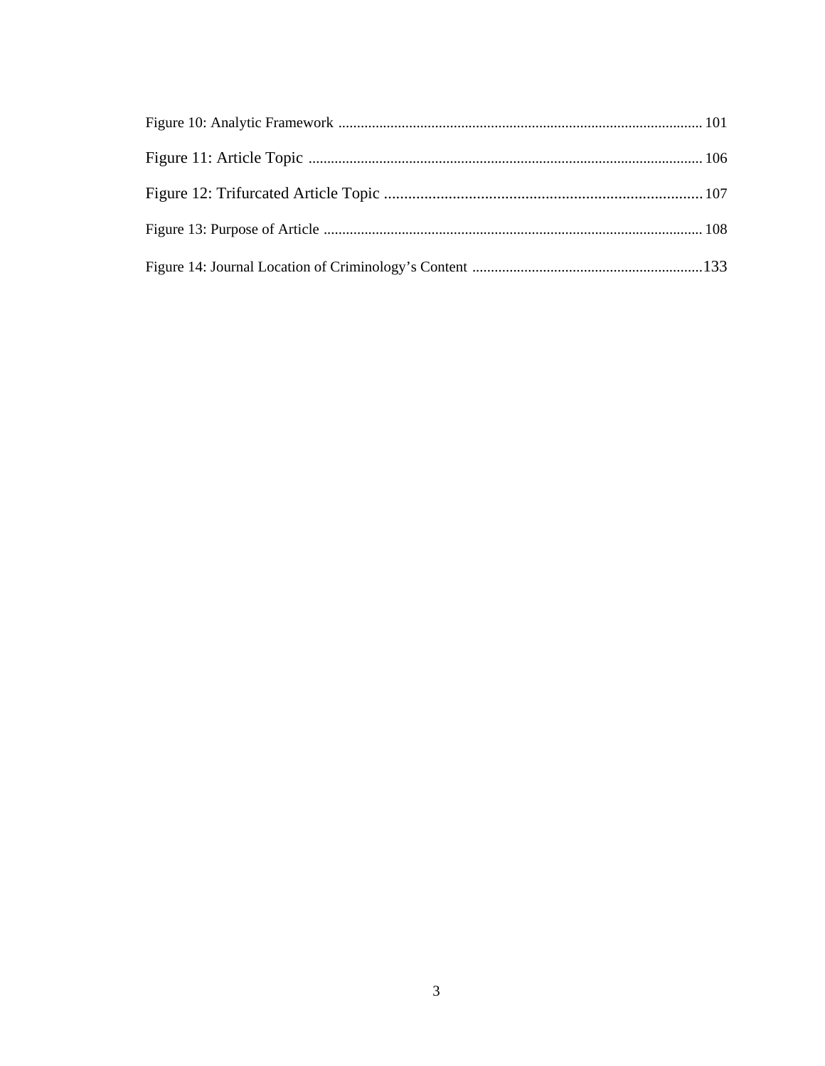Figure 10: Analytic Framework ..................................................................................................101

Figure 11: Article Topic ..........................................................................................................106

Figure 12: Trifurcated Article Topic ...........................................................................107

Figure 13: Purpose of Article ......................................................................................................108

Figure 14: Journal Location of Criminology's Content ..............................................................133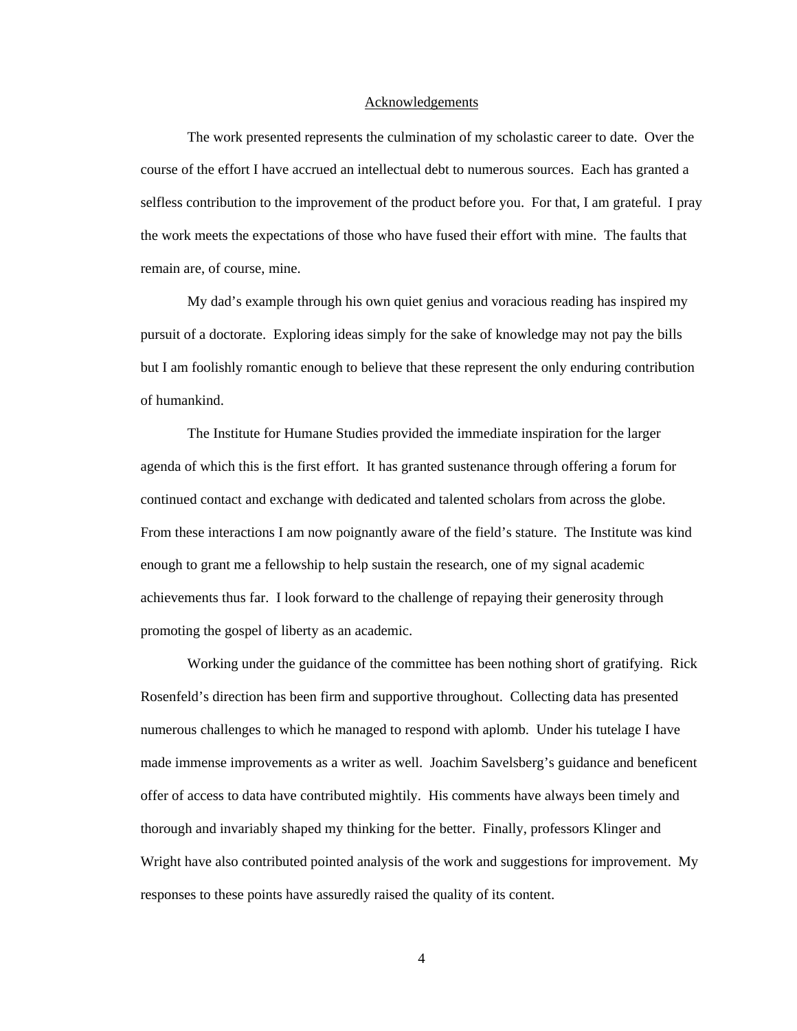# Acknowledgements

The work presented represents the culmination of my scholastic career to date. Over the course of the effort I have accrued an intellectual debt to numerous sources. Each has granted a selfless contribution to the improvement of the product before you. For that, I am grateful. I pray the work meets the expectations of those who have fused their effort with mine. The faults that remain are, of course, mine.

My dad's example through his own quiet genius and voracious reading has inspired my pursuit of a doctorate. Exploring ideas simply for the sake of knowledge may not pay the bills but I am foolishly romantic enough to believe that these represent the only enduring contribution of humankind.

The Institute for Humane Studies provided the immediate inspiration for the larger agenda of which this is the first effort. It has granted sustenance through offering a forum for continued contact and exchange with dedicated and talented scholars from across the globe. From these interactions I am now poignantly aware of the field's stature. The Institute was kind enough to grant me a fellowship to help sustain the research, one of my signal academic achievements thus far. I look forward to the challenge of repaying their generosity through promoting the gospel of liberty as an academic.

Working under the guidance of the committee has been nothing short of gratifying. Rick Rosenfeld's direction has been firm and supportive throughout. Collecting data has presented numerous challenges to which he managed to respond with aplomb. Under his tutelage I have made immense improvements as a writer as well. Joachim Savelsberg's guidance and beneficent offer of access to data have contributed mightily. His comments have always been timely and thorough and invariably shaped my thinking for the better. Finally, professors Klinger and Wright have also contributed pointed analysis of the work and suggestions for improvement. My responses to these points have assuredly raised the quality of its content.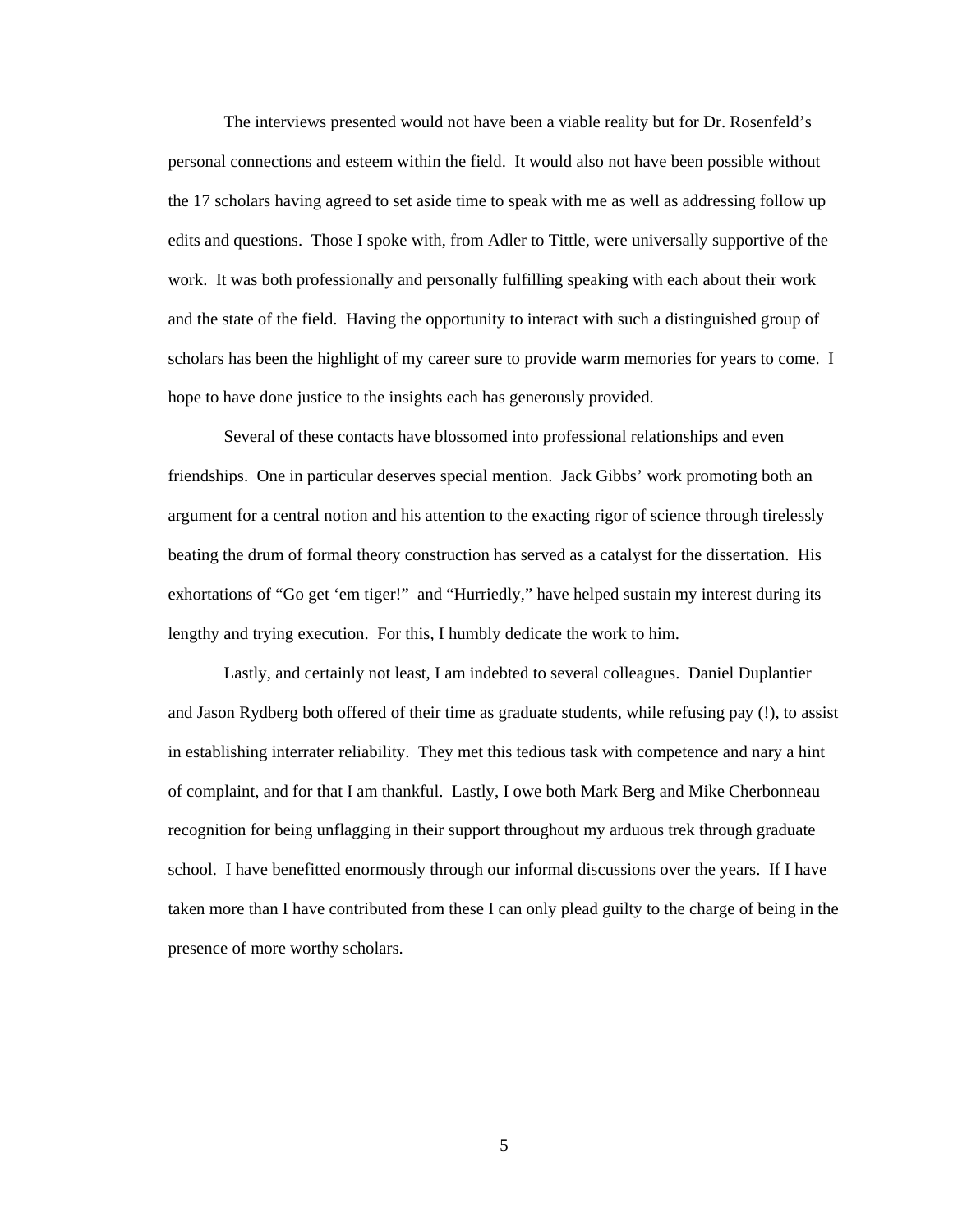The interviews presented would not have been a viable reality but for Dr. Rosenfeld's personal connections and esteem within the field. It would also not have been possible without the 17 scholars having agreed to set aside time to speak with me as well as addressing follow up edits and questions. Those I spoke with, from Adler to Tittle, were universally supportive of the work. It was both professionally and personally fulfilling speaking with each about their work and the state of the field. Having the opportunity to interact with such a distinguished group of scholars has been the highlight of my career sure to provide warm memories for years to come. I hope to have done justice to the insights each has generously provided.

Several of these contacts have blossomed into professional relationships and even friendships. One in particular deserves special mention. Jack Gibbs' work promoting both an argument for a central notion and his attention to the exacting rigor of science through tirelessly beating the drum of formal theory construction has served as a catalyst for the dissertation. His exhortations of "Go get 'em tiger!" and "Hurriedly," have helped sustain my interest during its lengthy and trying execution. For this, I humbly dedicate the work to him.

Lastly, and certainly not least, I am indebted to several colleagues. Daniel Duplantier and Jason Rydberg both offered of their time as graduate students, while refusing pay (!), to assist in establishing interrater reliability. They met this tedious task with competence and nary a hint of complaint, and for that I am thankful. Lastly, I owe both Mark Berg and Mike Cherbonneau recognition for being unflagging in their support throughout my arduous trek through graduate school. I have benefitted enormously through our informal discussions over the years. If I have taken more than I have contributed from these I can only plead guilty to the charge of being in the presence of more worthy scholars.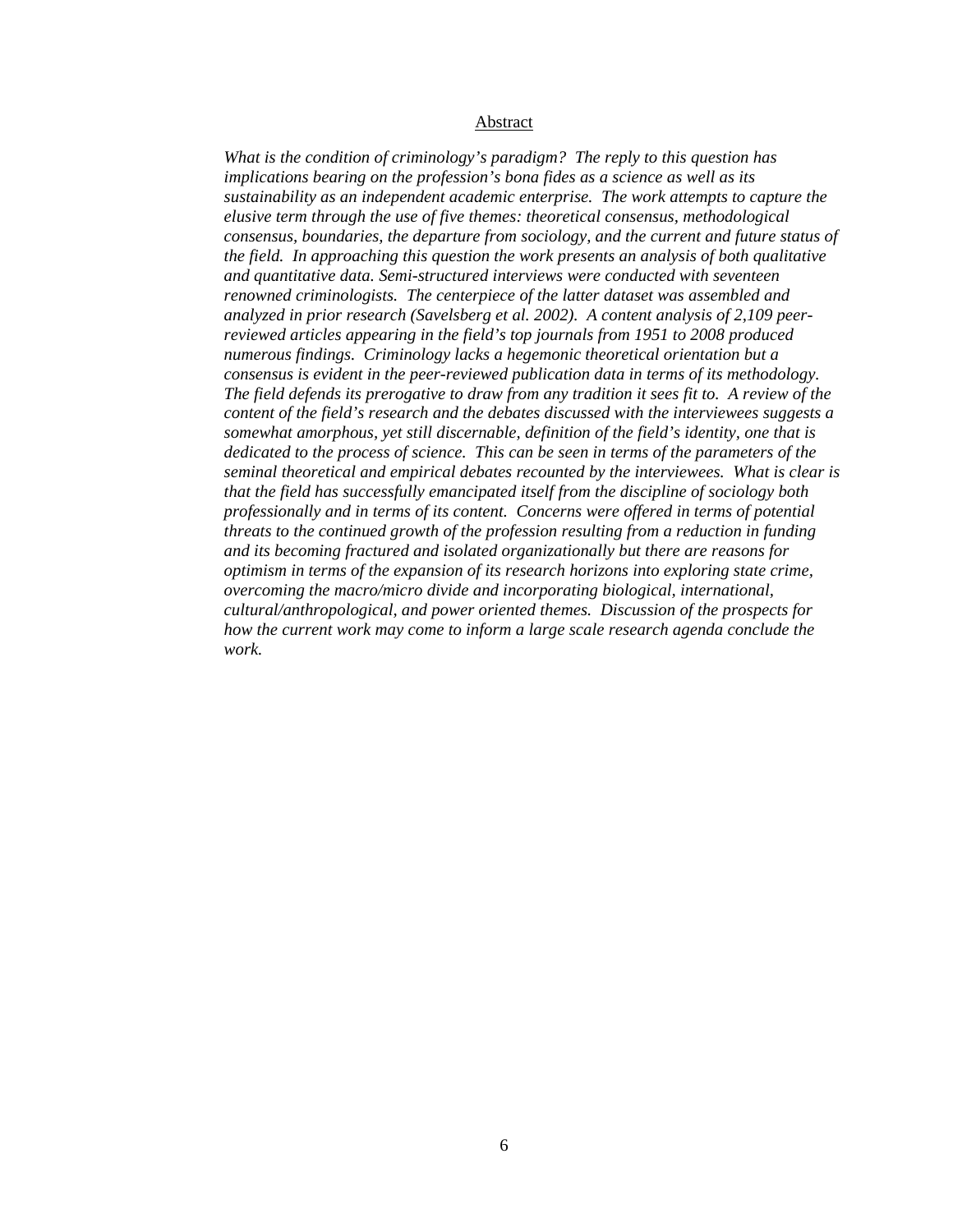## Abstract

*What is the condition of criminology's paradigm? The reply to this question has implications bearing on the profession's bona fides as a science as well as its sustainability as an independent academic enterprise. The work attempts to capture the elusive term through the use of five themes: theoretical consensus, methodological consensus, boundaries, the departure from sociology, and the current and future status of the field. In approaching this question the work presents an analysis of both qualitative and quantitative data. Semi-structured interviews were conducted with seventeen renowned criminologists. The centerpiece of the latter dataset was assembled and analyzed in prior research (Savelsberg et al. 2002). A content analysis of 2,109 peer-reviewed articles appearing in the field's top journals from 1951 to 2008 produced numerous findings. Criminology lacks a hegemonic theoretical orientation but a consensus is evident in the peer-reviewed publication data in terms of its methodology. The field defends its prerogative to draw from any tradition it sees fit to. A review of the content of the field's research and the debates discussed with the interviewees suggests a somewhat amorphous, yet still discernable, definition of the field's identity, one that is dedicated to the process of science. This can be seen in terms of the parameters of the seminal theoretical and empirical debates recounted by the interviewees. What is clear is that the field has successfully emancipated itself from the discipline of sociology both professionally and in terms of its content. Concerns were offered in terms of potential threats to the continued growth of the profession resulting from a reduction in funding and its becoming fractured and isolated organizationally but there are reasons for optimism in terms of the expansion of its research horizons into exploring state crime, overcoming the macro/micro divide and incorporating biological, international, cultural/anthropological, and power oriented themes. Discussion of the prospects for how the current work may come to inform a large scale research agenda conclude the work.*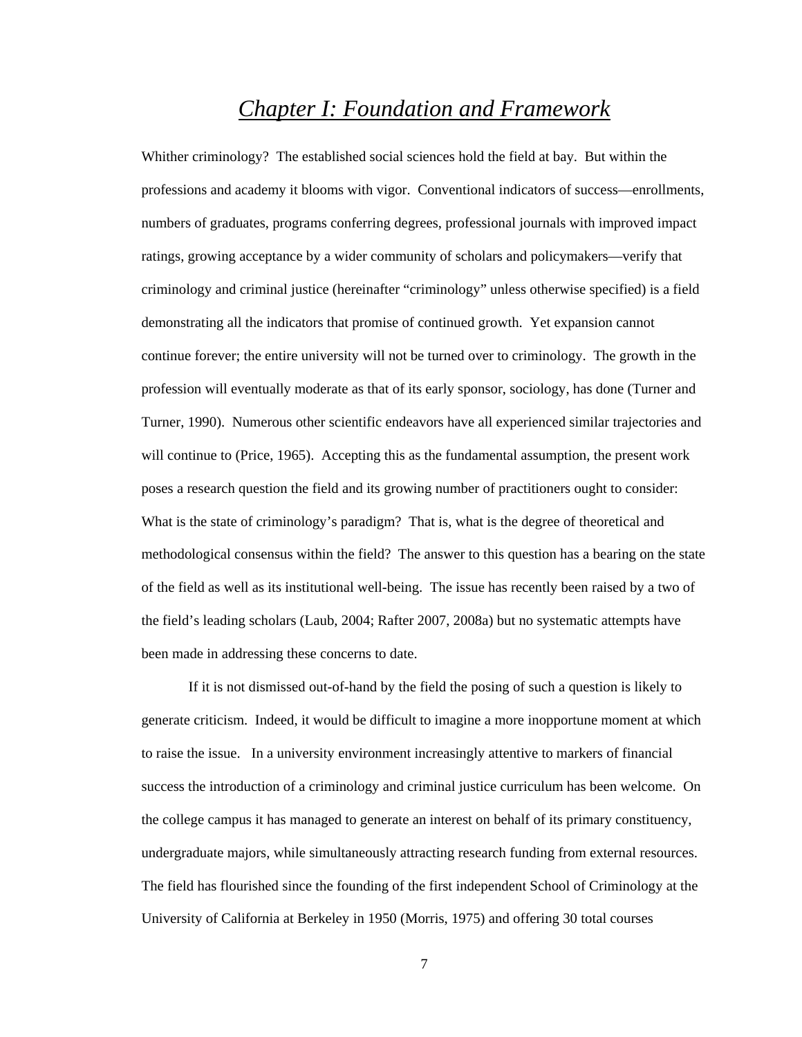# *Chapter I: Foundation and Framework*

Whither criminology? The established social sciences hold the field at bay. But within the professions and academy it blooms with vigor. Conventional indicators of success—enrollments, numbers of graduates, programs conferring degrees, professional journals with improved impact ratings, growing acceptance by a wider community of scholars and policymakers—verify that criminology and criminal justice (hereinafter "criminology" unless otherwise specified) is a field demonstrating all the indicators that promise of continued growth. Yet expansion cannot continue forever; the entire university will not be turned over to criminology. The growth in the profession will eventually moderate as that of its early sponsor, sociology, has done (Turner and Turner, 1990). Numerous other scientific endeavors have all experienced similar trajectories and will continue to (Price, 1965). Accepting this as the fundamental assumption, the present work poses a research question the field and its growing number of practitioners ought to consider: What is the state of criminology's paradigm? That is, what is the degree of theoretical and methodological consensus within the field? The answer to this question has a bearing on the state of the field as well as its institutional well-being. The issue has recently been raised by a two of the field's leading scholars (Laub, 2004; Rafter 2007, 2008a) but no systematic attempts have been made in addressing these concerns to date.

If it is not dismissed out-of-hand by the field the posing of such a question is likely to generate criticism. Indeed, it would be difficult to imagine a more inopportune moment at which to raise the issue. In a university environment increasingly attentive to markers of financial success the introduction of a criminology and criminal justice curriculum has been welcome. On the college campus it has managed to generate an interest on behalf of its primary constituency, undergraduate majors, while simultaneously attracting research funding from external resources. The field has flourished since the founding of the first independent School of Criminology at the University of California at Berkeley in 1950 (Morris, 1975) and offering 30 total courses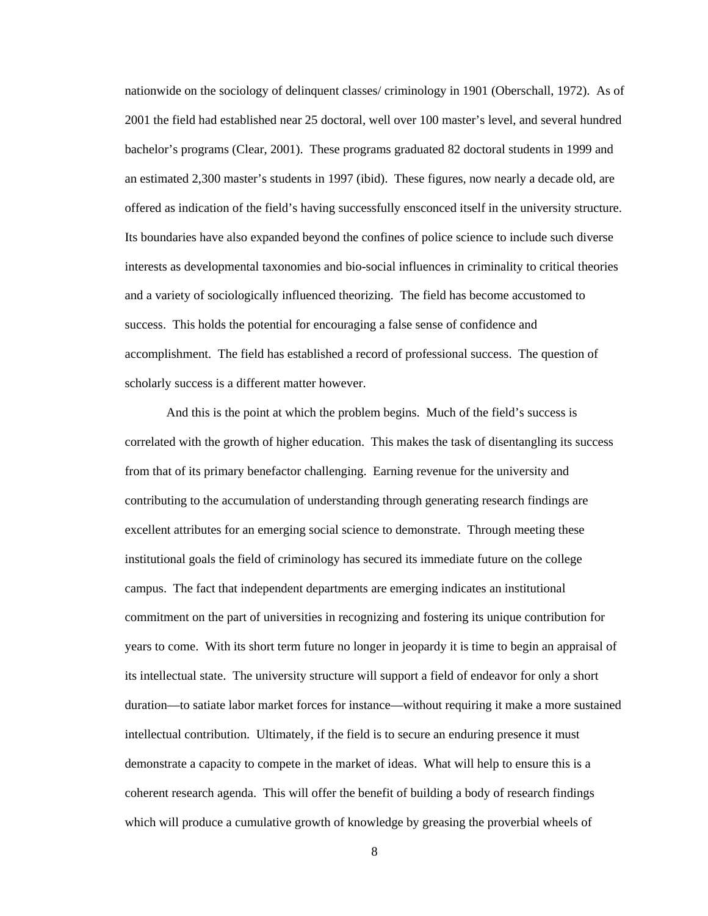nationwide on the sociology of delinquent classes/ criminology in 1901 (Oberschall, 1972). As of 2001 the field had established near 25 doctoral, well over 100 master's level, and several hundred bachelor's programs (Clear, 2001). These programs graduated 82 doctoral students in 1999 and an estimated 2,300 master's students in 1997 (ibid). These figures, now nearly a decade old, are offered as indication of the field's having successfully ensconced itself in the university structure. Its boundaries have also expanded beyond the confines of police science to include such diverse interests as developmental taxonomies and bio-social influences in criminality to critical theories and a variety of sociologically influenced theorizing. The field has become accustomed to success. This holds the potential for encouraging a false sense of confidence and accomplishment. The field has established a record of professional success. The question of scholarly success is a different matter however.

And this is the point at which the problem begins. Much of the field's success is correlated with the growth of higher education. This makes the task of disentangling its success from that of its primary benefactor challenging. Earning revenue for the university and contributing to the accumulation of understanding through generating research findings are excellent attributes for an emerging social science to demonstrate. Through meeting these institutional goals the field of criminology has secured its immediate future on the college campus. The fact that independent departments are emerging indicates an institutional commitment on the part of universities in recognizing and fostering its unique contribution for years to come. With its short term future no longer in jeopardy it is time to begin an appraisal of its intellectual state. The university structure will support a field of endeavor for only a short duration—to satiate labor market forces for instance—without requiring it make a more sustained intellectual contribution. Ultimately, if the field is to secure an enduring presence it must demonstrate a capacity to compete in the market of ideas. What will help to ensure this is a coherent research agenda. This will offer the benefit of building a body of research findings which will produce a cumulative growth of knowledge by greasing the proverbial wheels of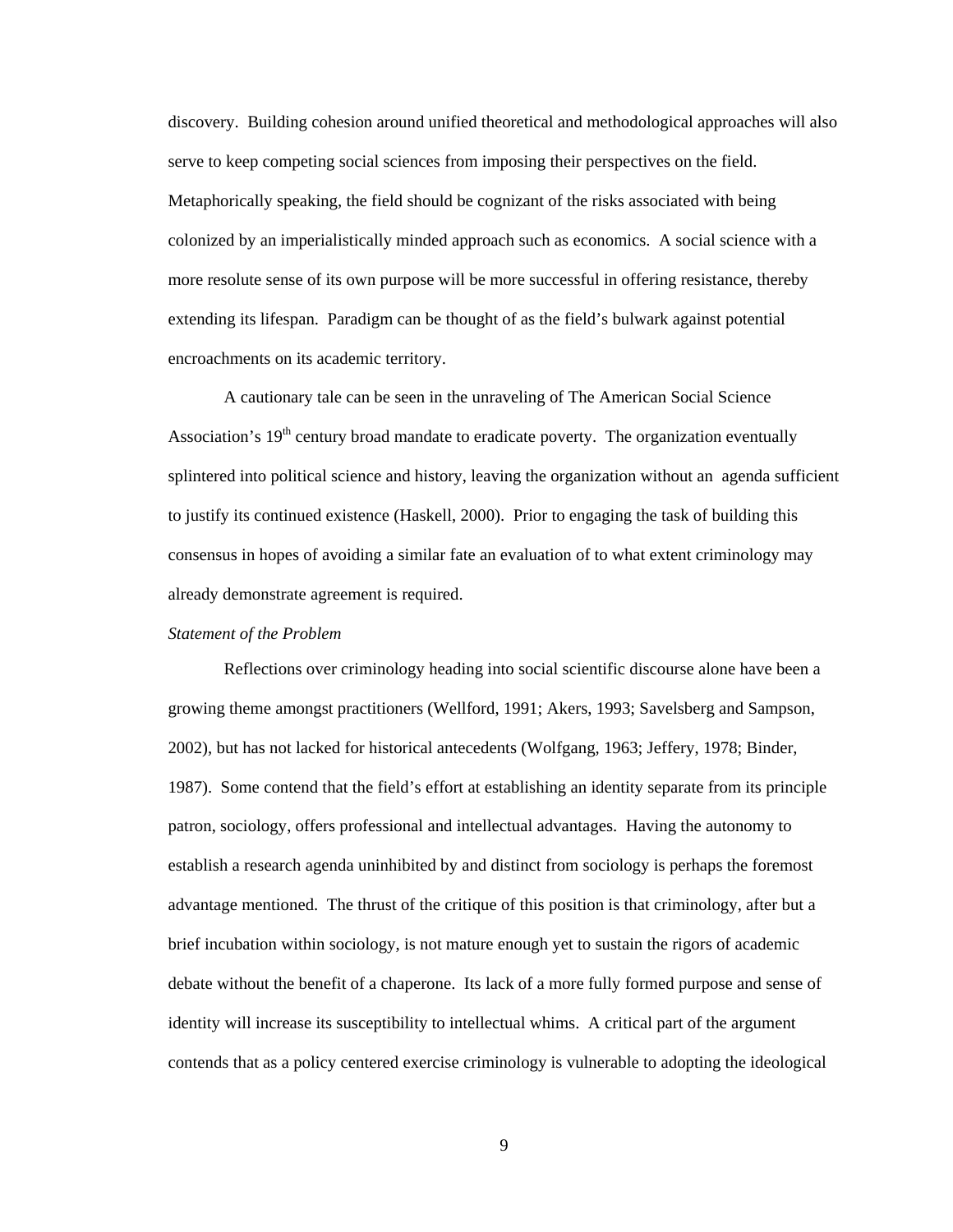discovery. Building cohesion around unified theoretical and methodological approaches will also serve to keep competing social sciences from imposing their perspectives on the field. Metaphorically speaking, the field should be cognizant of the risks associated with being colonized by an imperialistically minded approach such as economics. A social science with a more resolute sense of its own purpose will be more successful in offering resistance, thereby extending its lifespan. Paradigm can be thought of as the field's bulwark against potential encroachments on its academic territory.

A cautionary tale can be seen in the unraveling of The American Social Science Association's 19th century broad mandate to eradicate poverty. The organization eventually splintered into political science and history, leaving the organization without an agenda sufficient to justify its continued existence (Haskell, 2000). Prior to engaging the task of building this consensus in hopes of avoiding a similar fate an evaluation of to what extent criminology may already demonstrate agreement is required.

*Statement of the Problem*

Reflections over criminology heading into social scientific discourse alone have been a growing theme amongst practitioners (Wellford, 1991; Akers, 1993; Savelsberg and Sampson, 2002), but has not lacked for historical antecedents (Wolfgang, 1963; Jeffery, 1978; Binder, 1987). Some contend that the field's effort at establishing an identity separate from its principle patron, sociology, offers professional and intellectual advantages. Having the autonomy to establish a research agenda uninhibited by and distinct from sociology is perhaps the foremost advantage mentioned. The thrust of the critique of this position is that criminology, after but a brief incubation within sociology, is not mature enough yet to sustain the rigors of academic debate without the benefit of a chaperone. Its lack of a more fully formed purpose and sense of identity will increase its susceptibility to intellectual whims. A critical part of the argument contends that as a policy centered exercise criminology is vulnerable to adopting the ideological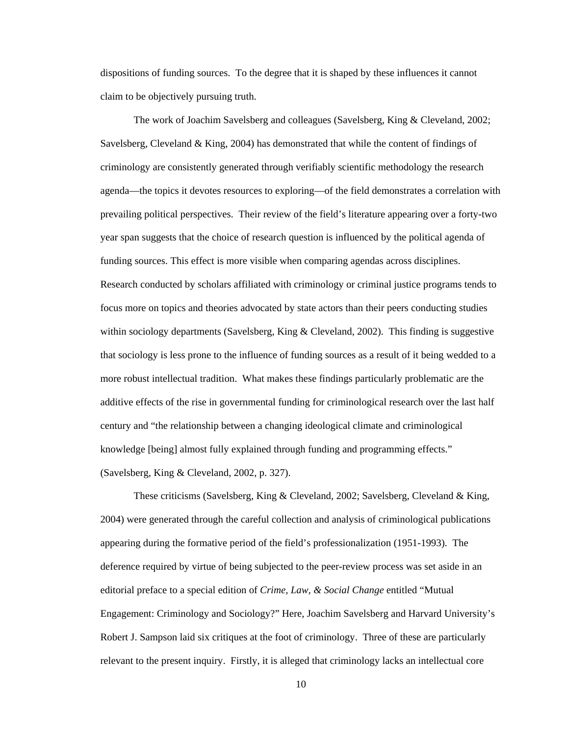dispositions of funding sources. To the degree that it is shaped by these influences it cannot claim to be objectively pursuing truth.

The work of Joachim Savelsberg and colleagues (Savelsberg, King & Cleveland, 2002; Savelsberg, Cleveland & King, 2004) has demonstrated that while the content of findings of criminology are consistently generated through verifiably scientific methodology the research agenda—the topics it devotes resources to exploring—of the field demonstrates a correlation with prevailing political perspectives. Their review of the field's literature appearing over a forty-two year span suggests that the choice of research question is influenced by the political agenda of funding sources. This effect is more visible when comparing agendas across disciplines. Research conducted by scholars affiliated with criminology or criminal justice programs tends to focus more on topics and theories advocated by state actors than their peers conducting studies within sociology departments (Savelsberg, King & Cleveland, 2002). This finding is suggestive that sociology is less prone to the influence of funding sources as a result of it being wedded to a more robust intellectual tradition. What makes these findings particularly problematic are the additive effects of the rise in governmental funding for criminological research over the last half century and "the relationship between a changing ideological climate and criminological knowledge [being] almost fully explained through funding and programming effects." (Savelsberg, King & Cleveland, 2002, p. 327).

These criticisms (Savelsberg, King & Cleveland, 2002; Savelsberg, Cleveland & King, 2004) were generated through the careful collection and analysis of criminological publications appearing during the formative period of the field's professionalization (1951-1993). The deference required by virtue of being subjected to the peer-review process was set aside in an editorial preface to a special edition of *Crime, Law, & Social Change* entitled "Mutual Engagement: Criminology and Sociology?" Here, Joachim Savelsberg and Harvard University's Robert J. Sampson laid six critiques at the foot of criminology. Three of these are particularly relevant to the present inquiry. Firstly, it is alleged that criminology lacks an intellectual core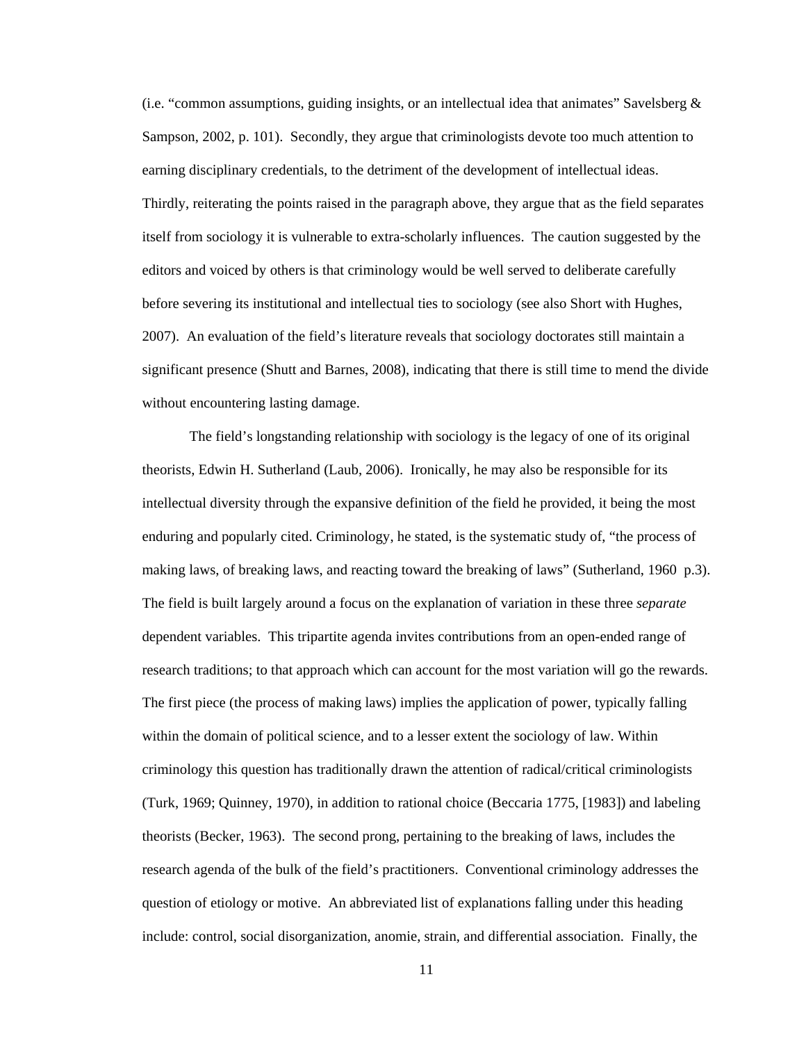(i.e. "common assumptions, guiding insights, or an intellectual idea that animates" Savelsberg & Sampson, 2002, p. 101). Secondly, they argue that criminologists devote too much attention to earning disciplinary credentials, to the detriment of the development of intellectual ideas. Thirdly, reiterating the points raised in the paragraph above, they argue that as the field separates itself from sociology it is vulnerable to extra-scholarly influences. The caution suggested by the editors and voiced by others is that criminology would be well served to deliberate carefully before severing its institutional and intellectual ties to sociology (see also Short with Hughes, 2007). An evaluation of the field's literature reveals that sociology doctorates still maintain a significant presence (Shutt and Barnes, 2008), indicating that there is still time to mend the divide without encountering lasting damage.

The field's longstanding relationship with sociology is the legacy of one of its original theorists, Edwin H. Sutherland (Laub, 2006). Ironically, he may also be responsible for its intellectual diversity through the expansive definition of the field he provided, it being the most enduring and popularly cited. Criminology, he stated, is the systematic study of, "the process of making laws, of breaking laws, and reacting toward the breaking of laws" (Sutherland, 1960 p.3). The field is built largely around a focus on the explanation of variation in these three *separate* dependent variables. This tripartite agenda invites contributions from an open-ended range of research traditions; to that approach which can account for the most variation will go the rewards. The first piece (the process of making laws) implies the application of power, typically falling within the domain of political science, and to a lesser extent the sociology of law. Within criminology this question has traditionally drawn the attention of radical/critical criminologists (Turk, 1969; Quinney, 1970), in addition to rational choice (Beccaria 1775, [1983]) and labeling theorists (Becker, 1963). The second prong, pertaining to the breaking of laws, includes the research agenda of the bulk of the field's practitioners. Conventional criminology addresses the question of etiology or motive. An abbreviated list of explanations falling under this heading include: control, social disorganization, anomie, strain, and differential association. Finally, the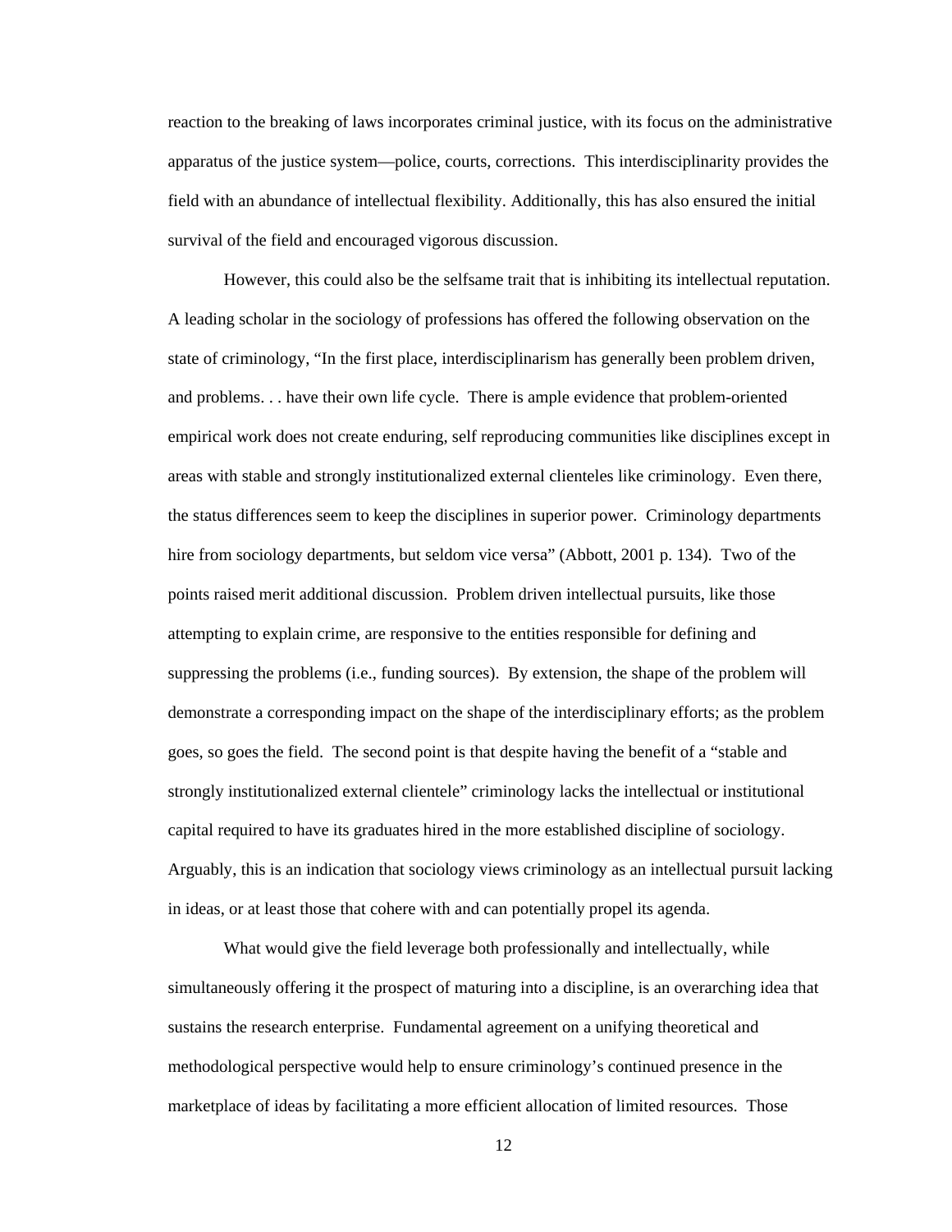reaction to the breaking of laws incorporates criminal justice, with its focus on the administrative apparatus of the justice system—police, courts, corrections. This interdisciplinarity provides the field with an abundance of intellectual flexibility. Additionally, this has also ensured the initial survival of the field and encouraged vigorous discussion.

However, this could also be the selfsame trait that is inhibiting its intellectual reputation. A leading scholar in the sociology of professions has offered the following observation on the state of criminology, "In the first place, interdisciplinarism has generally been problem driven, and problems. . . have their own life cycle. There is ample evidence that problem-oriented empirical work does not create enduring, self reproducing communities like disciplines except in areas with stable and strongly institutionalized external clienteles like criminology. Even there, the status differences seem to keep the disciplines in superior power. Criminology departments hire from sociology departments, but seldom vice versa" (Abbott, 2001 p. 134). Two of the points raised merit additional discussion. Problem driven intellectual pursuits, like those attempting to explain crime, are responsive to the entities responsible for defining and suppressing the problems (i.e., funding sources). By extension, the shape of the problem will demonstrate a corresponding impact on the shape of the interdisciplinary efforts; as the problem goes, so goes the field. The second point is that despite having the benefit of a "stable and strongly institutionalized external clientele" criminology lacks the intellectual or institutional capital required to have its graduates hired in the more established discipline of sociology. Arguably, this is an indication that sociology views criminology as an intellectual pursuit lacking in ideas, or at least those that cohere with and can potentially propel its agenda.

What would give the field leverage both professionally and intellectually, while simultaneously offering it the prospect of maturing into a discipline, is an overarching idea that sustains the research enterprise. Fundamental agreement on a unifying theoretical and methodological perspective would help to ensure criminology's continued presence in the marketplace of ideas by facilitating a more efficient allocation of limited resources. Those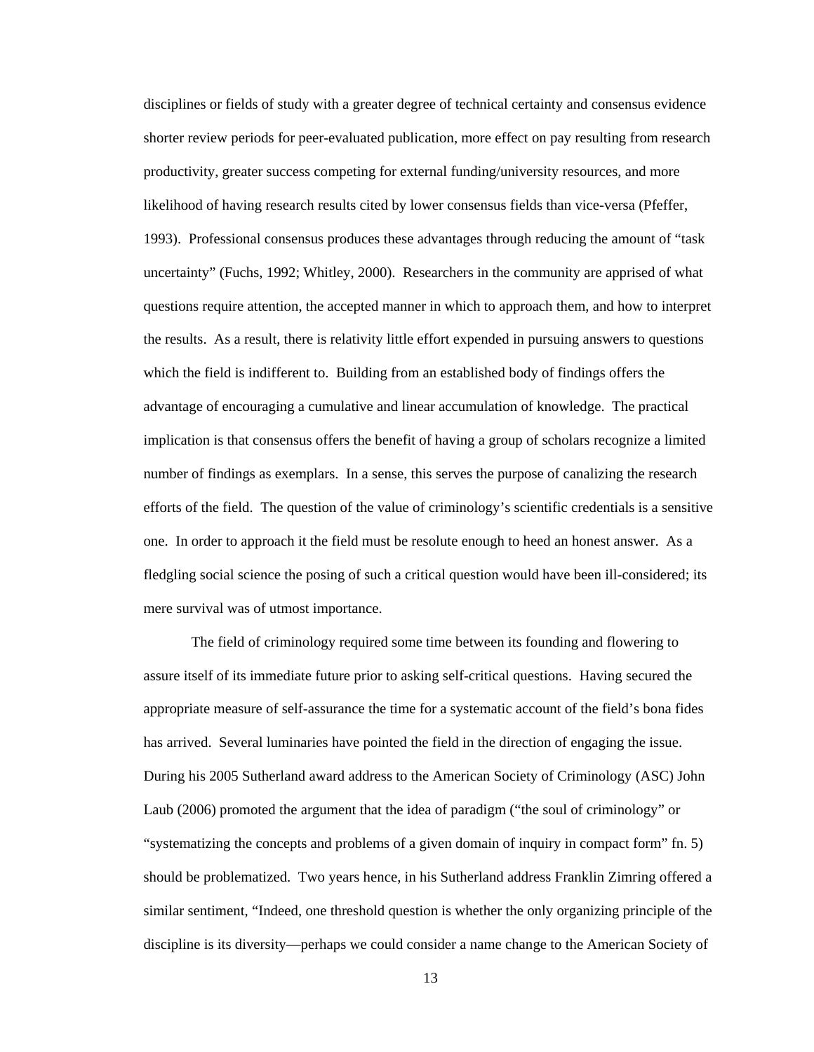disciplines or fields of study with a greater degree of technical certainty and consensus evidence shorter review periods for peer-evaluated publication, more effect on pay resulting from research productivity, greater success competing for external funding/university resources, and more likelihood of having research results cited by lower consensus fields than vice-versa (Pfeffer, 1993). Professional consensus produces these advantages through reducing the amount of "task uncertainty" (Fuchs, 1992; Whitley, 2000). Researchers in the community are apprised of what questions require attention, the accepted manner in which to approach them, and how to interpret the results. As a result, there is relativity little effort expended in pursuing answers to questions which the field is indifferent to. Building from an established body of findings offers the advantage of encouraging a cumulative and linear accumulation of knowledge. The practical implication is that consensus offers the benefit of having a group of scholars recognize a limited number of findings as exemplars. In a sense, this serves the purpose of canalizing the research efforts of the field. The question of the value of criminology's scientific credentials is a sensitive one. In order to approach it the field must be resolute enough to heed an honest answer. As a fledgling social science the posing of such a critical question would have been ill-considered; its mere survival was of utmost importance.

The field of criminology required some time between its founding and flowering to assure itself of its immediate future prior to asking self-critical questions. Having secured the appropriate measure of self-assurance the time for a systematic account of the field's bona fides has arrived. Several luminaries have pointed the field in the direction of engaging the issue. During his 2005 Sutherland award address to the American Society of Criminology (ASC) John Laub (2006) promoted the argument that the idea of paradigm ("the soul of criminology" or "systematizing the concepts and problems of a given domain of inquiry in compact form" fn. 5) should be problematized. Two years hence, in his Sutherland address Franklin Zimring offered a similar sentiment, "Indeed, one threshold question is whether the only organizing principle of the discipline is its diversity—perhaps we could consider a name change to the American Society of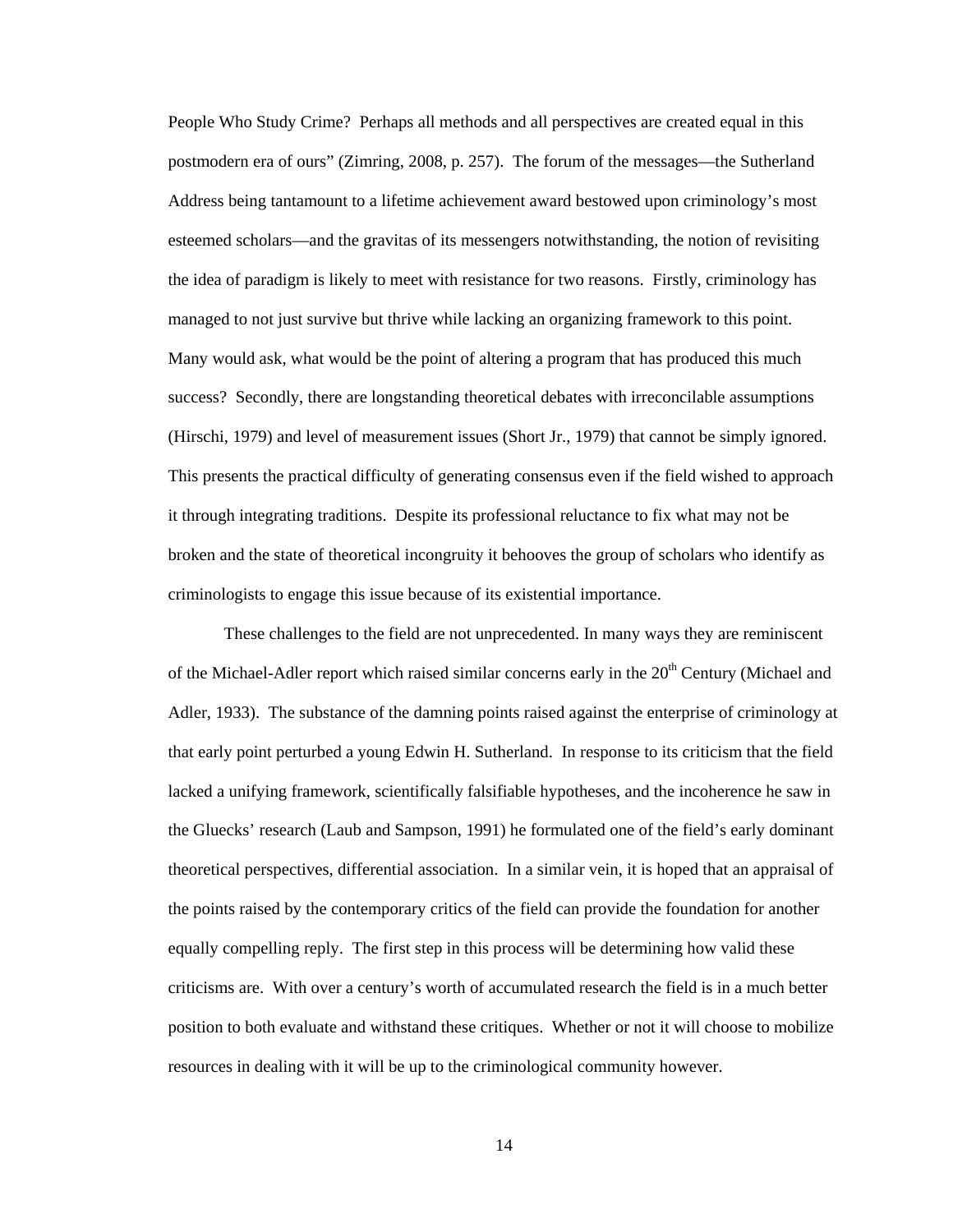People Who Study Crime? Perhaps all methods and all perspectives are created equal in this postmodern era of ours" (Zimring, 2008, p. 257). The forum of the messages—the Sutherland Address being tantamount to a lifetime achievement award bestowed upon criminology's most esteemed scholars—and the gravitas of its messengers notwithstanding, the notion of revisiting the idea of paradigm is likely to meet with resistance for two reasons. Firstly, criminology has managed to not just survive but thrive while lacking an organizing framework to this point. Many would ask, what would be the point of altering a program that has produced this much success? Secondly, there are longstanding theoretical debates with irreconcilable assumptions (Hirschi, 1979) and level of measurement issues (Short Jr., 1979) that cannot be simply ignored. This presents the practical difficulty of generating consensus even if the field wished to approach it through integrating traditions. Despite its professional reluctance to fix what may not be broken and the state of theoretical incongruity it behooves the group of scholars who identify as criminologists to engage this issue because of its existential importance.

These challenges to the field are not unprecedented. In many ways they are reminiscent of the Michael-Adler report which raised similar concerns early in the 20th Century (Michael and Adler, 1933). The substance of the damning points raised against the enterprise of criminology at that early point perturbed a young Edwin H. Sutherland. In response to its criticism that the field lacked a unifying framework, scientifically falsifiable hypotheses, and the incoherence he saw in the Gluecks' research (Laub and Sampson, 1991) he formulated one of the field's early dominant theoretical perspectives, differential association. In a similar vein, it is hoped that an appraisal of the points raised by the contemporary critics of the field can provide the foundation for another equally compelling reply. The first step in this process will be determining how valid these criticisms are. With over a century's worth of accumulated research the field is in a much better position to both evaluate and withstand these critiques. Whether or not it will choose to mobilize resources in dealing with it will be up to the criminological community however.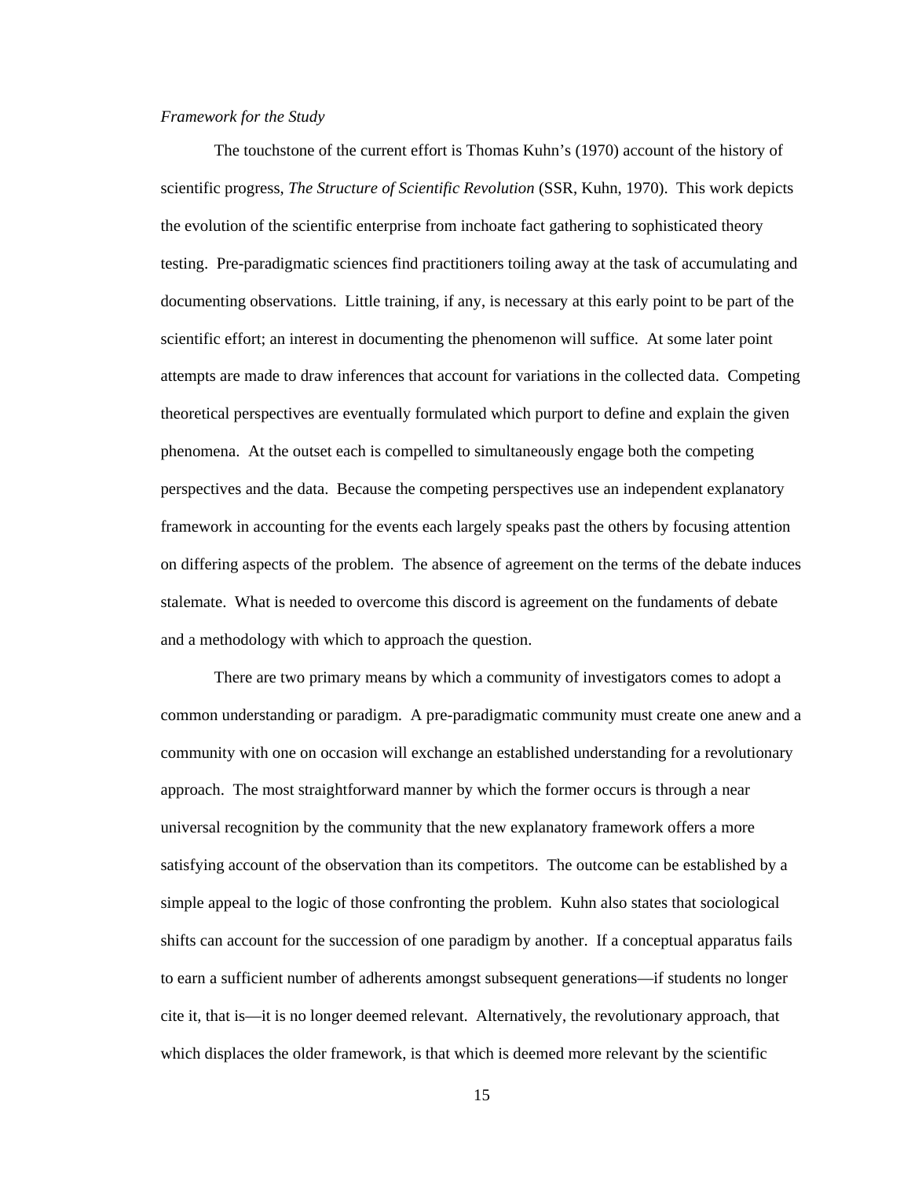*Framework for the Study*

The touchstone of the current effort is Thomas Kuhn's (1970) account of the history of scientific progress, *The Structure of Scientific Revolution* (SSR, Kuhn, 1970). This work depicts the evolution of the scientific enterprise from inchoate fact gathering to sophisticated theory testing. Pre-paradigmatic sciences find practitioners toiling away at the task of accumulating and documenting observations. Little training, if any, is necessary at this early point to be part of the scientific effort; an interest in documenting the phenomenon will suffice. At some later point attempts are made to draw inferences that account for variations in the collected data. Competing theoretical perspectives are eventually formulated which purport to define and explain the given phenomena. At the outset each is compelled to simultaneously engage both the competing perspectives and the data. Because the competing perspectives use an independent explanatory framework in accounting for the events each largely speaks past the others by focusing attention on differing aspects of the problem. The absence of agreement on the terms of the debate induces stalemate. What is needed to overcome this discord is agreement on the fundaments of debate and a methodology with which to approach the question.

There are two primary means by which a community of investigators comes to adopt a common understanding or paradigm. A pre-paradigmatic community must create one anew and a community with one on occasion will exchange an established understanding for a revolutionary approach. The most straightforward manner by which the former occurs is through a near universal recognition by the community that the new explanatory framework offers a more satisfying account of the observation than its competitors. The outcome can be established by a simple appeal to the logic of those confronting the problem. Kuhn also states that sociological shifts can account for the succession of one paradigm by another. If a conceptual apparatus fails to earn a sufficient number of adherents amongst subsequent generations—if students no longer cite it, that is—it is no longer deemed relevant. Alternatively, the revolutionary approach, that which displaces the older framework, is that which is deemed more relevant by the scientific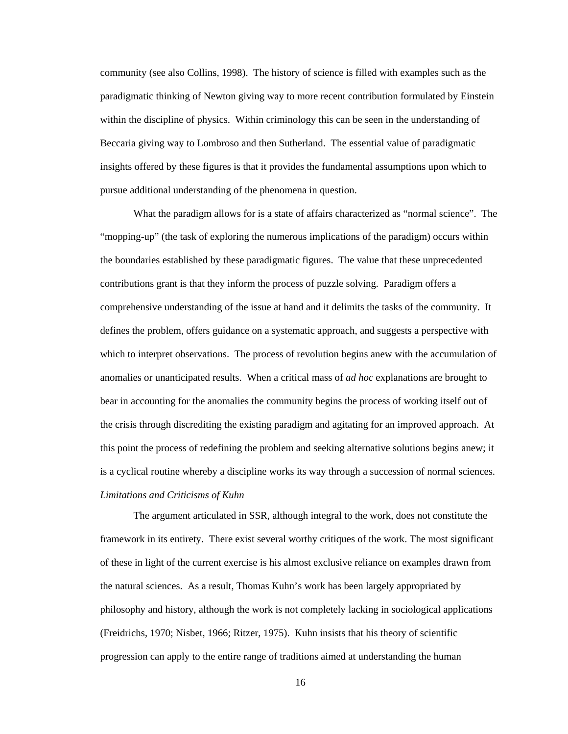community (see also Collins, 1998). The history of science is filled with examples such as the paradigmatic thinking of Newton giving way to more recent contribution formulated by Einstein within the discipline of physics. Within criminology this can be seen in the understanding of Beccaria giving way to Lombroso and then Sutherland. The essential value of paradigmatic insights offered by these figures is that it provides the fundamental assumptions upon which to pursue additional understanding of the phenomena in question.

What the paradigm allows for is a state of affairs characterized as "normal science". The "mopping-up" (the task of exploring the numerous implications of the paradigm) occurs within the boundaries established by these paradigmatic figures. The value that these unprecedented contributions grant is that they inform the process of puzzle solving. Paradigm offers a comprehensive understanding of the issue at hand and it delimits the tasks of the community. It defines the problem, offers guidance on a systematic approach, and suggests a perspective with which to interpret observations. The process of revolution begins anew with the accumulation of anomalies or unanticipated results. When a critical mass of *ad hoc* explanations are brought to bear in accounting for the anomalies the community begins the process of working itself out of the crisis through discrediting the existing paradigm and agitating for an improved approach. At this point the process of redefining the problem and seeking alternative solutions begins anew; it is a cyclical routine whereby a discipline works its way through a succession of normal sciences.

*Limitations and Criticisms of Kuhn*

The argument articulated in SSR, although integral to the work, does not constitute the framework in its entirety. There exist several worthy critiques of the work. The most significant of these in light of the current exercise is his almost exclusive reliance on examples drawn from the natural sciences. As a result, Thomas Kuhn's work has been largely appropriated by philosophy and history, although the work is not completely lacking in sociological applications (Freidrichs, 1970; Nisbet, 1966; Ritzer, 1975). Kuhn insists that his theory of scientific progression can apply to the entire range of traditions aimed at understanding the human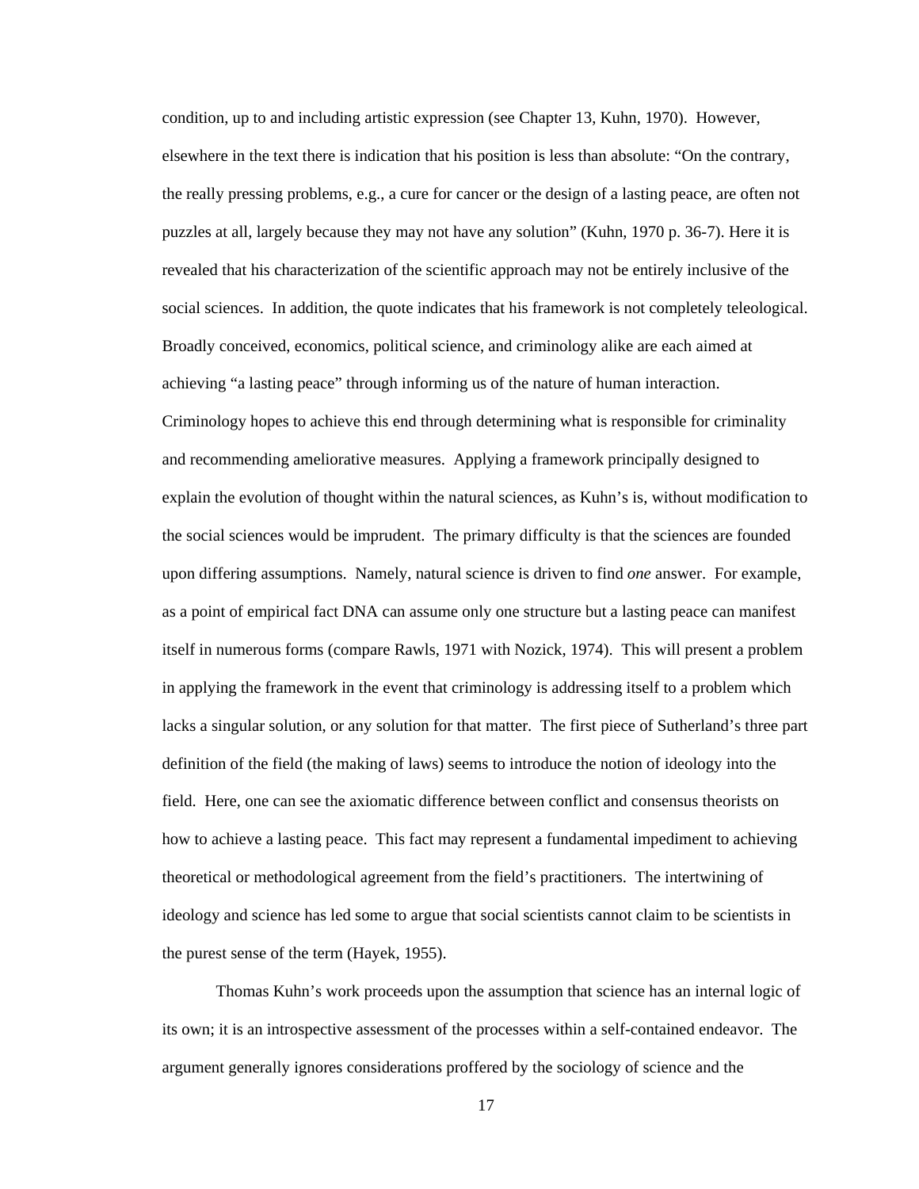condition, up to and including artistic expression (see Chapter 13, Kuhn, 1970). However, elsewhere in the text there is indication that his position is less than absolute: "On the contrary, the really pressing problems, e.g., a cure for cancer or the design of a lasting peace, are often not puzzles at all, largely because they may not have any solution" (Kuhn, 1970 p. 36-7). Here it is revealed that his characterization of the scientific approach may not be entirely inclusive of the social sciences. In addition, the quote indicates that his framework is not completely teleological. Broadly conceived, economics, political science, and criminology alike are each aimed at achieving "a lasting peace" through informing us of the nature of human interaction. Criminology hopes to achieve this end through determining what is responsible for criminality and recommending ameliorative measures. Applying a framework principally designed to explain the evolution of thought within the natural sciences, as Kuhn's is, without modification to the social sciences would be imprudent. The primary difficulty is that the sciences are founded upon differing assumptions. Namely, natural science is driven to find *one* answer. For example, as a point of empirical fact DNA can assume only one structure but a lasting peace can manifest itself in numerous forms (compare Rawls, 1971 with Nozick, 1974). This will present a problem in applying the framework in the event that criminology is addressing itself to a problem which lacks a singular solution, or any solution for that matter. The first piece of Sutherland's three part definition of the field (the making of laws) seems to introduce the notion of ideology into the field. Here, one can see the axiomatic difference between conflict and consensus theorists on how to achieve a lasting peace. This fact may represent a fundamental impediment to achieving theoretical or methodological agreement from the field's practitioners. The intertwining of ideology and science has led some to argue that social scientists cannot claim to be scientists in the purest sense of the term (Hayek, 1955).

Thomas Kuhn's work proceeds upon the assumption that science has an internal logic of its own; it is an introspective assessment of the processes within a self-contained endeavor. The argument generally ignores considerations proffered by the sociology of science and the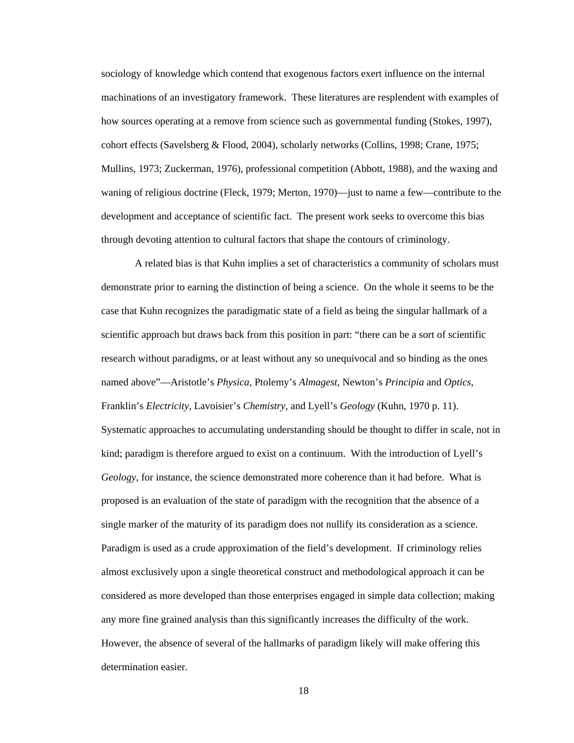sociology of knowledge which contend that exogenous factors exert influence on the internal machinations of an investigatory framework. These literatures are resplendent with examples of how sources operating at a remove from science such as governmental funding (Stokes, 1997), cohort effects (Savelsberg & Flood, 2004), scholarly networks (Collins, 1998; Crane, 1975; Mullins, 1973; Zuckerman, 1976), professional competition (Abbott, 1988), and the waxing and waning of religious doctrine (Fleck, 1979; Merton, 1970)—just to name a few—contribute to the development and acceptance of scientific fact. The present work seeks to overcome this bias through devoting attention to cultural factors that shape the contours of criminology.

A related bias is that Kuhn implies a set of characteristics a community of scholars must demonstrate prior to earning the distinction of being a science. On the whole it seems to be the case that Kuhn recognizes the paradigmatic state of a field as being the singular hallmark of a scientific approach but draws back from this position in part: "there can be a sort of scientific research without paradigms, or at least without any so unequivocal and so binding as the ones named above"—Aristotle's *Physica*, Ptolemy's *Almagest*, Newton's *Principia* and *Optics*, Franklin's *Electricity*, Lavoisier's *Chemistry*, and Lyell's *Geology* (Kuhn, 1970 p. 11). Systematic approaches to accumulating understanding should be thought to differ in scale, not in kind; paradigm is therefore argued to exist on a continuum. With the introduction of Lyell's *Geology*, for instance, the science demonstrated more coherence than it had before. What is proposed is an evaluation of the state of paradigm with the recognition that the absence of a single marker of the maturity of its paradigm does not nullify its consideration as a science. Paradigm is used as a crude approximation of the field's development. If criminology relies almost exclusively upon a single theoretical construct and methodological approach it can be considered as more developed than those enterprises engaged in simple data collection; making any more fine grained analysis than this significantly increases the difficulty of the work. However, the absence of several of the hallmarks of paradigm likely will make offering this determination easier.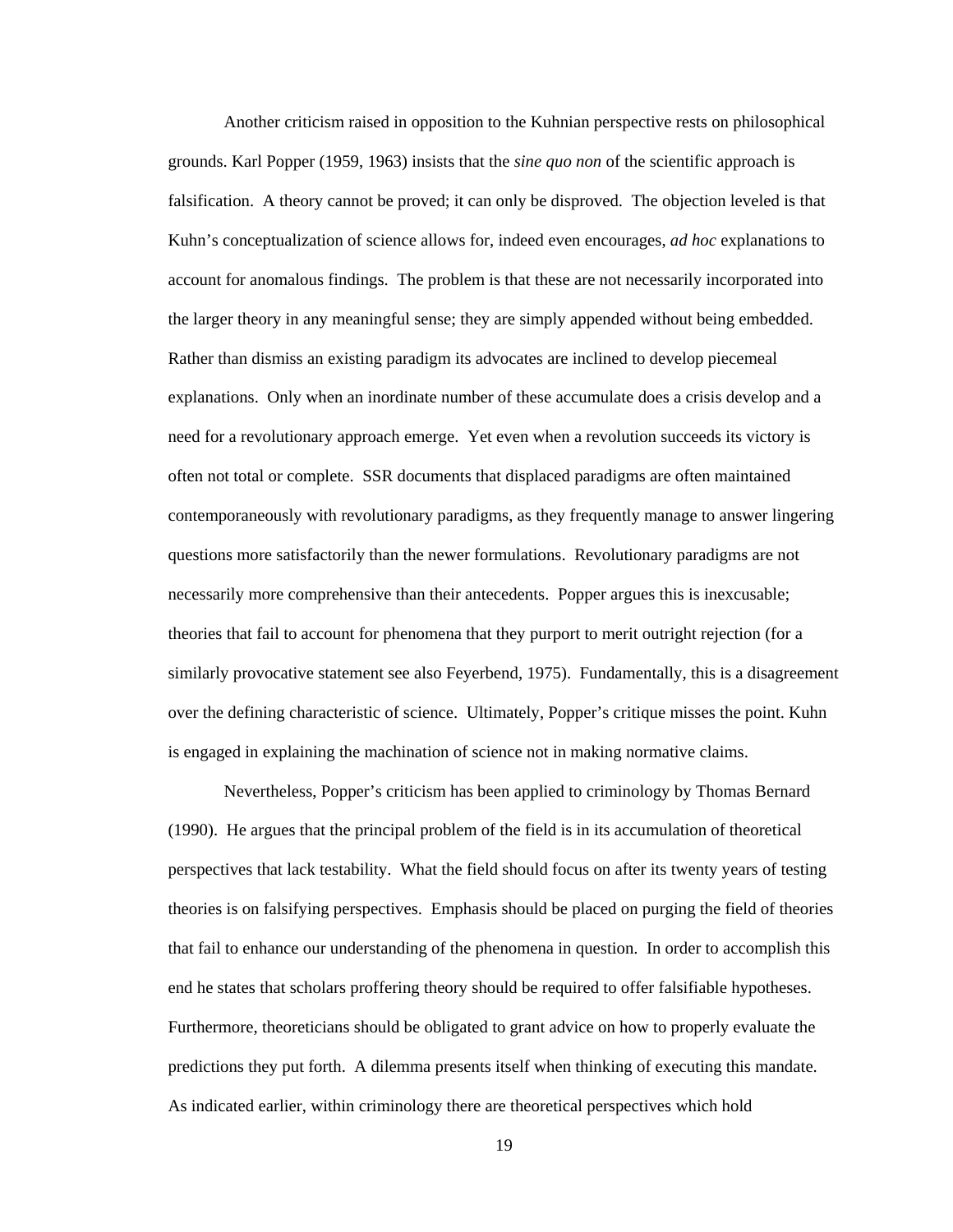Another criticism raised in opposition to the Kuhnian perspective rests on philosophical grounds. Karl Popper (1959, 1963) insists that the *sine quo non* of the scientific approach is falsification. A theory cannot be proved; it can only be disproved. The objection leveled is that Kuhn's conceptualization of science allows for, indeed even encourages, *ad hoc* explanations to account for anomalous findings. The problem is that these are not necessarily incorporated into the larger theory in any meaningful sense; they are simply appended without being embedded. Rather than dismiss an existing paradigm its advocates are inclined to develop piecemeal explanations. Only when an inordinate number of these accumulate does a crisis develop and a need for a revolutionary approach emerge. Yet even when a revolution succeeds its victory is often not total or complete. SSR documents that displaced paradigms are often maintained contemporaneously with revolutionary paradigms, as they frequently manage to answer lingering questions more satisfactorily than the newer formulations. Revolutionary paradigms are not necessarily more comprehensive than their antecedents. Popper argues this is inexcusable; theories that fail to account for phenomena that they purport to merit outright rejection (for a similarly provocative statement see also Feyerbend, 1975). Fundamentally, this is a disagreement over the defining characteristic of science. Ultimately, Popper's critique misses the point. Kuhn is engaged in explaining the machination of science not in making normative claims.

Nevertheless, Popper's criticism has been applied to criminology by Thomas Bernard (1990). He argues that the principal problem of the field is in its accumulation of theoretical perspectives that lack testability. What the field should focus on after its twenty years of testing theories is on falsifying perspectives. Emphasis should be placed on purging the field of theories that fail to enhance our understanding of the phenomena in question. In order to accomplish this end he states that scholars proffering theory should be required to offer falsifiable hypotheses. Furthermore, theoreticians should be obligated to grant advice on how to properly evaluate the predictions they put forth. A dilemma presents itself when thinking of executing this mandate. As indicated earlier, within criminology there are theoretical perspectives which hold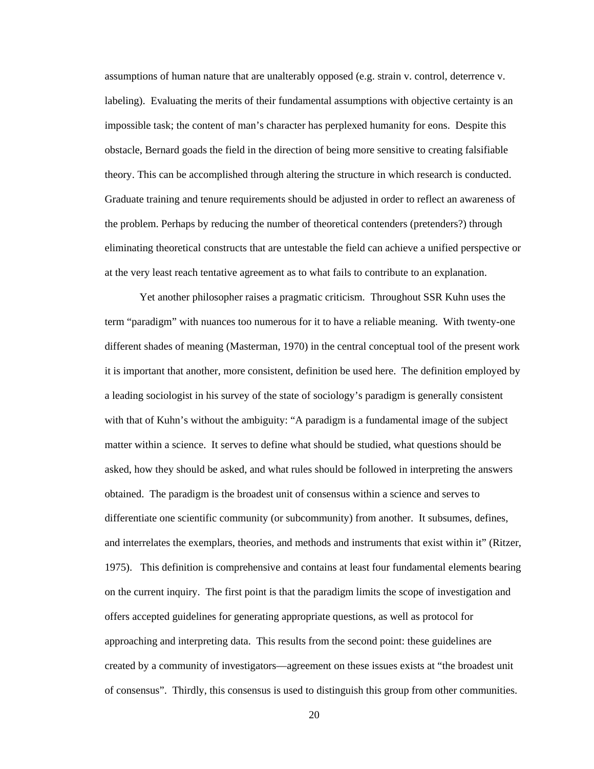assumptions of human nature that are unalterably opposed (e.g. strain v. control, deterrence v. labeling). Evaluating the merits of their fundamental assumptions with objective certainty is an impossible task; the content of man's character has perplexed humanity for eons. Despite this obstacle, Bernard goads the field in the direction of being more sensitive to creating falsifiable theory. This can be accomplished through altering the structure in which research is conducted. Graduate training and tenure requirements should be adjusted in order to reflect an awareness of the problem. Perhaps by reducing the number of theoretical contenders (pretenders?) through eliminating theoretical constructs that are untestable the field can achieve a unified perspective or at the very least reach tentative agreement as to what fails to contribute to an explanation.

Yet another philosopher raises a pragmatic criticism. Throughout SSR Kuhn uses the term "paradigm" with nuances too numerous for it to have a reliable meaning. With twenty-one different shades of meaning (Masterman, 1970) in the central conceptual tool of the present work it is important that another, more consistent, definition be used here. The definition employed by a leading sociologist in his survey of the state of sociology's paradigm is generally consistent with that of Kuhn's without the ambiguity: "A paradigm is a fundamental image of the subject matter within a science. It serves to define what should be studied, what questions should be asked, how they should be asked, and what rules should be followed in interpreting the answers obtained. The paradigm is the broadest unit of consensus within a science and serves to differentiate one scientific community (or subcommunity) from another. It subsumes, defines, and interrelates the exemplars, theories, and methods and instruments that exist within it" (Ritzer, 1975). This definition is comprehensive and contains at least four fundamental elements bearing on the current inquiry. The first point is that the paradigm limits the scope of investigation and offers accepted guidelines for generating appropriate questions, as well as protocol for approaching and interpreting data. This results from the second point: these guidelines are created by a community of investigators—agreement on these issues exists at "the broadest unit of consensus". Thirdly, this consensus is used to distinguish this group from other communities.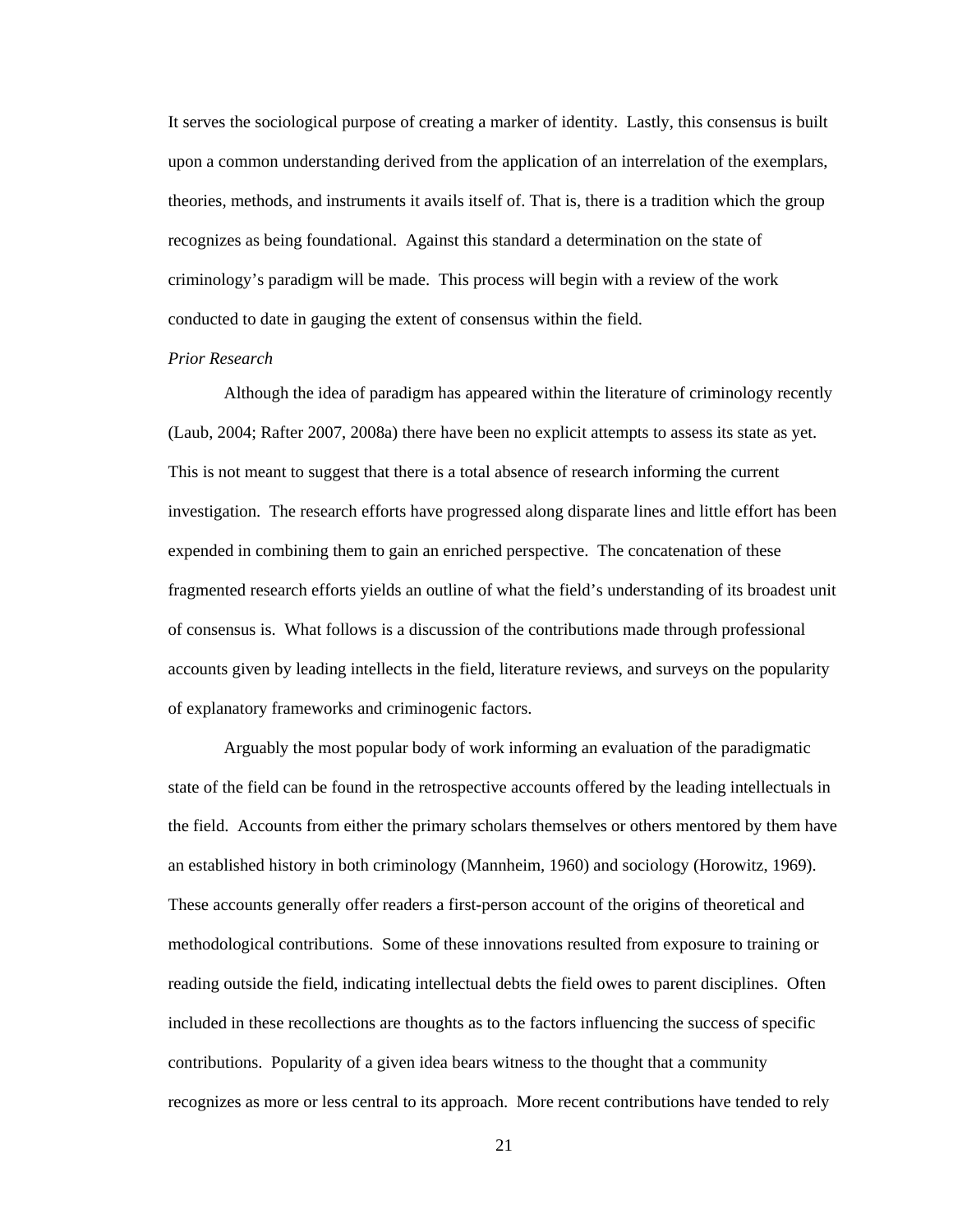It serves the sociological purpose of creating a marker of identity. Lastly, this consensus is built upon a common understanding derived from the application of an interrelation of the exemplars, theories, methods, and instruments it avails itself of. That is, there is a tradition which the group recognizes as being foundational. Against this standard a determination on the state of criminology's paradigm will be made. This process will begin with a review of the work conducted to date in gauging the extent of consensus within the field.

*Prior Research*

Although the idea of paradigm has appeared within the literature of criminology recently (Laub, 2004; Rafter 2007, 2008a) there have been no explicit attempts to assess its state as yet. This is not meant to suggest that there is a total absence of research informing the current investigation. The research efforts have progressed along disparate lines and little effort has been expended in combining them to gain an enriched perspective. The concatenation of these fragmented research efforts yields an outline of what the field's understanding of its broadest unit of consensus is. What follows is a discussion of the contributions made through professional accounts given by leading intellects in the field, literature reviews, and surveys on the popularity of explanatory frameworks and criminogenic factors.

Arguably the most popular body of work informing an evaluation of the paradigmatic state of the field can be found in the retrospective accounts offered by the leading intellectuals in the field. Accounts from either the primary scholars themselves or others mentored by them have an established history in both criminology (Mannheim, 1960) and sociology (Horowitz, 1969). These accounts generally offer readers a first-person account of the origins of theoretical and methodological contributions. Some of these innovations resulted from exposure to training or reading outside the field, indicating intellectual debts the field owes to parent disciplines. Often included in these recollections are thoughts as to the factors influencing the success of specific contributions. Popularity of a given idea bears witness to the thought that a community recognizes as more or less central to its approach. More recent contributions have tended to rely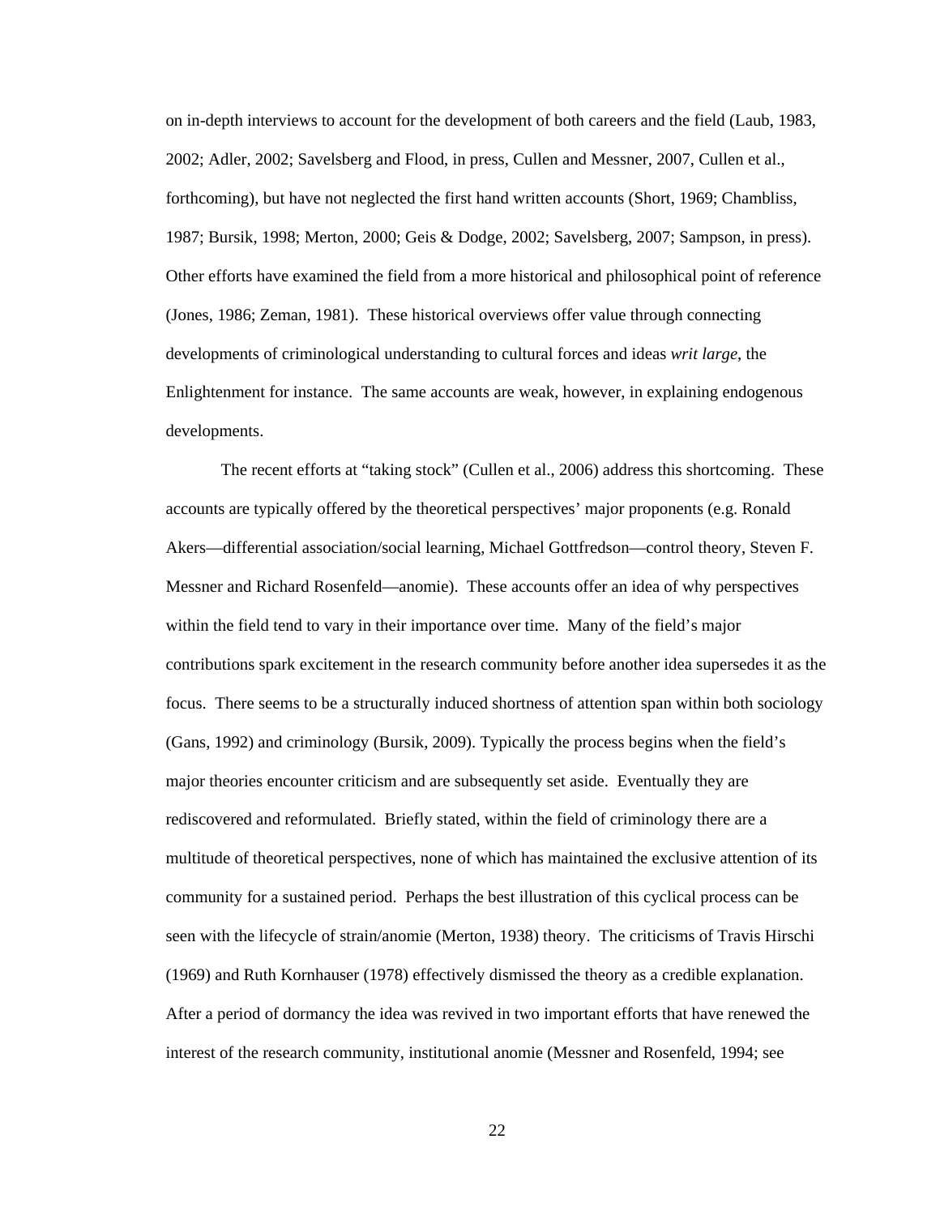on in-depth interviews to account for the development of both careers and the field (Laub, 1983, 2002; Adler, 2002; Savelsberg and Flood, in press, Cullen and Messner, 2007, Cullen et al., forthcoming), but have not neglected the first hand written accounts (Short, 1969; Chambliss, 1987; Bursik, 1998; Merton, 2000; Geis & Dodge, 2002; Savelsberg, 2007; Sampson, in press). Other efforts have examined the field from a more historical and philosophical point of reference (Jones, 1986; Zeman, 1981). These historical overviews offer value through connecting developments of criminological understanding to cultural forces and ideas *writ large*, the Enlightenment for instance. The same accounts are weak, however, in explaining endogenous developments.

The recent efforts at "taking stock" (Cullen et al., 2006) address this shortcoming. These accounts are typically offered by the theoretical perspectives' major proponents (e.g. Ronald Akers—differential association/social learning, Michael Gottfredson—control theory, Steven F. Messner and Richard Rosenfeld—anomie). These accounts offer an idea of why perspectives within the field tend to vary in their importance over time. Many of the field's major contributions spark excitement in the research community before another idea supersedes it as the focus. There seems to be a structurally induced shortness of attention span within both sociology (Gans, 1992) and criminology (Bursik, 2009). Typically the process begins when the field's major theories encounter criticism and are subsequently set aside. Eventually they are rediscovered and reformulated. Briefly stated, within the field of criminology there are a multitude of theoretical perspectives, none of which has maintained the exclusive attention of its community for a sustained period. Perhaps the best illustration of this cyclical process can be seen with the lifecycle of strain/anomie (Merton, 1938) theory. The criticisms of Travis Hirschi (1969) and Ruth Kornhauser (1978) effectively dismissed the theory as a credible explanation. After a period of dormancy the idea was revived in two important efforts that have renewed the interest of the research community, institutional anomie (Messner and Rosenfeld, 1994; see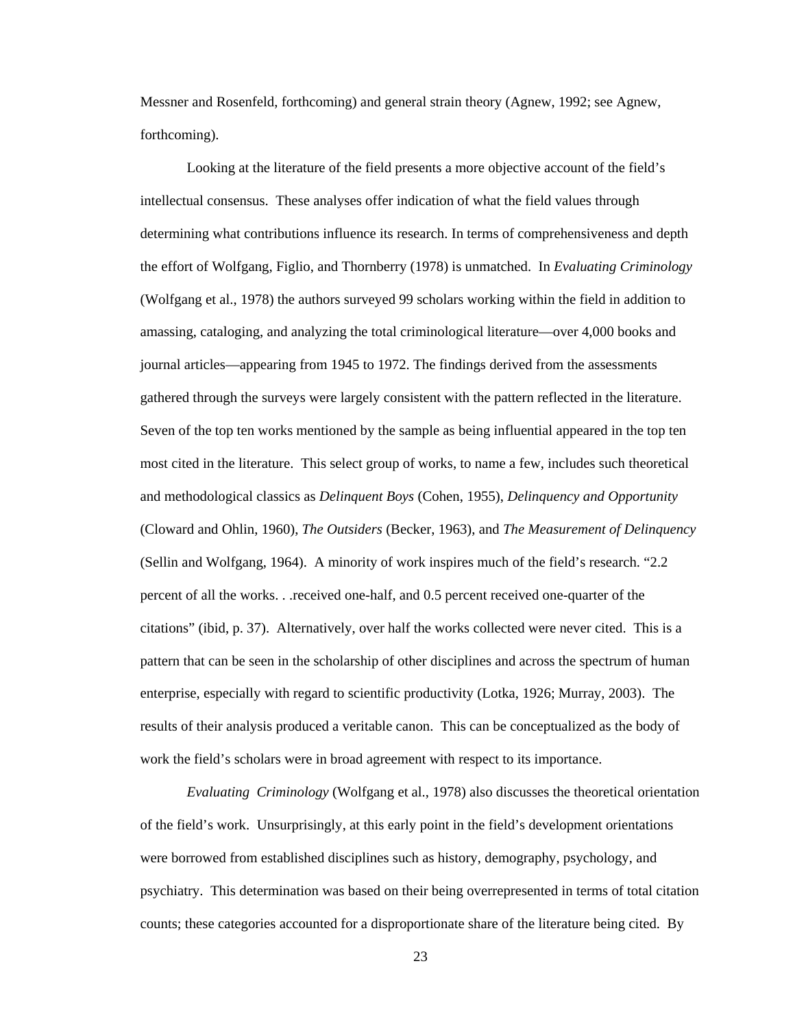Messner and Rosenfeld, forthcoming) and general strain theory (Agnew, 1992; see Agnew, forthcoming).

Looking at the literature of the field presents a more objective account of the field's intellectual consensus. These analyses offer indication of what the field values through determining what contributions influence its research. In terms of comprehensiveness and depth the effort of Wolfgang, Figlio, and Thornberry (1978) is unmatched. In *Evaluating Criminology* (Wolfgang et al., 1978) the authors surveyed 99 scholars working within the field in addition to amassing, cataloging, and analyzing the total criminological literature—over 4,000 books and journal articles—appearing from 1945 to 1972. The findings derived from the assessments gathered through the surveys were largely consistent with the pattern reflected in the literature. Seven of the top ten works mentioned by the sample as being influential appeared in the top ten most cited in the literature. This select group of works, to name a few, includes such theoretical and methodological classics as *Delinquent Boys* (Cohen, 1955), *Delinquency and Opportunity* (Cloward and Ohlin, 1960), *The Outsiders* (Becker, 1963), and *The Measurement of Delinquency* (Sellin and Wolfgang, 1964). A minority of work inspires much of the field's research. "2.2 percent of all the works. . .received one-half, and 0.5 percent received one-quarter of the citations" (ibid, p. 37). Alternatively, over half the works collected were never cited. This is a pattern that can be seen in the scholarship of other disciplines and across the spectrum of human enterprise, especially with regard to scientific productivity (Lotka, 1926; Murray, 2003). The results of their analysis produced a veritable canon. This can be conceptualized as the body of work the field's scholars were in broad agreement with respect to its importance.

*Evaluating Criminology* (Wolfgang et al., 1978) also discusses the theoretical orientation of the field's work. Unsurprisingly, at this early point in the field's development orientations were borrowed from established disciplines such as history, demography, psychology, and psychiatry. This determination was based on their being overrepresented in terms of total citation counts; these categories accounted for a disproportionate share of the literature being cited. By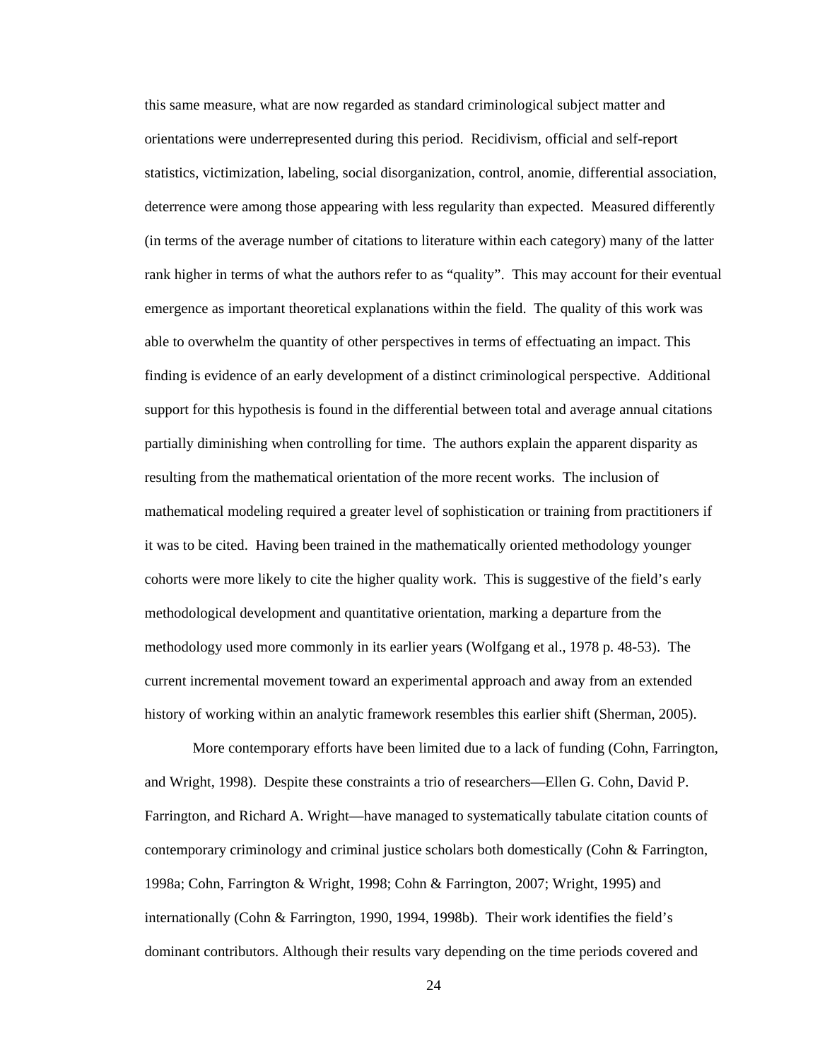this same measure, what are now regarded as standard criminological subject matter and orientations were underrepresented during this period. Recidivism, official and self-report statistics, victimization, labeling, social disorganization, control, anomie, differential association, deterrence were among those appearing with less regularity than expected. Measured differently (in terms of the average number of citations to literature within each category) many of the latter rank higher in terms of what the authors refer to as "quality". This may account for their eventual emergence as important theoretical explanations within the field. The quality of this work was able to overwhelm the quantity of other perspectives in terms of effectuating an impact. This finding is evidence of an early development of a distinct criminological perspective. Additional support for this hypothesis is found in the differential between total and average annual citations partially diminishing when controlling for time. The authors explain the apparent disparity as resulting from the mathematical orientation of the more recent works. The inclusion of mathematical modeling required a greater level of sophistication or training from practitioners if it was to be cited. Having been trained in the mathematically oriented methodology younger cohorts were more likely to cite the higher quality work. This is suggestive of the field's early methodological development and quantitative orientation, marking a departure from the methodology used more commonly in its earlier years (Wolfgang et al., 1978 p. 48-53). The current incremental movement toward an experimental approach and away from an extended history of working within an analytic framework resembles this earlier shift (Sherman, 2005).

More contemporary efforts have been limited due to a lack of funding (Cohn, Farrington, and Wright, 1998). Despite these constraints a trio of researchers—Ellen G. Cohn, David P. Farrington, and Richard A. Wright—have managed to systematically tabulate citation counts of contemporary criminology and criminal justice scholars both domestically (Cohn & Farrington, 1998a; Cohn, Farrington & Wright, 1998; Cohn & Farrington, 2007; Wright, 1995) and internationally (Cohn & Farrington, 1990, 1994, 1998b). Their work identifies the field's dominant contributors. Although their results vary depending on the time periods covered and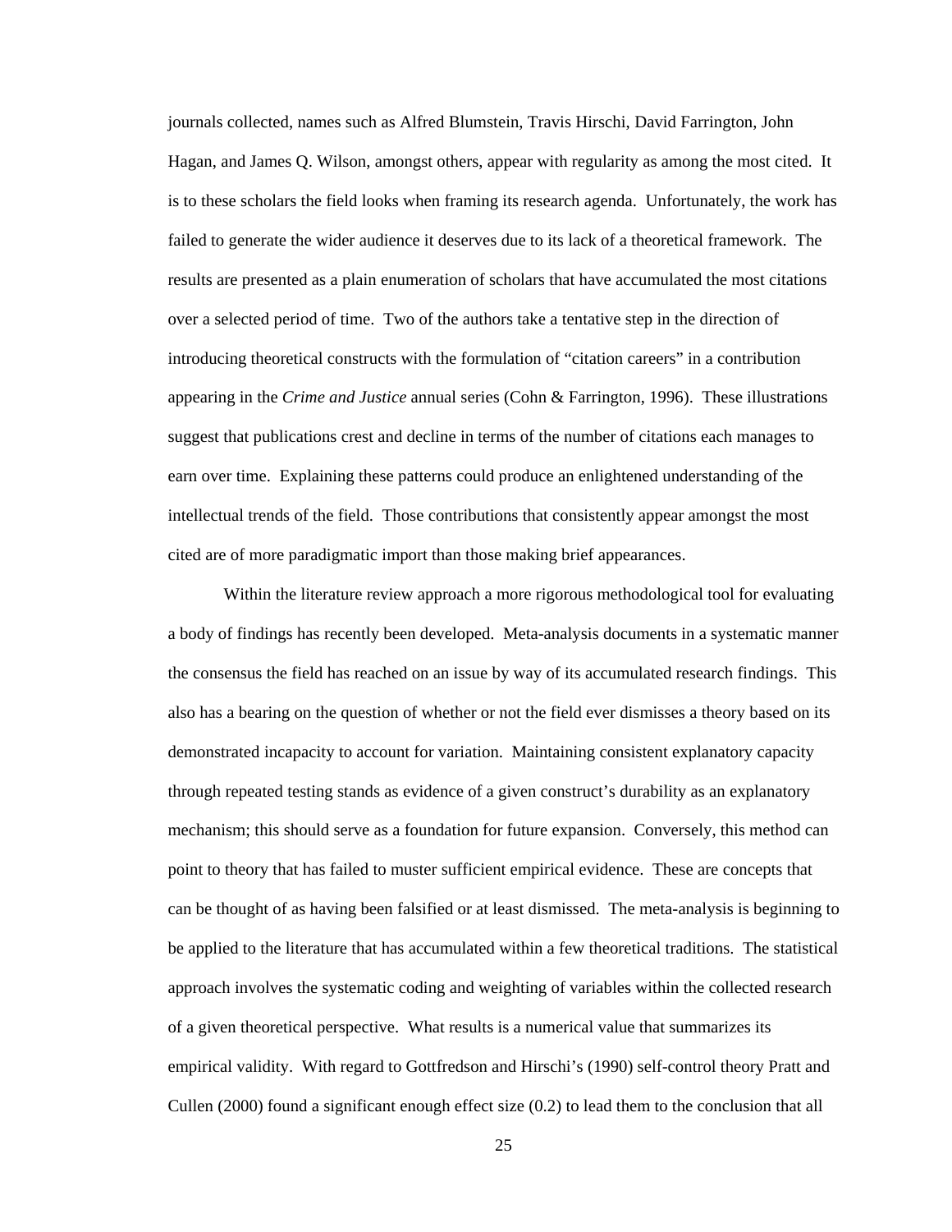journals collected, names such as Alfred Blumstein, Travis Hirschi, David Farrington, John Hagan, and James Q. Wilson, amongst others, appear with regularity as among the most cited. It is to these scholars the field looks when framing its research agenda. Unfortunately, the work has failed to generate the wider audience it deserves due to its lack of a theoretical framework. The results are presented as a plain enumeration of scholars that have accumulated the most citations over a selected period of time. Two of the authors take a tentative step in the direction of introducing theoretical constructs with the formulation of "citation careers" in a contribution appearing in the *Crime and Justice* annual series (Cohn & Farrington, 1996). These illustrations suggest that publications crest and decline in terms of the number of citations each manages to earn over time. Explaining these patterns could produce an enlightened understanding of the intellectual trends of the field. Those contributions that consistently appear amongst the most cited are of more paradigmatic import than those making brief appearances.

Within the literature review approach a more rigorous methodological tool for evaluating a body of findings has recently been developed. Meta-analysis documents in a systematic manner the consensus the field has reached on an issue by way of its accumulated research findings. This also has a bearing on the question of whether or not the field ever dismisses a theory based on its demonstrated incapacity to account for variation. Maintaining consistent explanatory capacity through repeated testing stands as evidence of a given construct's durability as an explanatory mechanism; this should serve as a foundation for future expansion. Conversely, this method can point to theory that has failed to muster sufficient empirical evidence. These are concepts that can be thought of as having been falsified or at least dismissed. The meta-analysis is beginning to be applied to the literature that has accumulated within a few theoretical traditions. The statistical approach involves the systematic coding and weighting of variables within the collected research of a given theoretical perspective. What results is a numerical value that summarizes its empirical validity. With regard to Gottfredson and Hirschi's (1990) self-control theory Pratt and Cullen (2000) found a significant enough effect size (0.2) to lead them to the conclusion that all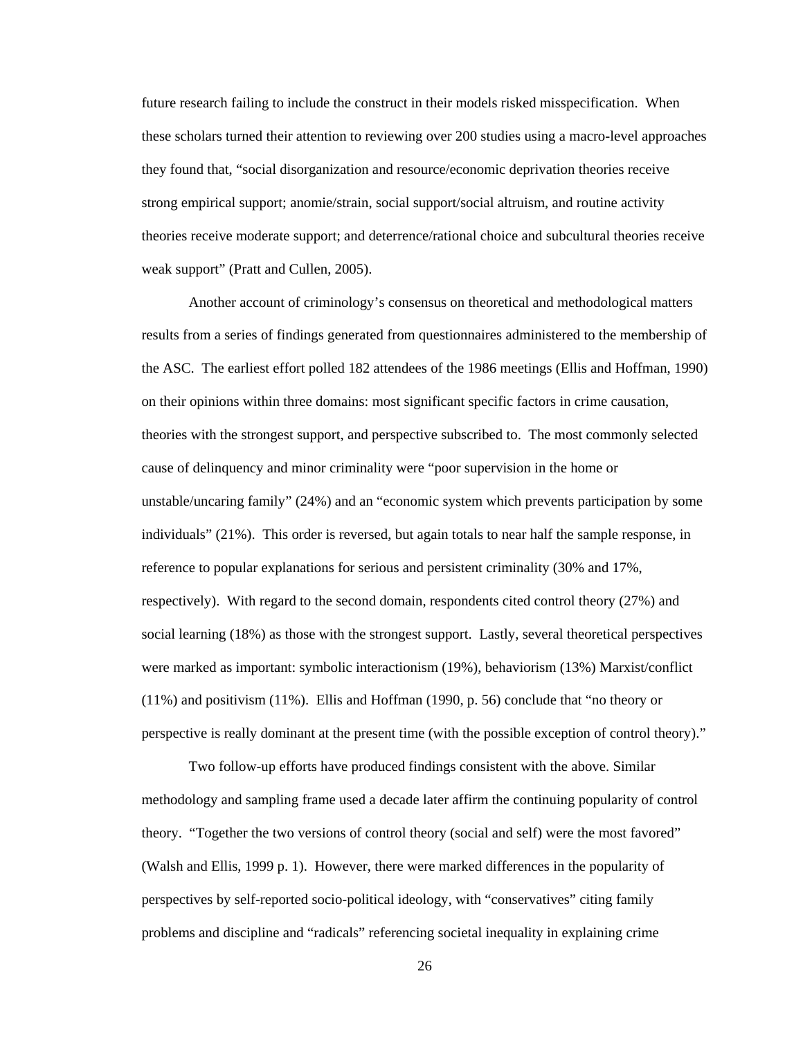future research failing to include the construct in their models risked misspecification. When these scholars turned their attention to reviewing over 200 studies using a macro-level approaches they found that, “social disorganization and resource/economic deprivation theories receive strong empirical support; anomie/strain, social support/social altruism, and routine activity theories receive moderate support; and deterrence/rational choice and subcultural theories receive weak support” (Pratt and Cullen, 2005).

Another account of criminology’s consensus on theoretical and methodological matters results from a series of findings generated from questionnaires administered to the membership of the ASC. The earliest effort polled 182 attendees of the 1986 meetings (Ellis and Hoffman, 1990) on their opinions within three domains: most significant specific factors in crime causation, theories with the strongest support, and perspective subscribed to. The most commonly selected cause of delinquency and minor criminality were “poor supervision in the home or unstable/uncaring family” (24%) and an “economic system which prevents participation by some individuals” (21%). This order is reversed, but again totals to near half the sample response, in reference to popular explanations for serious and persistent criminality (30% and 17%, respectively). With regard to the second domain, respondents cited control theory (27%) and social learning (18%) as those with the strongest support. Lastly, several theoretical perspectives were marked as important: symbolic interactionism (19%), behaviorism (13%) Marxist/conflict (11%) and positivism (11%). Ellis and Hoffman (1990, p. 56) conclude that “no theory or perspective is really dominant at the present time (with the possible exception of control theory).”

Two follow-up efforts have produced findings consistent with the above. Similar methodology and sampling frame used a decade later affirm the continuing popularity of control theory. “Together the two versions of control theory (social and self) were the most favored” (Walsh and Ellis, 1999 p. 1). However, there were marked differences in the popularity of perspectives by self-reported socio-political ideology, with “conservatives” citing family problems and discipline and “radicals” referencing societal inequality in explaining crime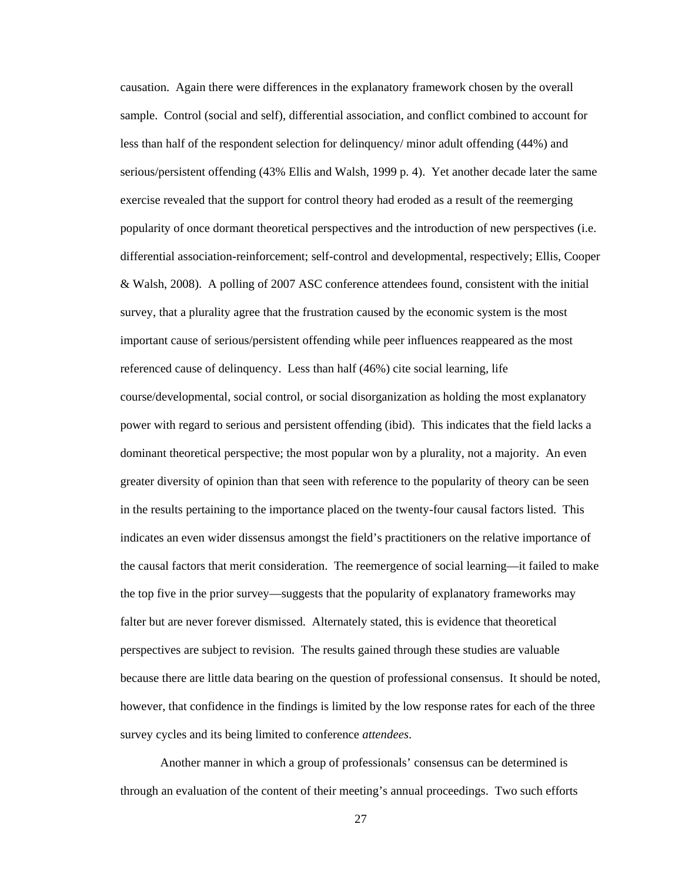causation. Again there were differences in the explanatory framework chosen by the overall sample. Control (social and self), differential association, and conflict combined to account for less than half of the respondent selection for delinquency/ minor adult offending (44%) and serious/persistent offending (43% Ellis and Walsh, 1999 p. 4). Yet another decade later the same exercise revealed that the support for control theory had eroded as a result of the reemerging popularity of once dormant theoretical perspectives and the introduction of new perspectives (i.e. differential association-reinforcement; self-control and developmental, respectively; Ellis, Cooper & Walsh, 2008). A polling of 2007 ASC conference attendees found, consistent with the initial survey, that a plurality agree that the frustration caused by the economic system is the most important cause of serious/persistent offending while peer influences reappeared as the most referenced cause of delinquency. Less than half (46%) cite social learning, life course/developmental, social control, or social disorganization as holding the most explanatory power with regard to serious and persistent offending (ibid). This indicates that the field lacks a dominant theoretical perspective; the most popular won by a plurality, not a majority. An even greater diversity of opinion than that seen with reference to the popularity of theory can be seen in the results pertaining to the importance placed on the twenty-four causal factors listed. This indicates an even wider dissensus amongst the field's practitioners on the relative importance of the causal factors that merit consideration. The reemergence of social learning—it failed to make the top five in the prior survey—suggests that the popularity of explanatory frameworks may falter but are never forever dismissed. Alternately stated, this is evidence that theoretical perspectives are subject to revision. The results gained through these studies are valuable because there are little data bearing on the question of professional consensus. It should be noted, however, that confidence in the findings is limited by the low response rates for each of the three survey cycles and its being limited to conference *attendees*.

Another manner in which a group of professionals' consensus can be determined is through an evaluation of the content of their meeting's annual proceedings. Two such efforts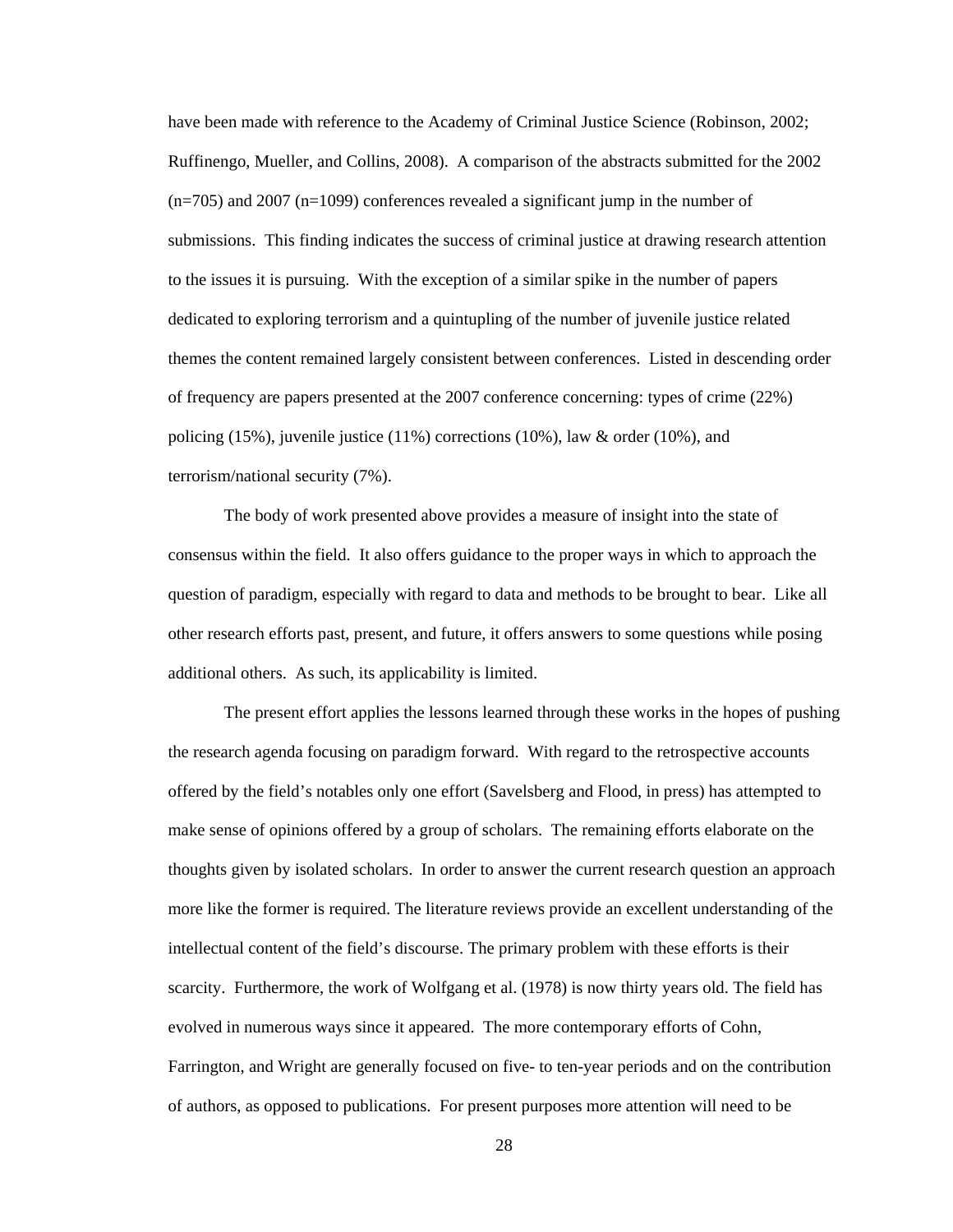have been made with reference to the Academy of Criminal Justice Science (Robinson, 2002; Ruffinengo, Mueller, and Collins, 2008). A comparison of the abstracts submitted for the 2002 (n=705) and 2007 (n=1099) conferences revealed a significant jump in the number of submissions. This finding indicates the success of criminal justice at drawing research attention to the issues it is pursuing. With the exception of a similar spike in the number of papers dedicated to exploring terrorism and a quintupling of the number of juvenile justice related themes the content remained largely consistent between conferences. Listed in descending order of frequency are papers presented at the 2007 conference concerning: types of crime (22%) policing (15%), juvenile justice (11%) corrections (10%), law & order (10%), and terrorism/national security (7%).

The body of work presented above provides a measure of insight into the state of consensus within the field. It also offers guidance to the proper ways in which to approach the question of paradigm, especially with regard to data and methods to be brought to bear. Like all other research efforts past, present, and future, it offers answers to some questions while posing additional others. As such, its applicability is limited.

The present effort applies the lessons learned through these works in the hopes of pushing the research agenda focusing on paradigm forward. With regard to the retrospective accounts offered by the field's notables only one effort (Savelsberg and Flood, in press) has attempted to make sense of opinions offered by a group of scholars. The remaining efforts elaborate on the thoughts given by isolated scholars. In order to answer the current research question an approach more like the former is required. The literature reviews provide an excellent understanding of the intellectual content of the field's discourse. The primary problem with these efforts is their scarcity. Furthermore, the work of Wolfgang et al. (1978) is now thirty years old. The field has evolved in numerous ways since it appeared. The more contemporary efforts of Cohn, Farrington, and Wright are generally focused on five- to ten-year periods and on the contribution of authors, as opposed to publications. For present purposes more attention will need to be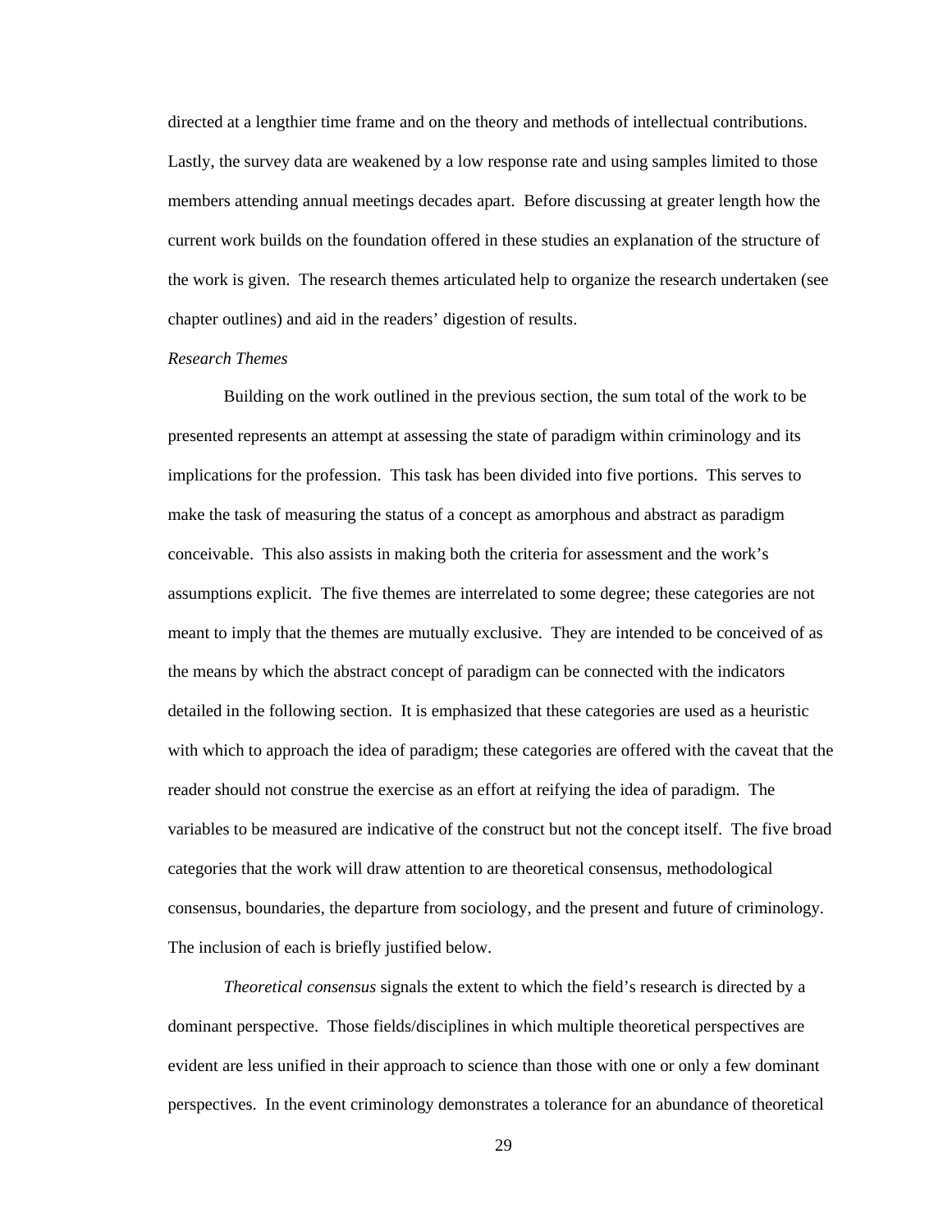directed at a lengthier time frame and on the theory and methods of intellectual contributions. Lastly, the survey data are weakened by a low response rate and using samples limited to those members attending annual meetings decades apart. Before discussing at greater length how the current work builds on the foundation offered in these studies an explanation of the structure of the work is given. The research themes articulated help to organize the research undertaken (see chapter outlines) and aid in the readers' digestion of results.

*Research Themes*

Building on the work outlined in the previous section, the sum total of the work to be presented represents an attempt at assessing the state of paradigm within criminology and its implications for the profession. This task has been divided into five portions. This serves to make the task of measuring the status of a concept as amorphous and abstract as paradigm conceivable. This also assists in making both the criteria for assessment and the work's assumptions explicit. The five themes are interrelated to some degree; these categories are not meant to imply that the themes are mutually exclusive. They are intended to be conceived of as the means by which the abstract concept of paradigm can be connected with the indicators detailed in the following section. It is emphasized that these categories are used as a heuristic with which to approach the idea of paradigm; these categories are offered with the caveat that the reader should not construe the exercise as an effort at reifying the idea of paradigm. The variables to be measured are indicative of the construct but not the concept itself. The five broad categories that the work will draw attention to are theoretical consensus, methodological consensus, boundaries, the departure from sociology, and the present and future of criminology. The inclusion of each is briefly justified below.

*Theoretical consensus* signals the extent to which the field's research is directed by a dominant perspective. Those fields/disciplines in which multiple theoretical perspectives are evident are less unified in their approach to science than those with one or only a few dominant perspectives. In the event criminology demonstrates a tolerance for an abundance of theoretical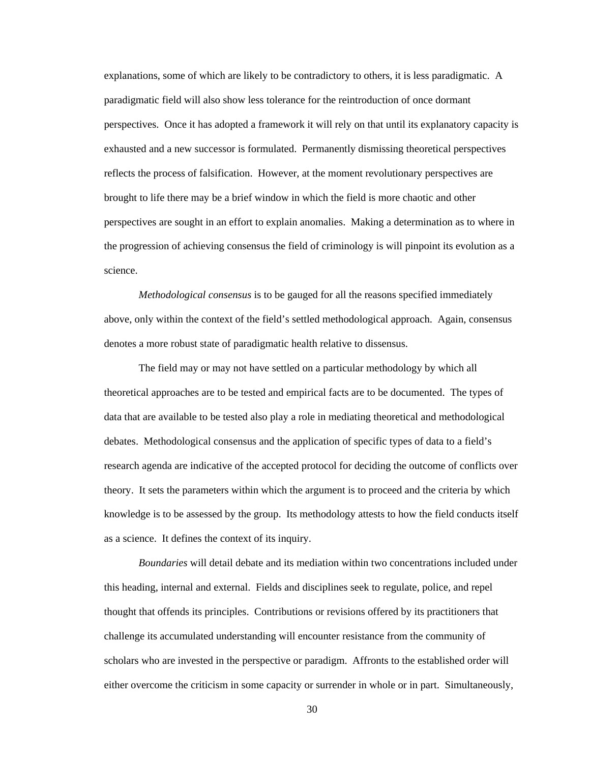explanations, some of which are likely to be contradictory to others, it is less paradigmatic. A paradigmatic field will also show less tolerance for the reintroduction of once dormant perspectives. Once it has adopted a framework it will rely on that until its explanatory capacity is exhausted and a new successor is formulated. Permanently dismissing theoretical perspectives reflects the process of falsification. However, at the moment revolutionary perspectives are brought to life there may be a brief window in which the field is more chaotic and other perspectives are sought in an effort to explain anomalies. Making a determination as to where in the progression of achieving consensus the field of criminology is will pinpoint its evolution as a science.

*Methodological consensus* is to be gauged for all the reasons specified immediately above, only within the context of the field's settled methodological approach. Again, consensus denotes a more robust state of paradigmatic health relative to dissensus.

The field may or may not have settled on a particular methodology by which all theoretical approaches are to be tested and empirical facts are to be documented. The types of data that are available to be tested also play a role in mediating theoretical and methodological debates. Methodological consensus and the application of specific types of data to a field's research agenda are indicative of the accepted protocol for deciding the outcome of conflicts over theory. It sets the parameters within which the argument is to proceed and the criteria by which knowledge is to be assessed by the group. Its methodology attests to how the field conducts itself as a science. It defines the context of its inquiry.

*Boundaries* will detail debate and its mediation within two concentrations included under this heading, internal and external. Fields and disciplines seek to regulate, police, and repel thought that offends its principles. Contributions or revisions offered by its practitioners that challenge its accumulated understanding will encounter resistance from the community of scholars who are invested in the perspective or paradigm. Affronts to the established order will either overcome the criticism in some capacity or surrender in whole or in part. Simultaneously,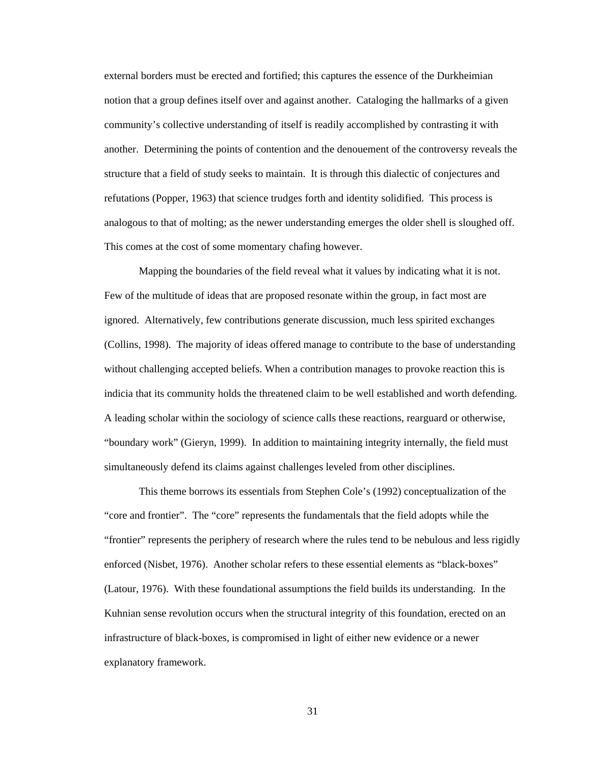external borders must be erected and fortified; this captures the essence of the Durkheimian notion that a group defines itself over and against another. Cataloging the hallmarks of a given community's collective understanding of itself is readily accomplished by contrasting it with another. Determining the points of contention and the denouement of the controversy reveals the structure that a field of study seeks to maintain. It is through this dialectic of conjectures and refutations (Popper, 1963) that science trudges forth and identity solidified. This process is analogous to that of molting; as the newer understanding emerges the older shell is sloughed off. This comes at the cost of some momentary chafing however.

Mapping the boundaries of the field reveal what it values by indicating what it is not. Few of the multitude of ideas that are proposed resonate within the group, in fact most are ignored. Alternatively, few contributions generate discussion, much less spirited exchanges (Collins, 1998). The majority of ideas offered manage to contribute to the base of understanding without challenging accepted beliefs. When a contribution manages to provoke reaction this is indicia that its community holds the threatened claim to be well established and worth defending. A leading scholar within the sociology of science calls these reactions, rearguard or otherwise, "boundary work" (Gieryn, 1999). In addition to maintaining integrity internally, the field must simultaneously defend its claims against challenges leveled from other disciplines.

This theme borrows its essentials from Stephen Cole's (1992) conceptualization of the "core and frontier". The "core" represents the fundamentals that the field adopts while the "frontier" represents the periphery of research where the rules tend to be nebulous and less rigidly enforced (Nisbet, 1976). Another scholar refers to these essential elements as "black-boxes" (Latour, 1976). With these foundational assumptions the field builds its understanding. In the Kuhnian sense revolution occurs when the structural integrity of this foundation, erected on an infrastructure of black-boxes, is compromised in light of either new evidence or a newer explanatory framework.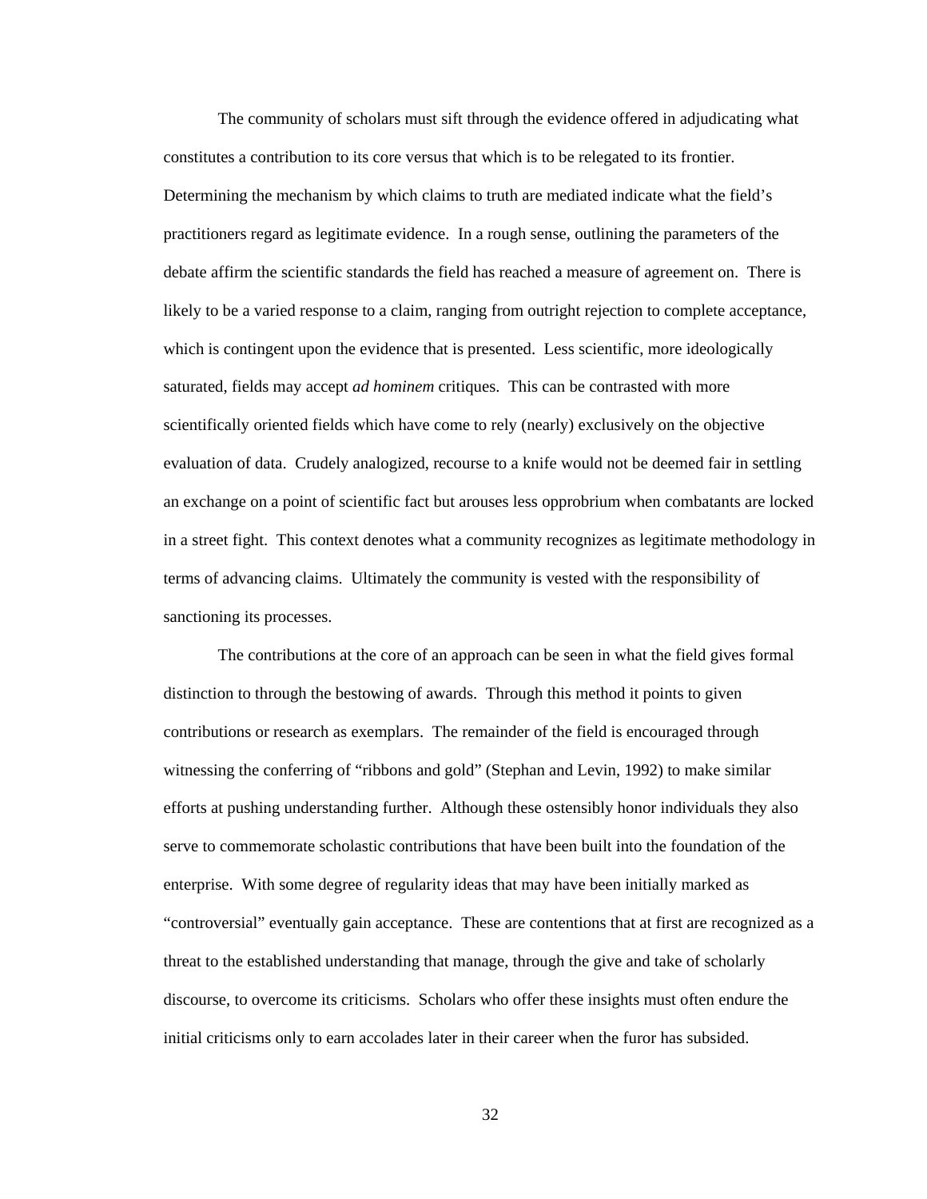The community of scholars must sift through the evidence offered in adjudicating what constitutes a contribution to its core versus that which is to be relegated to its frontier. Determining the mechanism by which claims to truth are mediated indicate what the field's practitioners regard as legitimate evidence. In a rough sense, outlining the parameters of the debate affirm the scientific standards the field has reached a measure of agreement on. There is likely to be a varied response to a claim, ranging from outright rejection to complete acceptance, which is contingent upon the evidence that is presented. Less scientific, more ideologically saturated, fields may accept *ad hominem* critiques. This can be contrasted with more scientifically oriented fields which have come to rely (nearly) exclusively on the objective evaluation of data. Crudely analogized, recourse to a knife would not be deemed fair in settling an exchange on a point of scientific fact but arouses less opprobrium when combatants are locked in a street fight. This context denotes what a community recognizes as legitimate methodology in terms of advancing claims. Ultimately the community is vested with the responsibility of sanctioning its processes.

The contributions at the core of an approach can be seen in what the field gives formal distinction to through the bestowing of awards. Through this method it points to given contributions or research as exemplars. The remainder of the field is encouraged through witnessing the conferring of "ribbons and gold" (Stephan and Levin, 1992) to make similar efforts at pushing understanding further. Although these ostensibly honor individuals they also serve to commemorate scholastic contributions that have been built into the foundation of the enterprise. With some degree of regularity ideas that may have been initially marked as "controversial" eventually gain acceptance. These are contentions that at first are recognized as a threat to the established understanding that manage, through the give and take of scholarly discourse, to overcome its criticisms. Scholars who offer these insights must often endure the initial criticisms only to earn accolades later in their career when the furor has subsided.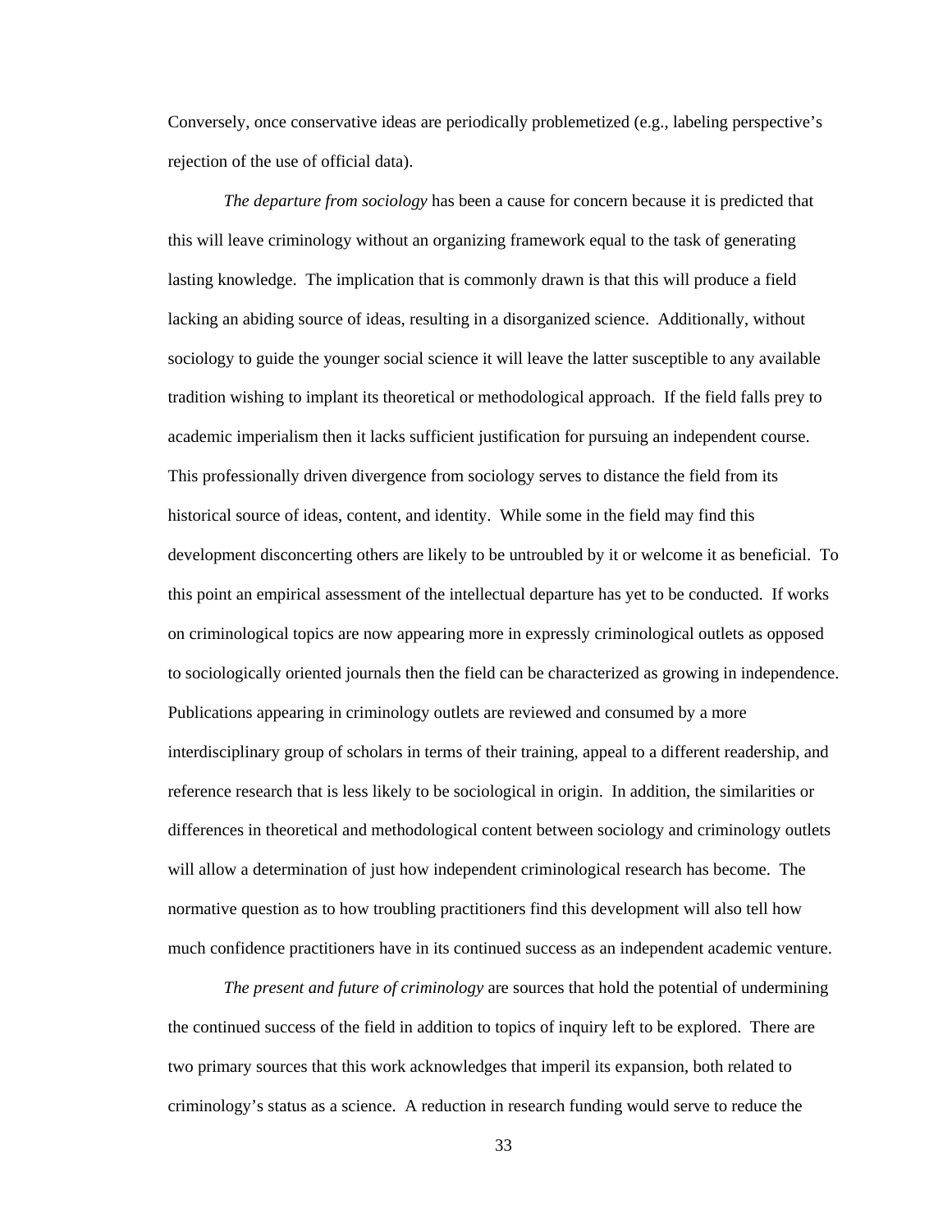Conversely, once conservative ideas are periodically problemetized (e.g., labeling perspective's rejection of the use of official data).

*The departure from sociology* has been a cause for concern because it is predicted that this will leave criminology without an organizing framework equal to the task of generating lasting knowledge. The implication that is commonly drawn is that this will produce a field lacking an abiding source of ideas, resulting in a disorganized science. Additionally, without sociology to guide the younger social science it will leave the latter susceptible to any available tradition wishing to implant its theoretical or methodological approach. If the field falls prey to academic imperialism then it lacks sufficient justification for pursuing an independent course. This professionally driven divergence from sociology serves to distance the field from its historical source of ideas, content, and identity. While some in the field may find this development disconcerting others are likely to be untroubled by it or welcome it as beneficial. To this point an empirical assessment of the intellectual departure has yet to be conducted. If works on criminological topics are now appearing more in expressly criminological outlets as opposed to sociologically oriented journals then the field can be characterized as growing in independence. Publications appearing in criminology outlets are reviewed and consumed by a more interdisciplinary group of scholars in terms of their training, appeal to a different readership, and reference research that is less likely to be sociological in origin. In addition, the similarities or differences in theoretical and methodological content between sociology and criminology outlets will allow a determination of just how independent criminological research has become. The normative question as to how troubling practitioners find this development will also tell how much confidence practitioners have in its continued success as an independent academic venture.

*The present and future of criminology* are sources that hold the potential of undermining the continued success of the field in addition to topics of inquiry left to be explored. There are two primary sources that this work acknowledges that imperil its expansion, both related to criminology's status as a science. A reduction in research funding would serve to reduce the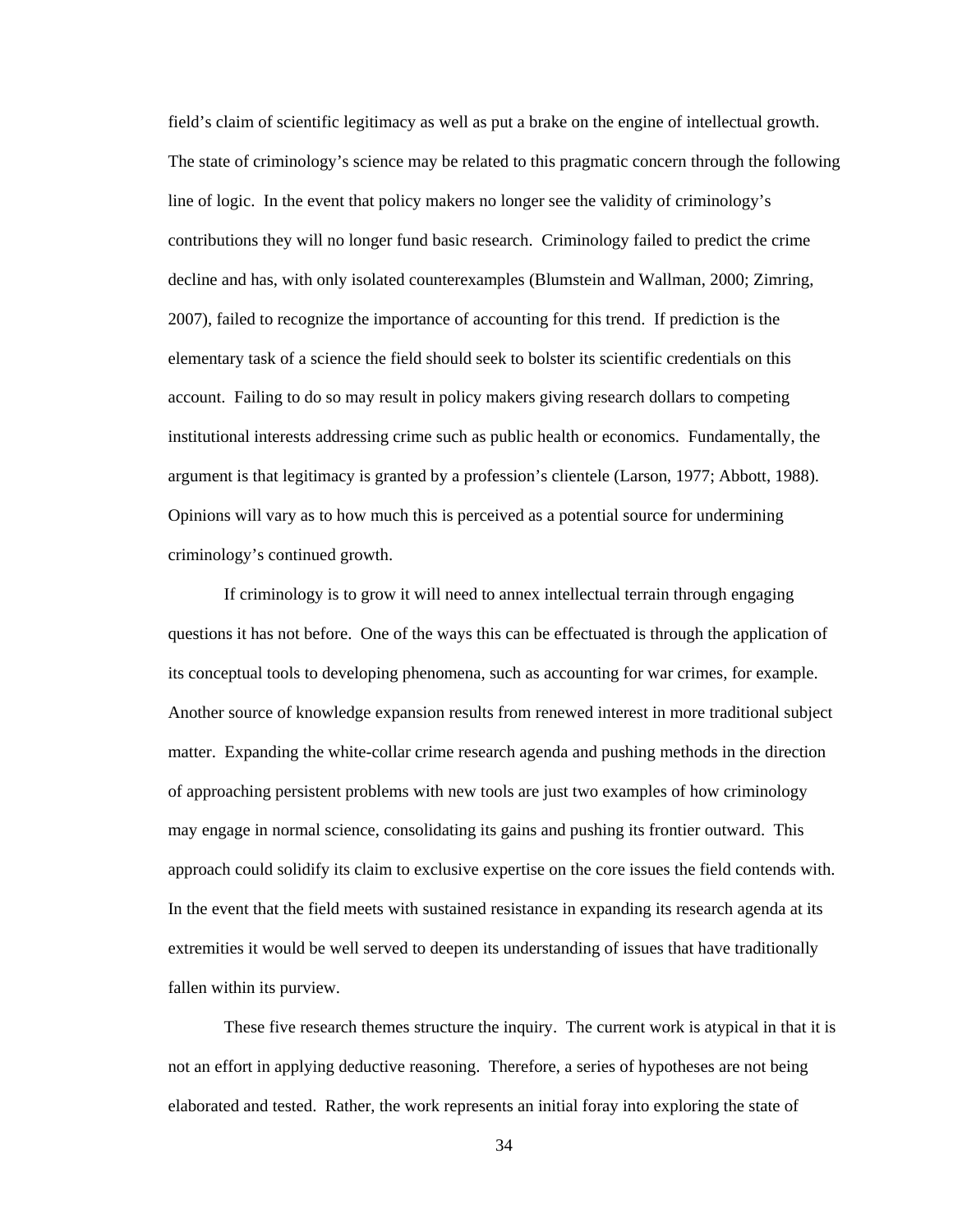field's claim of scientific legitimacy as well as put a brake on the engine of intellectual growth. The state of criminology's science may be related to this pragmatic concern through the following line of logic. In the event that policy makers no longer see the validity of criminology's contributions they will no longer fund basic research. Criminology failed to predict the crime decline and has, with only isolated counterexamples (Blumstein and Wallman, 2000; Zimring, 2007), failed to recognize the importance of accounting for this trend. If prediction is the elementary task of a science the field should seek to bolster its scientific credentials on this account. Failing to do so may result in policy makers giving research dollars to competing institutional interests addressing crime such as public health or economics. Fundamentally, the argument is that legitimacy is granted by a profession's clientele (Larson, 1977; Abbott, 1988). Opinions will vary as to how much this is perceived as a potential source for undermining criminology's continued growth.

If criminology is to grow it will need to annex intellectual terrain through engaging questions it has not before. One of the ways this can be effectuated is through the application of its conceptual tools to developing phenomena, such as accounting for war crimes, for example. Another source of knowledge expansion results from renewed interest in more traditional subject matter. Expanding the white-collar crime research agenda and pushing methods in the direction of approaching persistent problems with new tools are just two examples of how criminology may engage in normal science, consolidating its gains and pushing its frontier outward. This approach could solidify its claim to exclusive expertise on the core issues the field contends with. In the event that the field meets with sustained resistance in expanding its research agenda at its extremities it would be well served to deepen its understanding of issues that have traditionally fallen within its purview.

These five research themes structure the inquiry. The current work is atypical in that it is not an effort in applying deductive reasoning. Therefore, a series of hypotheses are not being elaborated and tested. Rather, the work represents an initial foray into exploring the state of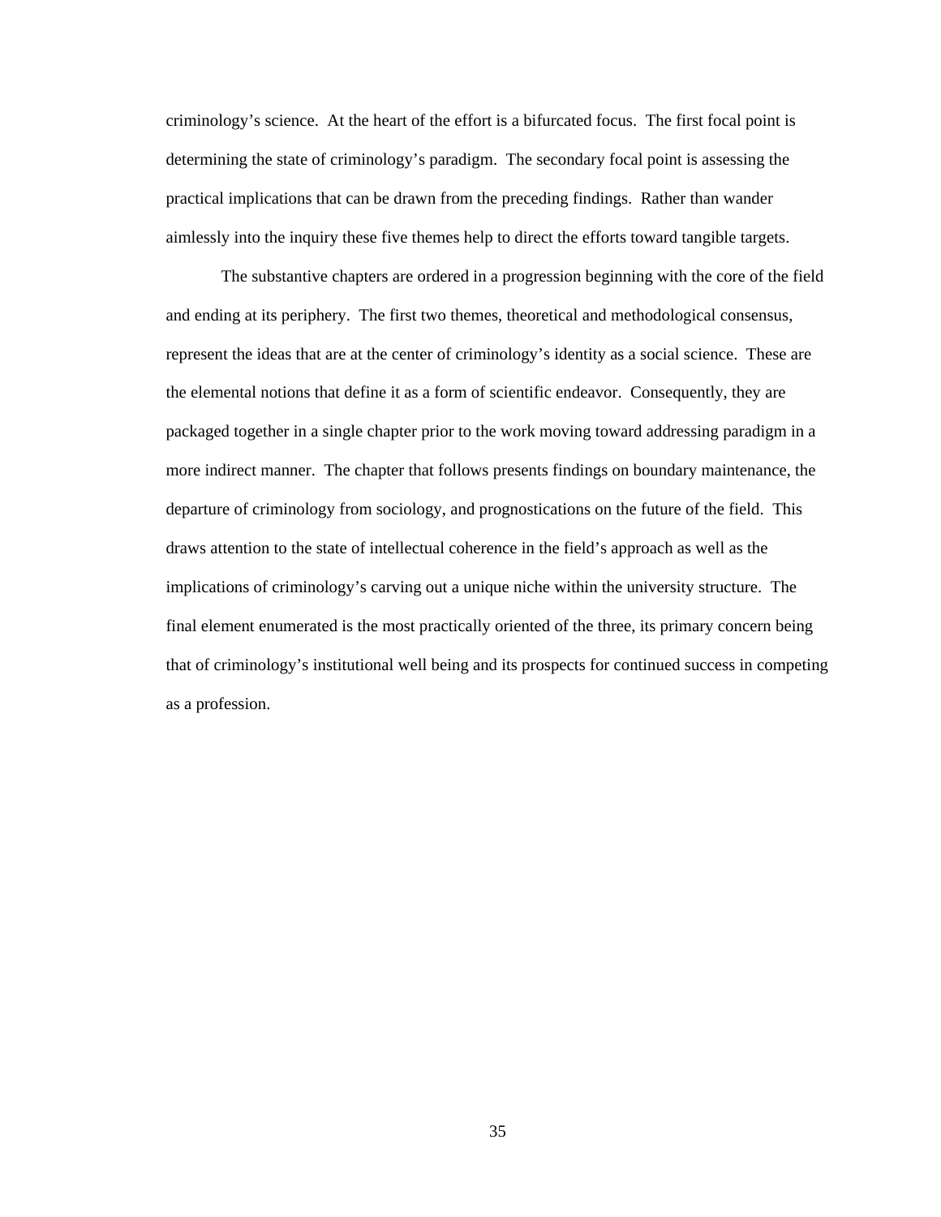criminology's science. At the heart of the effort is a bifurcated focus. The first focal point is determining the state of criminology's paradigm. The secondary focal point is assessing the practical implications that can be drawn from the preceding findings. Rather than wander aimlessly into the inquiry these five themes help to direct the efforts toward tangible targets.

The substantive chapters are ordered in a progression beginning with the core of the field and ending at its periphery. The first two themes, theoretical and methodological consensus, represent the ideas that are at the center of criminology's identity as a social science. These are the elemental notions that define it as a form of scientific endeavor. Consequently, they are packaged together in a single chapter prior to the work moving toward addressing paradigm in a more indirect manner. The chapter that follows presents findings on boundary maintenance, the departure of criminology from sociology, and prognostications on the future of the field. This draws attention to the state of intellectual coherence in the field's approach as well as the implications of criminology's carving out a unique niche within the university structure. The final element enumerated is the most practically oriented of the three, its primary concern being that of criminology's institutional well being and its prospects for continued success in competing as a profession.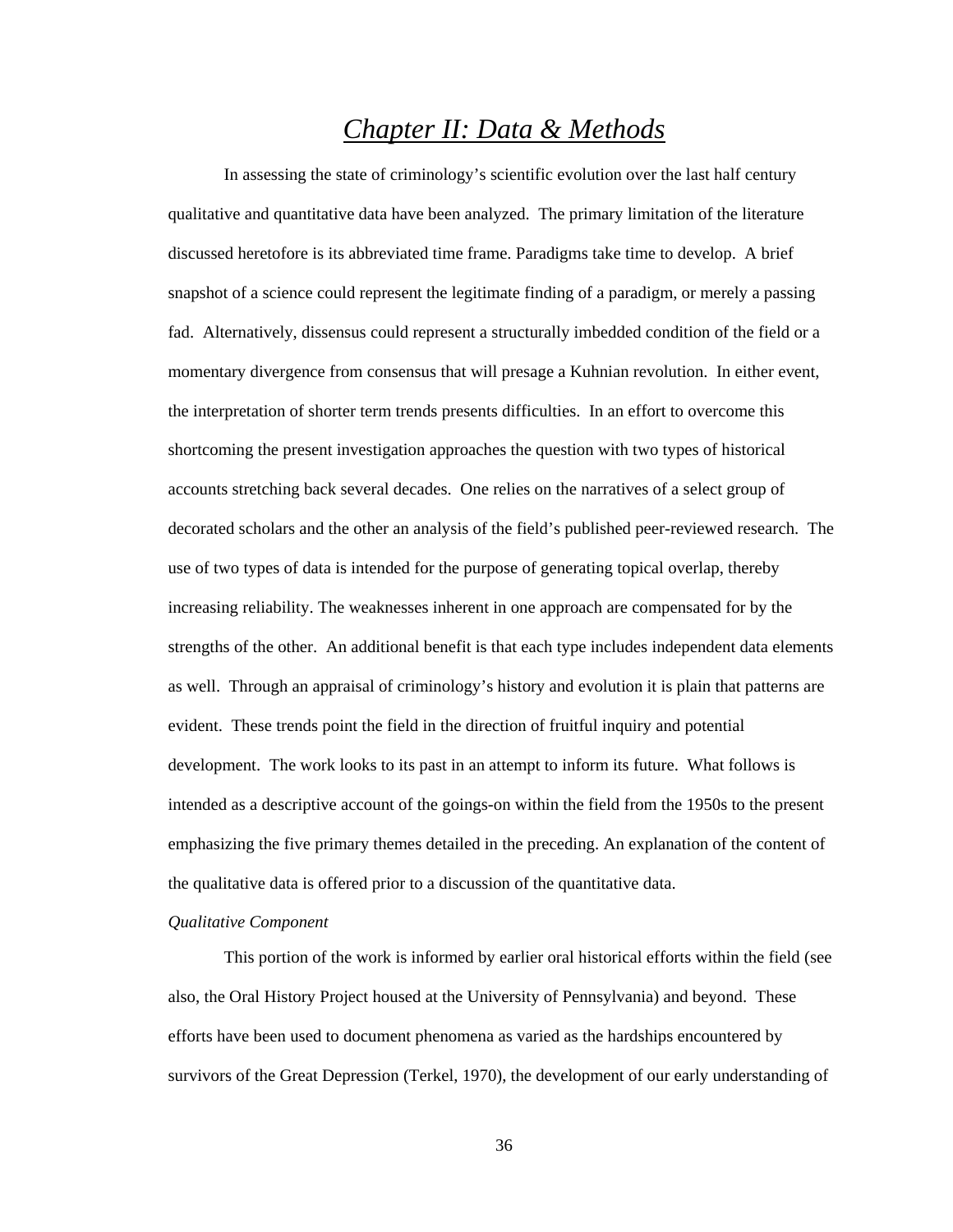# *Chapter II: Data & Methods*

In assessing the state of criminology's scientific evolution over the last half century qualitative and quantitative data have been analyzed. The primary limitation of the literature discussed heretofore is its abbreviated time frame. Paradigms take time to develop. A brief snapshot of a science could represent the legitimate finding of a paradigm, or merely a passing fad. Alternatively, dissensus could represent a structurally imbedded condition of the field or a momentary divergence from consensus that will presage a Kuhnian revolution. In either event, the interpretation of shorter term trends presents difficulties. In an effort to overcome this shortcoming the present investigation approaches the question with two types of historical accounts stretching back several decades. One relies on the narratives of a select group of decorated scholars and the other an analysis of the field's published peer-reviewed research. The use of two types of data is intended for the purpose of generating topical overlap, thereby increasing reliability. The weaknesses inherent in one approach are compensated for by the strengths of the other. An additional benefit is that each type includes independent data elements as well. Through an appraisal of criminology's history and evolution it is plain that patterns are evident. These trends point the field in the direction of fruitful inquiry and potential development. The work looks to its past in an attempt to inform its future. What follows is intended as a descriptive account of the goings-on within the field from the 1950s to the present emphasizing the five primary themes detailed in the preceding. An explanation of the content of the qualitative data is offered prior to a discussion of the quantitative data.

*Qualitative Component*

This portion of the work is informed by earlier oral historical efforts within the field (see also, the Oral History Project housed at the University of Pennsylvania) and beyond. These efforts have been used to document phenomena as varied as the hardships encountered by survivors of the Great Depression (Terkel, 1970), the development of our early understanding of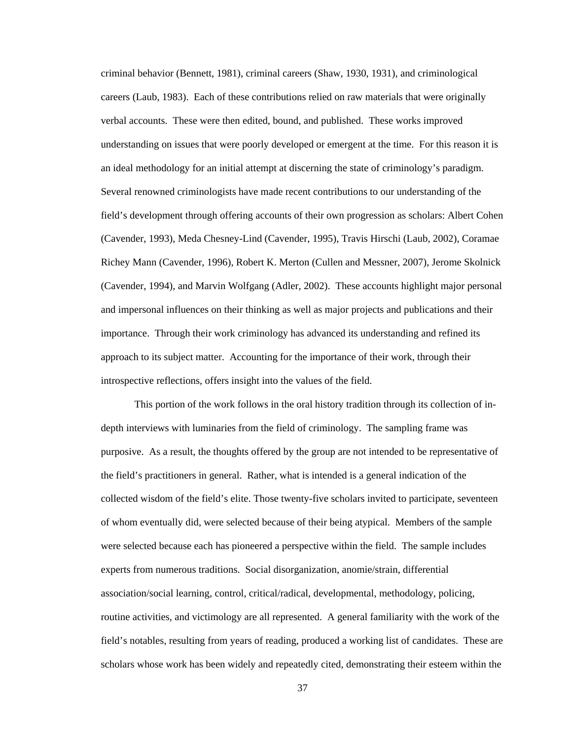criminal behavior (Bennett, 1981), criminal careers (Shaw, 1930, 1931), and criminological careers (Laub, 1983). Each of these contributions relied on raw materials that were originally verbal accounts. These were then edited, bound, and published. These works improved understanding on issues that were poorly developed or emergent at the time. For this reason it is an ideal methodology for an initial attempt at discerning the state of criminology's paradigm. Several renowned criminologists have made recent contributions to our understanding of the field's development through offering accounts of their own progression as scholars: Albert Cohen (Cavender, 1993), Meda Chesney-Lind (Cavender, 1995), Travis Hirschi (Laub, 2002), Coramae Richey Mann (Cavender, 1996), Robert K. Merton (Cullen and Messner, 2007), Jerome Skolnick (Cavender, 1994), and Marvin Wolfgang (Adler, 2002). These accounts highlight major personal and impersonal influences on their thinking as well as major projects and publications and their importance. Through their work criminology has advanced its understanding and refined its approach to its subject matter. Accounting for the importance of their work, through their introspective reflections, offers insight into the values of the field.

This portion of the work follows in the oral history tradition through its collection of in-depth interviews with luminaries from the field of criminology. The sampling frame was purposive. As a result, the thoughts offered by the group are not intended to be representative of the field's practitioners in general. Rather, what is intended is a general indication of the collected wisdom of the field's elite. Those twenty-five scholars invited to participate, seventeen of whom eventually did, were selected because of their being atypical. Members of the sample were selected because each has pioneered a perspective within the field. The sample includes experts from numerous traditions. Social disorganization, anomie/strain, differential association/social learning, control, critical/radical, developmental, methodology, policing, routine activities, and victimology are all represented. A general familiarity with the work of the field's notables, resulting from years of reading, produced a working list of candidates. These are scholars whose work has been widely and repeatedly cited, demonstrating their esteem within the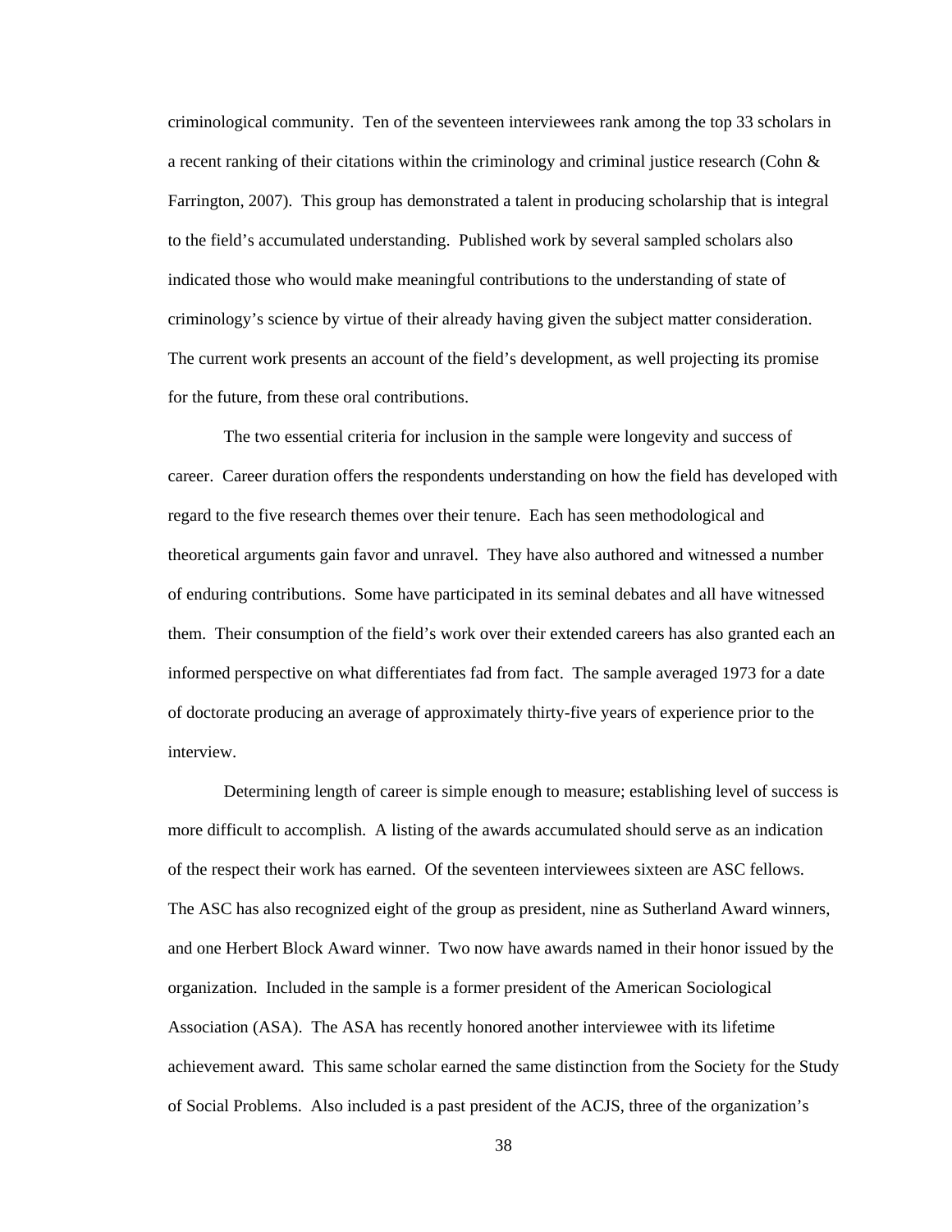criminological community. Ten of the seventeen interviewees rank among the top 33 scholars in a recent ranking of their citations within the criminology and criminal justice research (Cohn & Farrington, 2007). This group has demonstrated a talent in producing scholarship that is integral to the field's accumulated understanding. Published work by several sampled scholars also indicated those who would make meaningful contributions to the understanding of state of criminology's science by virtue of their already having given the subject matter consideration. The current work presents an account of the field's development, as well projecting its promise for the future, from these oral contributions.

The two essential criteria for inclusion in the sample were longevity and success of career. Career duration offers the respondents understanding on how the field has developed with regard to the five research themes over their tenure. Each has seen methodological and theoretical arguments gain favor and unravel. They have also authored and witnessed a number of enduring contributions. Some have participated in its seminal debates and all have witnessed them. Their consumption of the field's work over their extended careers has also granted each an informed perspective on what differentiates fad from fact. The sample averaged 1973 for a date of doctorate producing an average of approximately thirty-five years of experience prior to the interview.

Determining length of career is simple enough to measure; establishing level of success is more difficult to accomplish. A listing of the awards accumulated should serve as an indication of the respect their work has earned. Of the seventeen interviewees sixteen are ASC fellows. The ASC has also recognized eight of the group as president, nine as Sutherland Award winners, and one Herbert Block Award winner. Two now have awards named in their honor issued by the organization. Included in the sample is a former president of the American Sociological Association (ASA). The ASA has recently honored another interviewee with its lifetime achievement award. This same scholar earned the same distinction from the Society for the Study of Social Problems. Also included is a past president of the ACJS, three of the organization's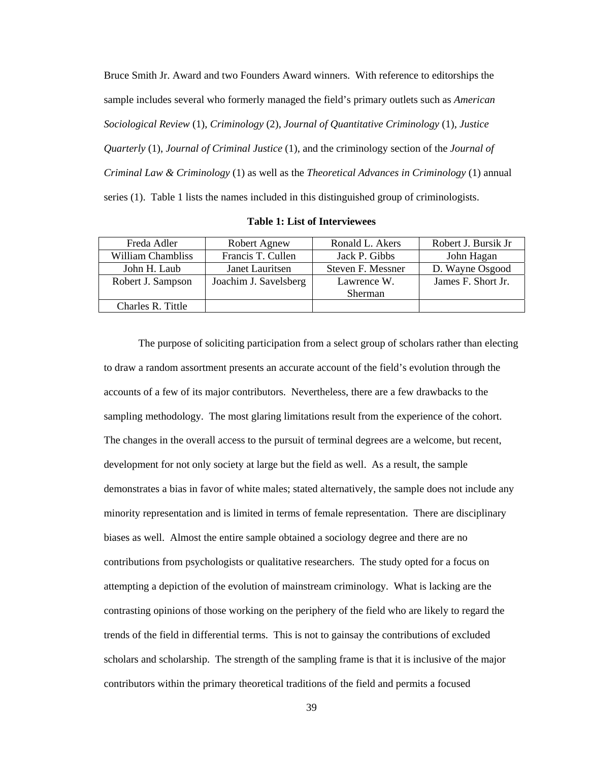Bruce Smith Jr. Award and two Founders Award winners. With reference to editorships the sample includes several who formerly managed the field's primary outlets such as *American Sociological Review* (1), *Criminology* (2), *Journal of Quantitative Criminology* (1), *Justice Quarterly* (1), *Journal of Criminal Justice* (1), and the criminology section of the *Journal of Criminal Law & Criminology* (1) as well as the *Theoretical Advances in Criminology* (1) annual series (1). Table 1 lists the names included in this distinguished group of criminologists.

**Table 1: List of Interviewees**

| | | | |
|---|---|---|---|
| Freda Adler | Robert Agnew | Ronald L. Akers | Robert J. Bursik Jr |
| William Chambliss | Francis T. Cullen | Jack P. Gibbs | John Hagan |
| John H. Laub | Janet Lauritsen | Steven F. Messner | D. Wayne Osgood |
| Robert J. Sampson | Joachim J. Savelsberg | Lawrence W. Sherman | James F. Short Jr. |
| Charles R. Tittle | | | |

The purpose of soliciting participation from a select group of scholars rather than electing to draw a random assortment presents an accurate account of the field's evolution through the accounts of a few of its major contributors. Nevertheless, there are a few drawbacks to the sampling methodology. The most glaring limitations result from the experience of the cohort. The changes in the overall access to the pursuit of terminal degrees are a welcome, but recent, development for not only society at large but the field as well. As a result, the sample demonstrates a bias in favor of white males; stated alternatively, the sample does not include any minority representation and is limited in terms of female representation. There are disciplinary biases as well. Almost the entire sample obtained a sociology degree and there are no contributions from psychologists or qualitative researchers. The study opted for a focus on attempting a depiction of the evolution of mainstream criminology. What is lacking are the contrasting opinions of those working on the periphery of the field who are likely to regard the trends of the field in differential terms. This is not to gainsay the contributions of excluded scholars and scholarship. The strength of the sampling frame is that it is inclusive of the major contributors within the primary theoretical traditions of the field and permits a focused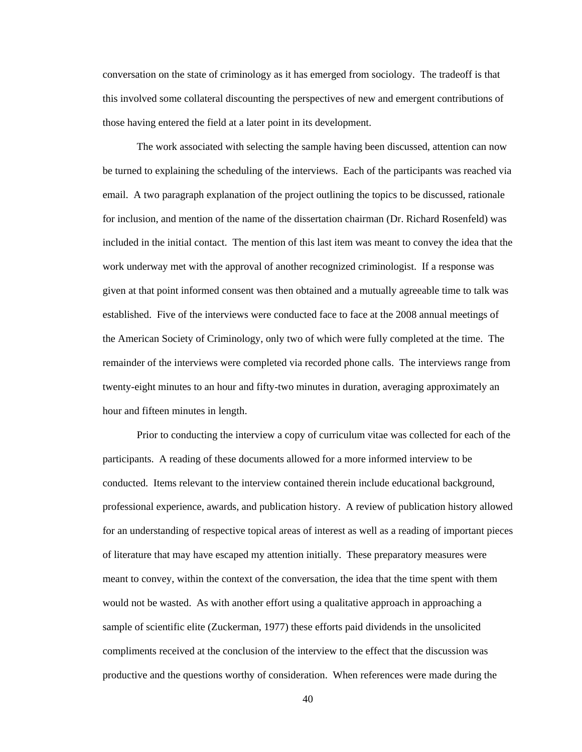conversation on the state of criminology as it has emerged from sociology. The tradeoff is that this involved some collateral discounting the perspectives of new and emergent contributions of those having entered the field at a later point in its development.

The work associated with selecting the sample having been discussed, attention can now be turned to explaining the scheduling of the interviews. Each of the participants was reached via email. A two paragraph explanation of the project outlining the topics to be discussed, rationale for inclusion, and mention of the name of the dissertation chairman (Dr. Richard Rosenfeld) was included in the initial contact. The mention of this last item was meant to convey the idea that the work underway met with the approval of another recognized criminologist. If a response was given at that point informed consent was then obtained and a mutually agreeable time to talk was established. Five of the interviews were conducted face to face at the 2008 annual meetings of the American Society of Criminology, only two of which were fully completed at the time. The remainder of the interviews were completed via recorded phone calls. The interviews range from twenty-eight minutes to an hour and fifty-two minutes in duration, averaging approximately an hour and fifteen minutes in length.

Prior to conducting the interview a copy of curriculum vitae was collected for each of the participants. A reading of these documents allowed for a more informed interview to be conducted. Items relevant to the interview contained therein include educational background, professional experience, awards, and publication history. A review of publication history allowed for an understanding of respective topical areas of interest as well as a reading of important pieces of literature that may have escaped my attention initially. These preparatory measures were meant to convey, within the context of the conversation, the idea that the time spent with them would not be wasted. As with another effort using a qualitative approach in approaching a sample of scientific elite (Zuckerman, 1977) these efforts paid dividends in the unsolicited compliments received at the conclusion of the interview to the effect that the discussion was productive and the questions worthy of consideration. When references were made during the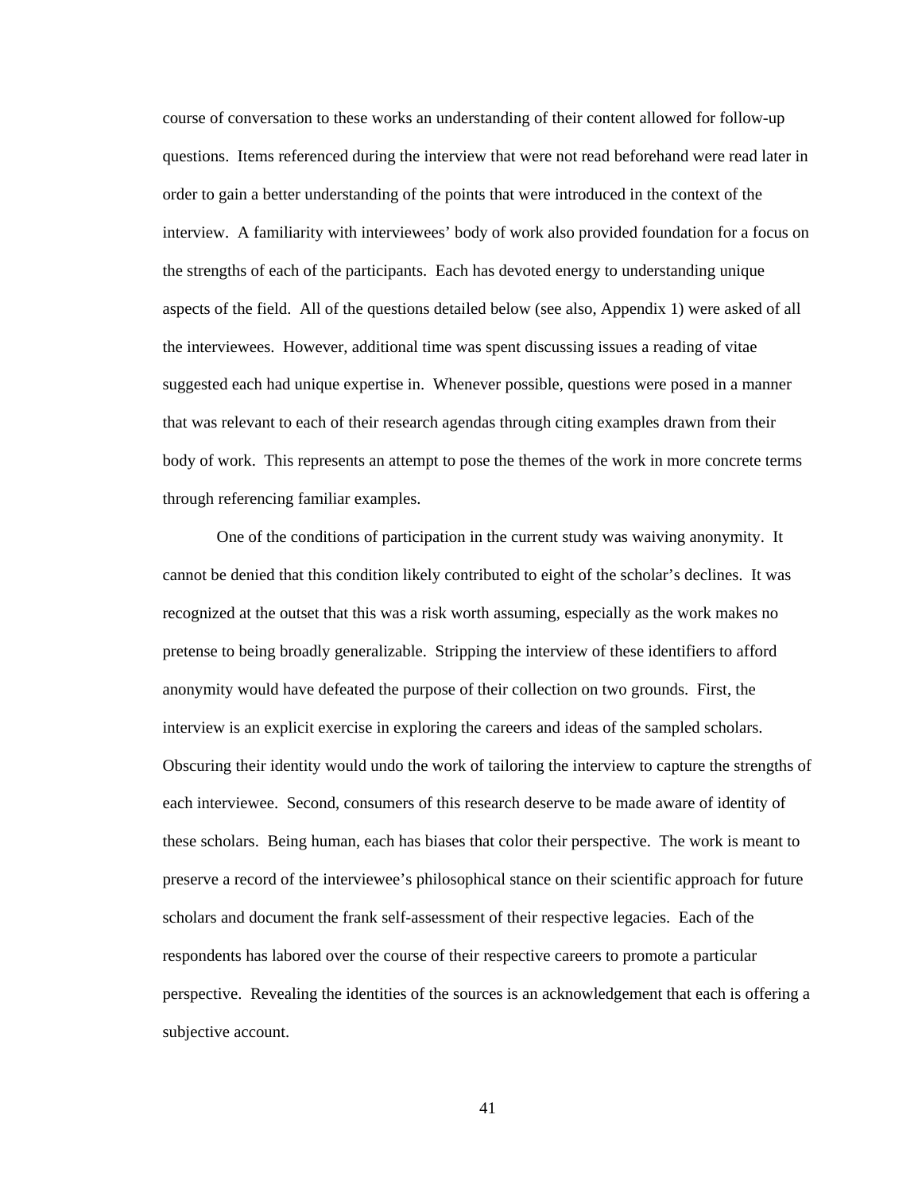course of conversation to these works an understanding of their content allowed for follow-up questions. Items referenced during the interview that were not read beforehand were read later in order to gain a better understanding of the points that were introduced in the context of the interview. A familiarity with interviewees' body of work also provided foundation for a focus on the strengths of each of the participants. Each has devoted energy to understanding unique aspects of the field. All of the questions detailed below (see also, Appendix 1) were asked of all the interviewees. However, additional time was spent discussing issues a reading of vitae suggested each had unique expertise in. Whenever possible, questions were posed in a manner that was relevant to each of their research agendas through citing examples drawn from their body of work. This represents an attempt to pose the themes of the work in more concrete terms through referencing familiar examples.

One of the conditions of participation in the current study was waiving anonymity. It cannot be denied that this condition likely contributed to eight of the scholar's declines. It was recognized at the outset that this was a risk worth assuming, especially as the work makes no pretense to being broadly generalizable. Stripping the interview of these identifiers to afford anonymity would have defeated the purpose of their collection on two grounds. First, the interview is an explicit exercise in exploring the careers and ideas of the sampled scholars. Obscuring their identity would undo the work of tailoring the interview to capture the strengths of each interviewee. Second, consumers of this research deserve to be made aware of identity of these scholars. Being human, each has biases that color their perspective. The work is meant to preserve a record of the interviewee's philosophical stance on their scientific approach for future scholars and document the frank self-assessment of their respective legacies. Each of the respondents has labored over the course of their respective careers to promote a particular perspective. Revealing the identities of the sources is an acknowledgement that each is offering a subjective account.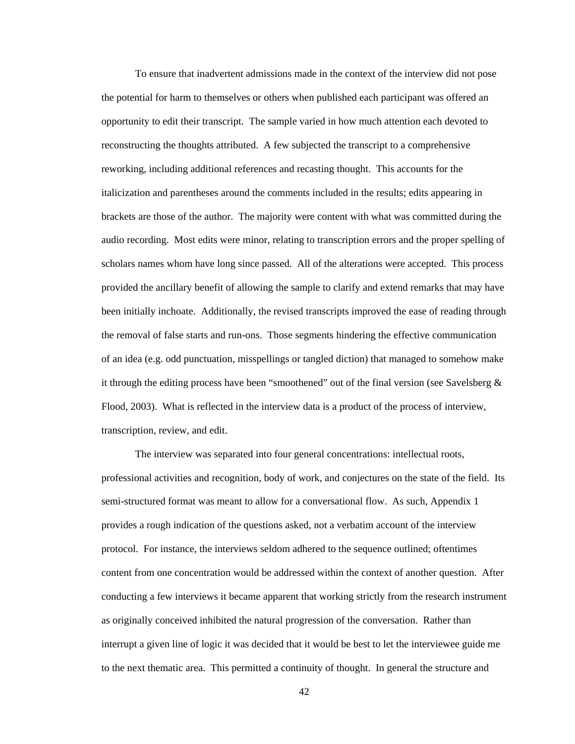To ensure that inadvertent admissions made in the context of the interview did not pose the potential for harm to themselves or others when published each participant was offered an opportunity to edit their transcript. The sample varied in how much attention each devoted to reconstructing the thoughts attributed. A few subjected the transcript to a comprehensive reworking, including additional references and recasting thought. This accounts for the italicization and parentheses around the comments included in the results; edits appearing in brackets are those of the author. The majority were content with what was committed during the audio recording. Most edits were minor, relating to transcription errors and the proper spelling of scholars names whom have long since passed. All of the alterations were accepted. This process provided the ancillary benefit of allowing the sample to clarify and extend remarks that may have been initially inchoate. Additionally, the revised transcripts improved the ease of reading through the removal of false starts and run-ons. Those segments hindering the effective communication of an idea (e.g. odd punctuation, misspellings or tangled diction) that managed to somehow make it through the editing process have been "smoothened" out of the final version (see Savelsberg & Flood, 2003). What is reflected in the interview data is a product of the process of interview, transcription, review, and edit.

The interview was separated into four general concentrations: intellectual roots, professional activities and recognition, body of work, and conjectures on the state of the field. Its semi-structured format was meant to allow for a conversational flow. As such, Appendix 1 provides a rough indication of the questions asked, not a verbatim account of the interview protocol. For instance, the interviews seldom adhered to the sequence outlined; oftentimes content from one concentration would be addressed within the context of another question. After conducting a few interviews it became apparent that working strictly from the research instrument as originally conceived inhibited the natural progression of the conversation. Rather than interrupt a given line of logic it was decided that it would be best to let the interviewee guide me to the next thematic area. This permitted a continuity of thought. In general the structure and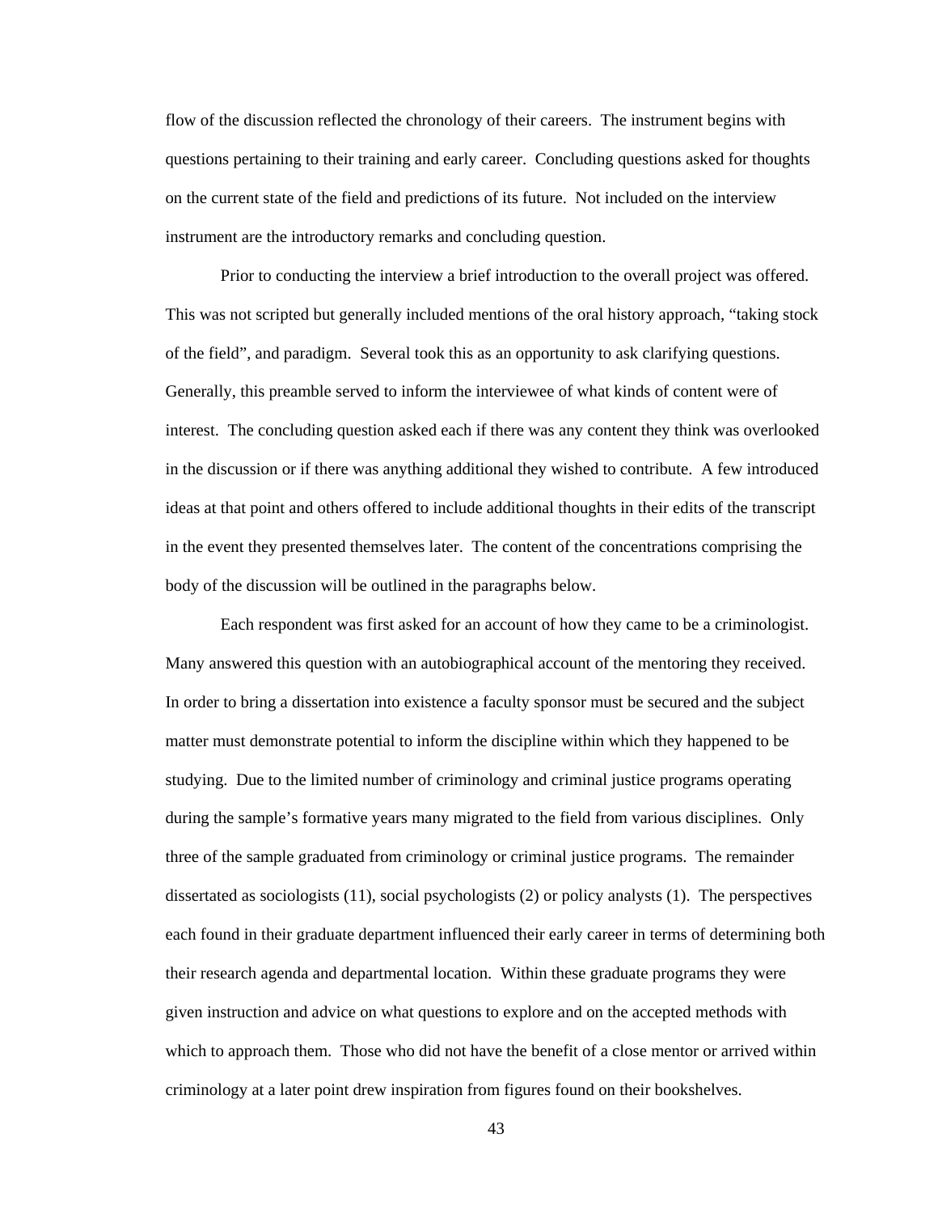flow of the discussion reflected the chronology of their careers. The instrument begins with questions pertaining to their training and early career. Concluding questions asked for thoughts on the current state of the field and predictions of its future. Not included on the interview instrument are the introductory remarks and concluding question.

Prior to conducting the interview a brief introduction to the overall project was offered. This was not scripted but generally included mentions of the oral history approach, "taking stock of the field", and paradigm. Several took this as an opportunity to ask clarifying questions. Generally, this preamble served to inform the interviewee of what kinds of content were of interest. The concluding question asked each if there was any content they think was overlooked in the discussion or if there was anything additional they wished to contribute. A few introduced ideas at that point and others offered to include additional thoughts in their edits of the transcript in the event they presented themselves later. The content of the concentrations comprising the body of the discussion will be outlined in the paragraphs below.

Each respondent was first asked for an account of how they came to be a criminologist. Many answered this question with an autobiographical account of the mentoring they received. In order to bring a dissertation into existence a faculty sponsor must be secured and the subject matter must demonstrate potential to inform the discipline within which they happened to be studying. Due to the limited number of criminology and criminal justice programs operating during the sample's formative years many migrated to the field from various disciplines. Only three of the sample graduated from criminology or criminal justice programs. The remainder dissertated as sociologists (11), social psychologists (2) or policy analysts (1). The perspectives each found in their graduate department influenced their early career in terms of determining both their research agenda and departmental location. Within these graduate programs they were given instruction and advice on what questions to explore and on the accepted methods with which to approach them. Those who did not have the benefit of a close mentor or arrived within criminology at a later point drew inspiration from figures found on their bookshelves.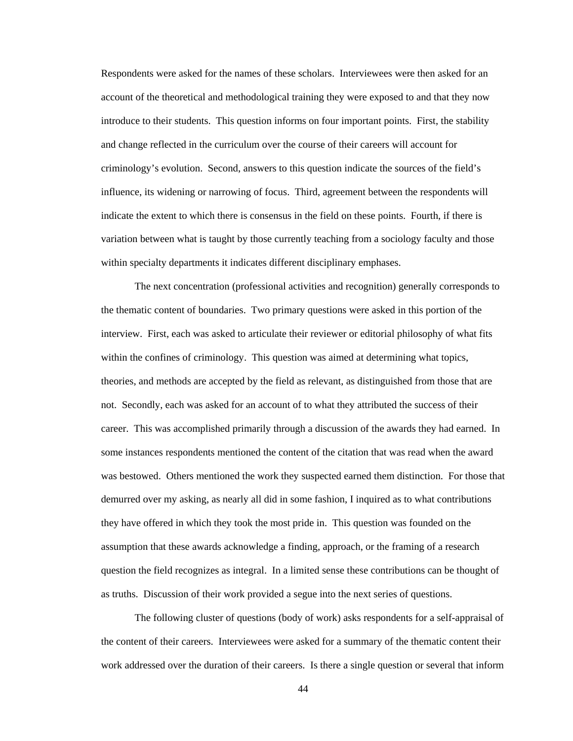Respondents were asked for the names of these scholars. Interviewees were then asked for an account of the theoretical and methodological training they were exposed to and that they now introduce to their students. This question informs on four important points. First, the stability and change reflected in the curriculum over the course of their careers will account for criminology's evolution. Second, answers to this question indicate the sources of the field's influence, its widening or narrowing of focus. Third, agreement between the respondents will indicate the extent to which there is consensus in the field on these points. Fourth, if there is variation between what is taught by those currently teaching from a sociology faculty and those within specialty departments it indicates different disciplinary emphases.

The next concentration (professional activities and recognition) generally corresponds to the thematic content of boundaries. Two primary questions were asked in this portion of the interview. First, each was asked to articulate their reviewer or editorial philosophy of what fits within the confines of criminology. This question was aimed at determining what topics, theories, and methods are accepted by the field as relevant, as distinguished from those that are not. Secondly, each was asked for an account of to what they attributed the success of their career. This was accomplished primarily through a discussion of the awards they had earned. In some instances respondents mentioned the content of the citation that was read when the award was bestowed. Others mentioned the work they suspected earned them distinction. For those that demurred over my asking, as nearly all did in some fashion, I inquired as to what contributions they have offered in which they took the most pride in. This question was founded on the assumption that these awards acknowledge a finding, approach, or the framing of a research question the field recognizes as integral. In a limited sense these contributions can be thought of as truths. Discussion of their work provided a segue into the next series of questions.

The following cluster of questions (body of work) asks respondents for a self-appraisal of the content of their careers. Interviewees were asked for a summary of the thematic content their work addressed over the duration of their careers. Is there a single question or several that inform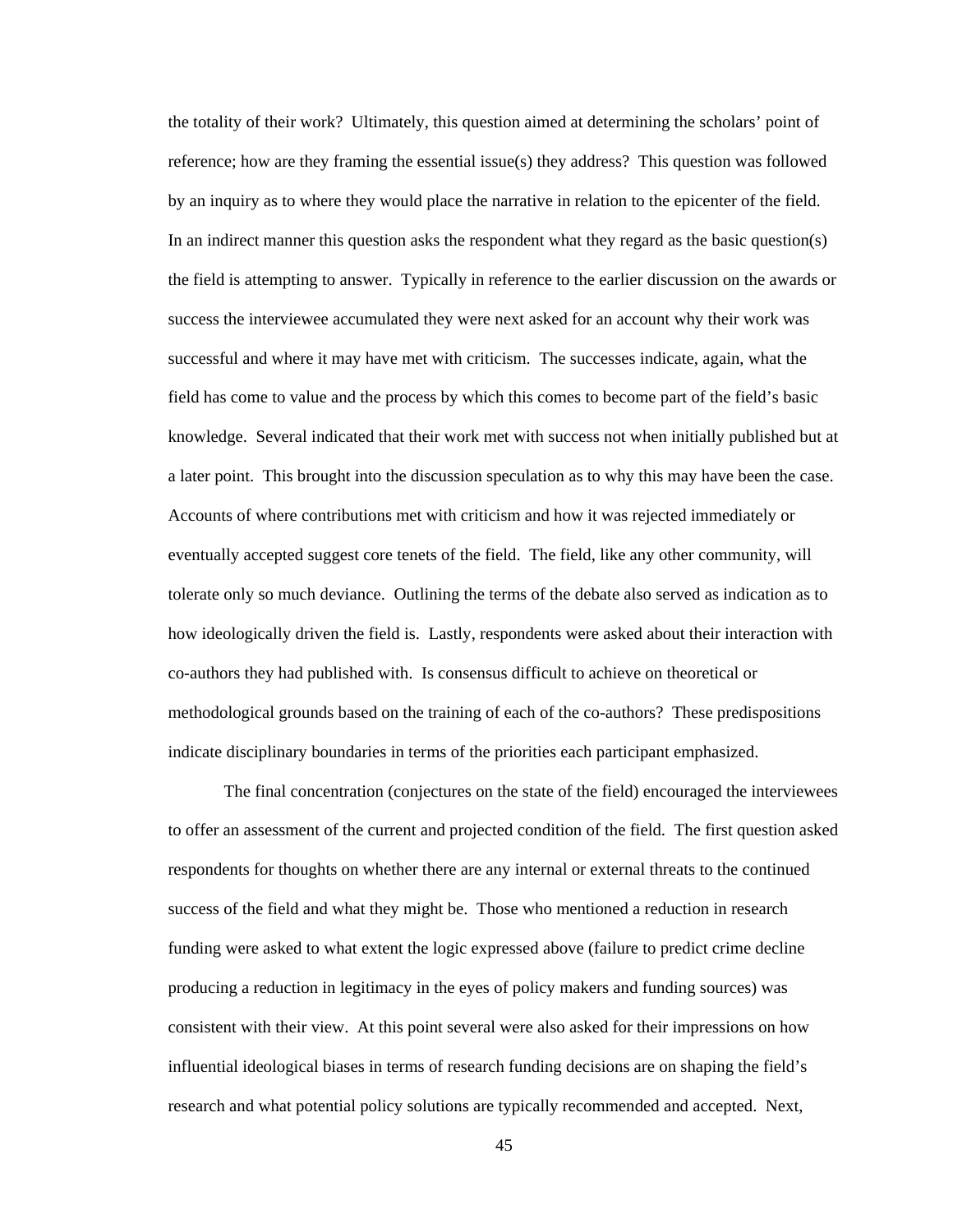the totality of their work? Ultimately, this question aimed at determining the scholars' point of reference; how are they framing the essential issue(s) they address? This question was followed by an inquiry as to where they would place the narrative in relation to the epicenter of the field. In an indirect manner this question asks the respondent what they regard as the basic question(s) the field is attempting to answer. Typically in reference to the earlier discussion on the awards or success the interviewee accumulated they were next asked for an account why their work was successful and where it may have met with criticism. The successes indicate, again, what the field has come to value and the process by which this comes to become part of the field's basic knowledge. Several indicated that their work met with success not when initially published but at a later point. This brought into the discussion speculation as to why this may have been the case. Accounts of where contributions met with criticism and how it was rejected immediately or eventually accepted suggest core tenets of the field. The field, like any other community, will tolerate only so much deviance. Outlining the terms of the debate also served as indication as to how ideologically driven the field is. Lastly, respondents were asked about their interaction with co-authors they had published with. Is consensus difficult to achieve on theoretical or methodological grounds based on the training of each of the co-authors? These predispositions indicate disciplinary boundaries in terms of the priorities each participant emphasized.

The final concentration (conjectures on the state of the field) encouraged the interviewees to offer an assessment of the current and projected condition of the field. The first question asked respondents for thoughts on whether there are any internal or external threats to the continued success of the field and what they might be. Those who mentioned a reduction in research funding were asked to what extent the logic expressed above (failure to predict crime decline producing a reduction in legitimacy in the eyes of policy makers and funding sources) was consistent with their view. At this point several were also asked for their impressions on how influential ideological biases in terms of research funding decisions are on shaping the field's research and what potential policy solutions are typically recommended and accepted. Next,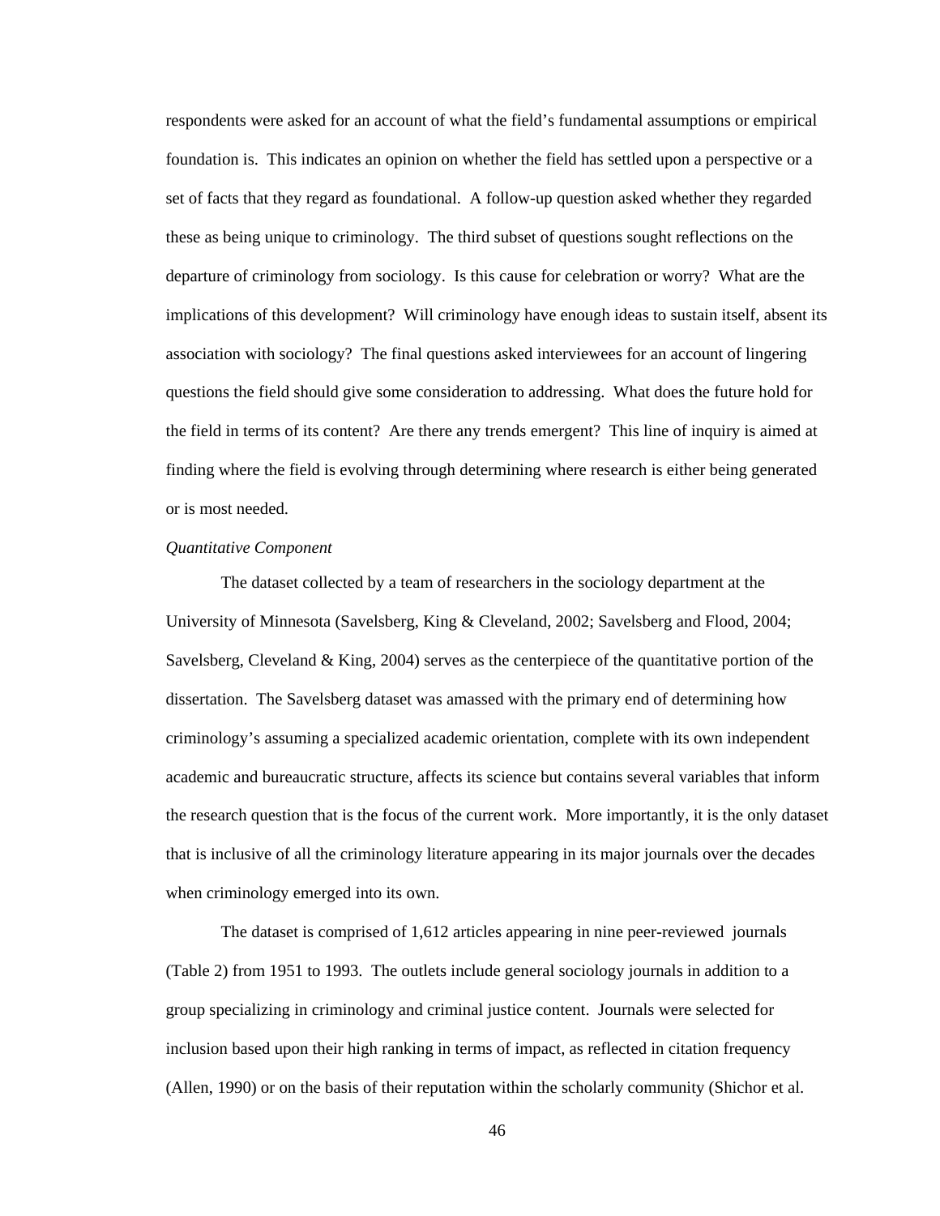respondents were asked for an account of what the field's fundamental assumptions or empirical foundation is. This indicates an opinion on whether the field has settled upon a perspective or a set of facts that they regard as foundational. A follow-up question asked whether they regarded these as being unique to criminology. The third subset of questions sought reflections on the departure of criminology from sociology. Is this cause for celebration or worry? What are the implications of this development? Will criminology have enough ideas to sustain itself, absent its association with sociology? The final questions asked interviewees for an account of lingering questions the field should give some consideration to addressing. What does the future hold for the field in terms of its content? Are there any trends emergent? This line of inquiry is aimed at finding where the field is evolving through determining where research is either being generated or is most needed.

*Quantitative Component*

The dataset collected by a team of researchers in the sociology department at the University of Minnesota (Savelsberg, King & Cleveland, 2002; Savelsberg and Flood, 2004; Savelsberg, Cleveland & King, 2004) serves as the centerpiece of the quantitative portion of the dissertation. The Savelsberg dataset was amassed with the primary end of determining how criminology's assuming a specialized academic orientation, complete with its own independent academic and bureaucratic structure, affects its science but contains several variables that inform the research question that is the focus of the current work. More importantly, it is the only dataset that is inclusive of all the criminology literature appearing in its major journals over the decades when criminology emerged into its own.

The dataset is comprised of 1,612 articles appearing in nine peer-reviewed journals (Table 2) from 1951 to 1993. The outlets include general sociology journals in addition to a group specializing in criminology and criminal justice content. Journals were selected for inclusion based upon their high ranking in terms of impact, as reflected in citation frequency (Allen, 1990) or on the basis of their reputation within the scholarly community (Shichor et al.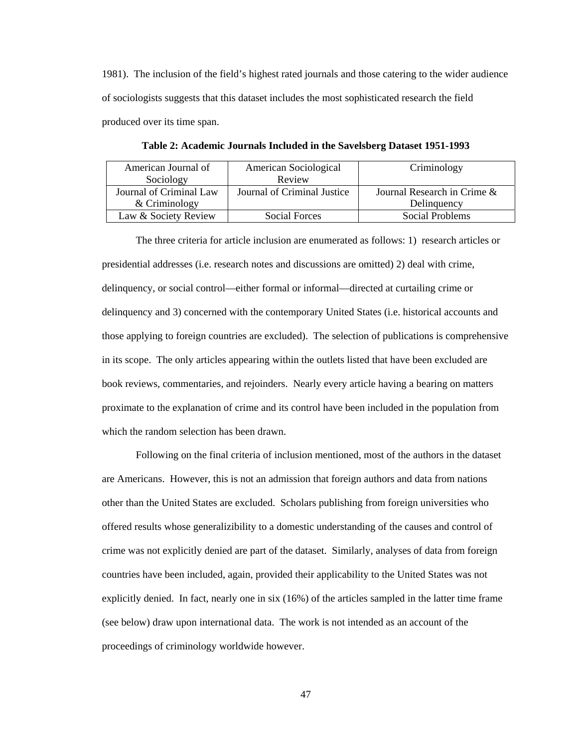1981). The inclusion of the field's highest rated journals and those catering to the wider audience of sociologists suggests that this dataset includes the most sophisticated research the field produced over its time span.

**Table 2: Academic Journals Included in the Savelsberg Dataset 1951-1993**

| | | |
|---|---|---|
| American Journal of Sociology | American Sociological Review | Criminology |
| Journal of Criminal Law & Criminology | Journal of Criminal Justice | Journal Research in Crime & Delinquency |
| Law & Society Review | Social Forces | Social Problems |

The three criteria for article inclusion are enumerated as follows: 1) research articles or presidential addresses (i.e. research notes and discussions are omitted) 2) deal with crime, delinquency, or social control—either formal or informal—directed at curtailing crime or delinquency and 3) concerned with the contemporary United States (i.e. historical accounts and those applying to foreign countries are excluded). The selection of publications is comprehensive in its scope. The only articles appearing within the outlets listed that have been excluded are book reviews, commentaries, and rejoinders. Nearly every article having a bearing on matters proximate to the explanation of crime and its control have been included in the population from which the random selection has been drawn.

Following on the final criteria of inclusion mentioned, most of the authors in the dataset are Americans. However, this is not an admission that foreign authors and data from nations other than the United States are excluded. Scholars publishing from foreign universities who offered results whose generalizibility to a domestic understanding of the causes and control of crime was not explicitly denied are part of the dataset. Similarly, analyses of data from foreign countries have been included, again, provided their applicability to the United States was not explicitly denied. In fact, nearly one in six (16%) of the articles sampled in the latter time frame (see below) draw upon international data. The work is not intended as an account of the proceedings of criminology worldwide however.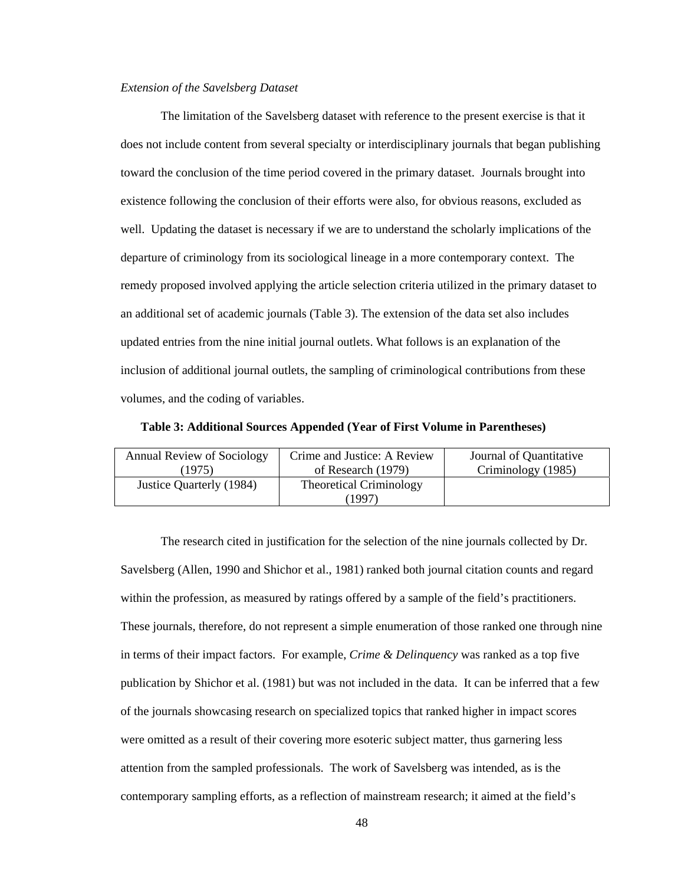*Extension of the Savelsberg Dataset*

The limitation of the Savelsberg dataset with reference to the present exercise is that it does not include content from several specialty or interdisciplinary journals that began publishing toward the conclusion of the time period covered in the primary dataset. Journals brought into existence following the conclusion of their efforts were also, for obvious reasons, excluded as well. Updating the dataset is necessary if we are to understand the scholarly implications of the departure of criminology from its sociological lineage in a more contemporary context. The remedy proposed involved applying the article selection criteria utilized in the primary dataset to an additional set of academic journals (Table 3). The extension of the data set also includes updated entries from the nine initial journal outlets. What follows is an explanation of the inclusion of additional journal outlets, the sampling of criminological contributions from these volumes, and the coding of variables.

**Table 3: Additional Sources Appended (Year of First Volume in Parentheses)**

| | | |
|---|---|---|
| Annual Review of Sociology (1975) | Crime and Justice: A Review of Research (1979) | Journal of Quantitative Criminology (1985) |
| Justice Quarterly (1984) | Theoretical Criminology (1997) | |

The research cited in justification for the selection of the nine journals collected by Dr. Savelsberg (Allen, 1990 and Shichor et al., 1981) ranked both journal citation counts and regard within the profession, as measured by ratings offered by a sample of the field's practitioners. These journals, therefore, do not represent a simple enumeration of those ranked one through nine in terms of their impact factors. For example, *Crime & Delinquency* was ranked as a top five publication by Shichor et al. (1981) but was not included in the data. It can be inferred that a few of the journals showcasing research on specialized topics that ranked higher in impact scores were omitted as a result of their covering more esoteric subject matter, thus garnering less attention from the sampled professionals. The work of Savelsberg was intended, as is the contemporary sampling efforts, as a reflection of mainstream research; it aimed at the field's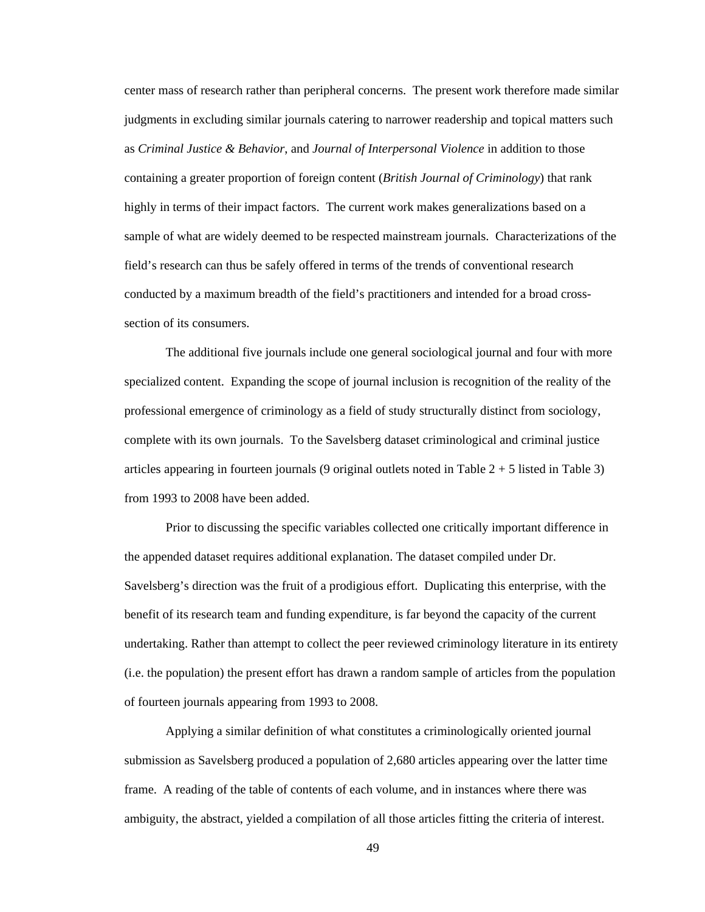center mass of research rather than peripheral concerns. The present work therefore made similar judgments in excluding similar journals catering to narrower readership and topical matters such as *Criminal Justice & Behavior*, and *Journal of Interpersonal Violence* in addition to those containing a greater proportion of foreign content (*British Journal of Criminology*) that rank highly in terms of their impact factors. The current work makes generalizations based on a sample of what are widely deemed to be respected mainstream journals. Characterizations of the field's research can thus be safely offered in terms of the trends of conventional research conducted by a maximum breadth of the field's practitioners and intended for a broad cross-section of its consumers.

The additional five journals include one general sociological journal and four with more specialized content. Expanding the scope of journal inclusion is recognition of the reality of the professional emergence of criminology as a field of study structurally distinct from sociology, complete with its own journals. To the Savelsberg dataset criminological and criminal justice articles appearing in fourteen journals (9 original outlets noted in Table 2 + 5 listed in Table 3) from 1993 to 2008 have been added.

Prior to discussing the specific variables collected one critically important difference in the appended dataset requires additional explanation. The dataset compiled under Dr. Savelsberg's direction was the fruit of a prodigious effort. Duplicating this enterprise, with the benefit of its research team and funding expenditure, is far beyond the capacity of the current undertaking. Rather than attempt to collect the peer reviewed criminology literature in its entirety (i.e. the population) the present effort has drawn a random sample of articles from the population of fourteen journals appearing from 1993 to 2008.

Applying a similar definition of what constitutes a criminologically oriented journal submission as Savelsberg produced a population of 2,680 articles appearing over the latter time frame. A reading of the table of contents of each volume, and in instances where there was ambiguity, the abstract, yielded a compilation of all those articles fitting the criteria of interest.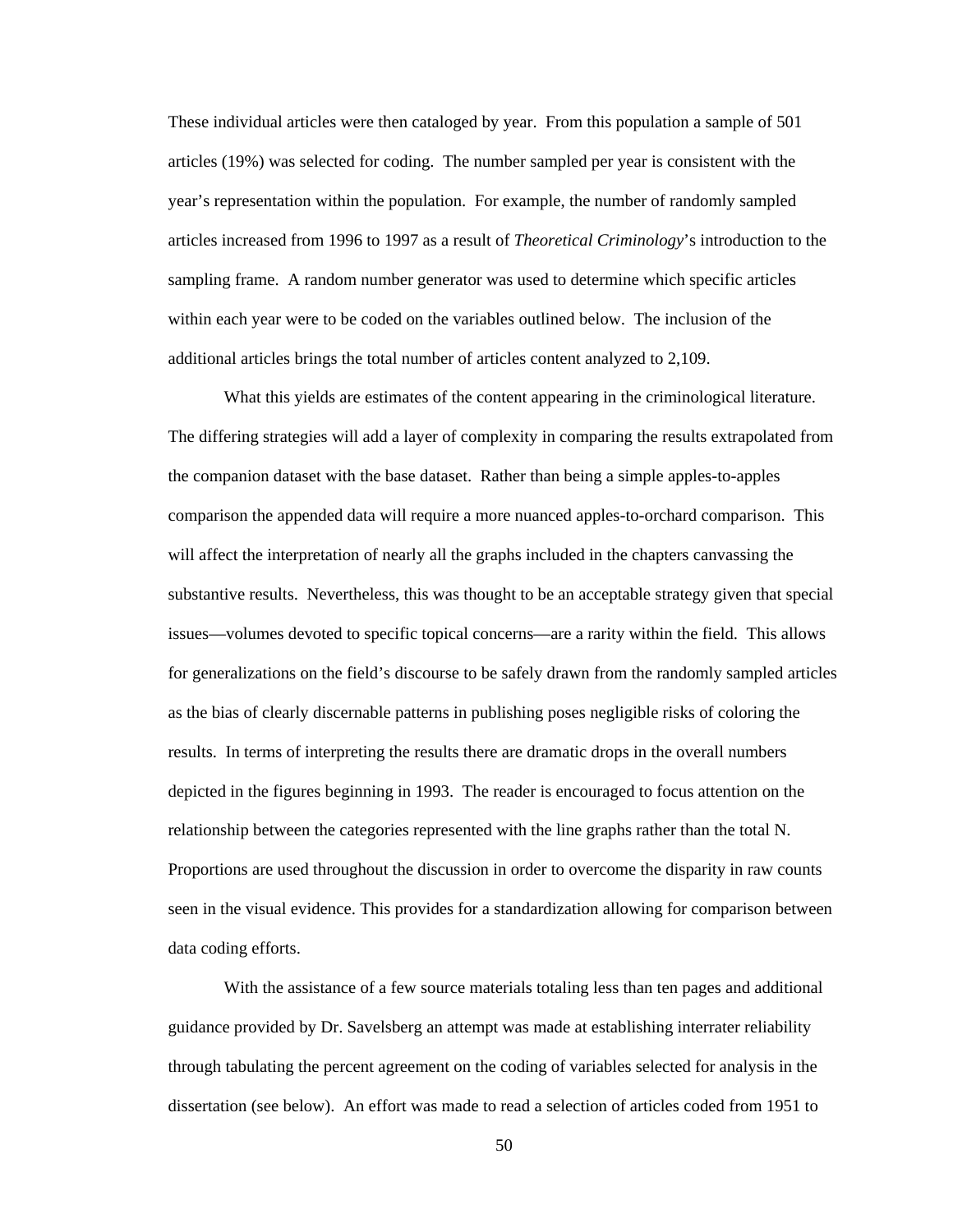These individual articles were then cataloged by year. From this population a sample of 501 articles (19%) was selected for coding. The number sampled per year is consistent with the year's representation within the population. For example, the number of randomly sampled articles increased from 1996 to 1997 as a result of *Theoretical Criminology*'s introduction to the sampling frame. A random number generator was used to determine which specific articles within each year were to be coded on the variables outlined below. The inclusion of the additional articles brings the total number of articles content analyzed to 2,109.

What this yields are estimates of the content appearing in the criminological literature. The differing strategies will add a layer of complexity in comparing the results extrapolated from the companion dataset with the base dataset. Rather than being a simple apples-to-apples comparison the appended data will require a more nuanced apples-to-orchard comparison. This will affect the interpretation of nearly all the graphs included in the chapters canvassing the substantive results. Nevertheless, this was thought to be an acceptable strategy given that special issues—volumes devoted to specific topical concerns—are a rarity within the field. This allows for generalizations on the field's discourse to be safely drawn from the randomly sampled articles as the bias of clearly discernable patterns in publishing poses negligible risks of coloring the results. In terms of interpreting the results there are dramatic drops in the overall numbers depicted in the figures beginning in 1993. The reader is encouraged to focus attention on the relationship between the categories represented with the line graphs rather than the total N. Proportions are used throughout the discussion in order to overcome the disparity in raw counts seen in the visual evidence. This provides for a standardization allowing for comparison between data coding efforts.

With the assistance of a few source materials totaling less than ten pages and additional guidance provided by Dr. Savelsberg an attempt was made at establishing interrater reliability through tabulating the percent agreement on the coding of variables selected for analysis in the dissertation (see below). An effort was made to read a selection of articles coded from 1951 to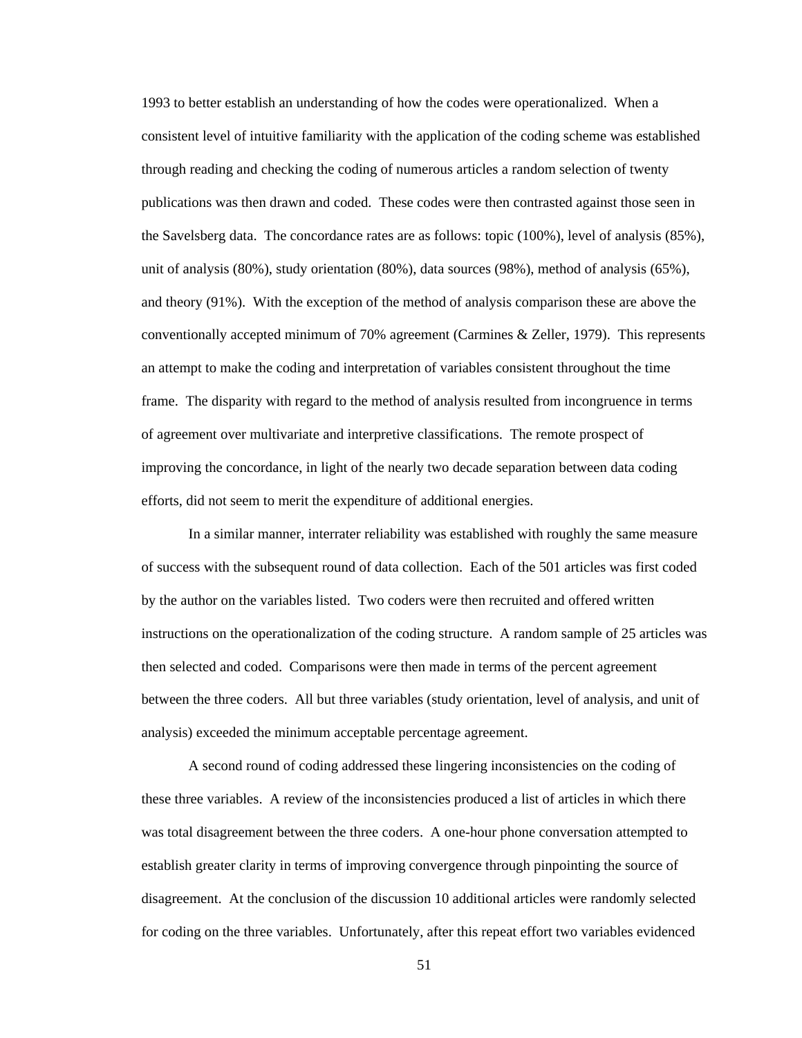1993 to better establish an understanding of how the codes were operationalized. When a consistent level of intuitive familiarity with the application of the coding scheme was established through reading and checking the coding of numerous articles a random selection of twenty publications was then drawn and coded. These codes were then contrasted against those seen in the Savelsberg data. The concordance rates are as follows: topic (100%), level of analysis (85%), unit of analysis (80%), study orientation (80%), data sources (98%), method of analysis (65%), and theory (91%). With the exception of the method of analysis comparison these are above the conventionally accepted minimum of 70% agreement (Carmines & Zeller, 1979). This represents an attempt to make the coding and interpretation of variables consistent throughout the time frame. The disparity with regard to the method of analysis resulted from incongruence in terms of agreement over multivariate and interpretive classifications. The remote prospect of improving the concordance, in light of the nearly two decade separation between data coding efforts, did not seem to merit the expenditure of additional energies.

In a similar manner, interrater reliability was established with roughly the same measure of success with the subsequent round of data collection. Each of the 501 articles was first coded by the author on the variables listed. Two coders were then recruited and offered written instructions on the operationalization of the coding structure. A random sample of 25 articles was then selected and coded. Comparisons were then made in terms of the percent agreement between the three coders. All but three variables (study orientation, level of analysis, and unit of analysis) exceeded the minimum acceptable percentage agreement.

A second round of coding addressed these lingering inconsistencies on the coding of these three variables. A review of the inconsistencies produced a list of articles in which there was total disagreement between the three coders. A one-hour phone conversation attempted to establish greater clarity in terms of improving convergence through pinpointing the source of disagreement. At the conclusion of the discussion 10 additional articles were randomly selected for coding on the three variables. Unfortunately, after this repeat effort two variables evidenced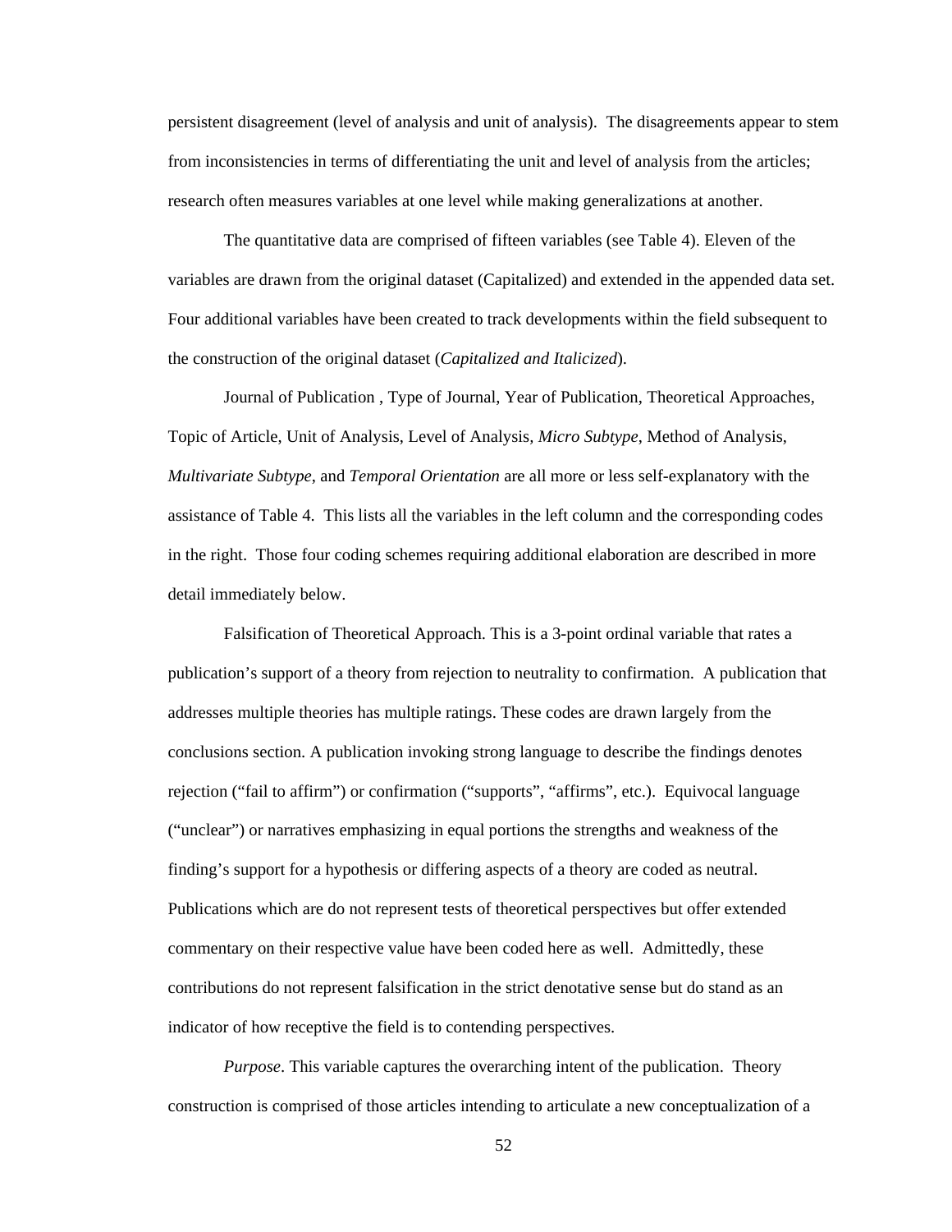persistent disagreement (level of analysis and unit of analysis). The disagreements appear to stem from inconsistencies in terms of differentiating the unit and level of analysis from the articles; research often measures variables at one level while making generalizations at another.

The quantitative data are comprised of fifteen variables (see Table 4). Eleven of the variables are drawn from the original dataset (Capitalized) and extended in the appended data set. Four additional variables have been created to track developments within the field subsequent to the construction of the original dataset (*Capitalized and Italicized*).

Journal of Publication , Type of Journal, Year of Publication, Theoretical Approaches, Topic of Article, Unit of Analysis, Level of Analysis, *Micro Subtype*, Method of Analysis, *Multivariate Subtype*, and *Temporal Orientation* are all more or less self-explanatory with the assistance of Table 4. This lists all the variables in the left column and the corresponding codes in the right. Those four coding schemes requiring additional elaboration are described in more detail immediately below.

Falsification of Theoretical Approach. This is a 3-point ordinal variable that rates a publication's support of a theory from rejection to neutrality to confirmation. A publication that addresses multiple theories has multiple ratings. These codes are drawn largely from the conclusions section. A publication invoking strong language to describe the findings denotes rejection ("fail to affirm") or confirmation ("supports", "affirms", etc.). Equivocal language ("unclear") or narratives emphasizing in equal portions the strengths and weakness of the finding's support for a hypothesis or differing aspects of a theory are coded as neutral. Publications which are do not represent tests of theoretical perspectives but offer extended commentary on their respective value have been coded here as well. Admittedly, these contributions do not represent falsification in the strict denotative sense but do stand as an indicator of how receptive the field is to contending perspectives.

*Purpose*. This variable captures the overarching intent of the publication. Theory construction is comprised of those articles intending to articulate a new conceptualization of a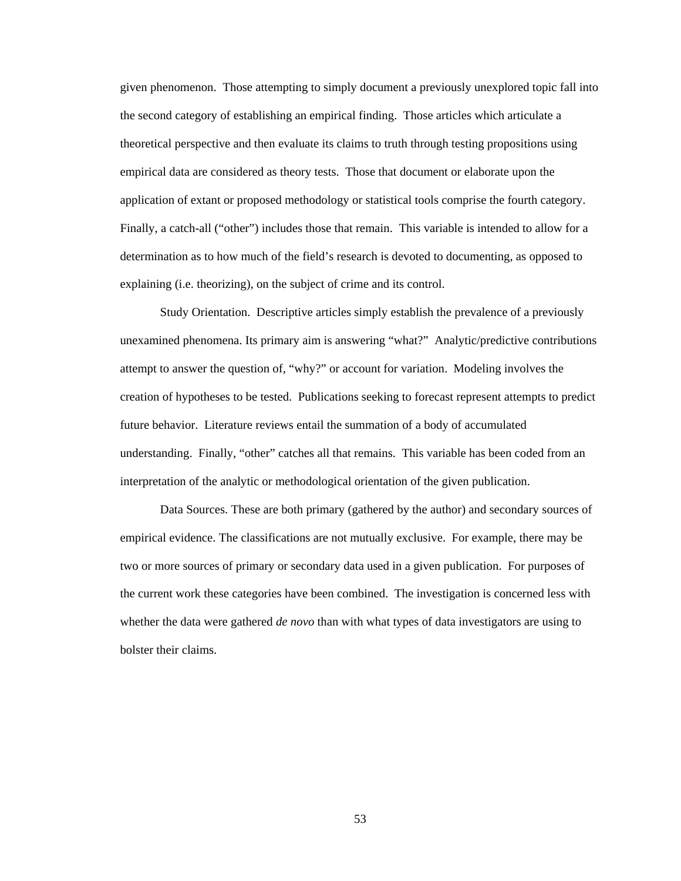given phenomenon. Those attempting to simply document a previously unexplored topic fall into the second category of establishing an empirical finding. Those articles which articulate a theoretical perspective and then evaluate its claims to truth through testing propositions using empirical data are considered as theory tests. Those that document or elaborate upon the application of extant or proposed methodology or statistical tools comprise the fourth category. Finally, a catch-all ("other") includes those that remain. This variable is intended to allow for a determination as to how much of the field's research is devoted to documenting, as opposed to explaining (i.e. theorizing), on the subject of crime and its control.

Study Orientation. Descriptive articles simply establish the prevalence of a previously unexamined phenomena. Its primary aim is answering "what?" Analytic/predictive contributions attempt to answer the question of, "why?" or account for variation. Modeling involves the creation of hypotheses to be tested. Publications seeking to forecast represent attempts to predict future behavior. Literature reviews entail the summation of a body of accumulated understanding. Finally, "other" catches all that remains. This variable has been coded from an interpretation of the analytic or methodological orientation of the given publication.

Data Sources. These are both primary (gathered by the author) and secondary sources of empirical evidence. The classifications are not mutually exclusive. For example, there may be two or more sources of primary or secondary data used in a given publication. For purposes of the current work these categories have been combined. The investigation is concerned less with whether the data were gathered *de novo* than with what types of data investigators are using to bolster their claims.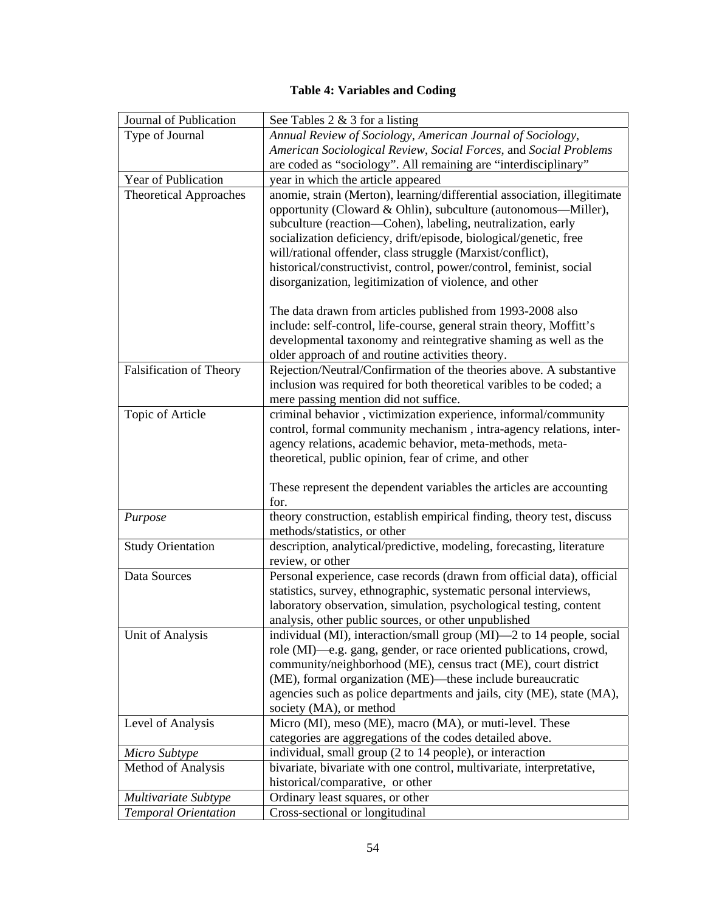**Table 4: Variables and Coding**

| | |
|---|---|
| Journal of Publication | See Tables 2 & 3 for a listing |
| Type of Journal | *Annual Review of Sociology*, *American Journal of Sociology*, *American Sociological Review*, *Social Forces*, and *Social Problems* are coded as "sociology". All remaining are "interdisciplinary" |
| Year of Publication | year in which the article appeared |
| Theoretical Approaches | anomie, strain (Merton), learning/differential association, illegitimate opportunity (Cloward & Ohlin), subculture (autonomous—Miller), subculture (reaction—Cohen), labeling, neutralization, early socialization deficiency, drift/episode, biological/genetic, free will/rational offender, class struggle (Marxist/conflict), historical/constructivist, control, power/control, feminist, social disorganization, legitimization of violence, and other<br><br>The data drawn from articles published from 1993-2008 also include: self-control, life-course, general strain theory, Moffitt's developmental taxonomy and reintegrative shaming as well as the older approach of and routine activities theory. |
| Falsification of Theory | Rejection/Neutral/Confirmation of the theories above. A substantive inclusion was required for both theoretical varibles to be coded; a mere passing mention did not suffice. |
| Topic of Article | criminal behavior , victimization experience, informal/community control, formal community mechanism , intra-agency relations, inter-agency relations, academic behavior, meta-methods, meta-theoretical, public opinion, fear of crime, and other<br><br>These represent the dependent variables the articles are accounting for. |
| *Purpose* | theory construction, establish empirical finding, theory test, discuss methods/statistics, or other |
| Study Orientation | description, analytical/predictive, modeling, forecasting, literature review, or other |
| Data Sources | Personal experience, case records (drawn from official data), official statistics, survey, ethnographic, systematic personal interviews, laboratory observation, simulation, psychological testing, content analysis, other public sources, or other unpublished |
| Unit of Analysis | individual (MI), interaction/small group (MI)—2 to 14 people, social role (MI)—e.g. gang, gender, or race oriented publications, crowd, community/neighborhood (ME), census tract (ME), court district (ME), formal organization (ME)—these include bureaucratic agencies such as police departments and jails, city (ME), state (MA), society (MA), or method |
| Level of Analysis | Micro (MI), meso (ME), macro (MA), or muti-level. These categories are aggregations of the codes detailed above. |
| *Micro Subtype* | individual, small group (2 to 14 people), or interaction |
| Method of Analysis | bivariate, bivariate with one control, multivariate, interpretative, historical/comparative, or other |
| *Multivariate Subtype* | Ordinary least squares, or other |
| *Temporal Orientation* | Cross-sectional or longitudinal |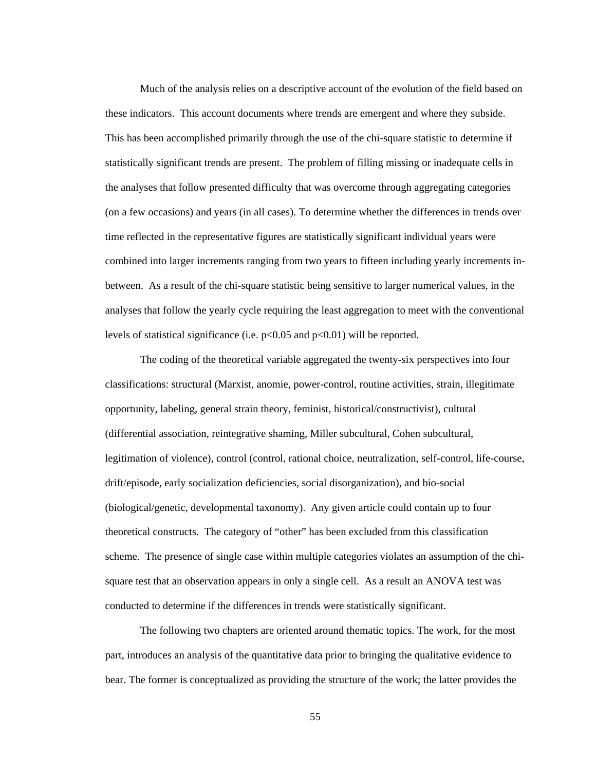Much of the analysis relies on a descriptive account of the evolution of the field based on these indicators. This account documents where trends are emergent and where they subside. This has been accomplished primarily through the use of the chi-square statistic to determine if statistically significant trends are present. The problem of filling missing or inadequate cells in the analyses that follow presented difficulty that was overcome through aggregating categories (on a few occasions) and years (in all cases). To determine whether the differences in trends over time reflected in the representative figures are statistically significant individual years were combined into larger increments ranging from two years to fifteen including yearly increments in-between. As a result of the chi-square statistic being sensitive to larger numerical values, in the analyses that follow the yearly cycle requiring the least aggregation to meet with the conventional levels of statistical significance (i.e. $p<0.05$ and $p<0.01$) will be reported.

The coding of the theoretical variable aggregated the twenty-six perspectives into four classifications: structural (Marxist, anomie, power-control, routine activities, strain, illegitimate opportunity, labeling, general strain theory, feminist, historical/constructivist), cultural (differential association, reintegrative shaming, Miller subcultural, Cohen subcultural, legitimation of violence), control (control, rational choice, neutralization, self-control, life-course, drift/episode, early socialization deficiencies, social disorganization), and bio-social (biological/genetic, developmental taxonomy). Any given article could contain up to four theoretical constructs. The category of "other" has been excluded from this classification scheme. The presence of single case within multiple categories violates an assumption of the chi-square test that an observation appears in only a single cell. As a result an ANOVA test was conducted to determine if the differences in trends were statistically significant.

The following two chapters are oriented around thematic topics. The work, for the most part, introduces an analysis of the quantitative data prior to bringing the qualitative evidence to bear. The former is conceptualized as providing the structure of the work; the latter provides the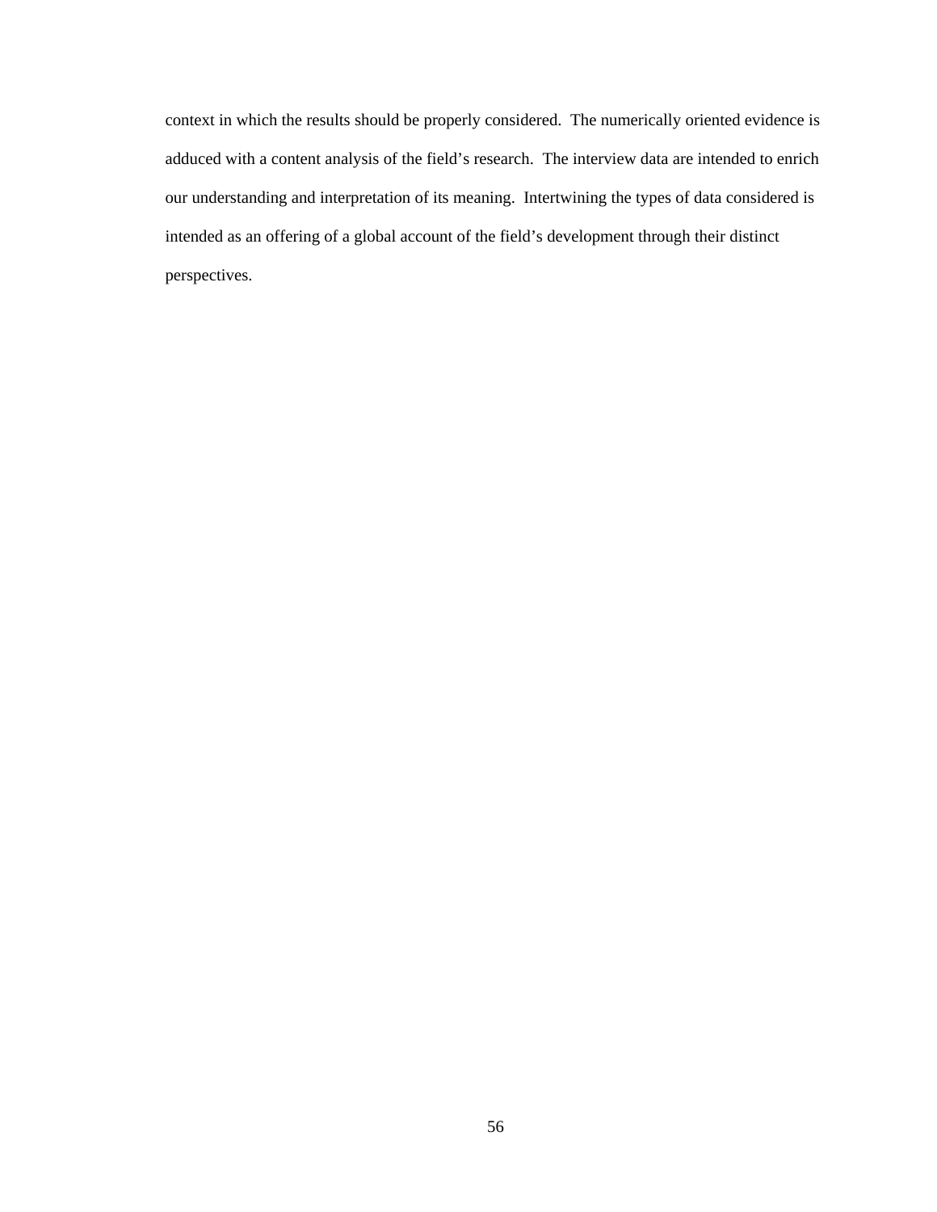context in which the results should be properly considered. The numerically oriented evidence is adduced with a content analysis of the field's research. The interview data are intended to enrich our understanding and interpretation of its meaning. Intertwining the types of data considered is intended as an offering of a global account of the field's development through their distinct perspectives.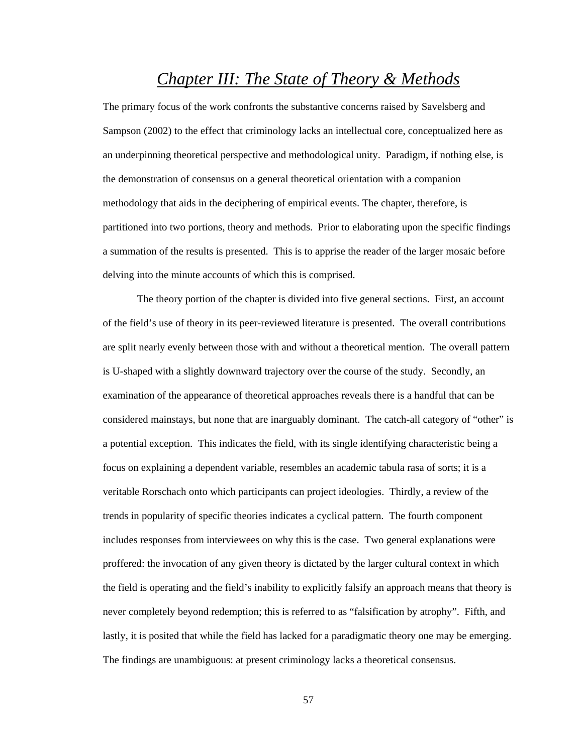# *Chapter III: The State of Theory & Methods*

The primary focus of the work confronts the substantive concerns raised by Savelsberg and Sampson (2002) to the effect that criminology lacks an intellectual core, conceptualized here as an underpinning theoretical perspective and methodological unity. Paradigm, if nothing else, is the demonstration of consensus on a general theoretical orientation with a companion methodology that aids in the deciphering of empirical events. The chapter, therefore, is partitioned into two portions, theory and methods. Prior to elaborating upon the specific findings a summation of the results is presented. This is to apprise the reader of the larger mosaic before delving into the minute accounts of which this is comprised.

The theory portion of the chapter is divided into five general sections. First, an account of the field's use of theory in its peer-reviewed literature is presented. The overall contributions are split nearly evenly between those with and without a theoretical mention. The overall pattern is U-shaped with a slightly downward trajectory over the course of the study. Secondly, an examination of the appearance of theoretical approaches reveals there is a handful that can be considered mainstays, but none that are inarguably dominant. The catch-all category of "other" is a potential exception. This indicates the field, with its single identifying characteristic being a focus on explaining a dependent variable, resembles an academic tabula rasa of sorts; it is a veritable Rorschach onto which participants can project ideologies. Thirdly, a review of the trends in popularity of specific theories indicates a cyclical pattern. The fourth component includes responses from interviewees on why this is the case. Two general explanations were proffered: the invocation of any given theory is dictated by the larger cultural context in which the field is operating and the field's inability to explicitly falsify an approach means that theory is never completely beyond redemption; this is referred to as "falsification by atrophy". Fifth, and lastly, it is posited that while the field has lacked for a paradigmatic theory one may be emerging. The findings are unambiguous: at present criminology lacks a theoretical consensus.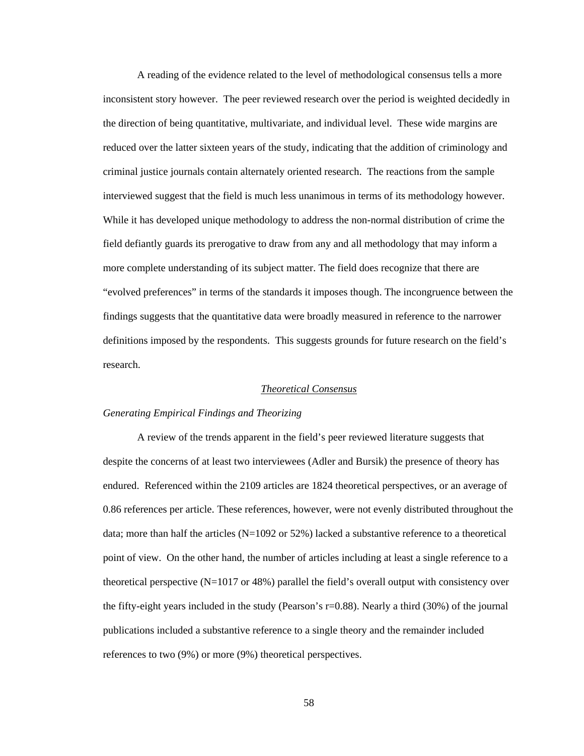A reading of the evidence related to the level of methodological consensus tells a more inconsistent story however. The peer reviewed research over the period is weighted decidedly in the direction of being quantitative, multivariate, and individual level. These wide margins are reduced over the latter sixteen years of the study, indicating that the addition of criminology and criminal justice journals contain alternately oriented research. The reactions from the sample interviewed suggest that the field is much less unanimous in terms of its methodology however. While it has developed unique methodology to address the non-normal distribution of crime the field defiantly guards its prerogative to draw from any and all methodology that may inform a more complete understanding of its subject matter. The field does recognize that there are "evolved preferences" in terms of the standards it imposes though. The incongruence between the findings suggests that the quantitative data were broadly measured in reference to the narrower definitions imposed by the respondents. This suggests grounds for future research on the field's research.

## Theoretical Consensus

### *Generating Empirical Findings and Theorizing*

A review of the trends apparent in the field's peer reviewed literature suggests that despite the concerns of at least two interviewees (Adler and Bursik) the presence of theory has endured. Referenced within the 2109 articles are 1824 theoretical perspectives, or an average of 0.86 references per article. These references, however, were not evenly distributed throughout the data; more than half the articles (N=1092 or 52%) lacked a substantive reference to a theoretical point of view. On the other hand, the number of articles including at least a single reference to a theoretical perspective (N=1017 or 48%) parallel the field's overall output with consistency over the fifty-eight years included in the study (Pearson's r=0.88). Nearly a third (30%) of the journal publications included a substantive reference to a single theory and the remainder included references to two (9%) or more (9%) theoretical perspectives.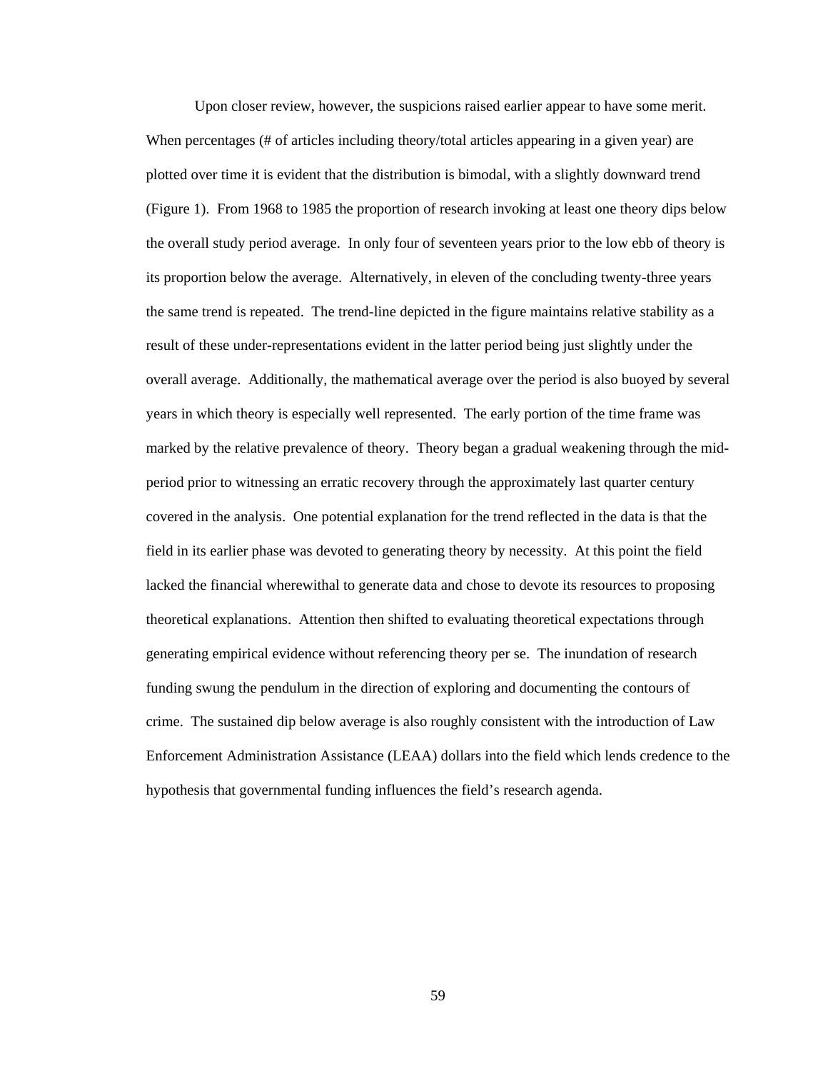Upon closer review, however, the suspicions raised earlier appear to have some merit. When percentages (# of articles including theory/total articles appearing in a given year) are plotted over time it is evident that the distribution is bimodal, with a slightly downward trend (Figure 1). From 1968 to 1985 the proportion of research invoking at least one theory dips below the overall study period average. In only four of seventeen years prior to the low ebb of theory is its proportion below the average. Alternatively, in eleven of the concluding twenty-three years the same trend is repeated. The trend-line depicted in the figure maintains relative stability as a result of these under-representations evident in the latter period being just slightly under the overall average. Additionally, the mathematical average over the period is also buoyed by several years in which theory is especially well represented. The early portion of the time frame was marked by the relative prevalence of theory. Theory began a gradual weakening through the mid-period prior to witnessing an erratic recovery through the approximately last quarter century covered in the analysis. One potential explanation for the trend reflected in the data is that the field in its earlier phase was devoted to generating theory by necessity. At this point the field lacked the financial wherewithal to generate data and chose to devote its resources to proposing theoretical explanations. Attention then shifted to evaluating theoretical expectations through generating empirical evidence without referencing theory per se. The inundation of research funding swung the pendulum in the direction of exploring and documenting the contours of crime. The sustained dip below average is also roughly consistent with the introduction of Law Enforcement Administration Assistance (LEAA) dollars into the field which lends credence to the hypothesis that governmental funding influences the field's research agenda.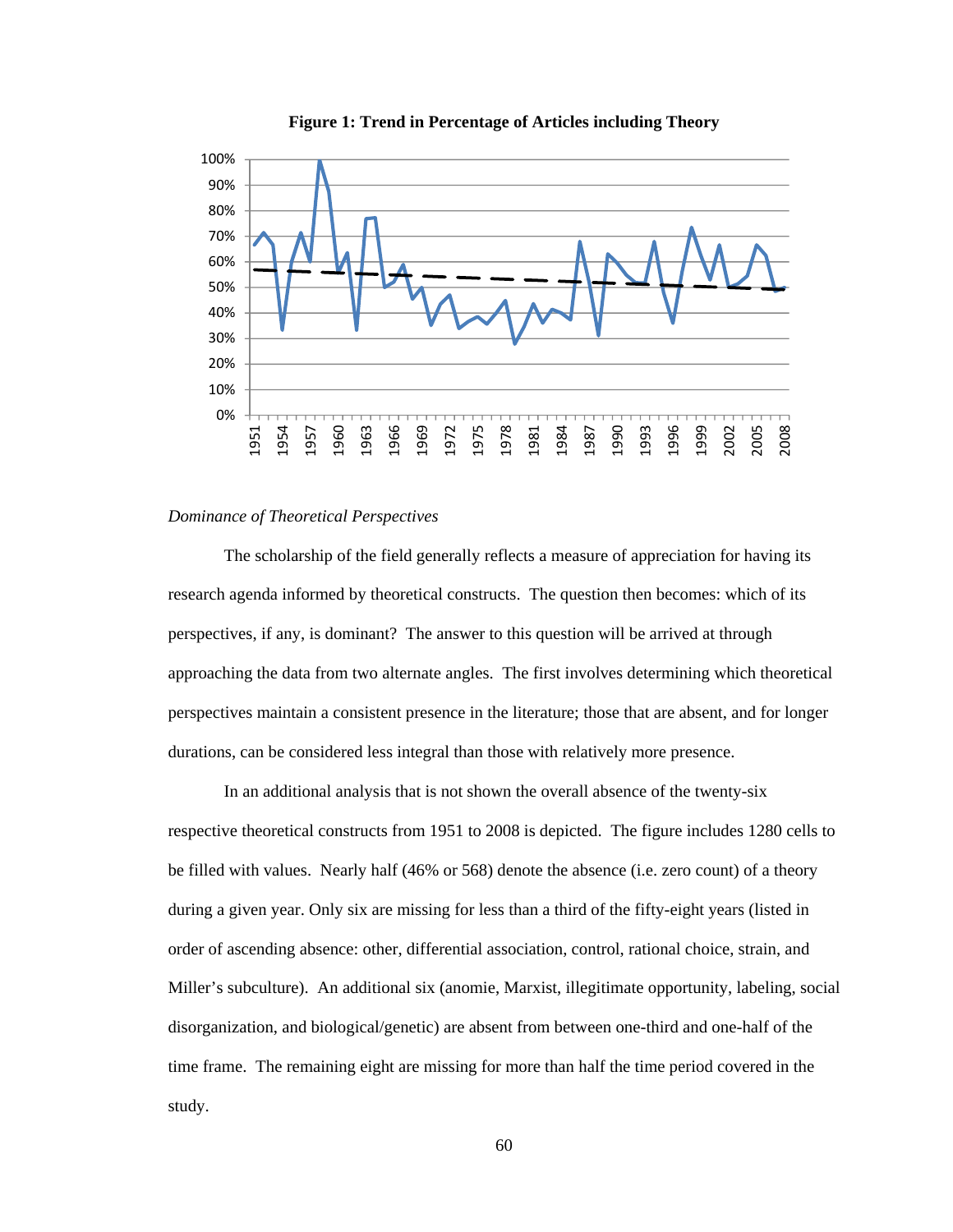**Figure 1: Trend in Percentage of Articles including Theory**

*Dominance of Theoretical Perspectives*

The scholarship of the field generally reflects a measure of appreciation for having its research agenda informed by theoretical constructs. The question then becomes: which of its perspectives, if any, is dominant? The answer to this question will be arrived at through approaching the data from two alternate angles. The first involves determining which theoretical perspectives maintain a consistent presence in the literature; those that are absent, and for longer durations, can be considered less integral than those with relatively more presence.

In an additional analysis that is not shown the overall absence of the twenty-six respective theoretical constructs from 1951 to 2008 is depicted. The figure includes 1280 cells to be filled with values. Nearly half (46% or 568) denote the absence (i.e. zero count) of a theory during a given year. Only six are missing for less than a third of the fifty-eight years (listed in order of ascending absence: other, differential association, control, rational choice, strain, and Miller's subculture). An additional six (anomie, Marxist, illegitimate opportunity, labeling, social disorganization, and biological/genetic) are absent from between one-third and one-half of the time frame. The remaining eight are missing for more than half the time period covered in the study.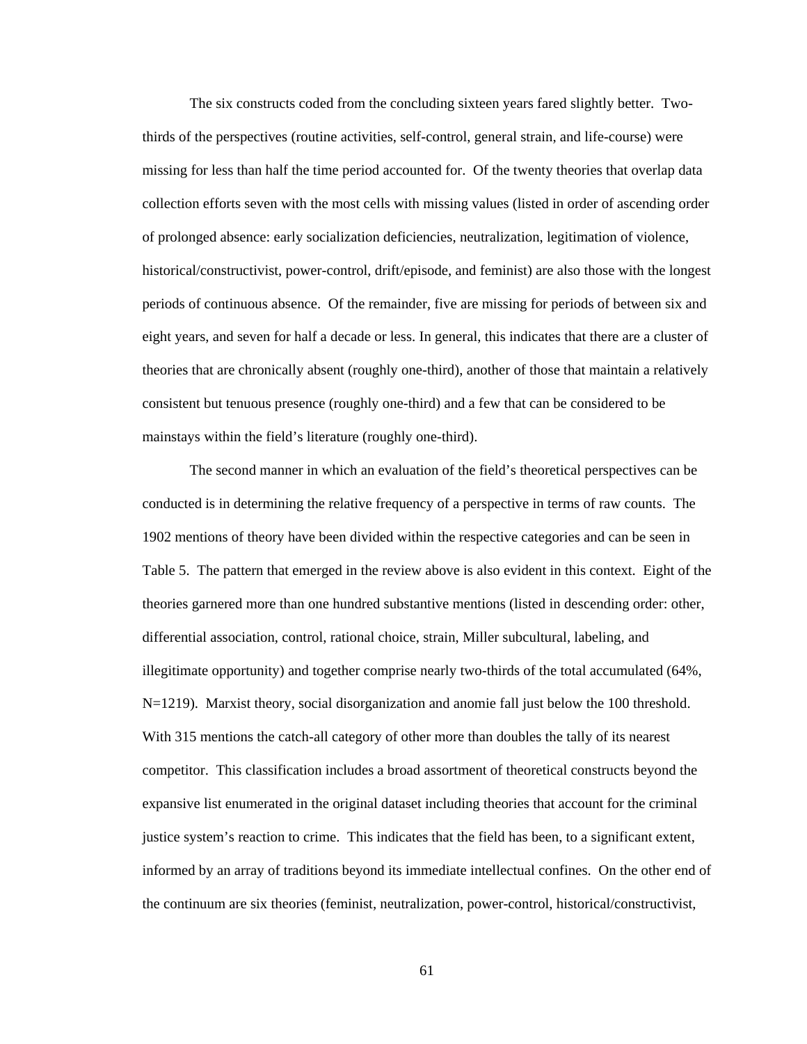The six constructs coded from the concluding sixteen years fared slightly better. Two-thirds of the perspectives (routine activities, self-control, general strain, and life-course) were missing for less than half the time period accounted for. Of the twenty theories that overlap data collection efforts seven with the most cells with missing values (listed in order of ascending order of prolonged absence: early socialization deficiencies, neutralization, legitimation of violence, historical/constructivist, power-control, drift/episode, and feminist) are also those with the longest periods of continuous absence. Of the remainder, five are missing for periods of between six and eight years, and seven for half a decade or less. In general, this indicates that there are a cluster of theories that are chronically absent (roughly one-third), another of those that maintain a relatively consistent but tenuous presence (roughly one-third) and a few that can be considered to be mainstays within the field's literature (roughly one-third).

The second manner in which an evaluation of the field's theoretical perspectives can be conducted is in determining the relative frequency of a perspective in terms of raw counts. The 1902 mentions of theory have been divided within the respective categories and can be seen in Table 5. The pattern that emerged in the review above is also evident in this context. Eight of the theories garnered more than one hundred substantive mentions (listed in descending order: other, differential association, control, rational choice, strain, Miller subcultural, labeling, and illegitimate opportunity) and together comprise nearly two-thirds of the total accumulated (64%, N=1219). Marxist theory, social disorganization and anomie fall just below the 100 threshold. With 315 mentions the catch-all category of other more than doubles the tally of its nearest competitor. This classification includes a broad assortment of theoretical constructs beyond the expansive list enumerated in the original dataset including theories that account for the criminal justice system's reaction to crime. This indicates that the field has been, to a significant extent, informed by an array of traditions beyond its immediate intellectual confines. On the other end of the continuum are six theories (feminist, neutralization, power-control, historical/constructivist,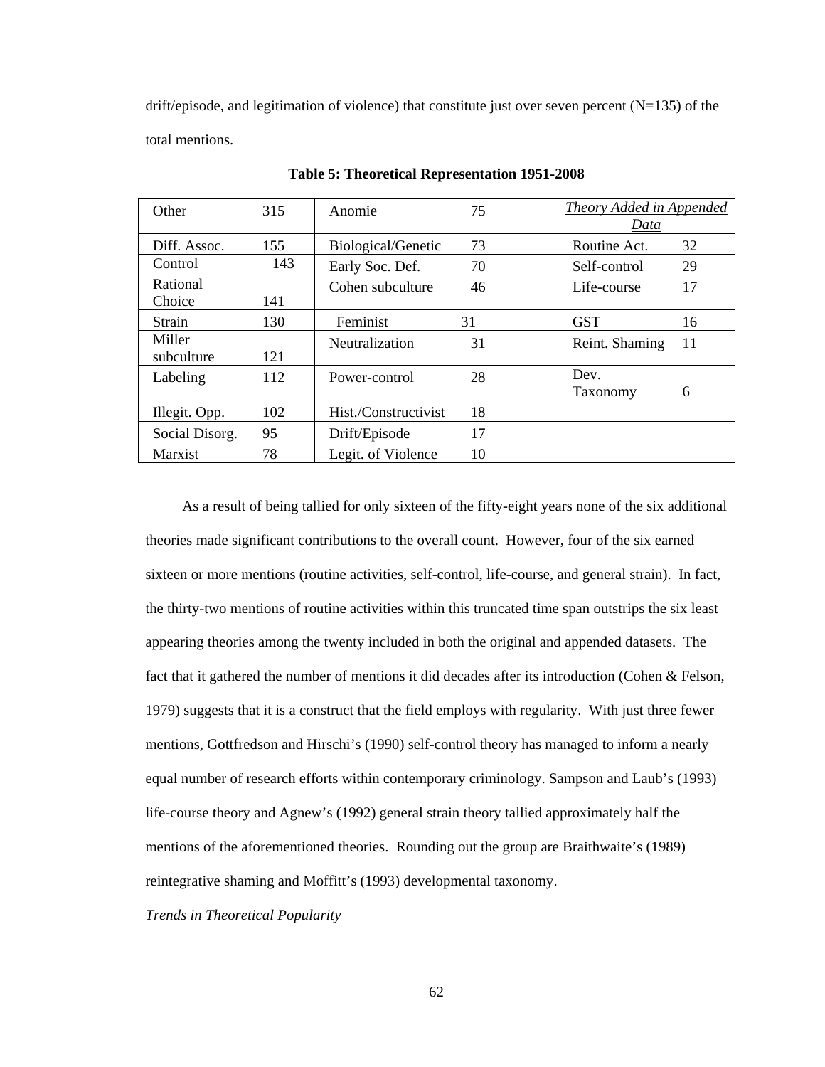drift/episode, and legitimation of violence) that constitute just over seven percent (N=135) of the total mentions.

**Table 5: Theoretical Representation 1951-2008**

| Other | 315 | Anomie | 75 | *Theory Added in Appended Data* | |
|---|---|---|---|---|---|
| Diff. Assoc. | 155 | Biological/Genetic | 73 | Routine Act. | 32 |
| Control | 143 | Early Soc. Def. | 70 | Self-control | 29 |
| Rational Choice | 141 | Cohen subculture | 46 | Life-course | 17 |
| Strain | 130 | Feminist | 31 | GST | 16 |
| Miller subculture | 121 | Neutralization | 31 | Reint. Shaming | 11 |
| Labeling | 112 | Power-control | 28 | Dev. Taxonomy | 6 |
| Illegit. Opp. | 102 | Hist./Constructivist | 18 | | |
| Social Disorg. | 95 | Drift/Episode | 17 | | |
| Marxist | 78 | Legit. of Violence | 10 | | |

As a result of being tallied for only sixteen of the fifty-eight years none of the six additional theories made significant contributions to the overall count. However, four of the six earned sixteen or more mentions (routine activities, self-control, life-course, and general strain). In fact, the thirty-two mentions of routine activities within this truncated time span outstrips the six least appearing theories among the twenty included in both the original and appended datasets. The fact that it gathered the number of mentions it did decades after its introduction (Cohen & Felson, 1979) suggests that it is a construct that the field employs with regularity. With just three fewer mentions, Gottfredson and Hirschi's (1990) self-control theory has managed to inform a nearly equal number of research efforts within contemporary criminology. Sampson and Laub's (1993) life-course theory and Agnew's (1992) general strain theory tallied approximately half the mentions of the aforementioned theories. Rounding out the group are Braithwaite's (1989) reintegrative shaming and Moffitt's (1993) developmental taxonomy.

*Trends in Theoretical Popularity*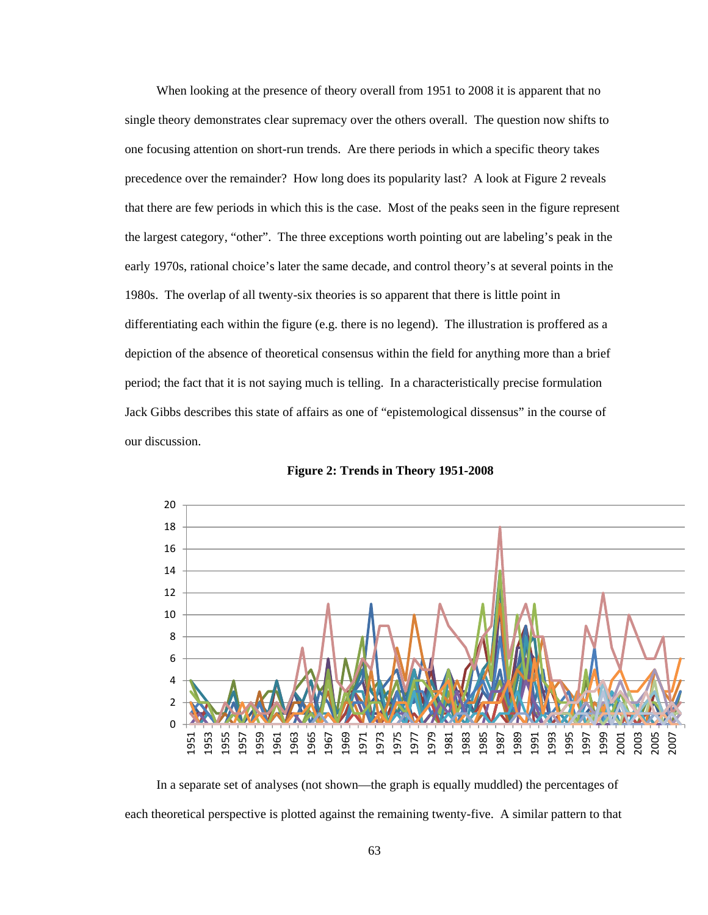When looking at the presence of theory overall from 1951 to 2008 it is apparent that no single theory demonstrates clear supremacy over the others overall. The question now shifts to one focusing attention on short-run trends. Are there periods in which a specific theory takes precedence over the remainder? How long does its popularity last? A look at Figure 2 reveals that there are few periods in which this is the case. Most of the peaks seen in the figure represent the largest category, "other". The three exceptions worth pointing out are labeling's peak in the early 1970s, rational choice's later the same decade, and control theory's at several points in the 1980s. The overlap of all twenty-six theories is so apparent that there is little point in differentiating each within the figure (e.g. there is no legend). The illustration is proffered as a depiction of the absence of theoretical consensus within the field for anything more than a brief period; the fact that it is not saying much is telling. In a characteristically precise formulation Jack Gibbs describes this state of affairs as one of "epistemological dissensus" in the course of our discussion.

**Figure 2: Trends in Theory 1951-2008**

In a separate set of analyses (not shown—the graph is equally muddled) the percentages of each theoretical perspective is plotted against the remaining twenty-five. A similar pattern to that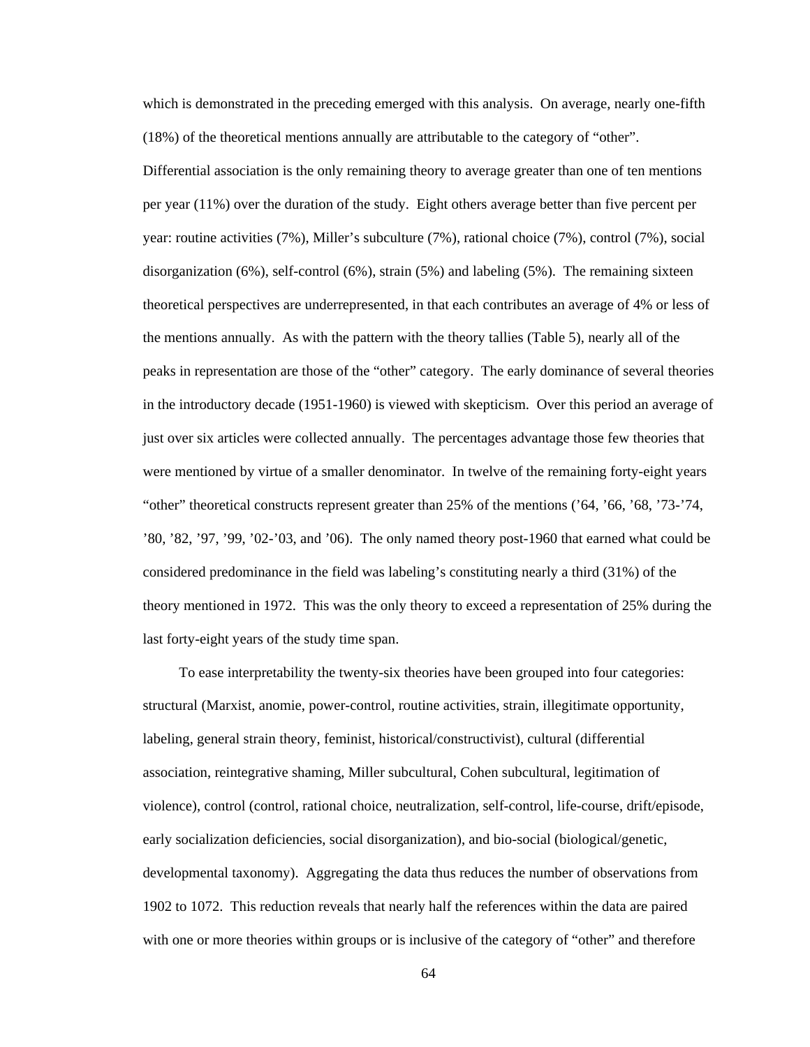which is demonstrated in the preceding emerged with this analysis. On average, nearly one-fifth (18%) of the theoretical mentions annually are attributable to the category of "other". Differential association is the only remaining theory to average greater than one of ten mentions per year (11%) over the duration of the study. Eight others average better than five percent per year: routine activities (7%), Miller's subculture (7%), rational choice (7%), control (7%), social disorganization (6%), self-control (6%), strain (5%) and labeling (5%). The remaining sixteen theoretical perspectives are underrepresented, in that each contributes an average of 4% or less of the mentions annually. As with the pattern with the theory tallies (Table 5), nearly all of the peaks in representation are those of the "other" category. The early dominance of several theories in the introductory decade (1951-1960) is viewed with skepticism. Over this period an average of just over six articles were collected annually. The percentages advantage those few theories that were mentioned by virtue of a smaller denominator. In twelve of the remaining forty-eight years "other" theoretical constructs represent greater than 25% of the mentions ('64, '66, '68, '73-'74, '80, '82, '97, '99, '02-'03, and '06). The only named theory post-1960 that earned what could be considered predominance in the field was labeling's constituting nearly a third (31%) of the theory mentioned in 1972. This was the only theory to exceed a representation of 25% during the last forty-eight years of the study time span.

To ease interpretability the twenty-six theories have been grouped into four categories: structural (Marxist, anomie, power-control, routine activities, strain, illegitimate opportunity, labeling, general strain theory, feminist, historical/constructivist), cultural (differential association, reintegrative shaming, Miller subcultural, Cohen subcultural, legitimation of violence), control (control, rational choice, neutralization, self-control, life-course, drift/episode, early socialization deficiencies, social disorganization), and bio-social (biological/genetic, developmental taxonomy). Aggregating the data thus reduces the number of observations from 1902 to 1072. This reduction reveals that nearly half the references within the data are paired with one or more theories within groups or is inclusive of the category of "other" and therefore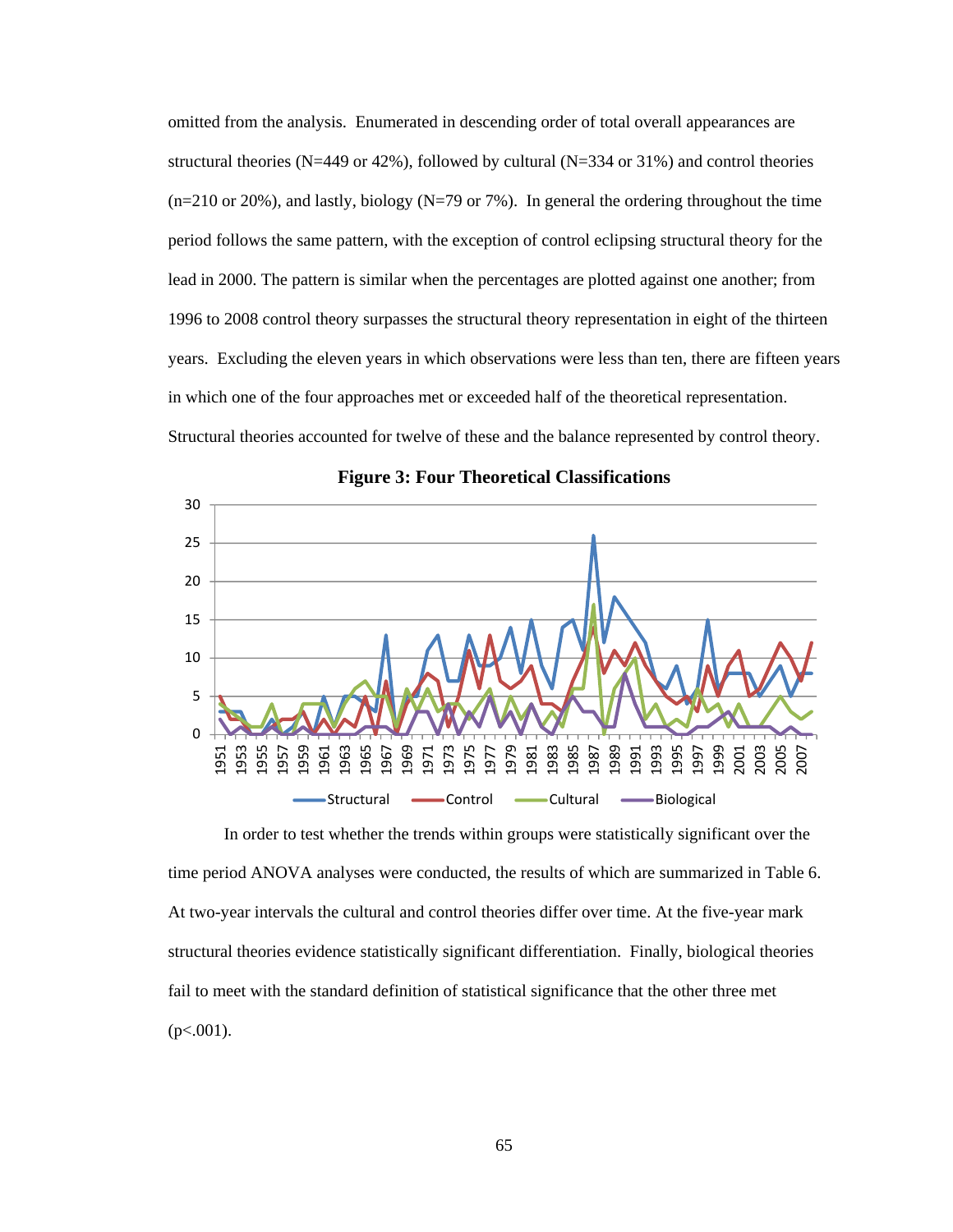omitted from the analysis. Enumerated in descending order of total overall appearances are structural theories (N=449 or 42%), followed by cultural (N=334 or 31%) and control theories (n=210 or 20%), and lastly, biology (N=79 or 7%). In general the ordering throughout the time period follows the same pattern, with the exception of control eclipsing structural theory for the lead in 2000. The pattern is similar when the percentages are plotted against one another; from 1996 to 2008 control theory surpasses the structural theory representation in eight of the thirteen years. Excluding the eleven years in which observations were less than ten, there are fifteen years in which one of the four approaches met or exceeded half of the theoretical representation. Structural theories accounted for twelve of these and the balance represented by control theory.

**Figure 3: Four Theoretical Classifications**

In order to test whether the trends within groups were statistically significant over the time period ANOVA analyses were conducted, the results of which are summarized in Table 6. At two-year intervals the cultural and control theories differ over time. At the five-year mark structural theories evidence statistically significant differentiation. Finally, biological theories fail to meet with the standard definition of statistical significance that the other three met ($p<.001$).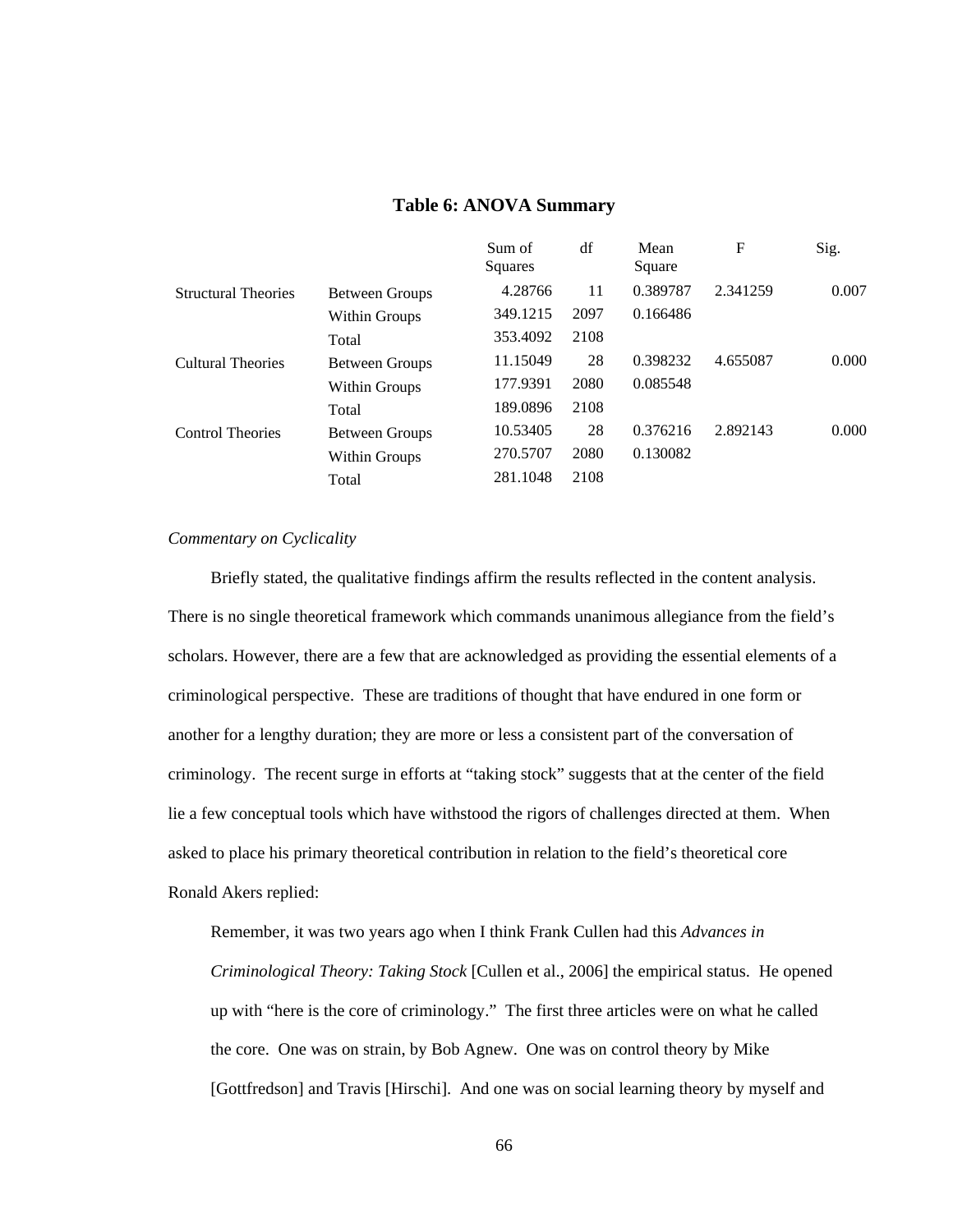**Table 6: ANOVA Summary**

| | | Sum of Squares | df | Mean Square | F | Sig. |
|---|---|---|---|---|---|---|
| Structural Theories | Between Groups | 4.28766 | 11 | 0.389787 | 2.341259 | 0.007 |
| | Within Groups | 349.1215 | 2097 | 0.166486 | | |
| | Total | 353.4092 | 2108 | | | |
| Cultural Theories | Between Groups | 11.15049 | 28 | 0.398232 | 4.655087 | 0.000 |
| | Within Groups | 177.9391 | 2080 | 0.085548 | | |
| | Total | 189.0896 | 2108 | | | |
| Control Theories | Between Groups | 10.53405 | 28 | 0.376216 | 2.892143 | 0.000 |
| | Within Groups | 270.5707 | 2080 | 0.130082 | | |
| | Total | 281.1048 | 2108 | | | |

*Commentary on Cyclicality*

Briefly stated, the qualitative findings affirm the results reflected in the content analysis. There is no single theoretical framework which commands unanimous allegiance from the field's scholars. However, there are a few that are acknowledged as providing the essential elements of a criminological perspective. These are traditions of thought that have endured in one form or another for a lengthy duration; they are more or less a consistent part of the conversation of criminology. The recent surge in efforts at "taking stock" suggests that at the center of the field lie a few conceptual tools which have withstood the rigors of challenges directed at them. When asked to place his primary theoretical contribution in relation to the field's theoretical core Ronald Akers replied:

> Remember, it was two years ago when I think Frank Cullen had this *Advances in Criminological Theory: Taking Stock* [Cullen et al., 2006] the empirical status. He opened up with "here is the core of criminology." The first three articles were on what he called the core. One was on strain, by Bob Agnew. One was on control theory by Mike [Gottfredson] and Travis [Hirschi]. And one was on social learning theory by myself and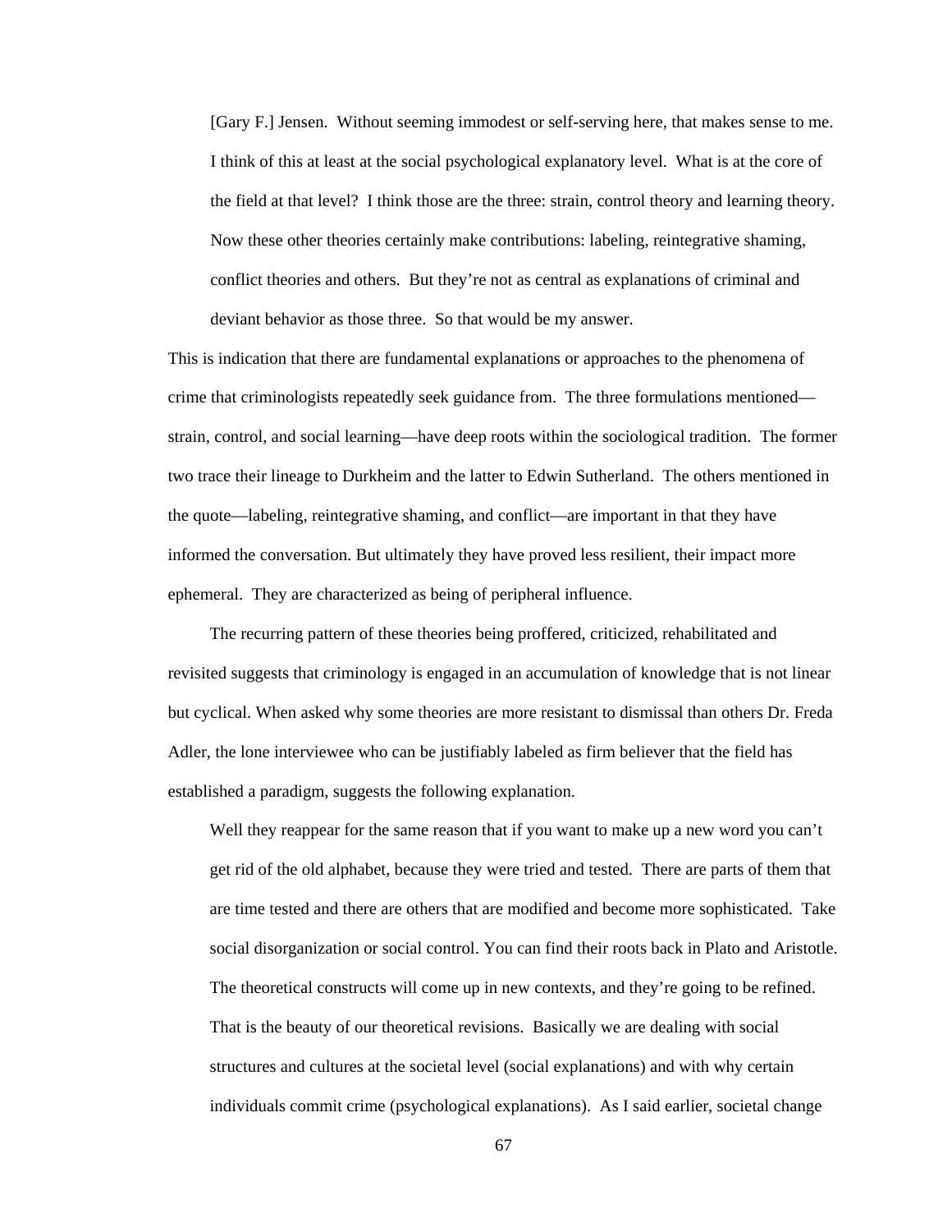> [Gary F.] Jensen. Without seeming immodest or self-serving here, that makes sense to me. I think of this at least at the social psychological explanatory level. What is at the core of the field at that level? I think those are the three: strain, control theory and learning theory. Now these other theories certainly make contributions: labeling, reintegrative shaming, conflict theories and others. But they're not as central as explanations of criminal and deviant behavior as those three. So that would be my answer.

This is indication that there are fundamental explanations or approaches to the phenomena of crime that criminologists repeatedly seek guidance from. The three formulations mentioned—strain, control, and social learning—have deep roots within the sociological tradition. The former two trace their lineage to Durkheim and the latter to Edwin Sutherland. The others mentioned in the quote—labeling, reintegrative shaming, and conflict—are important in that they have informed the conversation. But ultimately they have proved less resilient, their impact more ephemeral. They are characterized as being of peripheral influence.

The recurring pattern of these theories being proffered, criticized, rehabilitated and revisited suggests that criminology is engaged in an accumulation of knowledge that is not linear but cyclical. When asked why some theories are more resistant to dismissal than others Dr. Freda Adler, the lone interviewee who can be justifiably labeled as firm believer that the field has established a paradigm, suggests the following explanation.

> Well they reappear for the same reason that if you want to make up a new word you can't get rid of the old alphabet, because they were tried and tested. There are parts of them that are time tested and there are others that are modified and become more sophisticated. Take social disorganization or social control. You can find their roots back in Plato and Aristotle. The theoretical constructs will come up in new contexts, and they're going to be refined. That is the beauty of our theoretical revisions. Basically we are dealing with social structures and cultures at the societal level (social explanations) and with why certain individuals commit crime (psychological explanations). As I said earlier, societal change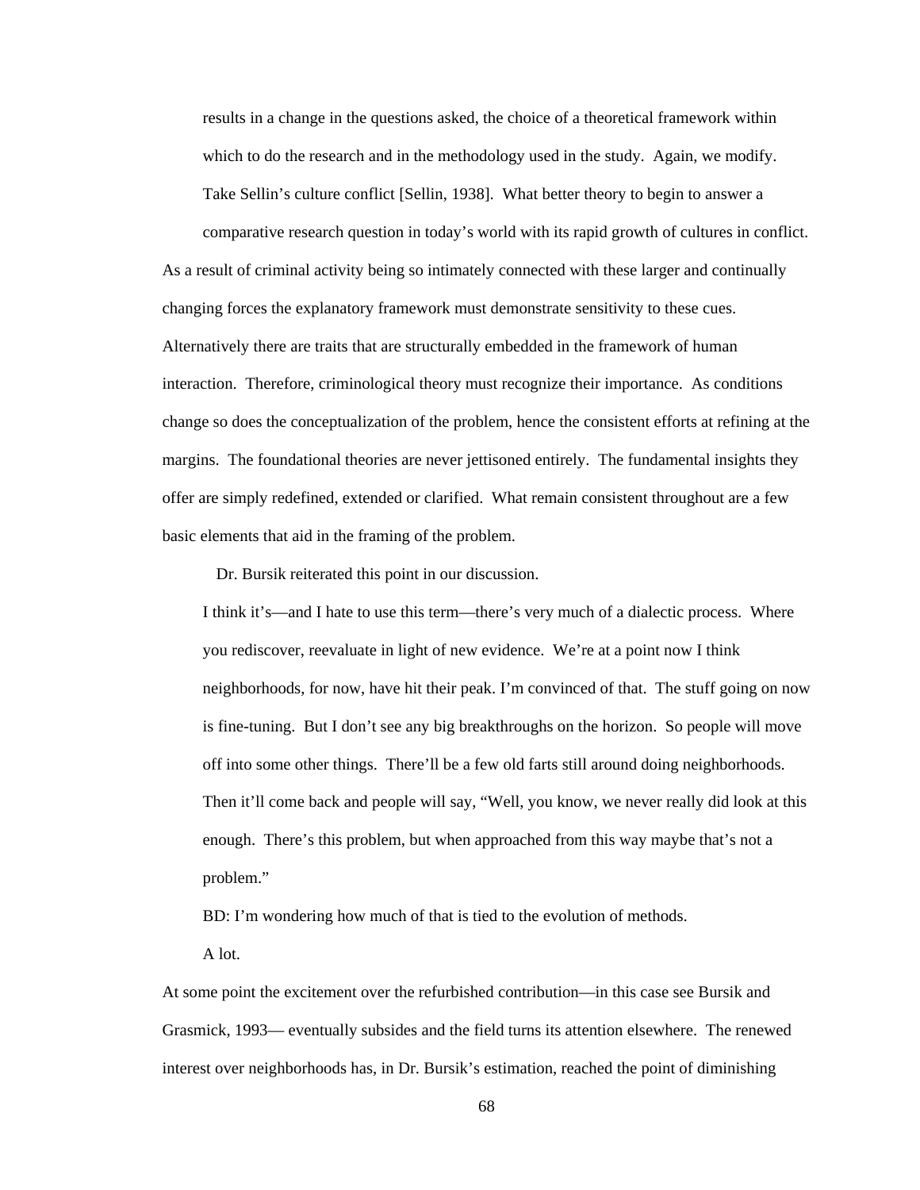results in a change in the questions asked, the choice of a theoretical framework within which to do the research and in the methodology used in the study. Again, we modify. Take Sellin's culture conflict [Sellin, 1938]. What better theory to begin to answer a comparative research question in today's world with its rapid growth of cultures in conflict.

As a result of criminal activity being so intimately connected with these larger and continually changing forces the explanatory framework must demonstrate sensitivity to these cues. Alternatively there are traits that are structurally embedded in the framework of human interaction. Therefore, criminological theory must recognize their importance. As conditions change so does the conceptualization of the problem, hence the consistent efforts at refining at the margins. The foundational theories are never jettisoned entirely. The fundamental insights they offer are simply redefined, extended or clarified. What remain consistent throughout are a few basic elements that aid in the framing of the problem.

Dr. Bursik reiterated this point in our discussion.

> I think it's—and I hate to use this term—there's very much of a dialectic process. Where you rediscover, reevaluate in light of new evidence. We're at a point now I think neighborhoods, for now, have hit their peak. I'm convinced of that. The stuff going on now is fine-tuning. But I don't see any big breakthroughs on the horizon. So people will move off into some other things. There'll be a few old farts still around doing neighborhoods. Then it'll come back and people will say, "Well, you know, we never really did look at this enough. There's this problem, but when approached from this way maybe that's not a problem."
>
> BD: I'm wondering how much of that is tied to the evolution of methods.
>
> A lot.

At some point the excitement over the refurbished contribution—in this case see Bursik and Grasmick, 1993— eventually subsides and the field turns its attention elsewhere. The renewed interest over neighborhoods has, in Dr. Bursik's estimation, reached the point of diminishing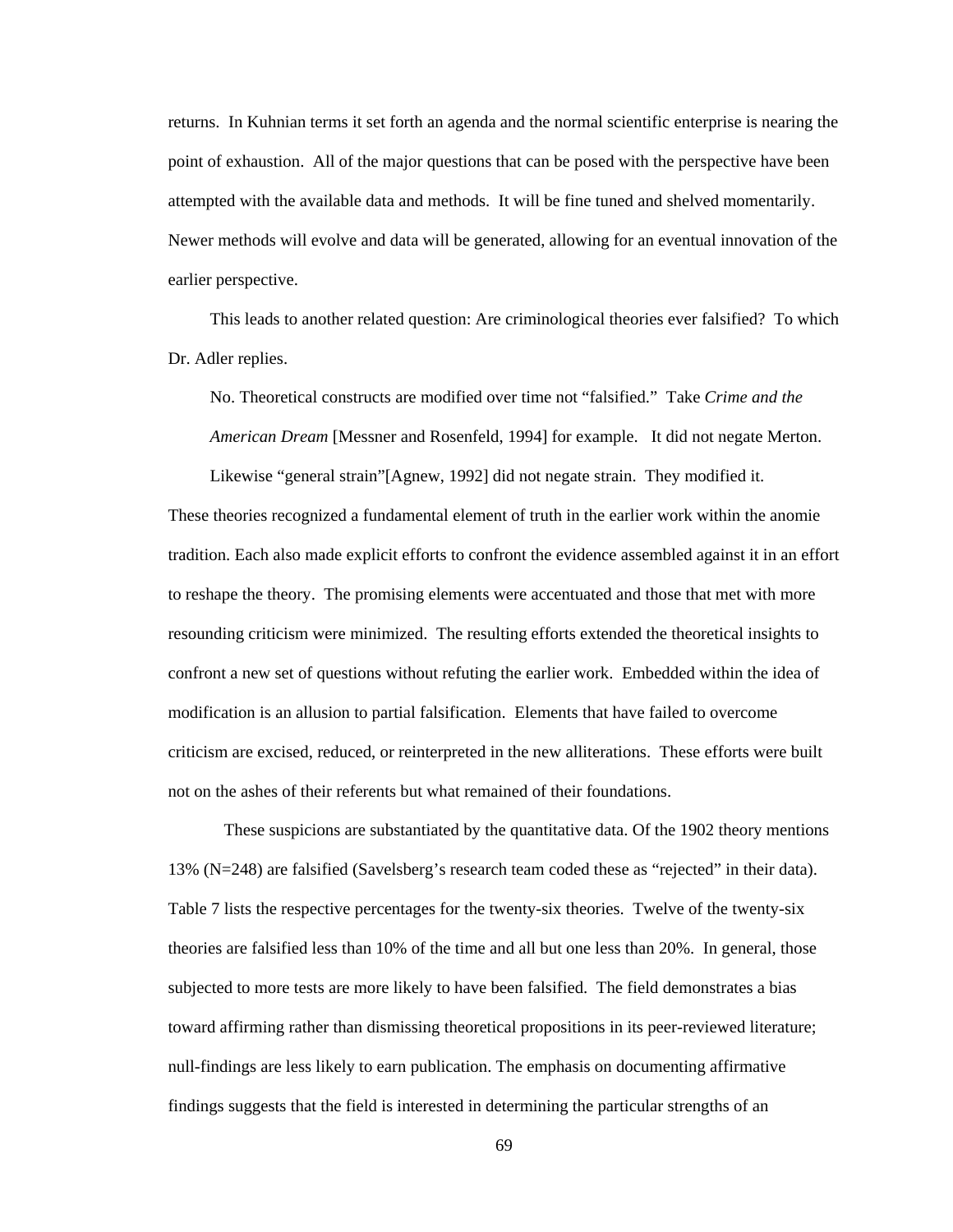returns. In Kuhnian terms it set forth an agenda and the normal scientific enterprise is nearing the point of exhaustion. All of the major questions that can be posed with the perspective have been attempted with the available data and methods. It will be fine tuned and shelved momentarily. Newer methods will evolve and data will be generated, allowing for an eventual innovation of the earlier perspective.

This leads to another related question: Are criminological theories ever falsified? To which Dr. Adler replies.

> No. Theoretical constructs are modified over time not "falsified." Take *Crime and the American Dream* [Messner and Rosenfeld, 1994] for example. It did not negate Merton. Likewise "general strain"[Agnew, 1992] did not negate strain. They modified it.

These theories recognized a fundamental element of truth in the earlier work within the anomie tradition. Each also made explicit efforts to confront the evidence assembled against it in an effort to reshape the theory. The promising elements were accentuated and those that met with more resounding criticism were minimized. The resulting efforts extended the theoretical insights to confront a new set of questions without refuting the earlier work. Embedded within the idea of modification is an allusion to partial falsification. Elements that have failed to overcome criticism are excised, reduced, or reinterpreted in the new alliterations. These efforts were built not on the ashes of their referents but what remained of their foundations.

These suspicions are substantiated by the quantitative data. Of the 1902 theory mentions 13% (N=248) are falsified (Savelsberg's research team coded these as "rejected" in their data). Table 7 lists the respective percentages for the twenty-six theories. Twelve of the twenty-six theories are falsified less than 10% of the time and all but one less than 20%. In general, those subjected to more tests are more likely to have been falsified. The field demonstrates a bias toward affirming rather than dismissing theoretical propositions in its peer-reviewed literature; null-findings are less likely to earn publication. The emphasis on documenting affirmative findings suggests that the field is interested in determining the particular strengths of an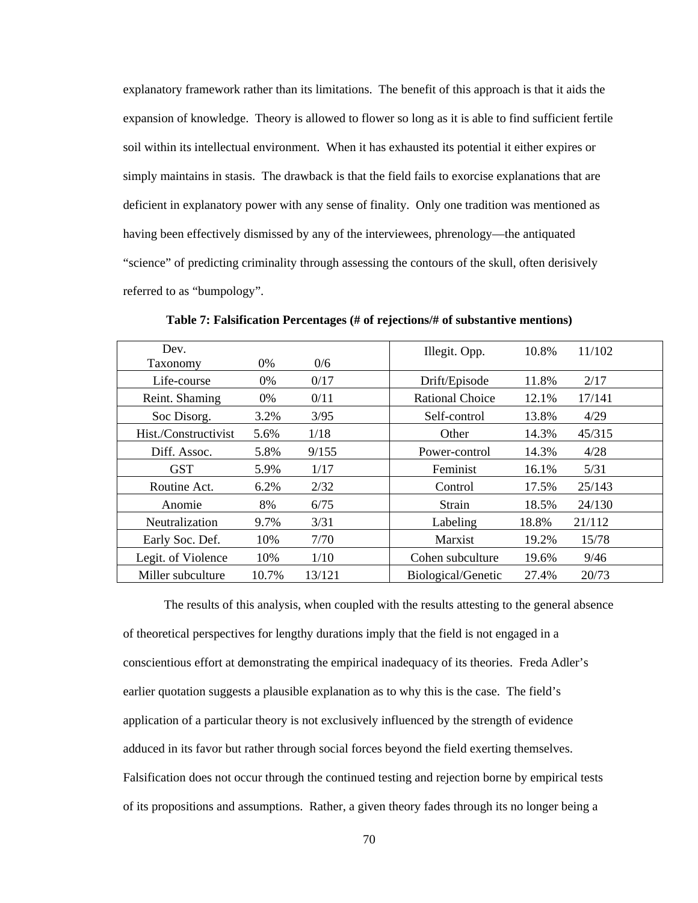explanatory framework rather than its limitations. The benefit of this approach is that it aids the expansion of knowledge. Theory is allowed to flower so long as it is able to find sufficient fertile soil within its intellectual environment. When it has exhausted its potential it either expires or simply maintains in stasis. The drawback is that the field fails to exorcise explanations that are deficient in explanatory power with any sense of finality. Only one tradition was mentioned as having been effectively dismissed by any of the interviewees, phrenology—the antiquated "science" of predicting criminality through assessing the contours of the skull, often derisively referred to as "bumpology".

**Table 7: Falsification Percentages (# of rejections/# of substantive mentions)**

| | | | | | |
|---|---|---|---|---|---|
| Dev. Taxonomy | 0% | 0/6 | Illegit. Opp. | 10.8% | 11/102 |
| Life-course | 0% | 0/17 | Drift/Episode | 11.8% | 2/17 |
| Reint. Shaming | 0% | 0/11 | Rational Choice | 12.1% | 17/141 |
| Soc Disorg. | 3.2% | 3/95 | Self-control | 13.8% | 4/29 |
| Hist./Constructivist | 5.6% | 1/18 | Other | 14.3% | 45/315 |
| Diff. Assoc. | 5.8% | 9/155 | Power-control | 14.3% | 4/28 |
| GST | 5.9% | 1/17 | Feminist | 16.1% | 5/31 |
| Routine Act. | 6.2% | 2/32 | Control | 17.5% | 25/143 |
| Anomie | 8% | 6/75 | Strain | 18.5% | 24/130 |
| Neutralization | 9.7% | 3/31 | Labeling | 18.8% | 21/112 |
| Early Soc. Def. | 10% | 7/70 | Marxist | 19.2% | 15/78 |
| Legit. of Violence | 10% | 1/10 | Cohen subculture | 19.6% | 9/46 |
| Miller subculture | 10.7% | 13/121 | Biological/Genetic | 27.4% | 20/73 |

The results of this analysis, when coupled with the results attesting to the general absence of theoretical perspectives for lengthy durations imply that the field is not engaged in a conscientious effort at demonstrating the empirical inadequacy of its theories. Freda Adler's earlier quotation suggests a plausible explanation as to why this is the case. The field's application of a particular theory is not exclusively influenced by the strength of evidence adduced in its favor but rather through social forces beyond the field exerting themselves. Falsification does not occur through the continued testing and rejection borne by empirical tests of its propositions and assumptions. Rather, a given theory fades through its no longer being a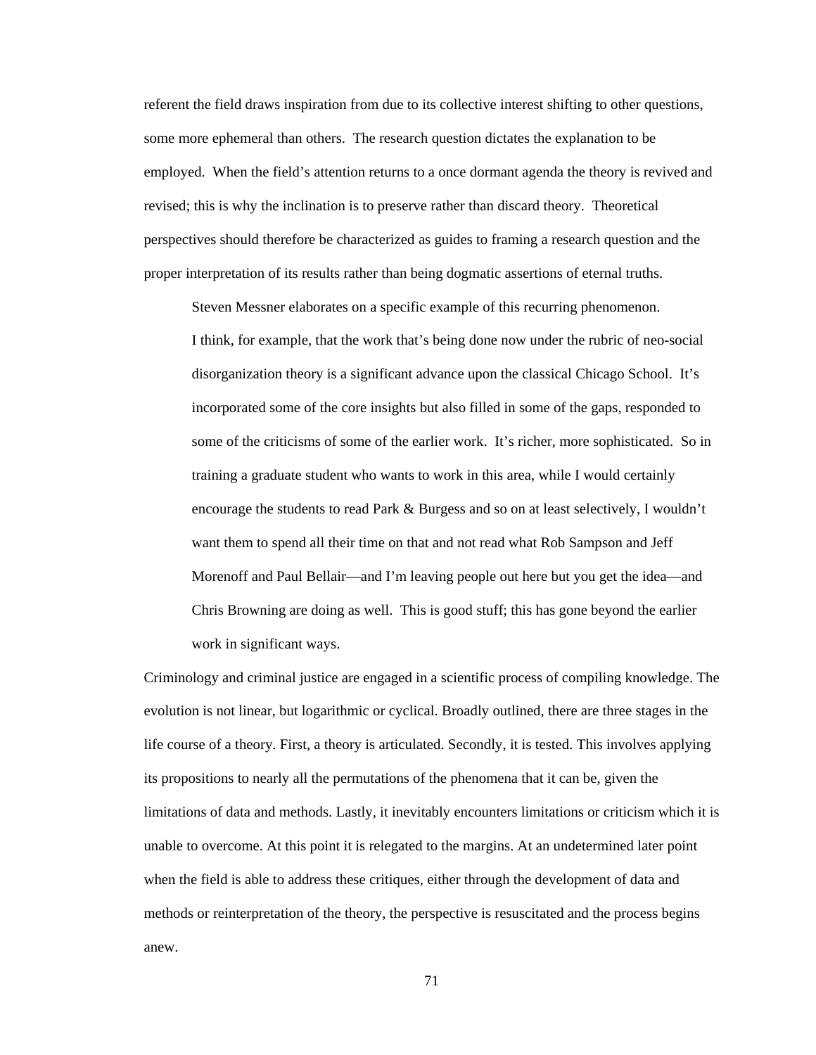referent the field draws inspiration from due to its collective interest shifting to other questions, some more ephemeral than others. The research question dictates the explanation to be employed. When the field's attention returns to a once dormant agenda the theory is revived and revised; this is why the inclination is to preserve rather than discard theory. Theoretical perspectives should therefore be characterized as guides to framing a research question and the proper interpretation of its results rather than being dogmatic assertions of eternal truths.

Steven Messner elaborates on a specific example of this recurring phenomenon.

> I think, for example, that the work that's being done now under the rubric of neo-social disorganization theory is a significant advance upon the classical Chicago School. It's incorporated some of the core insights but also filled in some of the gaps, responded to some of the criticisms of some of the earlier work. It's richer, more sophisticated. So in training a graduate student who wants to work in this area, while I would certainly encourage the students to read Park & Burgess and so on at least selectively, I wouldn't want them to spend all their time on that and not read what Rob Sampson and Jeff Morenoff and Paul Bellair—and I'm leaving people out here but you get the idea—and Chris Browning are doing as well. This is good stuff; this has gone beyond the earlier work in significant ways.

Criminology and criminal justice are engaged in a scientific process of compiling knowledge. The evolution is not linear, but logarithmic or cyclical. Broadly outlined, there are three stages in the life course of a theory. First, a theory is articulated. Secondly, it is tested. This involves applying its propositions to nearly all the permutations of the phenomena that it can be, given the limitations of data and methods. Lastly, it inevitably encounters limitations or criticism which it is unable to overcome. At this point it is relegated to the margins. At an undetermined later point when the field is able to address these critiques, either through the development of data and methods or reinterpretation of the theory, the perspective is resuscitated and the process begins anew.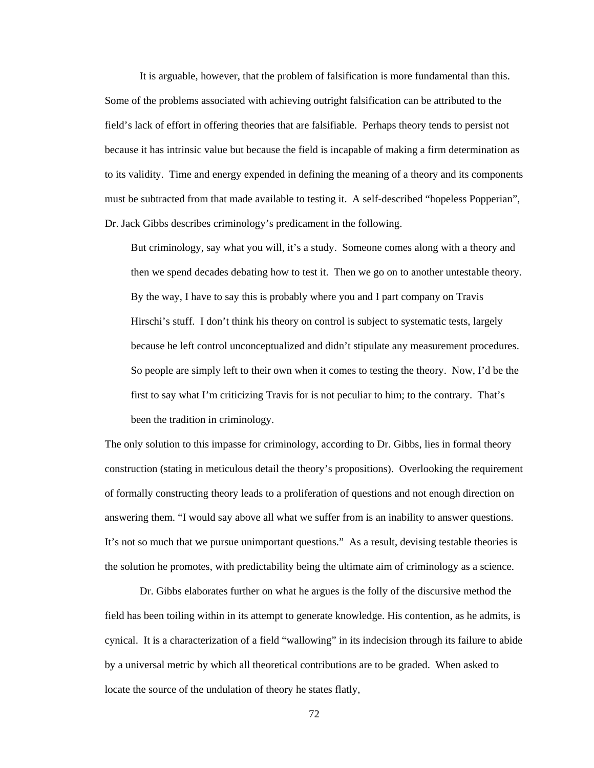It is arguable, however, that the problem of falsification is more fundamental than this. Some of the problems associated with achieving outright falsification can be attributed to the field's lack of effort in offering theories that are falsifiable. Perhaps theory tends to persist not because it has intrinsic value but because the field is incapable of making a firm determination as to its validity. Time and energy expended in defining the meaning of a theory and its components must be subtracted from that made available to testing it. A self-described "hopeless Popperian", Dr. Jack Gibbs describes criminology's predicament in the following.

> But criminology, say what you will, it's a study. Someone comes along with a theory and then we spend decades debating how to test it. Then we go on to another untestable theory. By the way, I have to say this is probably where you and I part company on Travis Hirschi's stuff. I don't think his theory on control is subject to systematic tests, largely because he left control unconceptualized and didn't stipulate any measurement procedures. So people are simply left to their own when it comes to testing the theory. Now, I'd be the first to say what I'm criticizing Travis for is not peculiar to him; to the contrary. That's been the tradition in criminology.

The only solution to this impasse for criminology, according to Dr. Gibbs, lies in formal theory construction (stating in meticulous detail the theory's propositions). Overlooking the requirement of formally constructing theory leads to a proliferation of questions and not enough direction on answering them. "I would say above all what we suffer from is an inability to answer questions. It's not so much that we pursue unimportant questions." As a result, devising testable theories is the solution he promotes, with predictability being the ultimate aim of criminology as a science.

Dr. Gibbs elaborates further on what he argues is the folly of the discursive method the field has been toiling within in its attempt to generate knowledge. His contention, as he admits, is cynical. It is a characterization of a field "wallowing" in its indecision through its failure to abide by a universal metric by which all theoretical contributions are to be graded. When asked to locate the source of the undulation of theory he states flatly,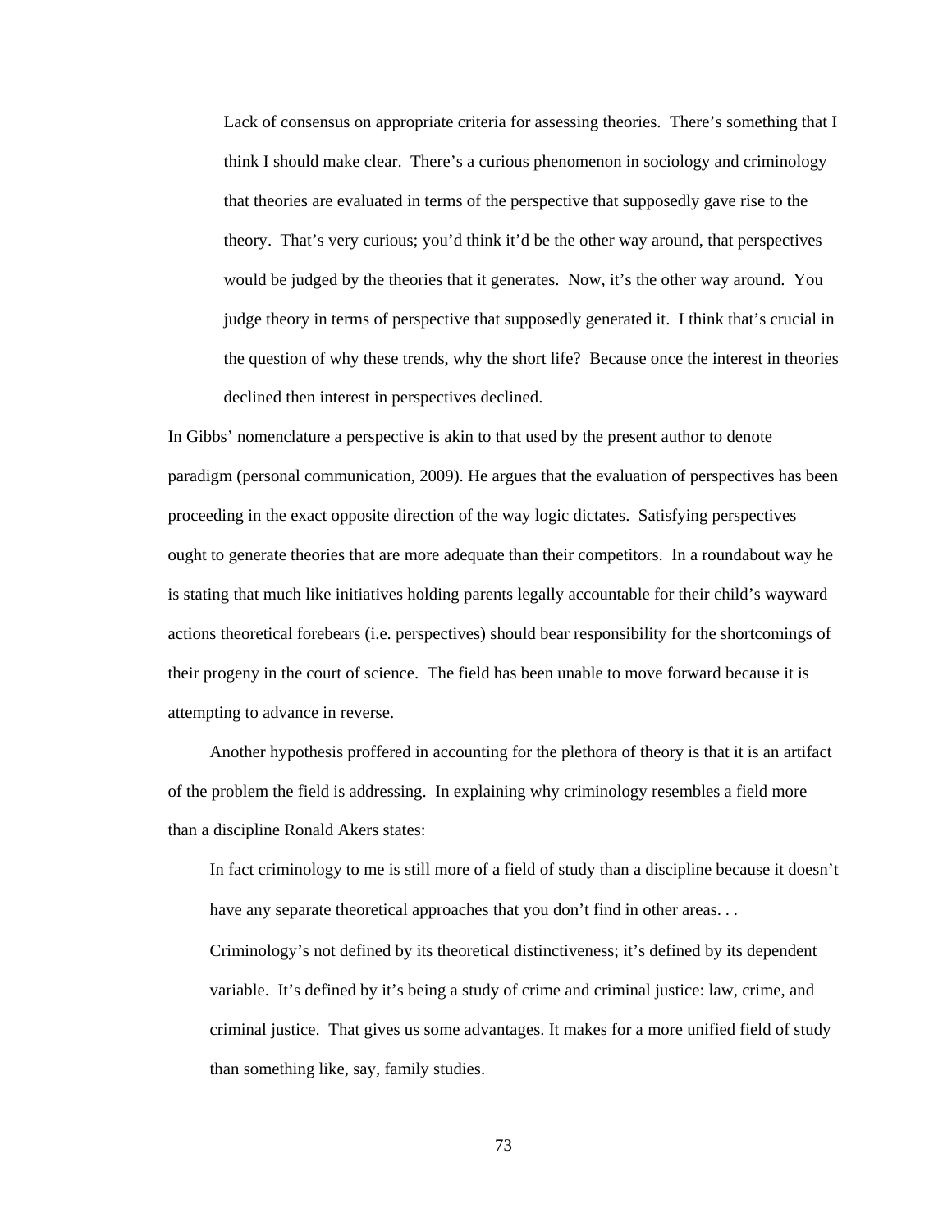> Lack of consensus on appropriate criteria for assessing theories. There's something that I think I should make clear. There's a curious phenomenon in sociology and criminology that theories are evaluated in terms of the perspective that supposedly gave rise to the theory. That's very curious; you'd think it'd be the other way around, that perspectives would be judged by the theories that it generates. Now, it's the other way around. You judge theory in terms of perspective that supposedly generated it. I think that's crucial in the question of why these trends, why the short life? Because once the interest in theories declined then interest in perspectives declined.

In Gibbs' nomenclature a perspective is akin to that used by the present author to denote paradigm (personal communication, 2009). He argues that the evaluation of perspectives has been proceeding in the exact opposite direction of the way logic dictates. Satisfying perspectives ought to generate theories that are more adequate than their competitors. In a roundabout way he is stating that much like initiatives holding parents legally accountable for their child's wayward actions theoretical forebears (i.e. perspectives) should bear responsibility for the shortcomings of their progeny in the court of science. The field has been unable to move forward because it is attempting to advance in reverse.

Another hypothesis proffered in accounting for the plethora of theory is that it is an artifact of the problem the field is addressing. In explaining why criminology resembles a field more than a discipline Ronald Akers states:

> In fact criminology to me is still more of a field of study than a discipline because it doesn't have any separate theoretical approaches that you don't find in other areas. . .
>
> Criminology's not defined by its theoretical distinctiveness; it's defined by its dependent variable. It's defined by it's being a study of crime and criminal justice: law, crime, and criminal justice. That gives us some advantages. It makes for a more unified field of study than something like, say, family studies.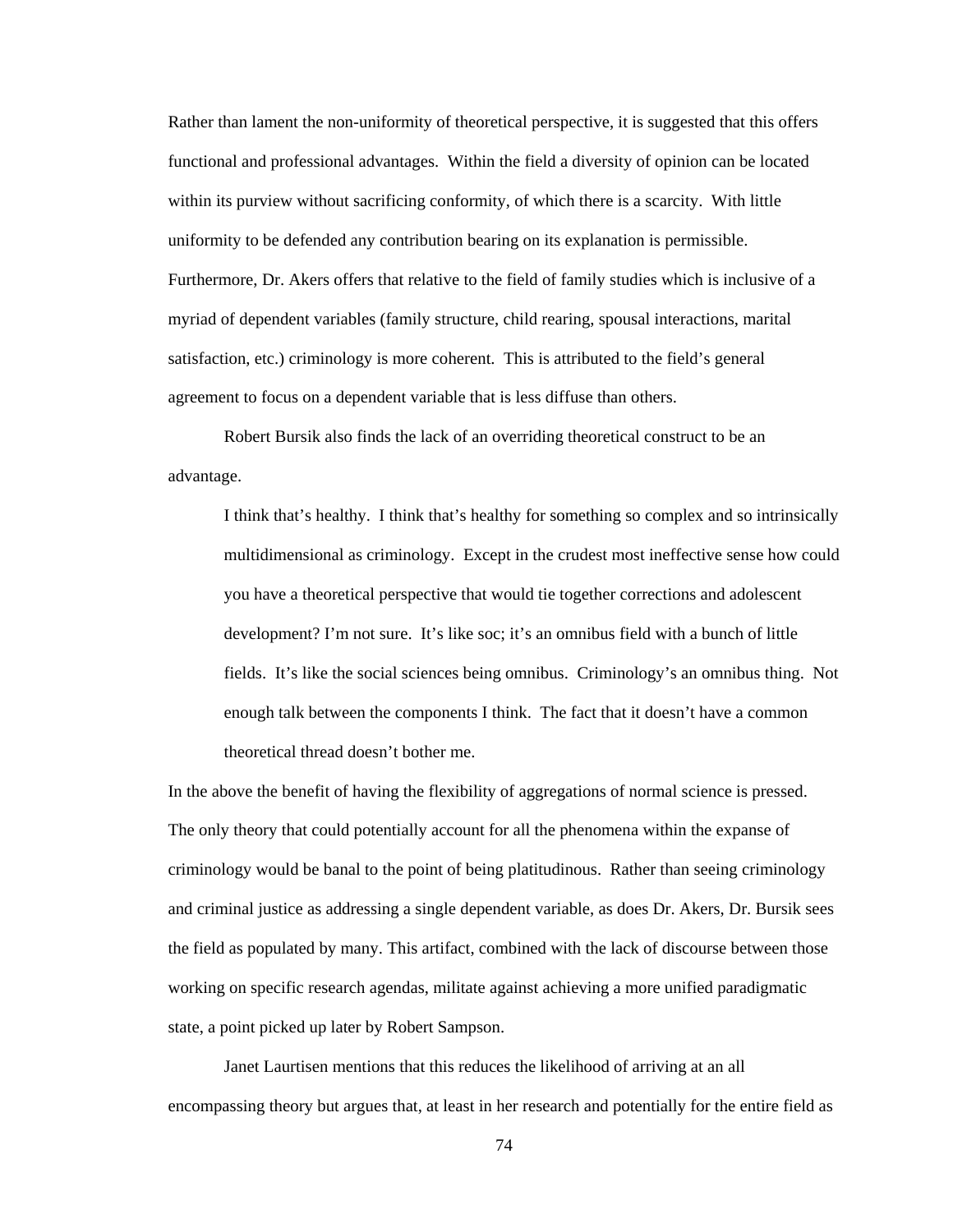Rather than lament the non-uniformity of theoretical perspective, it is suggested that this offers functional and professional advantages. Within the field a diversity of opinion can be located within its purview without sacrificing conformity, of which there is a scarcity. With little uniformity to be defended any contribution bearing on its explanation is permissible. Furthermore, Dr. Akers offers that relative to the field of family studies which is inclusive of a myriad of dependent variables (family structure, child rearing, spousal interactions, marital satisfaction, etc.) criminology is more coherent. This is attributed to the field's general agreement to focus on a dependent variable that is less diffuse than others.

Robert Bursik also finds the lack of an overriding theoretical construct to be an advantage.

> I think that's healthy. I think that's healthy for something so complex and so intrinsically multidimensional as criminology. Except in the crudest most ineffective sense how could you have a theoretical perspective that would tie together corrections and adolescent development? I'm not sure. It's like soc; it's an omnibus field with a bunch of little fields. It's like the social sciences being omnibus. Criminology's an omnibus thing. Not enough talk between the components I think. The fact that it doesn't have a common theoretical thread doesn't bother me.

In the above the benefit of having the flexibility of aggregations of normal science is pressed. The only theory that could potentially account for all the phenomena within the expanse of criminology would be banal to the point of being platitudinous. Rather than seeing criminology and criminal justice as addressing a single dependent variable, as does Dr. Akers, Dr. Bursik sees the field as populated by many. This artifact, combined with the lack of discourse between those working on specific research agendas, militate against achieving a more unified paradigmatic state, a point picked up later by Robert Sampson.

Janet Laurtisen mentions that this reduces the likelihood of arriving at an all encompassing theory but argues that, at least in her research and potentially for the entire field as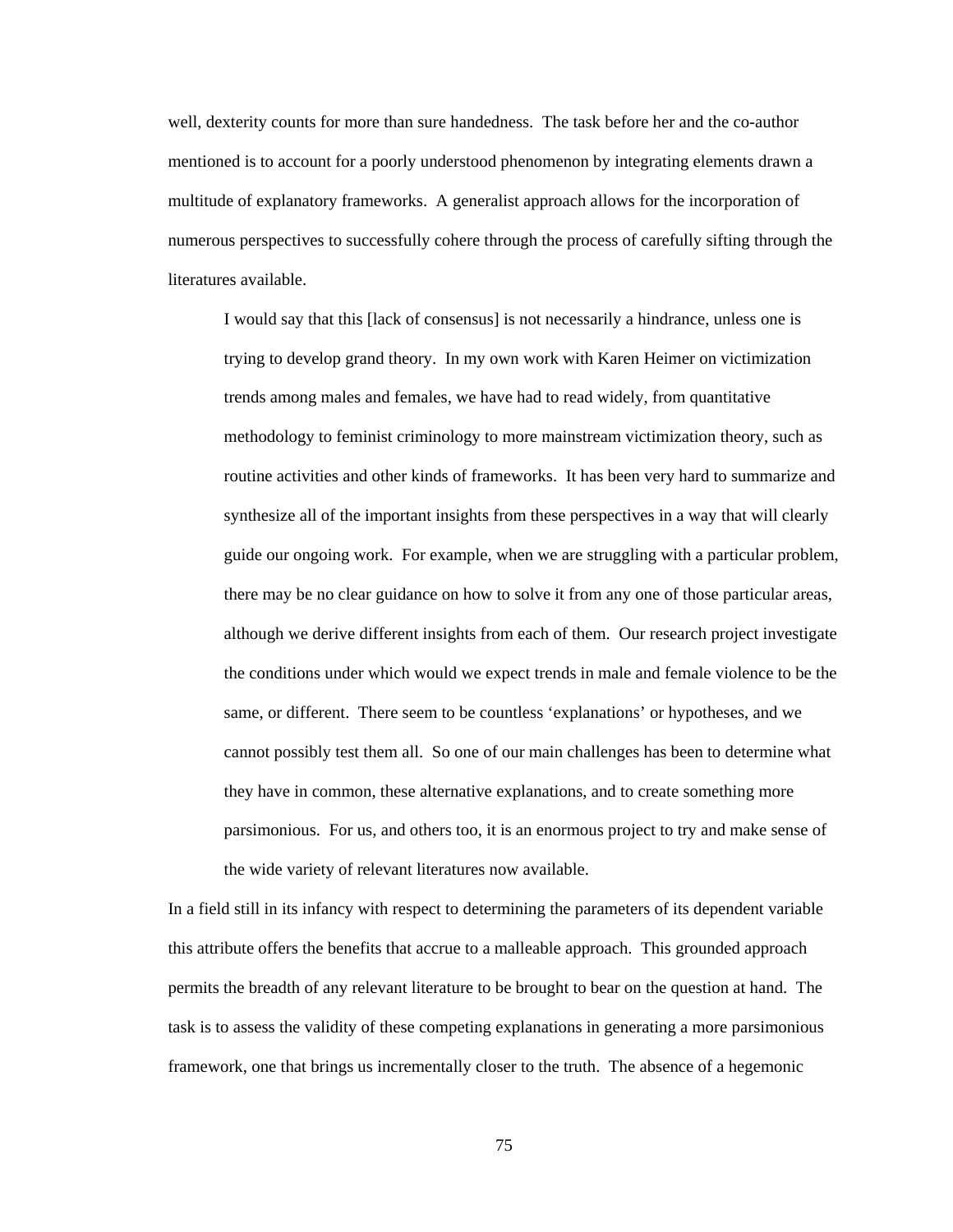well, dexterity counts for more than sure handedness. The task before her and the co-author mentioned is to account for a poorly understood phenomenon by integrating elements drawn a multitude of explanatory frameworks. A generalist approach allows for the incorporation of numerous perspectives to successfully cohere through the process of carefully sifting through the literatures available.

> I would say that this [lack of consensus] is not necessarily a hindrance, unless one is trying to develop grand theory. In my own work with Karen Heimer on victimization trends among males and females, we have had to read widely, from quantitative methodology to feminist criminology to more mainstream victimization theory, such as routine activities and other kinds of frameworks. It has been very hard to summarize and synthesize all of the important insights from these perspectives in a way that will clearly guide our ongoing work. For example, when we are struggling with a particular problem, there may be no clear guidance on how to solve it from any one of those particular areas, although we derive different insights from each of them. Our research project investigate the conditions under which would we expect trends in male and female violence to be the same, or different. There seem to be countless 'explanations' or hypotheses, and we cannot possibly test them all. So one of our main challenges has been to determine what they have in common, these alternative explanations, and to create something more parsimonious. For us, and others too, it is an enormous project to try and make sense of the wide variety of relevant literatures now available.

In a field still in its infancy with respect to determining the parameters of its dependent variable this attribute offers the benefits that accrue to a malleable approach. This grounded approach permits the breadth of any relevant literature to be brought to bear on the question at hand. The task is to assess the validity of these competing explanations in generating a more parsimonious framework, one that brings us incrementally closer to the truth. The absence of a hegemonic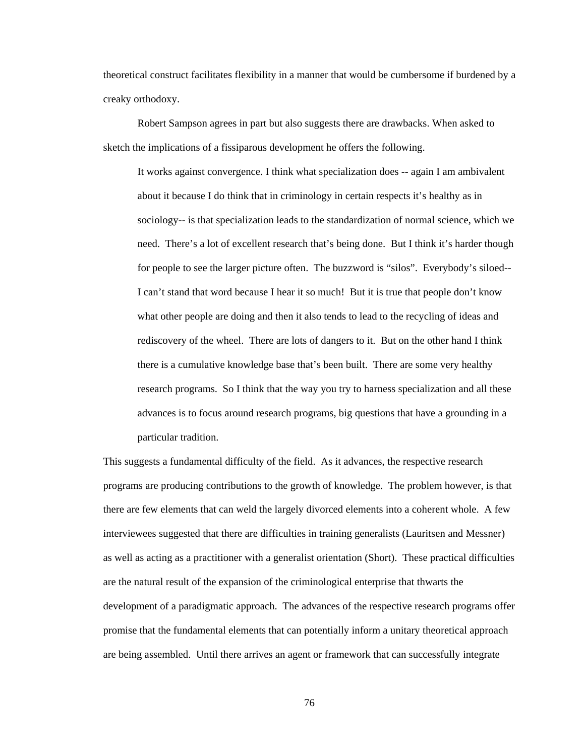theoretical construct facilitates flexibility in a manner that would be cumbersome if burdened by a creaky orthodoxy.

Robert Sampson agrees in part but also suggests there are drawbacks. When asked to sketch the implications of a fissiparous development he offers the following.

> It works against convergence. I think what specialization does -- again I am ambivalent about it because I do think that in criminology in certain respects it's healthy as in sociology-- is that specialization leads to the standardization of normal science, which we need. There's a lot of excellent research that's being done. But I think it's harder though for people to see the larger picture often. The buzzword is "silos". Everybody's siloed-- I can't stand that word because I hear it so much! But it is true that people don't know what other people are doing and then it also tends to lead to the recycling of ideas and rediscovery of the wheel. There are lots of dangers to it. But on the other hand I think there is a cumulative knowledge base that's been built. There are some very healthy research programs. So I think that the way you try to harness specialization and all these advances is to focus around research programs, big questions that have a grounding in a particular tradition.

This suggests a fundamental difficulty of the field. As it advances, the respective research programs are producing contributions to the growth of knowledge. The problem however, is that there are few elements that can weld the largely divorced elements into a coherent whole. A few interviewees suggested that there are difficulties in training generalists (Lauritsen and Messner) as well as acting as a practitioner with a generalist orientation (Short). These practical difficulties are the natural result of the expansion of the criminological enterprise that thwarts the development of a paradigmatic approach. The advances of the respective research programs offer promise that the fundamental elements that can potentially inform a unitary theoretical approach are being assembled. Until there arrives an agent or framework that can successfully integrate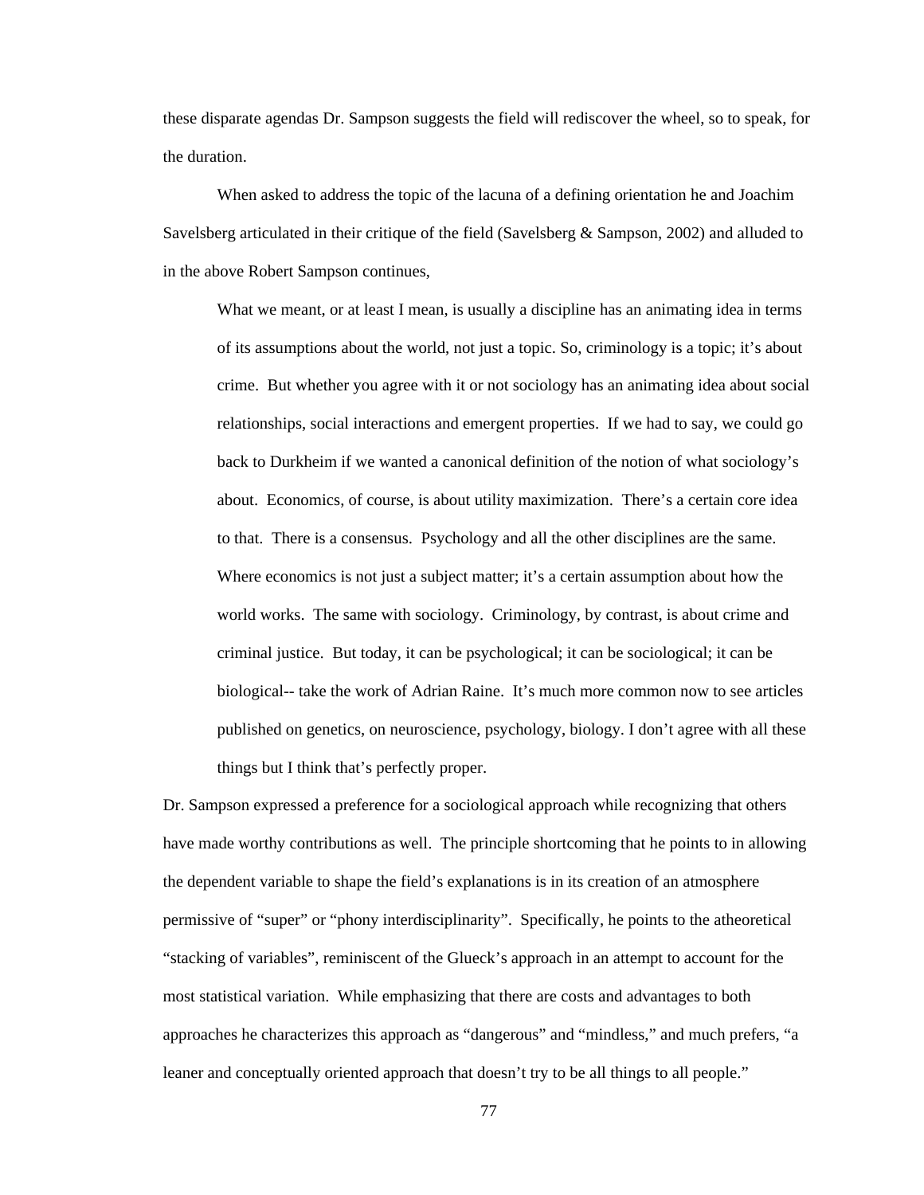these disparate agendas Dr. Sampson suggests the field will rediscover the wheel, so to speak, for the duration.

When asked to address the topic of the lacuna of a defining orientation he and Joachim Savelsberg articulated in their critique of the field (Savelsberg & Sampson, 2002) and alluded to in the above Robert Sampson continues,

> What we meant, or at least I mean, is usually a discipline has an animating idea in terms of its assumptions about the world, not just a topic. So, criminology is a topic; it's about crime. But whether you agree with it or not sociology has an animating idea about social relationships, social interactions and emergent properties. If we had to say, we could go back to Durkheim if we wanted a canonical definition of the notion of what sociology's about. Economics, of course, is about utility maximization. There's a certain core idea to that. There is a consensus. Psychology and all the other disciplines are the same. Where economics is not just a subject matter; it's a certain assumption about how the world works. The same with sociology. Criminology, by contrast, is about crime and criminal justice. But today, it can be psychological; it can be sociological; it can be biological-- take the work of Adrian Raine. It's much more common now to see articles published on genetics, on neuroscience, psychology, biology. I don't agree with all these things but I think that's perfectly proper.

Dr. Sampson expressed a preference for a sociological approach while recognizing that others have made worthy contributions as well. The principle shortcoming that he points to in allowing the dependent variable to shape the field's explanations is in its creation of an atmosphere permissive of "super" or "phony interdisciplinarity". Specifically, he points to the atheoretical "stacking of variables", reminiscent of the Glueck's approach in an attempt to account for the most statistical variation. While emphasizing that there are costs and advantages to both approaches he characterizes this approach as "dangerous" and "mindless," and much prefers, "a leaner and conceptually oriented approach that doesn't try to be all things to all people."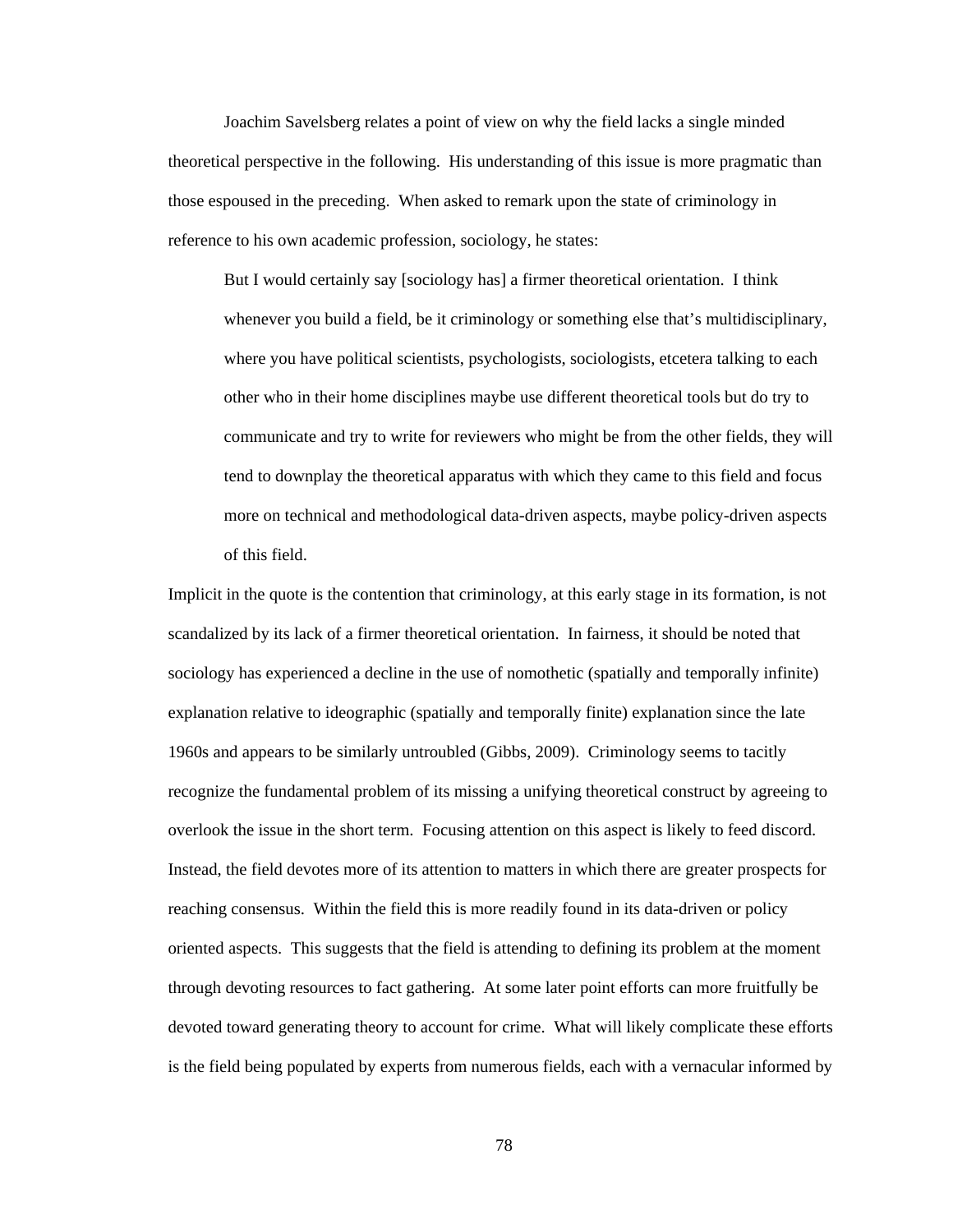Joachim Savelsberg relates a point of view on why the field lacks a single minded theoretical perspective in the following. His understanding of this issue is more pragmatic than those espoused in the preceding. When asked to remark upon the state of criminology in reference to his own academic profession, sociology, he states:

> But I would certainly say [sociology has] a firmer theoretical orientation. I think whenever you build a field, be it criminology or something else that's multidisciplinary, where you have political scientists, psychologists, sociologists, etcetera talking to each other who in their home disciplines maybe use different theoretical tools but do try to communicate and try to write for reviewers who might be from the other fields, they will tend to downplay the theoretical apparatus with which they came to this field and focus more on technical and methodological data-driven aspects, maybe policy-driven aspects of this field.

Implicit in the quote is the contention that criminology, at this early stage in its formation, is not scandalized by its lack of a firmer theoretical orientation. In fairness, it should be noted that sociology has experienced a decline in the use of nomothetic (spatially and temporally infinite) explanation relative to ideographic (spatially and temporally finite) explanation since the late 1960s and appears to be similarly untroubled (Gibbs, 2009). Criminology seems to tacitly recognize the fundamental problem of its missing a unifying theoretical construct by agreeing to overlook the issue in the short term. Focusing attention on this aspect is likely to feed discord. Instead, the field devotes more of its attention to matters in which there are greater prospects for reaching consensus. Within the field this is more readily found in its data-driven or policy oriented aspects. This suggests that the field is attending to defining its problem at the moment through devoting resources to fact gathering. At some later point efforts can more fruitfully be devoted toward generating theory to account for crime. What will likely complicate these efforts is the field being populated by experts from numerous fields, each with a vernacular informed by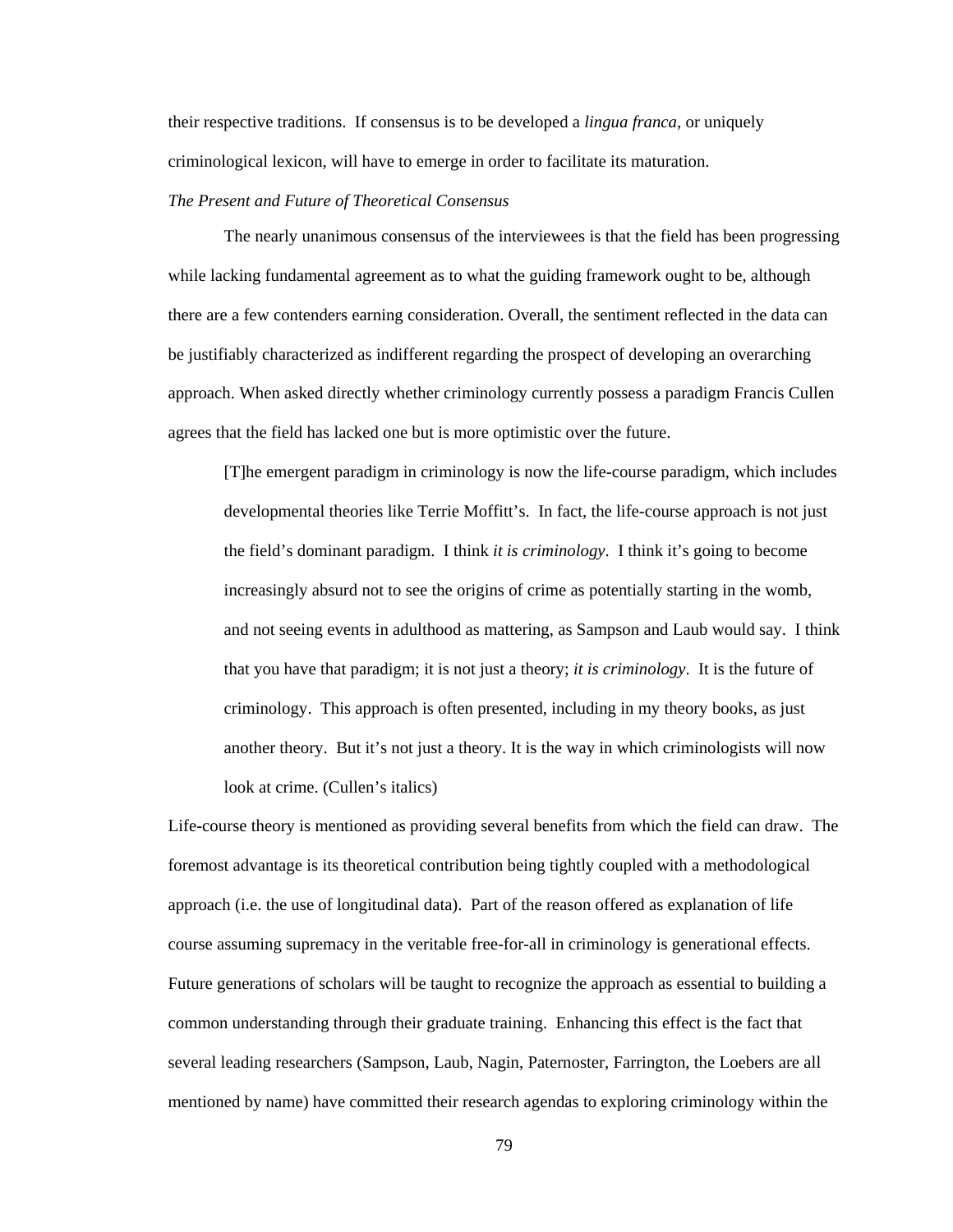their respective traditions.  If consensus is to be developed a *lingua franca*, or uniquely criminological lexicon, will have to emerge in order to facilitate its maturation.

*The Present and Future of Theoretical Consensus*

The nearly unanimous consensus of the interviewees is that the field has been progressing while lacking fundamental agreement as to what the guiding framework ought to be, although there are a few contenders earning consideration. Overall, the sentiment reflected in the data can be justifiably characterized as indifferent regarding the prospect of developing an overarching approach. When asked directly whether criminology currently possess a paradigm Francis Cullen agrees that the field has lacked one but is more optimistic over the future.

> [T]he emergent paradigm in criminology is now the life-course paradigm, which includes developmental theories like Terrie Moffitt's.  In fact, the life-course approach is not just the field's dominant paradigm.  I think *it is criminology*.  I think it's going to become increasingly absurd not to see the origins of crime as potentially starting in the womb, and not seeing events in adulthood as mattering, as Sampson and Laub would say.  I think that you have that paradigm; it is not just a theory; *it is criminology*.  It is the future of criminology.  This approach is often presented, including in my theory books, as just another theory.  But it's not just a theory. It is the way in which criminologists will now look at crime. (Cullen's italics)

Life-course theory is mentioned as providing several benefits from which the field can draw.  The foremost advantage is its theoretical contribution being tightly coupled with a methodological approach (i.e. the use of longitudinal data).  Part of the reason offered as explanation of life course assuming supremacy in the veritable free-for-all in criminology is generational effects. Future generations of scholars will be taught to recognize the approach as essential to building a common understanding through their graduate training.  Enhancing this effect is the fact that several leading researchers (Sampson, Laub, Nagin, Paternoster, Farrington, the Loebers are all mentioned by name) have committed their research agendas to exploring criminology within the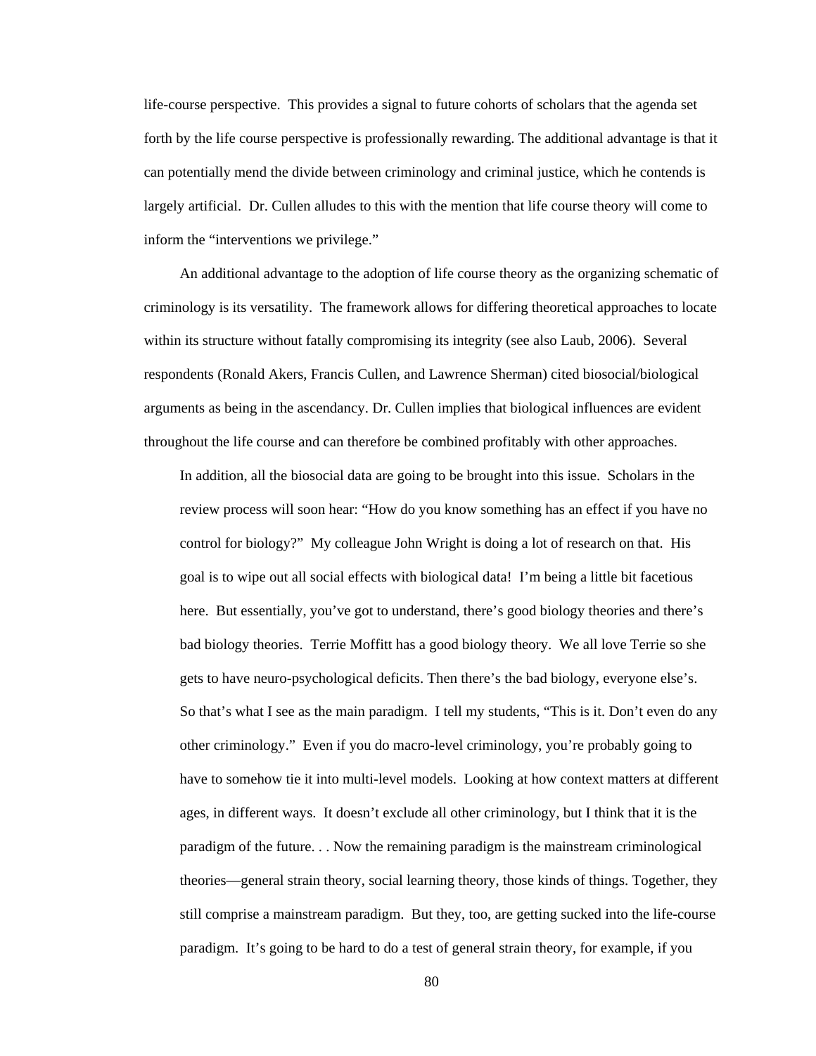life-course perspective. This provides a signal to future cohorts of scholars that the agenda set forth by the life course perspective is professionally rewarding. The additional advantage is that it can potentially mend the divide between criminology and criminal justice, which he contends is largely artificial. Dr. Cullen alludes to this with the mention that life course theory will come to inform the "interventions we privilege."

An additional advantage to the adoption of life course theory as the organizing schematic of criminology is its versatility. The framework allows for differing theoretical approaches to locate within its structure without fatally compromising its integrity (see also Laub, 2006). Several respondents (Ronald Akers, Francis Cullen, and Lawrence Sherman) cited biosocial/biological arguments as being in the ascendancy. Dr. Cullen implies that biological influences are evident throughout the life course and can therefore be combined profitably with other approaches.

> In addition, all the biosocial data are going to be brought into this issue. Scholars in the review process will soon hear: "How do you know something has an effect if you have no control for biology?" My colleague John Wright is doing a lot of research on that. His goal is to wipe out all social effects with biological data! I'm being a little bit facetious here. But essentially, you've got to understand, there's good biology theories and there's bad biology theories. Terrie Moffitt has a good biology theory. We all love Terrie so she gets to have neuro-psychological deficits. Then there's the bad biology, everyone else's. So that's what I see as the main paradigm. I tell my students, "This is it. Don't even do any other criminology." Even if you do macro-level criminology, you're probably going to have to somehow tie it into multi-level models. Looking at how context matters at different ages, in different ways. It doesn't exclude all other criminology, but I think that it is the paradigm of the future. . . Now the remaining paradigm is the mainstream criminological theories—general strain theory, social learning theory, those kinds of things. Together, they still comprise a mainstream paradigm. But they, too, are getting sucked into the life-course paradigm. It's going to be hard to do a test of general strain theory, for example, if you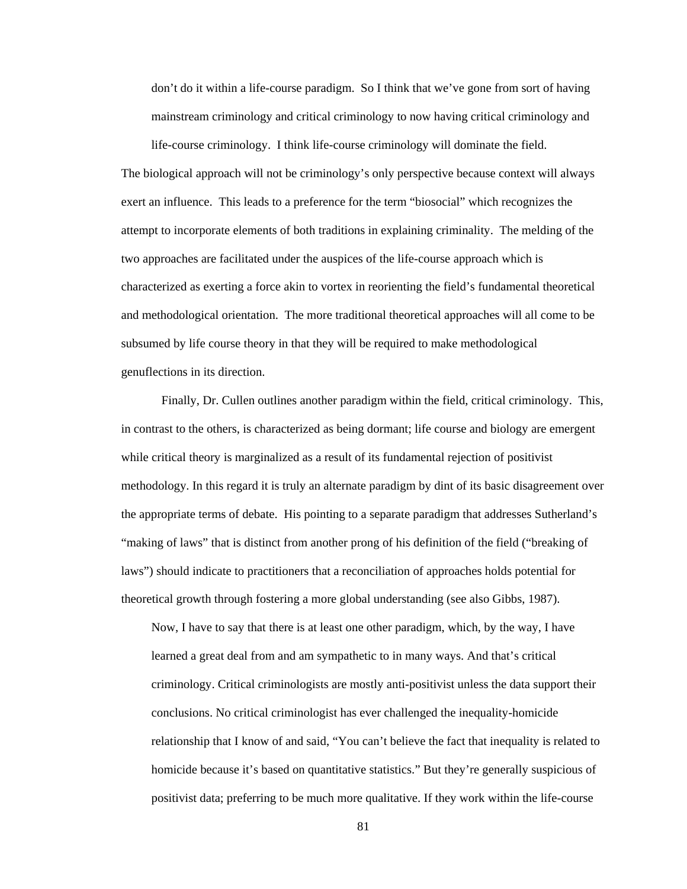> don't do it within a life-course paradigm. So I think that we've gone from sort of having mainstream criminology and critical criminology to now having critical criminology and life-course criminology. I think life-course criminology will dominate the field.

The biological approach will not be criminology's only perspective because context will always exert an influence. This leads to a preference for the term "biosocial" which recognizes the attempt to incorporate elements of both traditions in explaining criminality. The melding of the two approaches are facilitated under the auspices of the life-course approach which is characterized as exerting a force akin to vortex in reorienting the field's fundamental theoretical and methodological orientation. The more traditional theoretical approaches will all come to be subsumed by life course theory in that they will be required to make methodological genuflections in its direction.

Finally, Dr. Cullen outlines another paradigm within the field, critical criminology. This, in contrast to the others, is characterized as being dormant; life course and biology are emergent while critical theory is marginalized as a result of its fundamental rejection of positivist methodology. In this regard it is truly an alternate paradigm by dint of its basic disagreement over the appropriate terms of debate. His pointing to a separate paradigm that addresses Sutherland's "making of laws" that is distinct from another prong of his definition of the field ("breaking of laws") should indicate to practitioners that a reconciliation of approaches holds potential for theoretical growth through fostering a more global understanding (see also Gibbs, 1987).

> Now, I have to say that there is at least one other paradigm, which, by the way, I have learned a great deal from and am sympathetic to in many ways. And that's critical criminology. Critical criminologists are mostly anti-positivist unless the data support their conclusions. No critical criminologist has ever challenged the inequality-homicide relationship that I know of and said, "You can't believe the fact that inequality is related to homicide because it's based on quantitative statistics." But they're generally suspicious of positivist data; preferring to be much more qualitative. If they work within the life-course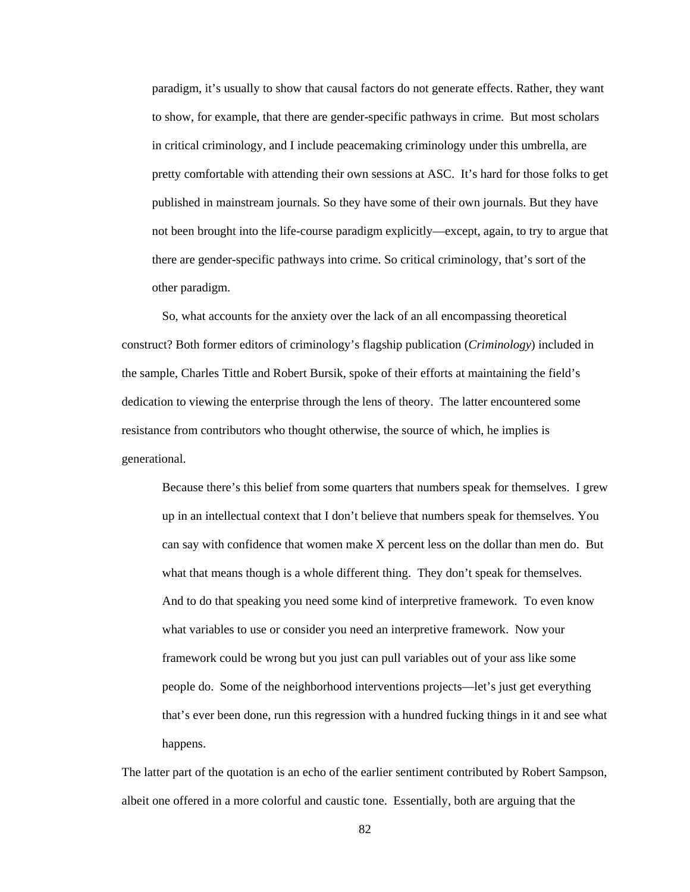> paradigm, it's usually to show that causal factors do not generate effects. Rather, they want to show, for example, that there are gender-specific pathways in crime. But most scholars in critical criminology, and I include peacemaking criminology under this umbrella, are pretty comfortable with attending their own sessions at ASC. It's hard for those folks to get published in mainstream journals. So they have some of their own journals. But they have not been brought into the life-course paradigm explicitly—except, again, to try to argue that there are gender-specific pathways into crime. So critical criminology, that's sort of the other paradigm.

So, what accounts for the anxiety over the lack of an all encompassing theoretical construct? Both former editors of criminology's flagship publication (*Criminology*) included in the sample, Charles Tittle and Robert Bursik, spoke of their efforts at maintaining the field's dedication to viewing the enterprise through the lens of theory. The latter encountered some resistance from contributors who thought otherwise, the source of which, he implies is generational.

> Because there's this belief from some quarters that numbers speak for themselves. I grew up in an intellectual context that I don't believe that numbers speak for themselves. You can say with confidence that women make X percent less on the dollar than men do. But what that means though is a whole different thing. They don't speak for themselves. And to do that speaking you need some kind of interpretive framework. To even know what variables to use or consider you need an interpretive framework. Now your framework could be wrong but you just can pull variables out of your ass like some people do. Some of the neighborhood interventions projects—let's just get everything that's ever been done, run this regression with a hundred fucking things in it and see what happens.

The latter part of the quotation is an echo of the earlier sentiment contributed by Robert Sampson, albeit one offered in a more colorful and caustic tone. Essentially, both are arguing that the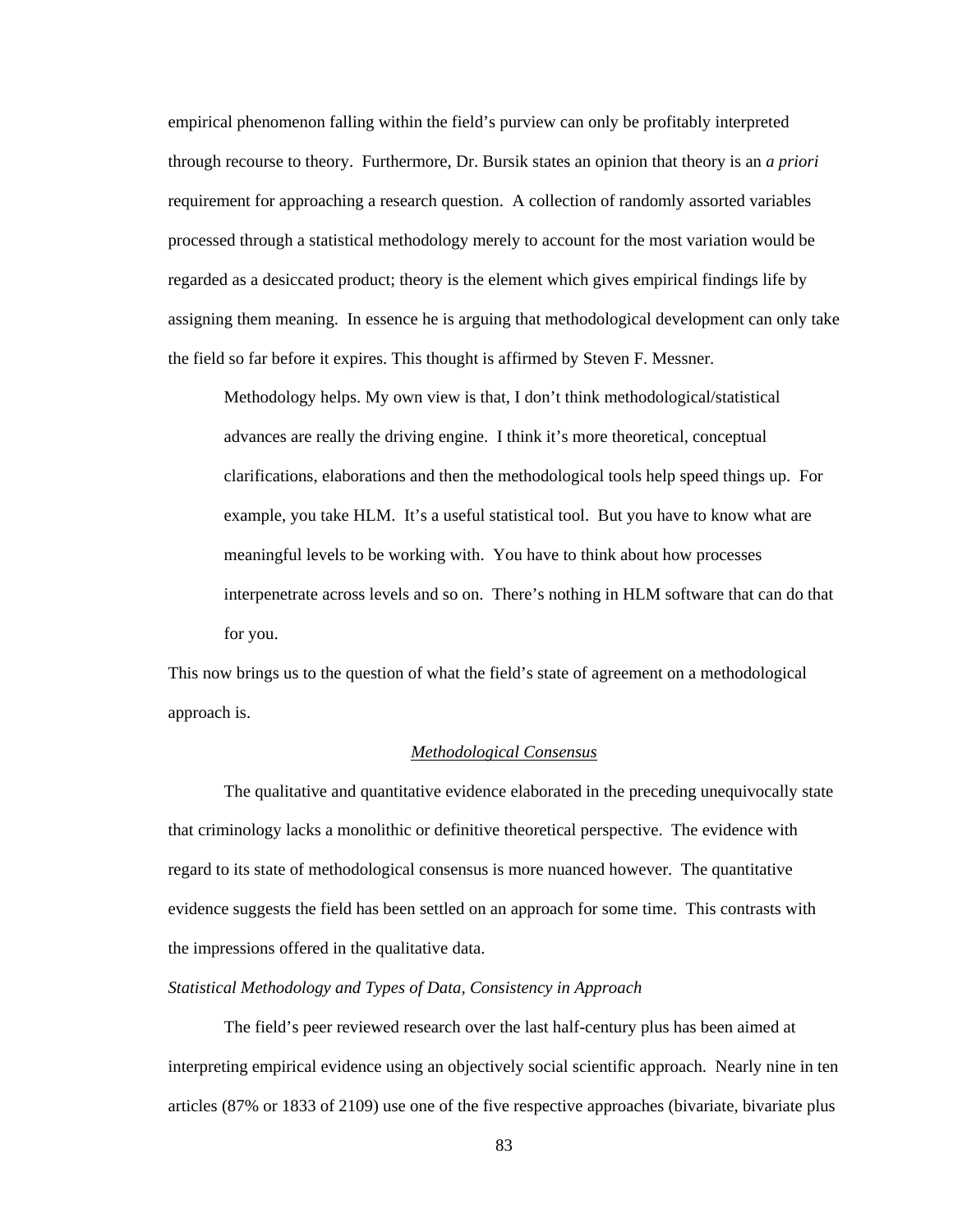empirical phenomenon falling within the field's purview can only be profitably interpreted through recourse to theory. Furthermore, Dr. Bursik states an opinion that theory is an *a priori* requirement for approaching a research question. A collection of randomly assorted variables processed through a statistical methodology merely to account for the most variation would be regarded as a desiccated product; theory is the element which gives empirical findings life by assigning them meaning. In essence he is arguing that methodological development can only take the field so far before it expires. This thought is affirmed by Steven F. Messner.

> Methodology helps. My own view is that, I don't think methodological/statistical advances are really the driving engine. I think it's more theoretical, conceptual clarifications, elaborations and then the methodological tools help speed things up. For example, you take HLM. It's a useful statistical tool. But you have to know what are meaningful levels to be working with. You have to think about how processes interpenetrate across levels and so on. There's nothing in HLM software that can do that for you.

This now brings us to the question of what the field's state of agreement on a methodological approach is.

## Methodological Consensus

The qualitative and quantitative evidence elaborated in the preceding unequivocally state that criminology lacks a monolithic or definitive theoretical perspective. The evidence with regard to its state of methodological consensus is more nuanced however. The quantitative evidence suggests the field has been settled on an approach for some time. This contrasts with the impressions offered in the qualitative data.

### *Statistical Methodology and Types of Data, Consistency in Approach*

The field's peer reviewed research over the last half-century plus has been aimed at interpreting empirical evidence using an objectively social scientific approach. Nearly nine in ten articles (87% or 1833 of 2109) use one of the five respective approaches (bivariate, bivariate plus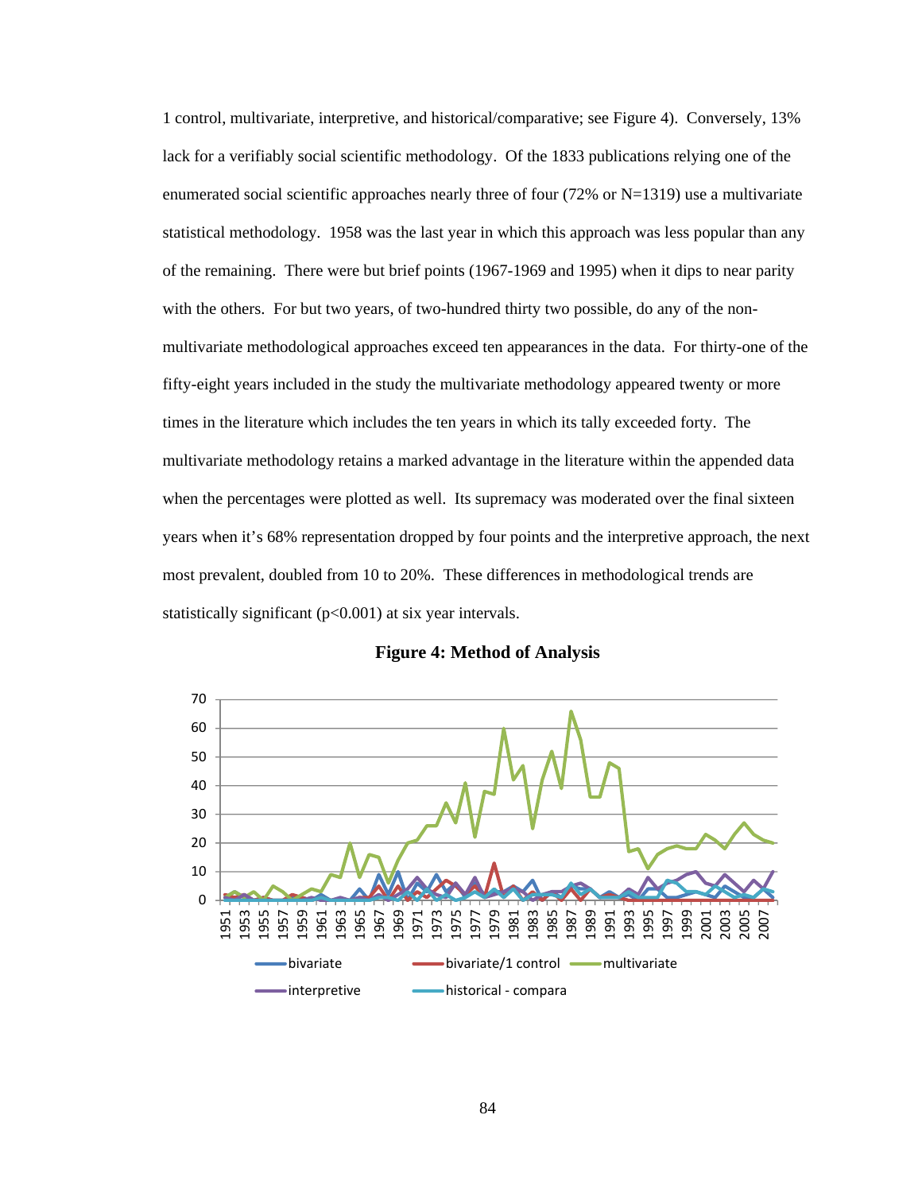1 control, multivariate, interpretive, and historical/comparative; see Figure 4). Conversely, 13% lack for a verifiably social scientific methodology. Of the 1833 publications relying one of the enumerated social scientific approaches nearly three of four (72% or N=1319) use a multivariate statistical methodology. 1958 was the last year in which this approach was less popular than any of the remaining. There were but brief points (1967-1969 and 1995) when it dips to near parity with the others. For but two years, of two-hundred thirty two possible, do any of the non-multivariate methodological approaches exceed ten appearances in the data. For thirty-one of the fifty-eight years included in the study the multivariate methodology appeared twenty or more times in the literature which includes the ten years in which its tally exceeded forty. The multivariate methodology retains a marked advantage in the literature within the appended data when the percentages were plotted as well. Its supremacy was moderated over the final sixteen years when it's 68% representation dropped by four points and the interpretive approach, the next most prevalent, doubled from 10 to 20%. These differences in methodological trends are statistically significant ($p<0.001$) at six year intervals.

**Figure 4: Method of Analysis**

70
60
50
40
30
20
10
0

1951 1953 1955 1957 1959 1961 1963 1965 1967 1969 1971 1973 1975 1977 1979 1981 1983 1985 1987 1989 1991 1993 1995 1997 1999 2001 2003 2005 2007

bivariate | bivariate/1 control | multivariate | interpretive | historical - compara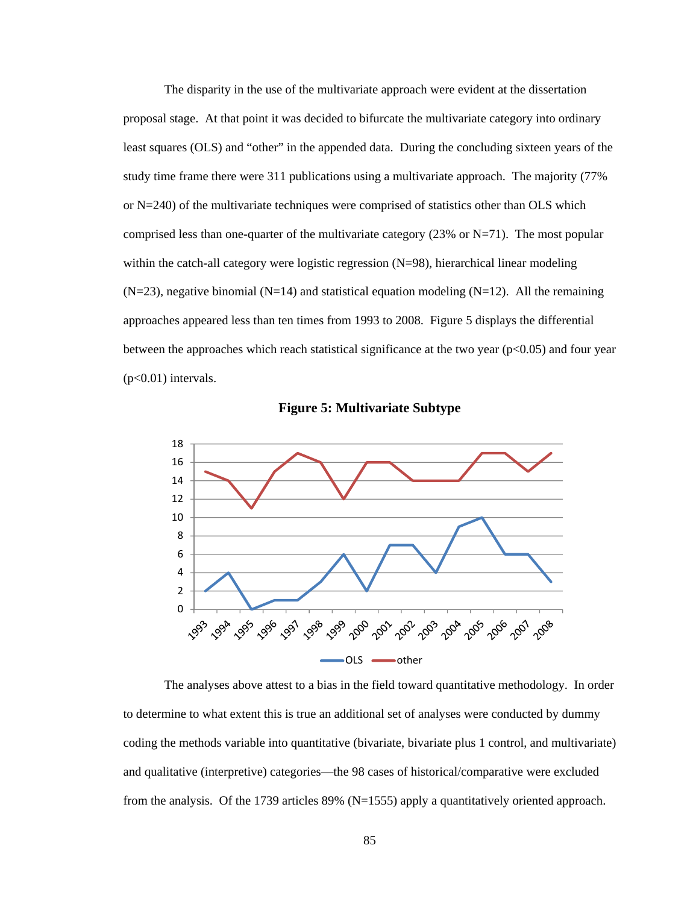The disparity in the use of the multivariate approach were evident at the dissertation proposal stage. At that point it was decided to bifurcate the multivariate category into ordinary least squares (OLS) and "other" in the appended data. During the concluding sixteen years of the study time frame there were 311 publications using a multivariate approach. The majority (77% or N=240) of the multivariate techniques were comprised of statistics other than OLS which comprised less than one-quarter of the multivariate category (23% or N=71). The most popular within the catch-all category were logistic regression (N=98), hierarchical linear modeling (N=23), negative binomial (N=14) and statistical equation modeling (N=12). All the remaining approaches appeared less than ten times from 1993 to 2008. Figure 5 displays the differential between the approaches which reach statistical significance at the two year ($p<0.05$) and four year ($p<0.01$) intervals.

**Figure 5: Multivariate Subtype**

| Year | OLS | other |
|---|---|---|
| 1993 | 2 | 15 |
| 1994 | 4 | 14 |
| 1995 | 0 | 11 |
| 1996 | 1 | 15 |
| 1997 | 1 | 17 |
| 1998 | 3 | 16 |
| 1999 | 6 | 12 |
| 2000 | 2 | 16 |
| 2001 | 7 | 16 |
| 2002 | 7 | 14 |
| 2003 | 4 | 14 |
| 2004 | 9 | 14 |
| 2005 | 10 | 17 |
| 2006 | 6 | 17 |
| 2007 | 6 | 15 |
| 2008 | 3 | 17 |

The analyses above attest to a bias in the field toward quantitative methodology. In order to determine to what extent this is true an additional set of analyses were conducted by dummy coding the methods variable into quantitative (bivariate, bivariate plus 1 control, and multivariate) and qualitative (interpretive) categories—the 98 cases of historical/comparative were excluded from the analysis. Of the 1739 articles 89% (N=1555) apply a quantitatively oriented approach.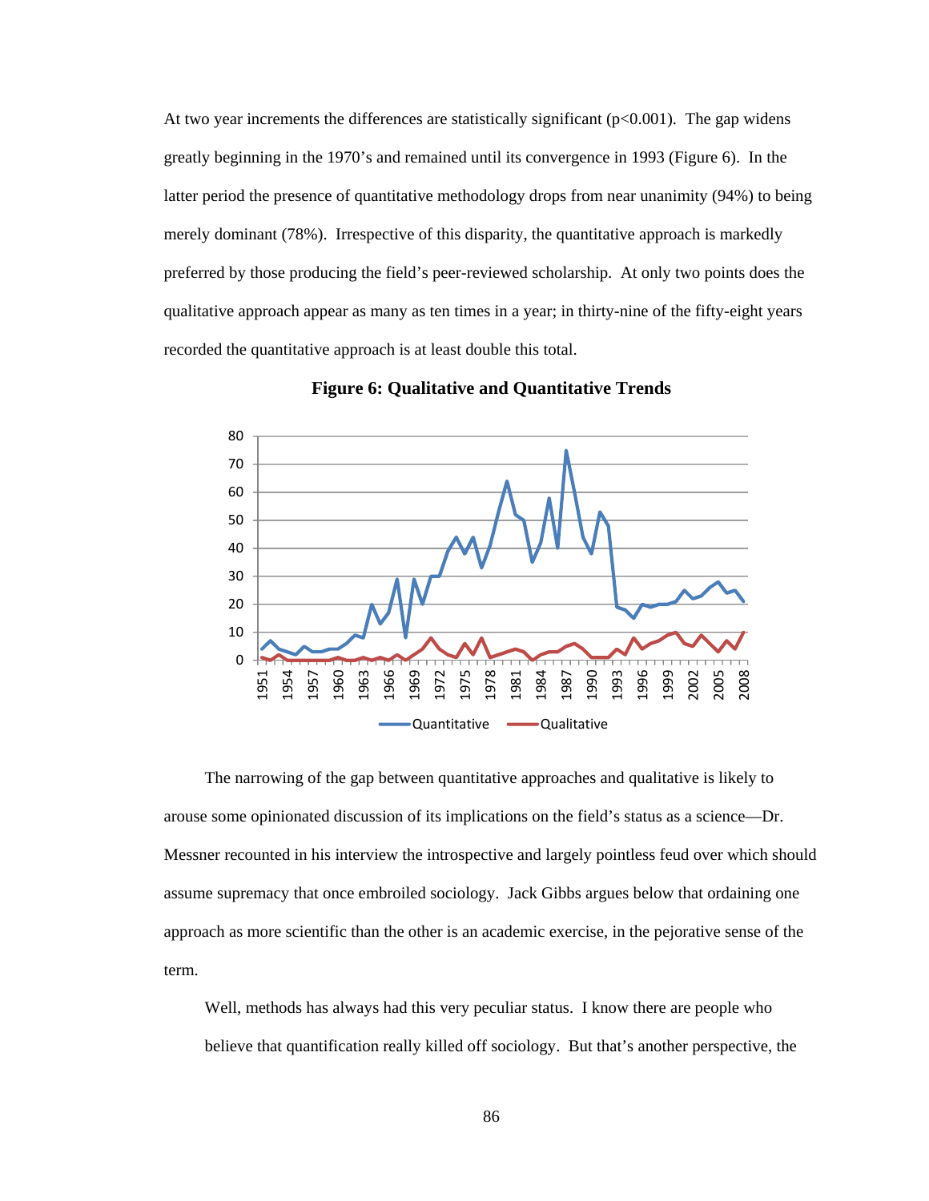At two year increments the differences are statistically significant ($p<0.001$). The gap widens greatly beginning in the 1970's and remained until its convergence in 1993 (Figure 6). In the latter period the presence of quantitative methodology drops from near unanimity (94%) to being merely dominant (78%). Irrespective of this disparity, the quantitative approach is markedly preferred by those producing the field's peer-reviewed scholarship. At only two points does the qualitative approach appear as many as ten times in a year; in thirty-nine of the fifty-eight years recorded the quantitative approach is at least double this total.

**Figure 6: Qualitative and Quantitative Trends**

The narrowing of the gap between quantitative approaches and qualitative is likely to arouse some opinionated discussion of its implications on the field's status as a science—Dr. Messner recounted in his interview the introspective and largely pointless feud over which should assume supremacy that once embroiled sociology. Jack Gibbs argues below that ordaining one approach as more scientific than the other is an academic exercise, in the pejorative sense of the term.

> Well, methods has always had this very peculiar status. I know there are people who believe that quantification really killed off sociology. But that's another perspective, the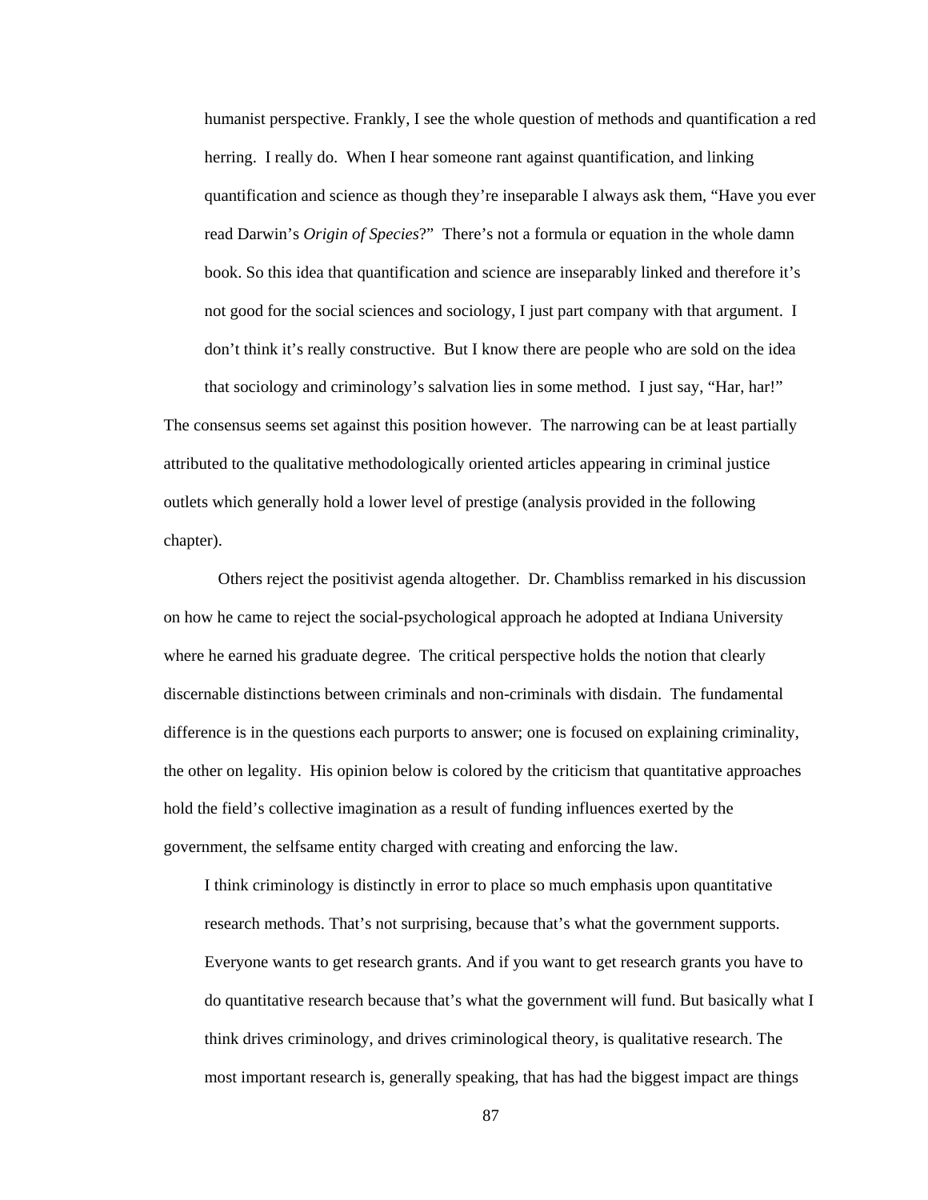> humanist perspective. Frankly, I see the whole question of methods and quantification a red herring. I really do. When I hear someone rant against quantification, and linking quantification and science as though they're inseparable I always ask them, "Have you ever read Darwin's *Origin of Species*?" There's not a formula or equation in the whole damn book. So this idea that quantification and science are inseparably linked and therefore it's not good for the social sciences and sociology, I just part company with that argument. I don't think it's really constructive. But I know there are people who are sold on the idea that sociology and criminology's salvation lies in some method. I just say, "Har, har!"

The consensus seems set against this position however. The narrowing can be at least partially attributed to the qualitative methodologically oriented articles appearing in criminal justice outlets which generally hold a lower level of prestige (analysis provided in the following chapter).

Others reject the positivist agenda altogether. Dr. Chambliss remarked in his discussion on how he came to reject the social-psychological approach he adopted at Indiana University where he earned his graduate degree. The critical perspective holds the notion that clearly discernable distinctions between criminals and non-criminals with disdain. The fundamental difference is in the questions each purports to answer; one is focused on explaining criminality, the other on legality. His opinion below is colored by the criticism that quantitative approaches hold the field's collective imagination as a result of funding influences exerted by the government, the selfsame entity charged with creating and enforcing the law.

> I think criminology is distinctly in error to place so much emphasis upon quantitative research methods. That's not surprising, because that's what the government supports. Everyone wants to get research grants. And if you want to get research grants you have to do quantitative research because that's what the government will fund. But basically what I think drives criminology, and drives criminological theory, is qualitative research. The most important research is, generally speaking, that has had the biggest impact are things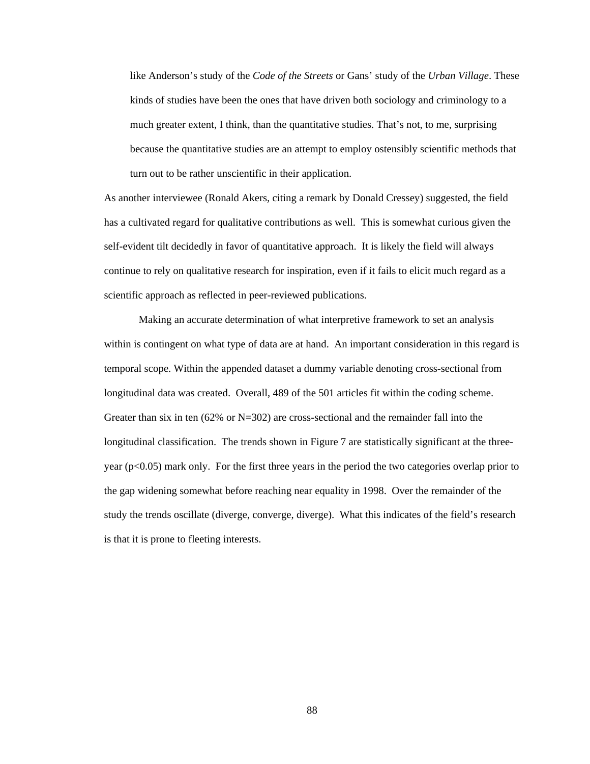> like Anderson's study of the *Code of the Streets* or Gans' study of the *Urban Village*. These kinds of studies have been the ones that have driven both sociology and criminology to a much greater extent, I think, than the quantitative studies. That's not, to me, surprising because the quantitative studies are an attempt to employ ostensibly scientific methods that turn out to be rather unscientific in their application.

As another interviewee (Ronald Akers, citing a remark by Donald Cressey) suggested, the field has a cultivated regard for qualitative contributions as well. This is somewhat curious given the self-evident tilt decidedly in favor of quantitative approach. It is likely the field will always continue to rely on qualitative research for inspiration, even if it fails to elicit much regard as a scientific approach as reflected in peer-reviewed publications.

Making an accurate determination of what interpretive framework to set an analysis within is contingent on what type of data are at hand. An important consideration in this regard is temporal scope. Within the appended dataset a dummy variable denoting cross-sectional from longitudinal data was created. Overall, 489 of the 501 articles fit within the coding scheme. Greater than six in ten (62% or N=302) are cross-sectional and the remainder fall into the longitudinal classification. The trends shown in Figure 7 are statistically significant at the three-year ($p<0.05$) mark only. For the first three years in the period the two categories overlap prior to the gap widening somewhat before reaching near equality in 1998. Over the remainder of the study the trends oscillate (diverge, converge, diverge). What this indicates of the field's research is that it is prone to fleeting interests.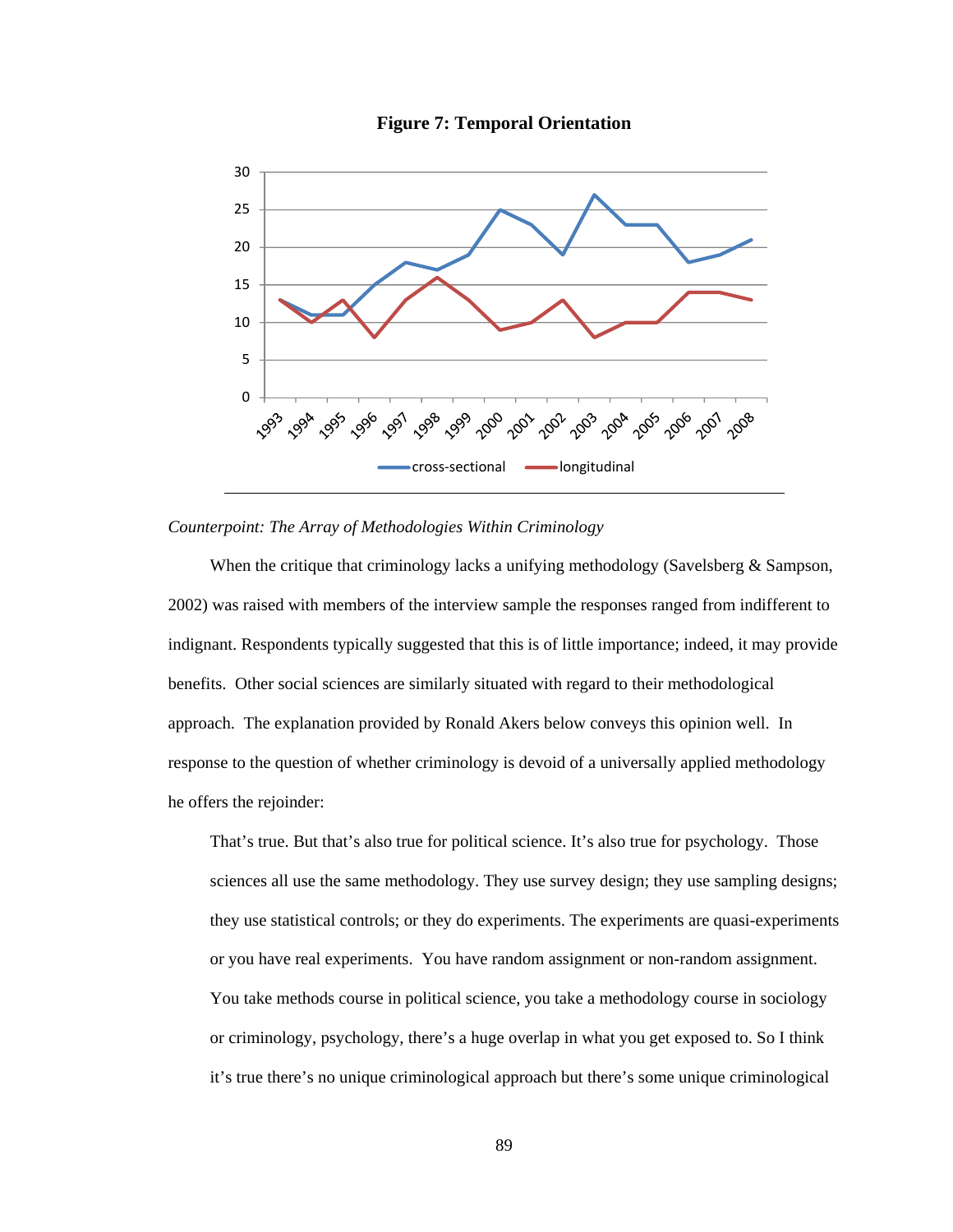**Figure 7: Temporal Orientation**

*Counterpoint: The Array of Methodologies Within Criminology*

When the critique that criminology lacks a unifying methodology (Savelsberg & Sampson, 2002) was raised with members of the interview sample the responses ranged from indifferent to indignant. Respondents typically suggested that this is of little importance; indeed, it may provide benefits. Other social sciences are similarly situated with regard to their methodological approach. The explanation provided by Ronald Akers below conveys this opinion well. In response to the question of whether criminology is devoid of a universally applied methodology he offers the rejoinder:

> That's true. But that's also true for political science. It's also true for psychology. Those sciences all use the same methodology. They use survey design; they use sampling designs; they use statistical controls; or they do experiments. The experiments are quasi-experiments or you have real experiments. You have random assignment or non-random assignment. You take methods course in political science, you take a methodology course in sociology or criminology, psychology, there's a huge overlap in what you get exposed to. So I think it's true there's no unique criminological approach but there's some unique criminological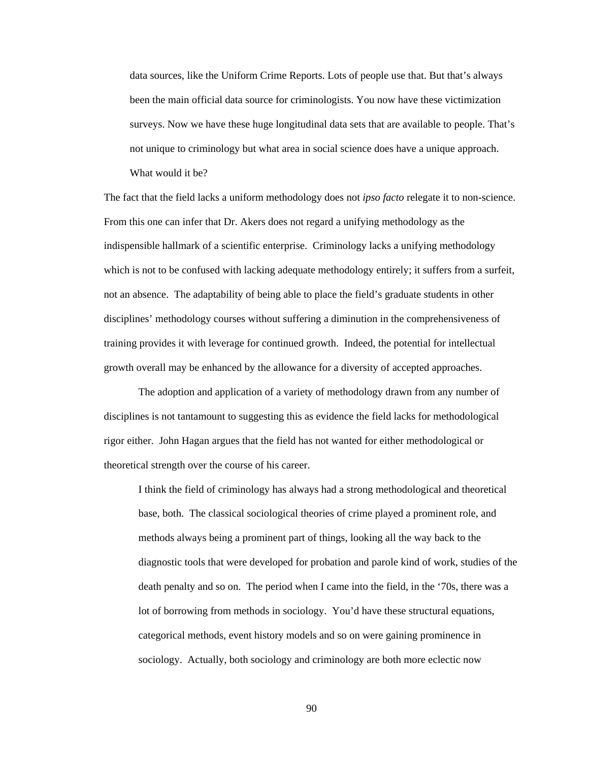> data sources, like the Uniform Crime Reports. Lots of people use that. But that's always been the main official data source for criminologists. You now have these victimization surveys. Now we have these huge longitudinal data sets that are available to people. That's not unique to criminology but what area in social science does have a unique approach. What would it be?

The fact that the field lacks a uniform methodology does not *ipso facto* relegate it to non-science. From this one can infer that Dr. Akers does not regard a unifying methodology as the indispensible hallmark of a scientific enterprise. Criminology lacks a unifying methodology which is not to be confused with lacking adequate methodology entirely; it suffers from a surfeit, not an absence. The adaptability of being able to place the field's graduate students in other disciplines' methodology courses without suffering a diminution in the comprehensiveness of training provides it with leverage for continued growth. Indeed, the potential for intellectual growth overall may be enhanced by the allowance for a diversity of accepted approaches.

The adoption and application of a variety of methodology drawn from any number of disciplines is not tantamount to suggesting this as evidence the field lacks for methodological rigor either. John Hagan argues that the field has not wanted for either methodological or theoretical strength over the course of his career.

> I think the field of criminology has always had a strong methodological and theoretical base, both. The classical sociological theories of crime played a prominent role, and methods always being a prominent part of things, looking all the way back to the diagnostic tools that were developed for probation and parole kind of work, studies of the death penalty and so on. The period when I came into the field, in the '70s, there was a lot of borrowing from methods in sociology. You'd have these structural equations, categorical methods, event history models and so on were gaining prominence in sociology. Actually, both sociology and criminology are both more eclectic now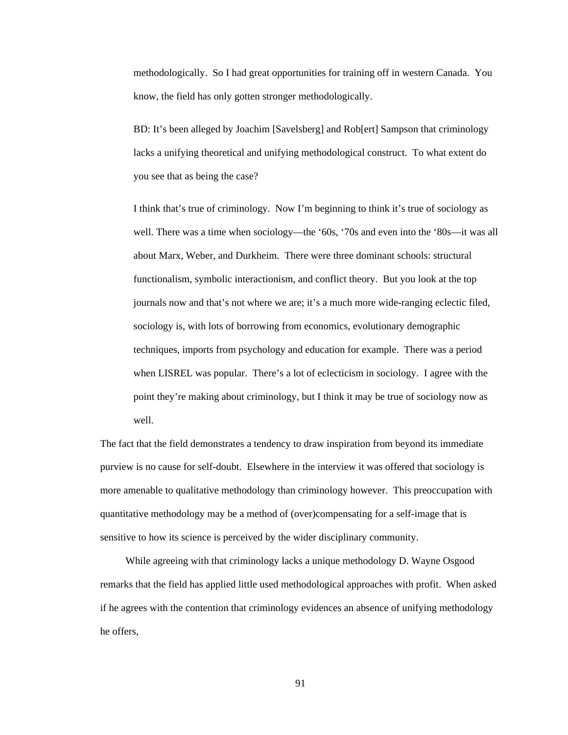> methodologically. So I had great opportunities for training off in western Canada. You know, the field has only gotten stronger methodologically.
>
> BD: It's been alleged by Joachim [Savelsberg] and Rob[ert] Sampson that criminology lacks a unifying theoretical and unifying methodological construct. To what extent do you see that as being the case?
>
> I think that's true of criminology. Now I'm beginning to think it's true of sociology as well. There was a time when sociology—the '60s, '70s and even into the '80s—it was all about Marx, Weber, and Durkheim. There were three dominant schools: structural functionalism, symbolic interactionism, and conflict theory. But you look at the top journals now and that's not where we are; it's a much more wide-ranging eclectic filed, sociology is, with lots of borrowing from economics, evolutionary demographic techniques, imports from psychology and education for example. There was a period when LISREL was popular. There's a lot of eclecticism in sociology. I agree with the point they're making about criminology, but I think it may be true of sociology now as well.

The fact that the field demonstrates a tendency to draw inspiration from beyond its immediate purview is no cause for self-doubt. Elsewhere in the interview it was offered that sociology is more amenable to qualitative methodology than criminology however. This preoccupation with quantitative methodology may be a method of (over)compensating for a self-image that is sensitive to how its science is perceived by the wider disciplinary community.

While agreeing with that criminology lacks a unique methodology D. Wayne Osgood remarks that the field has applied little used methodological approaches with profit. When asked if he agrees with the contention that criminology evidences an absence of unifying methodology he offers,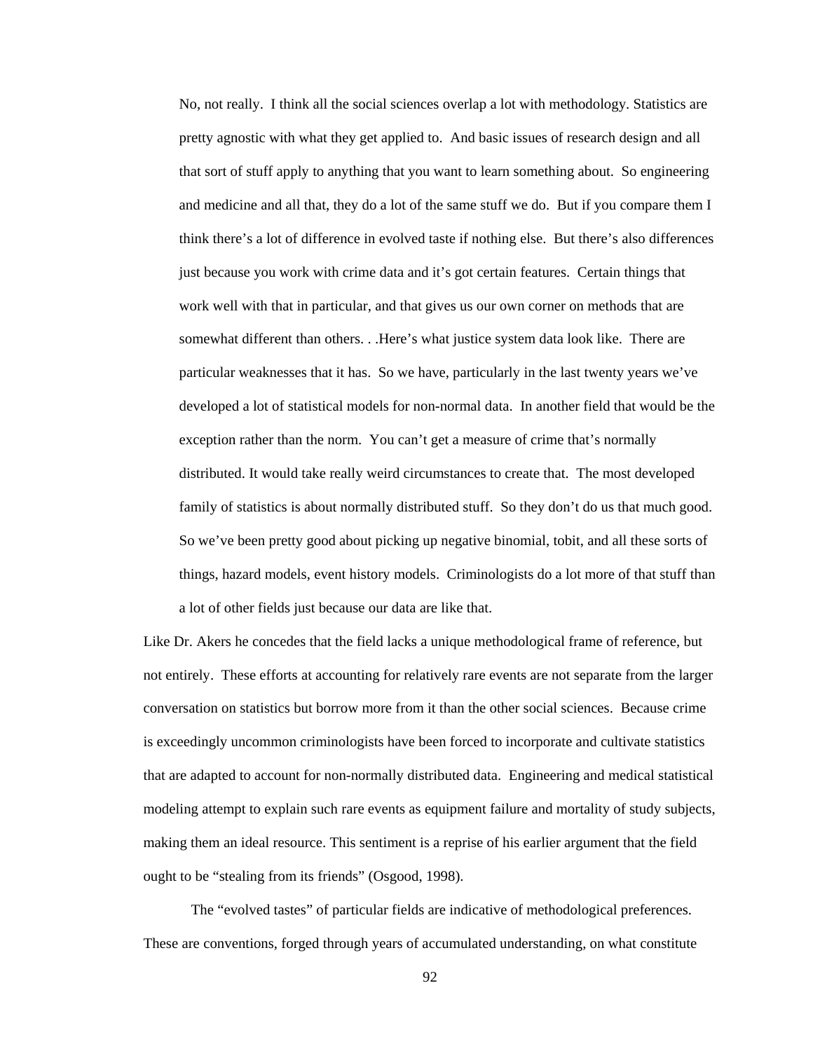> No, not really. I think all the social sciences overlap a lot with methodology. Statistics are pretty agnostic with what they get applied to. And basic issues of research design and all that sort of stuff apply to anything that you want to learn something about. So engineering and medicine and all that, they do a lot of the same stuff we do. But if you compare them I think there's a lot of difference in evolved taste if nothing else. But there's also differences just because you work with crime data and it's got certain features. Certain things that work well with that in particular, and that gives us our own corner on methods that are somewhat different than others. . .Here's what justice system data look like. There are particular weaknesses that it has. So we have, particularly in the last twenty years we've developed a lot of statistical models for non-normal data. In another field that would be the exception rather than the norm. You can't get a measure of crime that's normally distributed. It would take really weird circumstances to create that. The most developed family of statistics is about normally distributed stuff. So they don't do us that much good. So we've been pretty good about picking up negative binomial, tobit, and all these sorts of things, hazard models, event history models. Criminologists do a lot more of that stuff than a lot of other fields just because our data are like that.

Like Dr. Akers he concedes that the field lacks a unique methodological frame of reference, but not entirely. These efforts at accounting for relatively rare events are not separate from the larger conversation on statistics but borrow more from it than the other social sciences. Because crime is exceedingly uncommon criminologists have been forced to incorporate and cultivate statistics that are adapted to account for non-normally distributed data. Engineering and medical statistical modeling attempt to explain such rare events as equipment failure and mortality of study subjects, making them an ideal resource. This sentiment is a reprise of his earlier argument that the field ought to be "stealing from its friends" (Osgood, 1998).

The "evolved tastes" of particular fields are indicative of methodological preferences. These are conventions, forged through years of accumulated understanding, on what constitute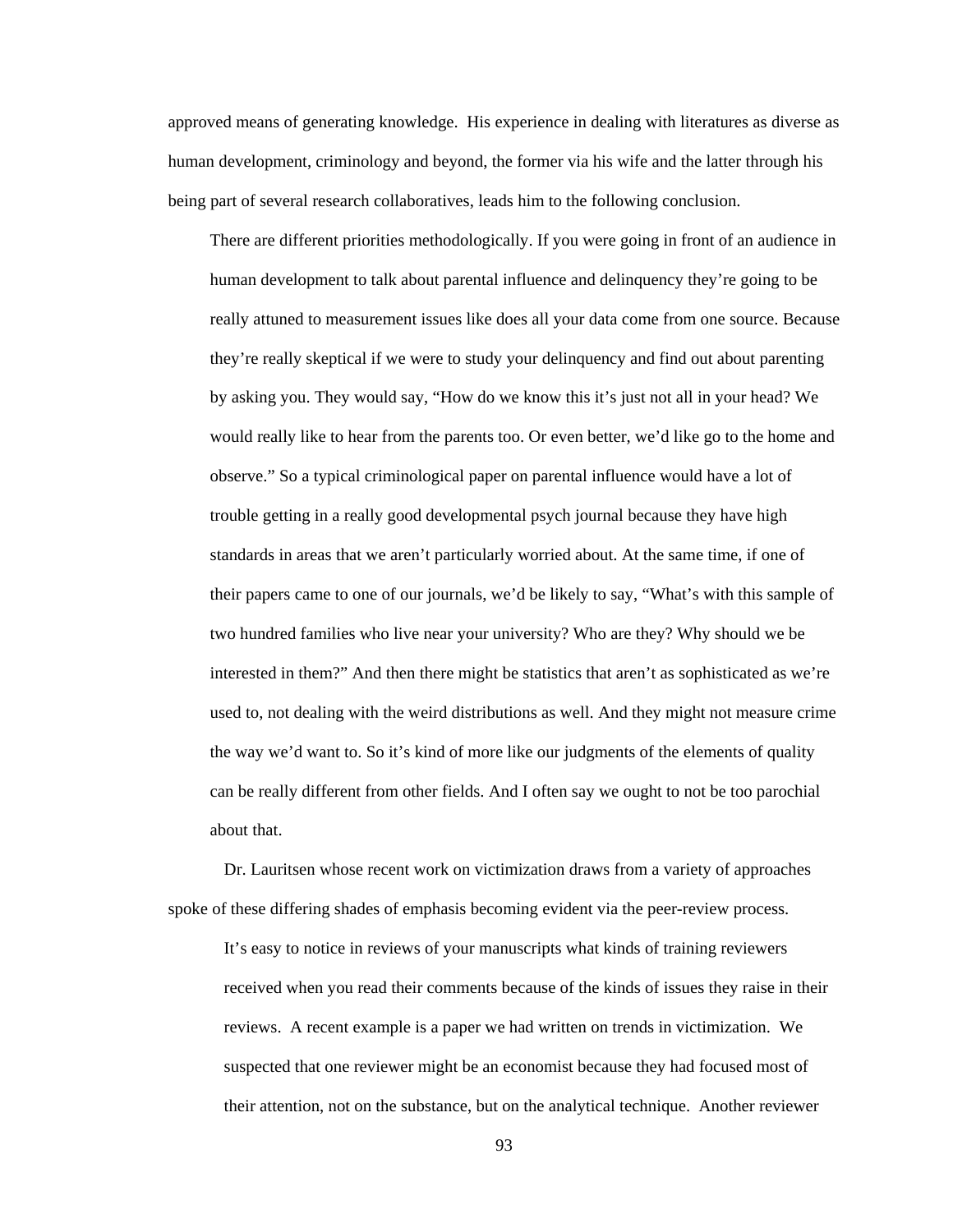approved means of generating knowledge.  His experience in dealing with literatures as diverse as human development, criminology and beyond, the former via his wife and the latter through his being part of several research collaboratives, leads him to the following conclusion.

> There are different priorities methodologically. If you were going in front of an audience in human development to talk about parental influence and delinquency they're going to be really attuned to measurement issues like does all your data come from one source. Because they're really skeptical if we were to study your delinquency and find out about parenting by asking you. They would say, "How do we know this it's just not all in your head? We would really like to hear from the parents too. Or even better, we'd like go to the home and observe." So a typical criminological paper on parental influence would have a lot of trouble getting in a really good developmental psych journal because they have high standards in areas that we aren't particularly worried about. At the same time, if one of their papers came to one of our journals, we'd be likely to say, "What's with this sample of two hundred families who live near your university? Who are they? Why should we be interested in them?" And then there might be statistics that aren't as sophisticated as we're used to, not dealing with the weird distributions as well. And they might not measure crime the way we'd want to. So it's kind of more like our judgments of the elements of quality can be really different from other fields. And I often say we ought to not be too parochial about that.

Dr. Lauritsen whose recent work on victimization draws from a variety of approaches spoke of these differing shades of emphasis becoming evident via the peer-review process.

> It's easy to notice in reviews of your manuscripts what kinds of training reviewers received when you read their comments because of the kinds of issues they raise in their reviews.  A recent example is a paper we had written on trends in victimization.  We suspected that one reviewer might be an economist because they had focused most of their attention, not on the substance, but on the analytical technique.  Another reviewer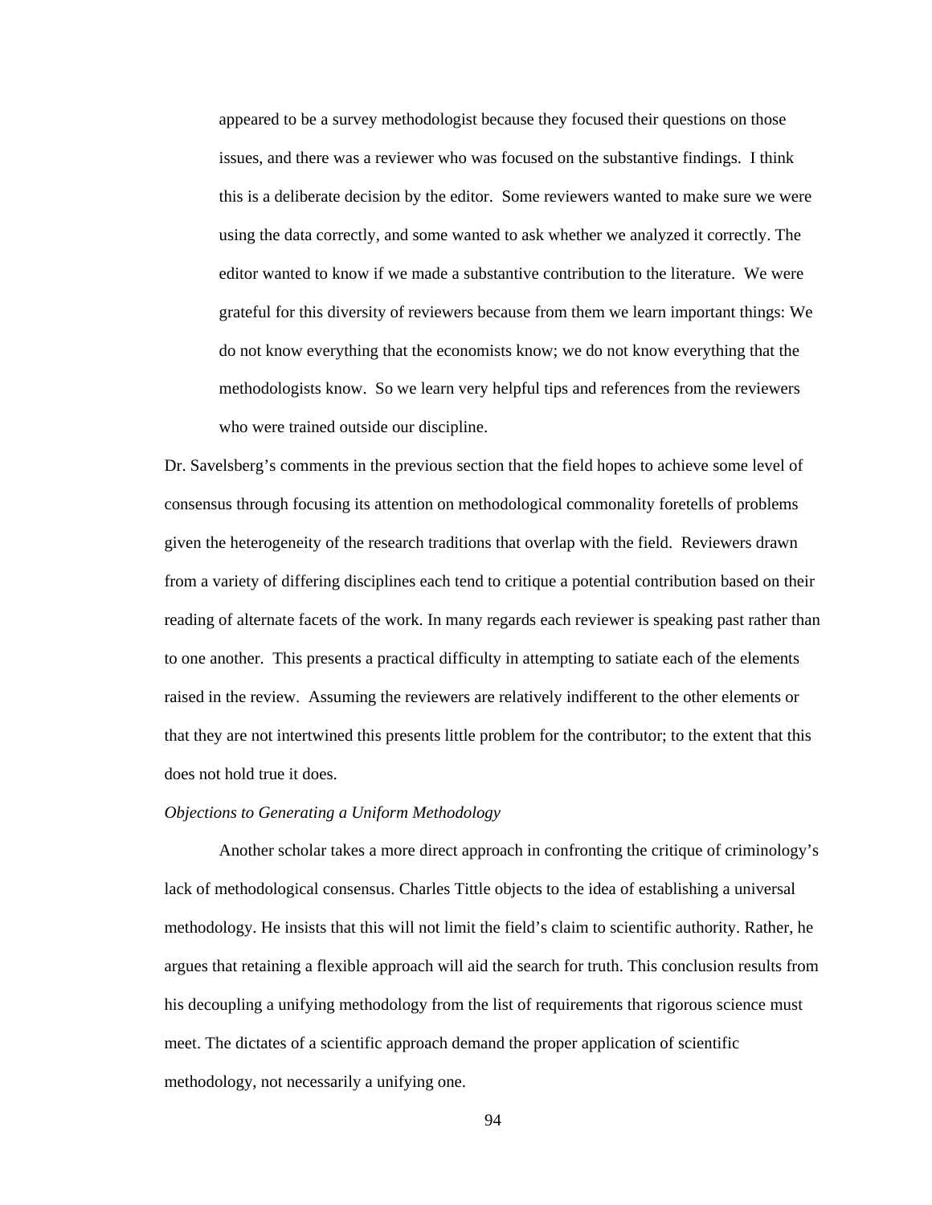> appeared to be a survey methodologist because they focused their questions on those issues, and there was a reviewer who was focused on the substantive findings. I think this is a deliberate decision by the editor. Some reviewers wanted to make sure we were using the data correctly, and some wanted to ask whether we analyzed it correctly. The editor wanted to know if we made a substantive contribution to the literature. We were grateful for this diversity of reviewers because from them we learn important things: We do not know everything that the economists know; we do not know everything that the methodologists know. So we learn very helpful tips and references from the reviewers who were trained outside our discipline.

Dr. Savelsberg's comments in the previous section that the field hopes to achieve some level of consensus through focusing its attention on methodological commonality foretells of problems given the heterogeneity of the research traditions that overlap with the field. Reviewers drawn from a variety of differing disciplines each tend to critique a potential contribution based on their reading of alternate facets of the work. In many regards each reviewer is speaking past rather than to one another. This presents a practical difficulty in attempting to satiate each of the elements raised in the review. Assuming the reviewers are relatively indifferent to the other elements or that they are not intertwined this presents little problem for the contributor; to the extent that this does not hold true it does.

*Objections to Generating a Uniform Methodology*

Another scholar takes a more direct approach in confronting the critique of criminology's lack of methodological consensus. Charles Tittle objects to the idea of establishing a universal methodology. He insists that this will not limit the field's claim to scientific authority. Rather, he argues that retaining a flexible approach will aid the search for truth. This conclusion results from his decoupling a unifying methodology from the list of requirements that rigorous science must meet. The dictates of a scientific approach demand the proper application of scientific methodology, not necessarily a unifying one.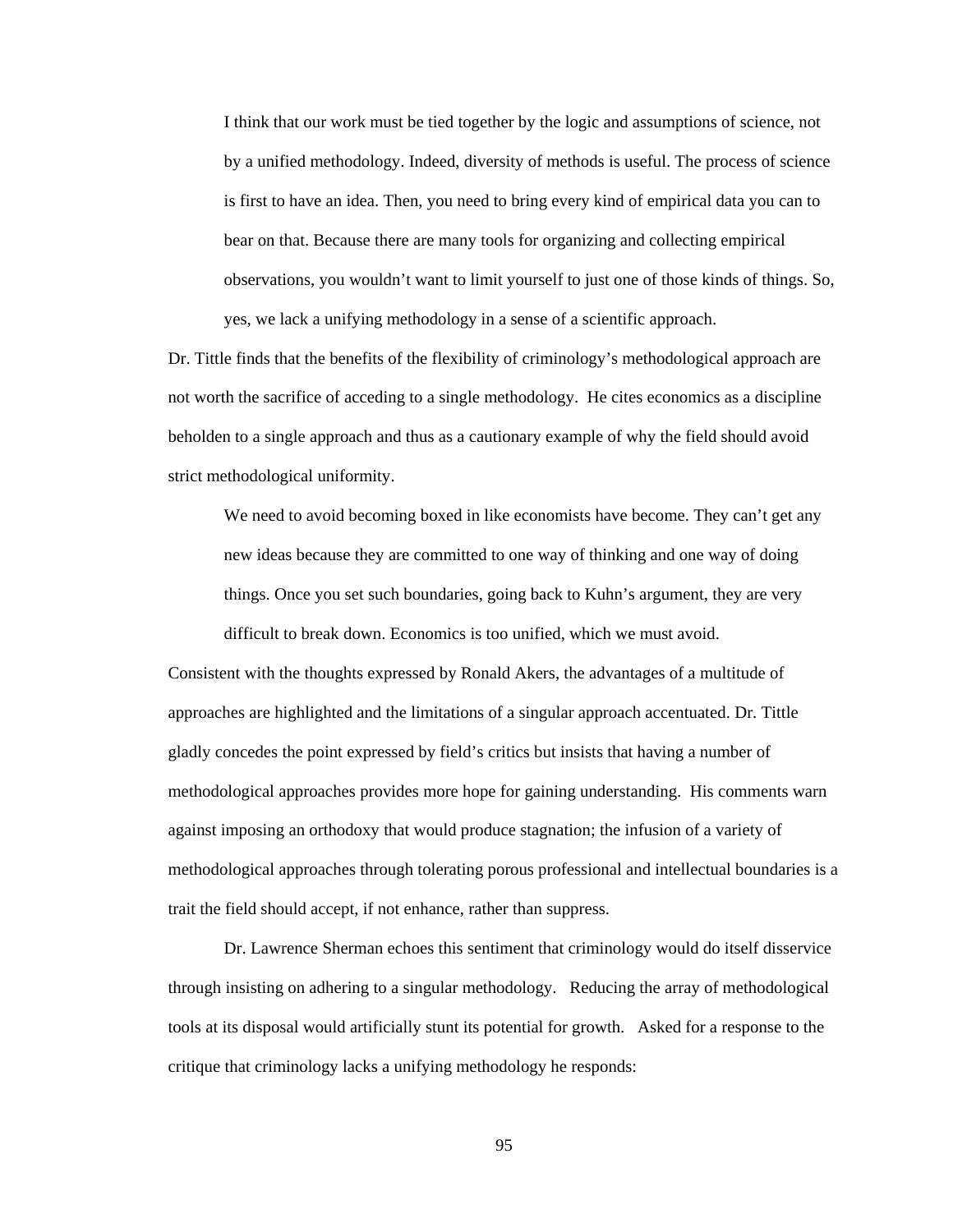> I think that our work must be tied together by the logic and assumptions of science, not by a unified methodology. Indeed, diversity of methods is useful. The process of science is first to have an idea. Then, you need to bring every kind of empirical data you can to bear on that. Because there are many tools for organizing and collecting empirical observations, you wouldn't want to limit yourself to just one of those kinds of things. So, yes, we lack a unifying methodology in a sense of a scientific approach.

Dr. Tittle finds that the benefits of the flexibility of criminology's methodological approach are not worth the sacrifice of acceding to a single methodology. He cites economics as a discipline beholden to a single approach and thus as a cautionary example of why the field should avoid strict methodological uniformity.

> We need to avoid becoming boxed in like economists have become. They can't get any new ideas because they are committed to one way of thinking and one way of doing things. Once you set such boundaries, going back to Kuhn's argument, they are very difficult to break down. Economics is too unified, which we must avoid.

Consistent with the thoughts expressed by Ronald Akers, the advantages of a multitude of approaches are highlighted and the limitations of a singular approach accentuated. Dr. Tittle gladly concedes the point expressed by field's critics but insists that having a number of methodological approaches provides more hope for gaining understanding. His comments warn against imposing an orthodoxy that would produce stagnation; the infusion of a variety of methodological approaches through tolerating porous professional and intellectual boundaries is a trait the field should accept, if not enhance, rather than suppress.

Dr. Lawrence Sherman echoes this sentiment that criminology would do itself disservice through insisting on adhering to a singular methodology. Reducing the array of methodological tools at its disposal would artificially stunt its potential for growth. Asked for a response to the critique that criminology lacks a unifying methodology he responds: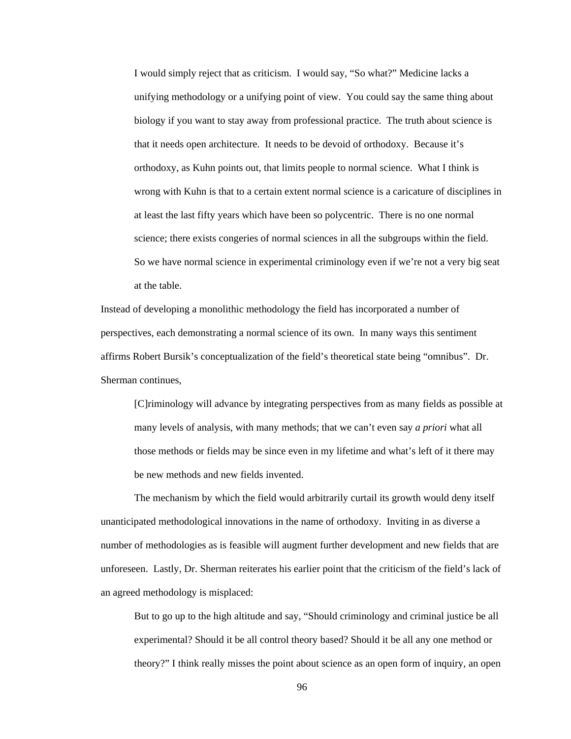> I would simply reject that as criticism. I would say, "So what?" Medicine lacks a unifying methodology or a unifying point of view. You could say the same thing about biology if you want to stay away from professional practice. The truth about science is that it needs open architecture. It needs to be devoid of orthodoxy. Because it's orthodoxy, as Kuhn points out, that limits people to normal science. What I think is wrong with Kuhn is that to a certain extent normal science is a caricature of disciplines in at least the last fifty years which have been so polycentric. There is no one normal science; there exists congeries of normal sciences in all the subgroups within the field. So we have normal science in experimental criminology even if we're not a very big seat at the table.

Instead of developing a monolithic methodology the field has incorporated a number of perspectives, each demonstrating a normal science of its own. In many ways this sentiment affirms Robert Bursik's conceptualization of the field's theoretical state being "omnibus". Dr. Sherman continues,

> [C]riminology will advance by integrating perspectives from as many fields as possible at many levels of analysis, with many methods; that we can't even say *a priori* what all those methods or fields may be since even in my lifetime and what's left of it there may be new methods and new fields invented.

The mechanism by which the field would arbitrarily curtail its growth would deny itself unanticipated methodological innovations in the name of orthodoxy. Inviting in as diverse a number of methodologies as is feasible will augment further development and new fields that are unforeseen. Lastly, Dr. Sherman reiterates his earlier point that the criticism of the field's lack of an agreed methodology is misplaced:

> But to go up to the high altitude and say, "Should criminology and criminal justice be all experimental? Should it be all control theory based? Should it be all any one method or theory?" I think really misses the point about science as an open form of inquiry, an open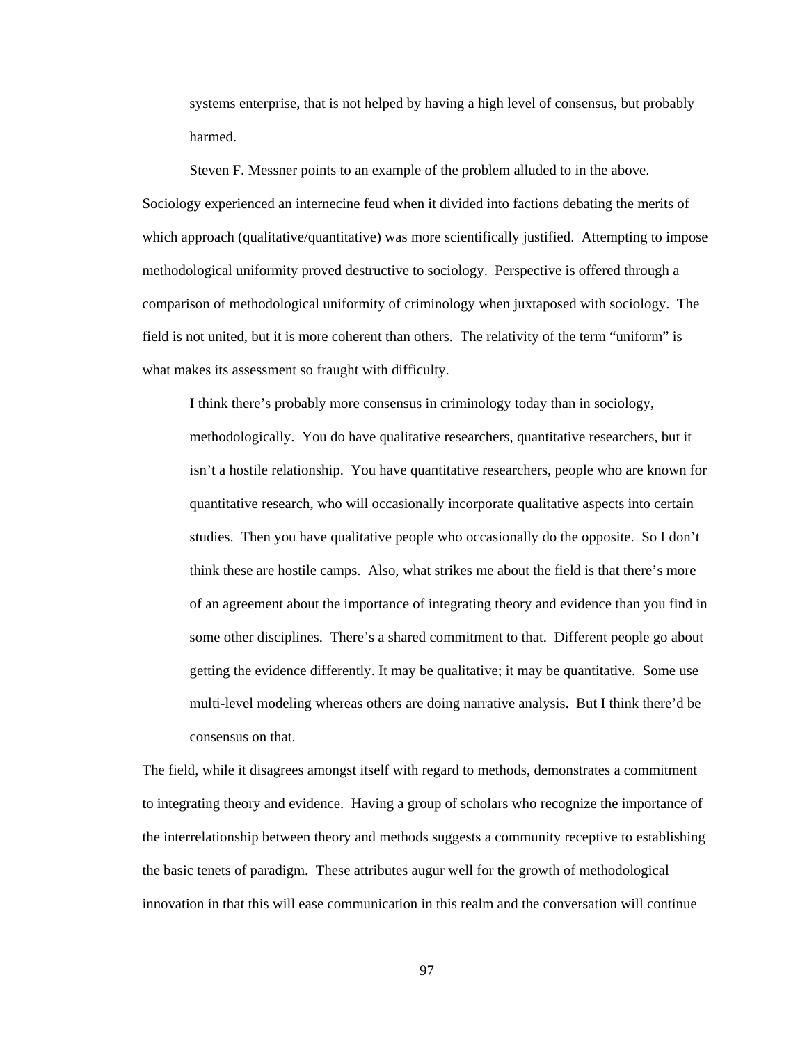> systems enterprise, that is not helped by having a high level of consensus, but probably harmed.

Steven F. Messner points to an example of the problem alluded to in the above. Sociology experienced an internecine feud when it divided into factions debating the merits of which approach (qualitative/quantitative) was more scientifically justified. Attempting to impose methodological uniformity proved destructive to sociology. Perspective is offered through a comparison of methodological uniformity of criminology when juxtaposed with sociology. The field is not united, but it is more coherent than others. The relativity of the term "uniform" is what makes its assessment so fraught with difficulty.

> I think there's probably more consensus in criminology today than in sociology, methodologically. You do have qualitative researchers, quantitative researchers, but it isn't a hostile relationship. You have quantitative researchers, people who are known for quantitative research, who will occasionally incorporate qualitative aspects into certain studies. Then you have qualitative people who occasionally do the opposite. So I don't think these are hostile camps. Also, what strikes me about the field is that there's more of an agreement about the importance of integrating theory and evidence than you find in some other disciplines. There's a shared commitment to that. Different people go about getting the evidence differently. It may be qualitative; it may be quantitative. Some use multi-level modeling whereas others are doing narrative analysis. But I think there'd be consensus on that.

The field, while it disagrees amongst itself with regard to methods, demonstrates a commitment to integrating theory and evidence. Having a group of scholars who recognize the importance of the interrelationship between theory and methods suggests a community receptive to establishing the basic tenets of paradigm. These attributes augur well for the growth of methodological innovation in that this will ease communication in this realm and the conversation will continue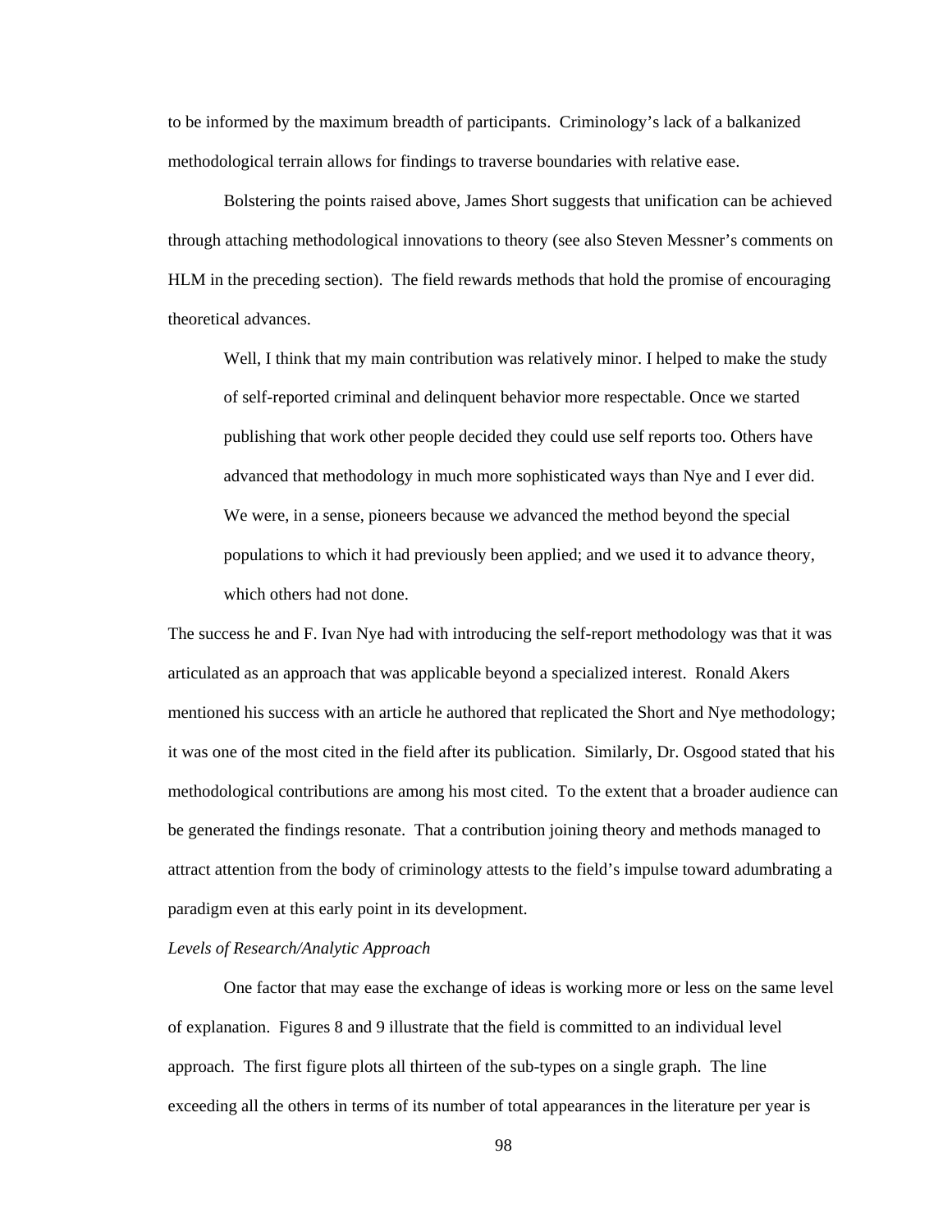to be informed by the maximum breadth of participants. Criminology's lack of a balkanized methodological terrain allows for findings to traverse boundaries with relative ease.

Bolstering the points raised above, James Short suggests that unification can be achieved through attaching methodological innovations to theory (see also Steven Messner's comments on HLM in the preceding section). The field rewards methods that hold the promise of encouraging theoretical advances.

> Well, I think that my main contribution was relatively minor. I helped to make the study of self-reported criminal and delinquent behavior more respectable. Once we started publishing that work other people decided they could use self reports too. Others have advanced that methodology in much more sophisticated ways than Nye and I ever did. We were, in a sense, pioneers because we advanced the method beyond the special populations to which it had previously been applied; and we used it to advance theory, which others had not done.

The success he and F. Ivan Nye had with introducing the self-report methodology was that it was articulated as an approach that was applicable beyond a specialized interest. Ronald Akers mentioned his success with an article he authored that replicated the Short and Nye methodology; it was one of the most cited in the field after its publication. Similarly, Dr. Osgood stated that his methodological contributions are among his most cited. To the extent that a broader audience can be generated the findings resonate. That a contribution joining theory and methods managed to attract attention from the body of criminology attests to the field's impulse toward adumbrating a paradigm even at this early point in its development.

*Levels of Research/Analytic Approach*

One factor that may ease the exchange of ideas is working more or less on the same level of explanation. Figures 8 and 9 illustrate that the field is committed to an individual level approach. The first figure plots all thirteen of the sub-types on a single graph. The line exceeding all the others in terms of its number of total appearances in the literature per year is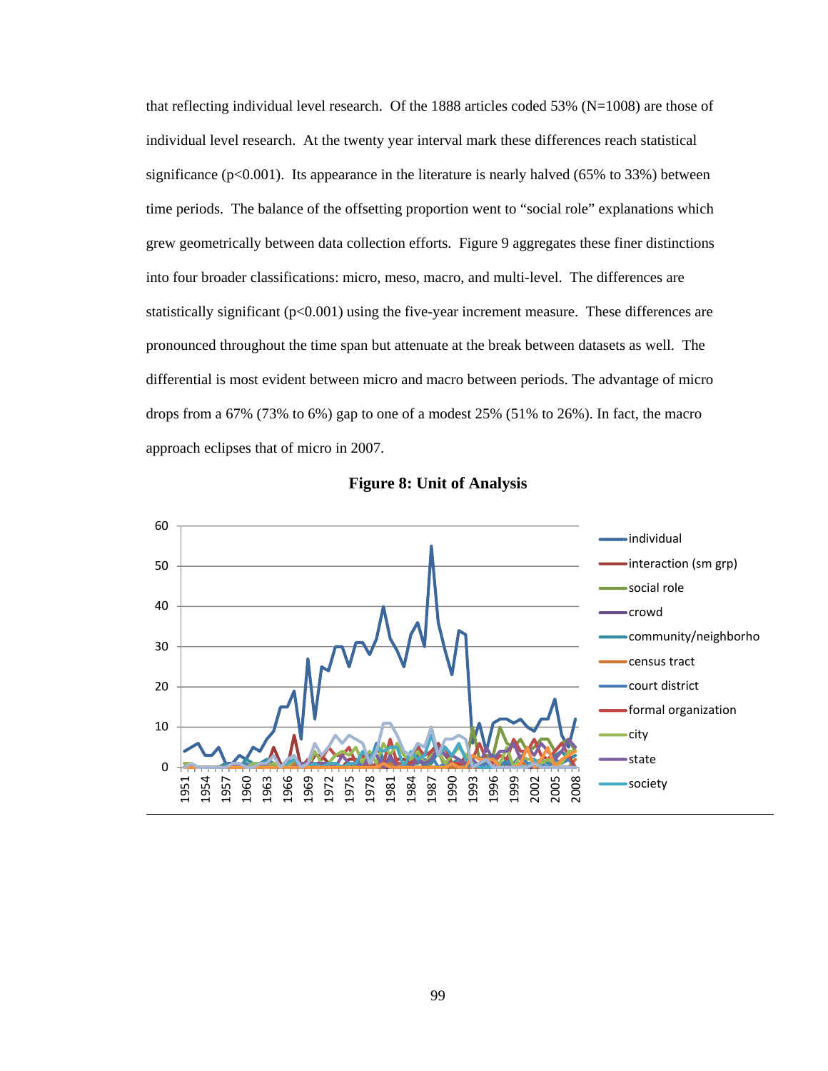that reflecting individual level research. Of the 1888 articles coded 53% (N=1008) are those of individual level research. At the twenty year interval mark these differences reach statistical significance ($p<0.001$). Its appearance in the literature is nearly halved (65% to 33%) between time periods. The balance of the offsetting proportion went to “social role” explanations which grew geometrically between data collection efforts. Figure 9 aggregates these finer distinctions into four broader classifications: micro, meso, macro, and multi-level. The differences are statistically significant ($p<0.001$) using the five-year increment measure. These differences are pronounced throughout the time span but attenuate at the break between datasets as well. The differential is most evident between micro and macro between periods. The advantage of micro drops from a 67% (73% to 6%) gap to one of a modest 25% (51% to 26%). In fact, the macro approach eclipses that of micro in 2007.

**Figure 8: Unit of Analysis**

[Line chart: y-axis 0–60; x-axis years 1951–2008; legend: individual, interaction (sm grp), social role, crowd, community/neighborho, census tract, court district, formal organization, city, state, society]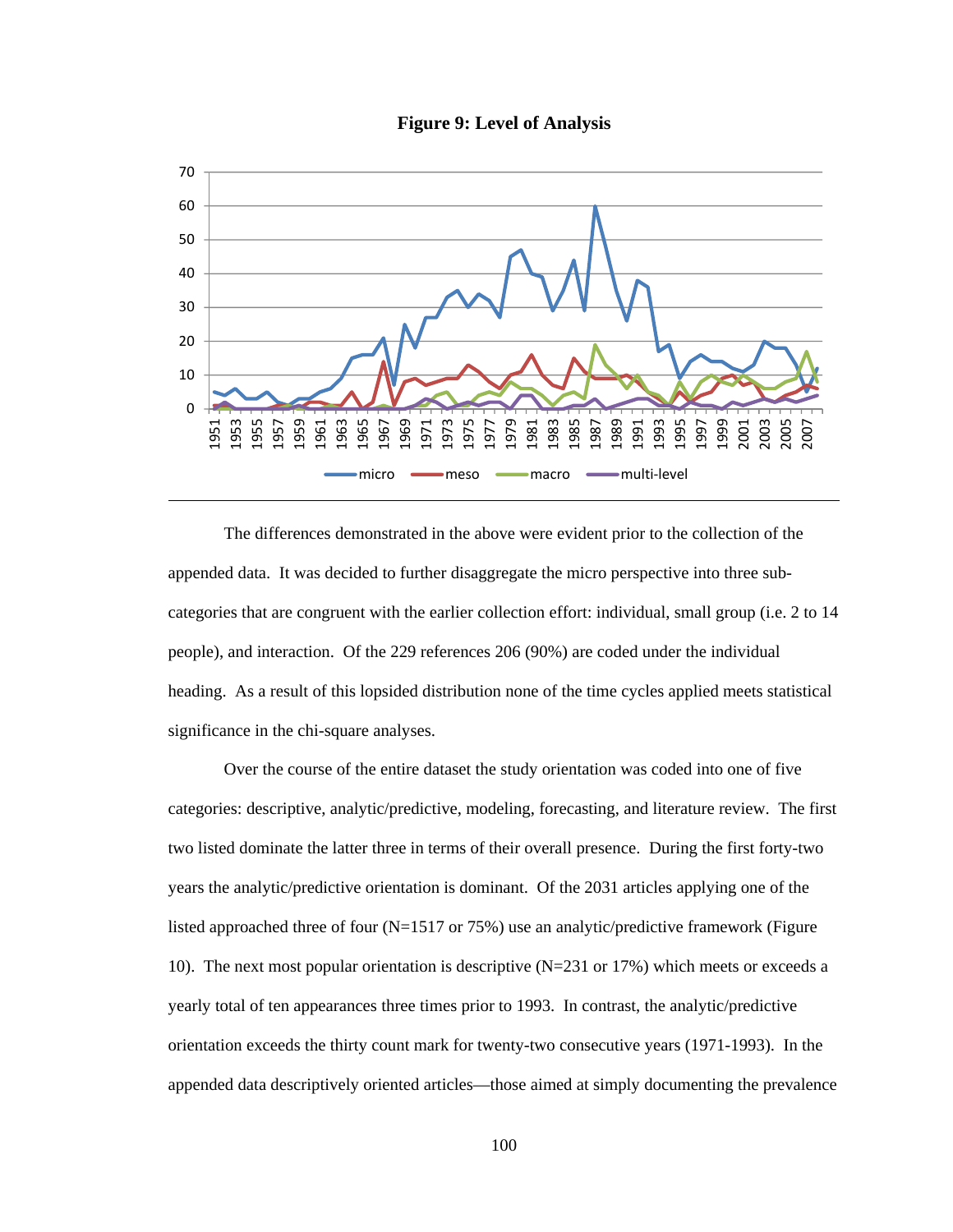**Figure 9: Level of Analysis**

The differences demonstrated in the above were evident prior to the collection of the appended data. It was decided to further disaggregate the micro perspective into three sub-categories that are congruent with the earlier collection effort: individual, small group (i.e. 2 to 14 people), and interaction. Of the 229 references 206 (90%) are coded under the individual heading. As a result of this lopsided distribution none of the time cycles applied meets statistical significance in the chi-square analyses.

Over the course of the entire dataset the study orientation was coded into one of five categories: descriptive, analytic/predictive, modeling, forecasting, and literature review. The first two listed dominate the latter three in terms of their overall presence. During the first forty-two years the analytic/predictive orientation is dominant. Of the 2031 articles applying one of the listed approached three of four (N=1517 or 75%) use an analytic/predictive framework (Figure 10). The next most popular orientation is descriptive (N=231 or 17%) which meets or exceeds a yearly total of ten appearances three times prior to 1993. In contrast, the analytic/predictive orientation exceeds the thirty count mark for twenty-two consecutive years (1971-1993). In the appended data descriptively oriented articles—those aimed at simply documenting the prevalence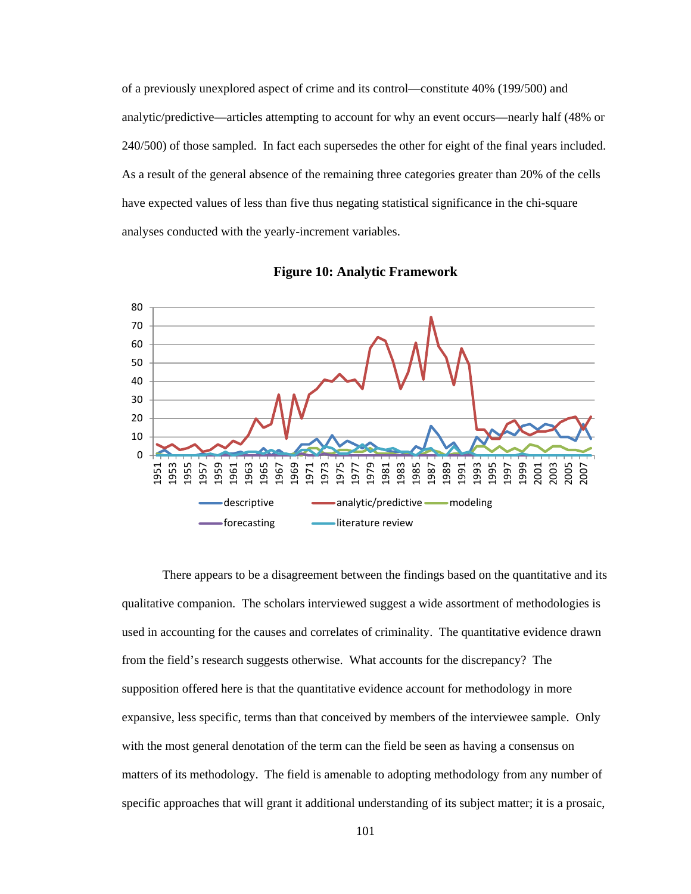of a previously unexplored aspect of crime and its control—constitute 40% (199/500) and analytic/predictive—articles attempting to account for why an event occurs—nearly half (48% or 240/500) of those sampled. In fact each supersedes the other for eight of the final years included. As a result of the general absence of the remaining three categories greater than 20% of the cells have expected values of less than five thus negating statistical significance in the chi-square analyses conducted with the yearly-increment variables.

**Figure 10: Analytic Framework**

There appears to be a disagreement between the findings based on the quantitative and its qualitative companion. The scholars interviewed suggest a wide assortment of methodologies is used in accounting for the causes and correlates of criminality. The quantitative evidence drawn from the field's research suggests otherwise. What accounts for the discrepancy? The supposition offered here is that the quantitative evidence account for methodology in more expansive, less specific, terms than that conceived by members of the interviewee sample. Only with the most general denotation of the term can the field be seen as having a consensus on matters of its methodology. The field is amenable to adopting methodology from any number of specific approaches that will grant it additional understanding of its subject matter; it is a prosaic,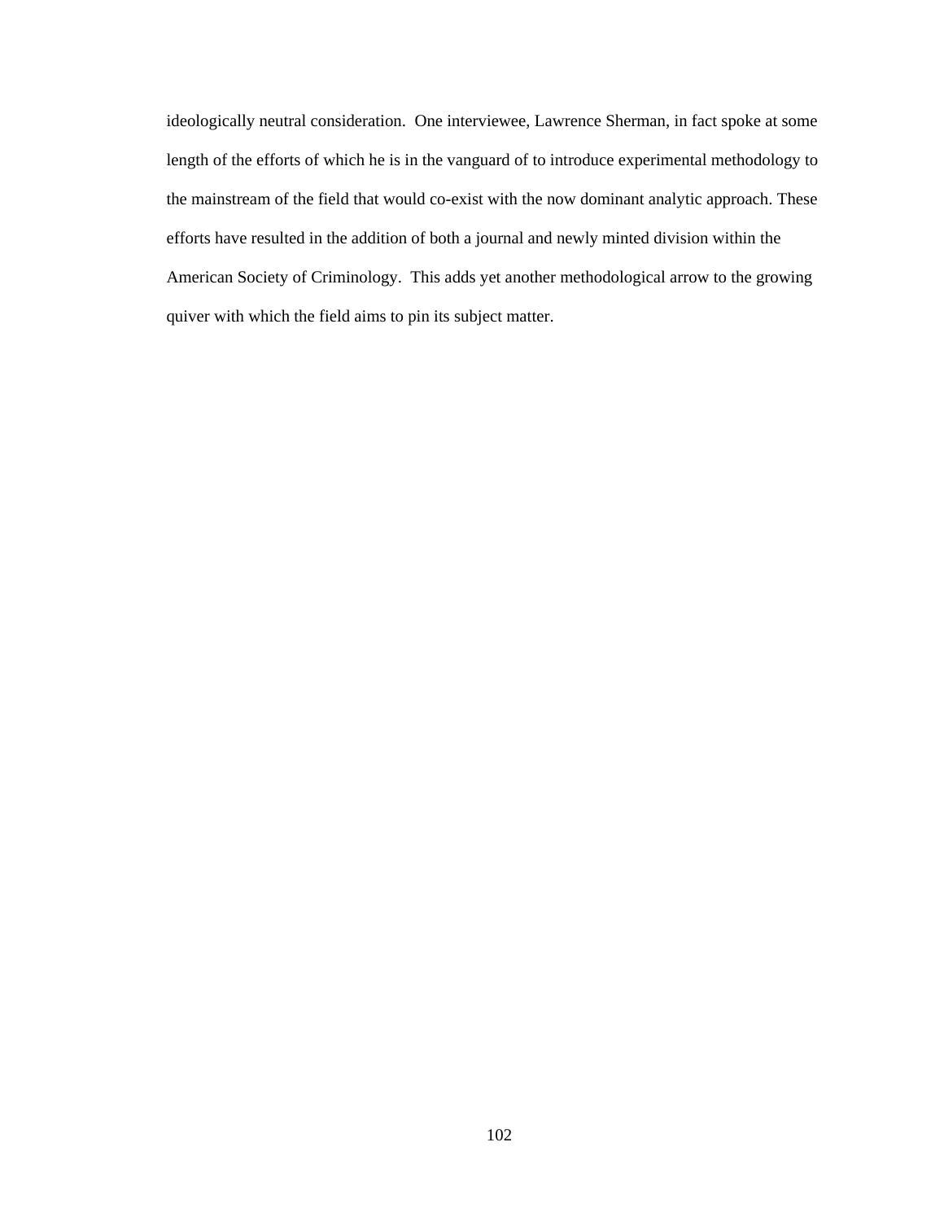ideologically neutral consideration. One interviewee, Lawrence Sherman, in fact spoke at some length of the efforts of which he is in the vanguard of to introduce experimental methodology to the mainstream of the field that would co-exist with the now dominant analytic approach. These efforts have resulted in the addition of both a journal and newly minted division within the American Society of Criminology. This adds yet another methodological arrow to the growing quiver with which the field aims to pin its subject matter.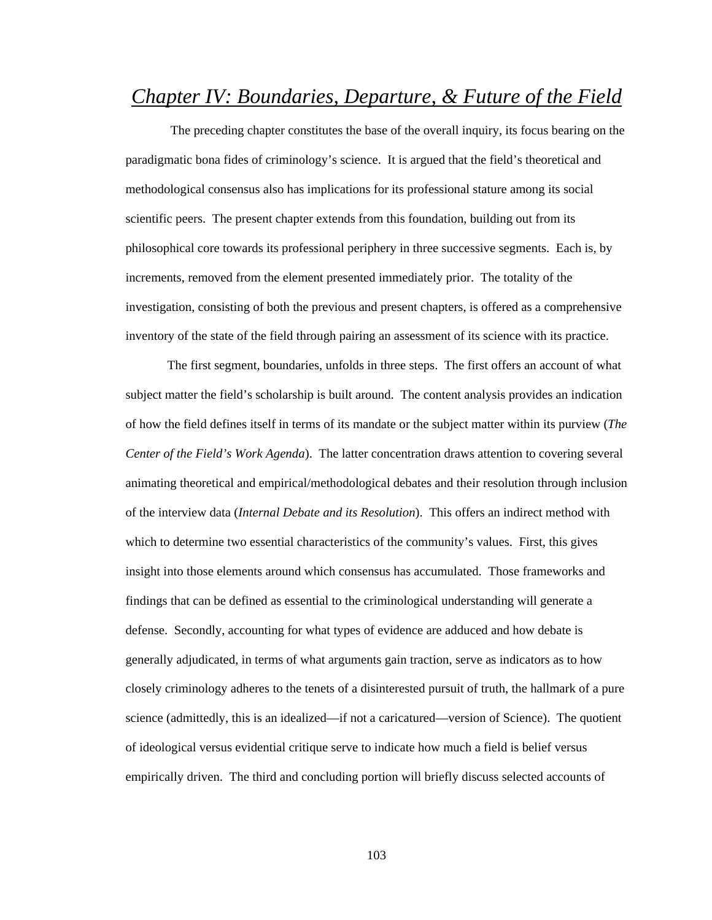# *Chapter IV: Boundaries, Departure, & Future of the Field*

The preceding chapter constitutes the base of the overall inquiry, its focus bearing on the paradigmatic bona fides of criminology's science. It is argued that the field's theoretical and methodological consensus also has implications for its professional stature among its social scientific peers. The present chapter extends from this foundation, building out from its philosophical core towards its professional periphery in three successive segments. Each is, by increments, removed from the element presented immediately prior. The totality of the investigation, consisting of both the previous and present chapters, is offered as a comprehensive inventory of the state of the field through pairing an assessment of its science with its practice.

The first segment, boundaries, unfolds in three steps. The first offers an account of what subject matter the field's scholarship is built around. The content analysis provides an indication of how the field defines itself in terms of its mandate or the subject matter within its purview (*The Center of the Field's Work Agenda*). The latter concentration draws attention to covering several animating theoretical and empirical/methodological debates and their resolution through inclusion of the interview data (*Internal Debate and its Resolution*). This offers an indirect method with which to determine two essential characteristics of the community's values. First, this gives insight into those elements around which consensus has accumulated. Those frameworks and findings that can be defined as essential to the criminological understanding will generate a defense. Secondly, accounting for what types of evidence are adduced and how debate is generally adjudicated, in terms of what arguments gain traction, serve as indicators as to how closely criminology adheres to the tenets of a disinterested pursuit of truth, the hallmark of a pure science (admittedly, this is an idealized—if not a caricatured—version of Science). The quotient of ideological versus evidential critique serve to indicate how much a field is belief versus empirically driven. The third and concluding portion will briefly discuss selected accounts of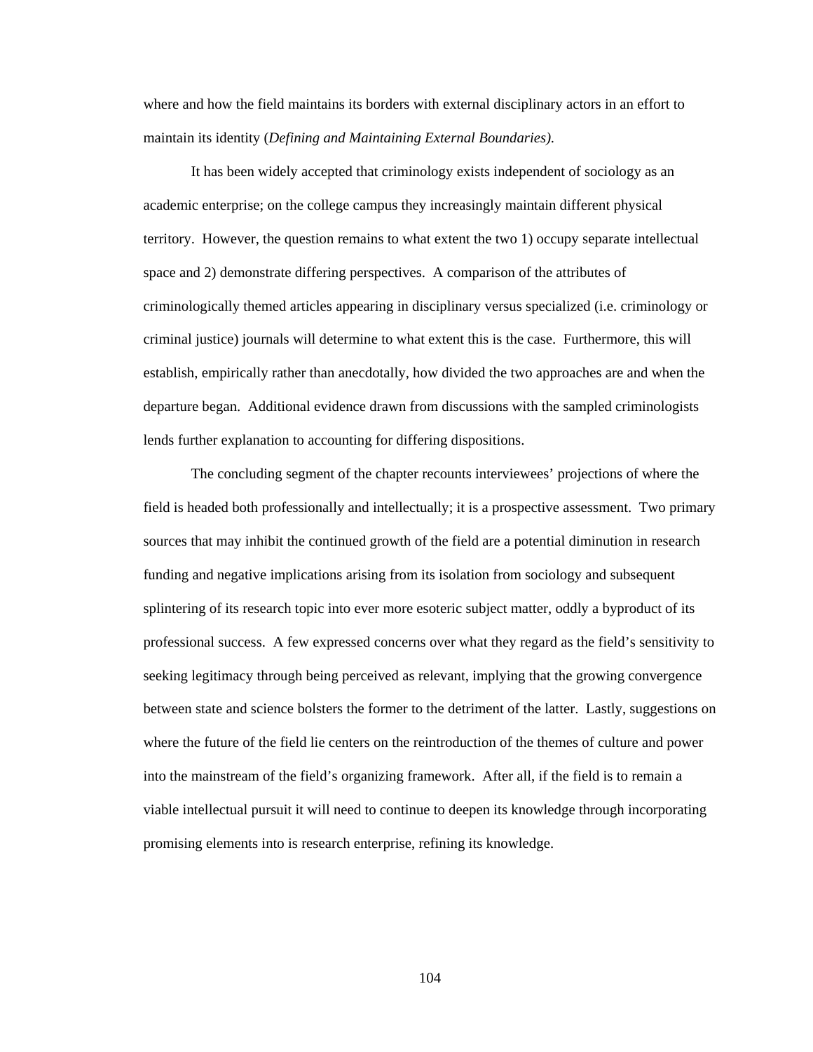where and how the field maintains its borders with external disciplinary actors in an effort to maintain its identity (*Defining and Maintaining External Boundaries).*

It has been widely accepted that criminology exists independent of sociology as an academic enterprise; on the college campus they increasingly maintain different physical territory. However, the question remains to what extent the two 1) occupy separate intellectual space and 2) demonstrate differing perspectives. A comparison of the attributes of criminologically themed articles appearing in disciplinary versus specialized (i.e. criminology or criminal justice) journals will determine to what extent this is the case. Furthermore, this will establish, empirically rather than anecdotally, how divided the two approaches are and when the departure began. Additional evidence drawn from discussions with the sampled criminologists lends further explanation to accounting for differing dispositions.

The concluding segment of the chapter recounts interviewees' projections of where the field is headed both professionally and intellectually; it is a prospective assessment. Two primary sources that may inhibit the continued growth of the field are a potential diminution in research funding and negative implications arising from its isolation from sociology and subsequent splintering of its research topic into ever more esoteric subject matter, oddly a byproduct of its professional success. A few expressed concerns over what they regard as the field's sensitivity to seeking legitimacy through being perceived as relevant, implying that the growing convergence between state and science bolsters the former to the detriment of the latter. Lastly, suggestions on where the future of the field lie centers on the reintroduction of the themes of culture and power into the mainstream of the field's organizing framework. After all, if the field is to remain a viable intellectual pursuit it will need to continue to deepen its knowledge through incorporating promising elements into is research enterprise, refining its knowledge.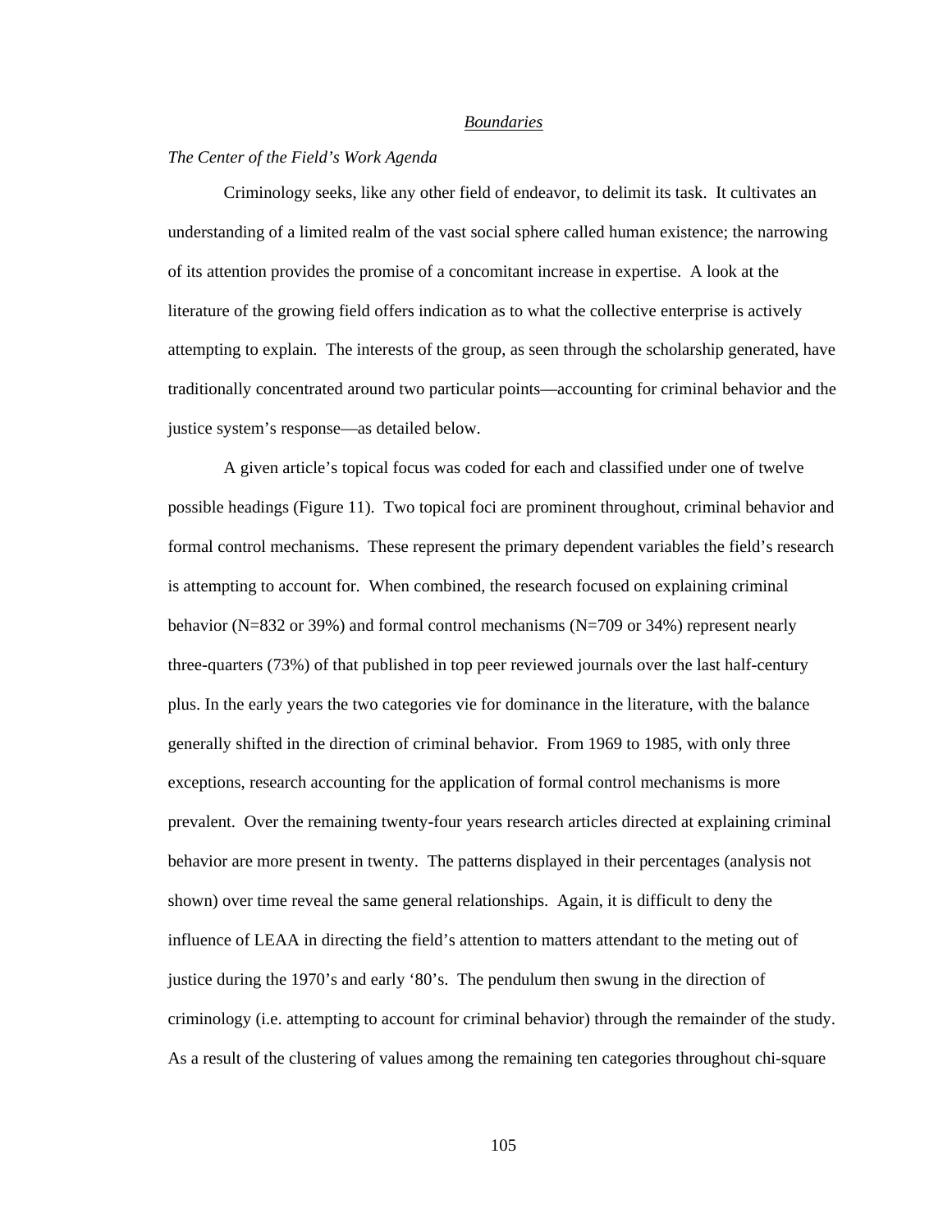## *Boundaries*

### *The Center of the Field's Work Agenda*

Criminology seeks, like any other field of endeavor, to delimit its task. It cultivates an understanding of a limited realm of the vast social sphere called human existence; the narrowing of its attention provides the promise of a concomitant increase in expertise. A look at the literature of the growing field offers indication as to what the collective enterprise is actively attempting to explain. The interests of the group, as seen through the scholarship generated, have traditionally concentrated around two particular points—accounting for criminal behavior and the justice system's response—as detailed below.

A given article's topical focus was coded for each and classified under one of twelve possible headings (Figure 11). Two topical foci are prominent throughout, criminal behavior and formal control mechanisms. These represent the primary dependent variables the field's research is attempting to account for. When combined, the research focused on explaining criminal behavior (N=832 or 39%) and formal control mechanisms (N=709 or 34%) represent nearly three-quarters (73%) of that published in top peer reviewed journals over the last half-century plus. In the early years the two categories vie for dominance in the literature, with the balance generally shifted in the direction of criminal behavior. From 1969 to 1985, with only three exceptions, research accounting for the application of formal control mechanisms is more prevalent. Over the remaining twenty-four years research articles directed at explaining criminal behavior are more present in twenty. The patterns displayed in their percentages (analysis not shown) over time reveal the same general relationships. Again, it is difficult to deny the influence of LEAA in directing the field's attention to matters attendant to the meting out of justice during the 1970's and early '80's. The pendulum then swung in the direction of criminology (i.e. attempting to account for criminal behavior) through the remainder of the study. As a result of the clustering of values among the remaining ten categories throughout chi-square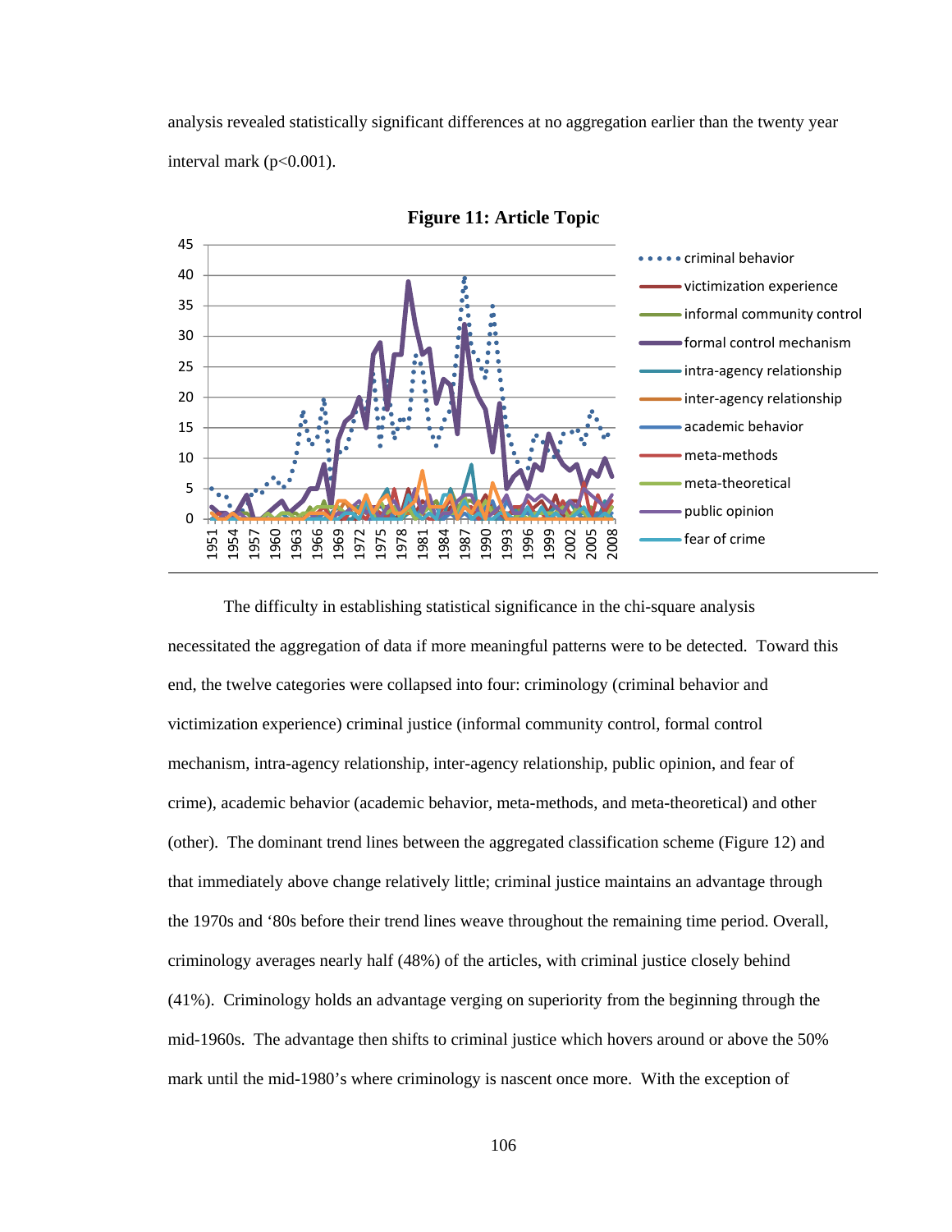analysis revealed statistically significant differences at no aggregation earlier than the twenty year interval mark ($p<0.001$).

**Figure 11: Article Topic**

The difficulty in establishing statistical significance in the chi-square analysis necessitated the aggregation of data if more meaningful patterns were to be detected. Toward this end, the twelve categories were collapsed into four: criminology (criminal behavior and victimization experience) criminal justice (informal community control, formal control mechanism, intra-agency relationship, inter-agency relationship, public opinion, and fear of crime), academic behavior (academic behavior, meta-methods, and meta-theoretical) and other (other). The dominant trend lines between the aggregated classification scheme (Figure 12) and that immediately above change relatively little; criminal justice maintains an advantage through the 1970s and '80s before their trend lines weave throughout the remaining time period. Overall, criminology averages nearly half (48%) of the articles, with criminal justice closely behind (41%). Criminology holds an advantage verging on superiority from the beginning through the mid-1960s. The advantage then shifts to criminal justice which hovers around or above the 50% mark until the mid-1980's where criminology is nascent once more. With the exception of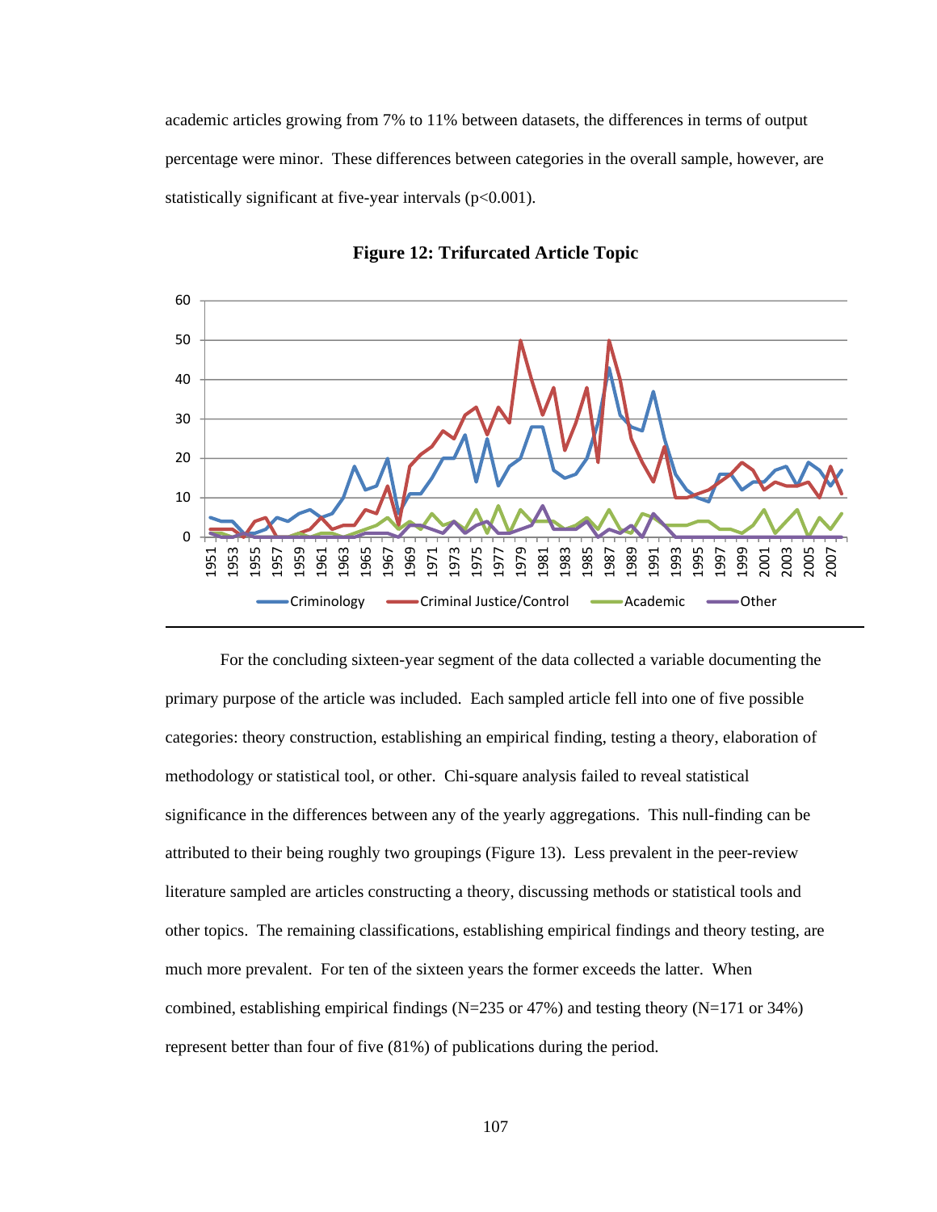academic articles growing from 7% to 11% between datasets, the differences in terms of output percentage were minor. These differences between categories in the overall sample, however, are statistically significant at five-year intervals ($p<0.001$).

**Figure 12: Trifurcated Article Topic**

For the concluding sixteen-year segment of the data collected a variable documenting the primary purpose of the article was included. Each sampled article fell into one of five possible categories: theory construction, establishing an empirical finding, testing a theory, elaboration of methodology or statistical tool, or other. Chi-square analysis failed to reveal statistical significance in the differences between any of the yearly aggregations. This null-finding can be attributed to their being roughly two groupings (Figure 13). Less prevalent in the peer-review literature sampled are articles constructing a theory, discussing methods or statistical tools and other topics. The remaining classifications, establishing empirical findings and theory testing, are much more prevalent. For ten of the sixteen years the former exceeds the latter. When combined, establishing empirical findings (N=235 or 47%) and testing theory (N=171 or 34%) represent better than four of five (81%) of publications during the period.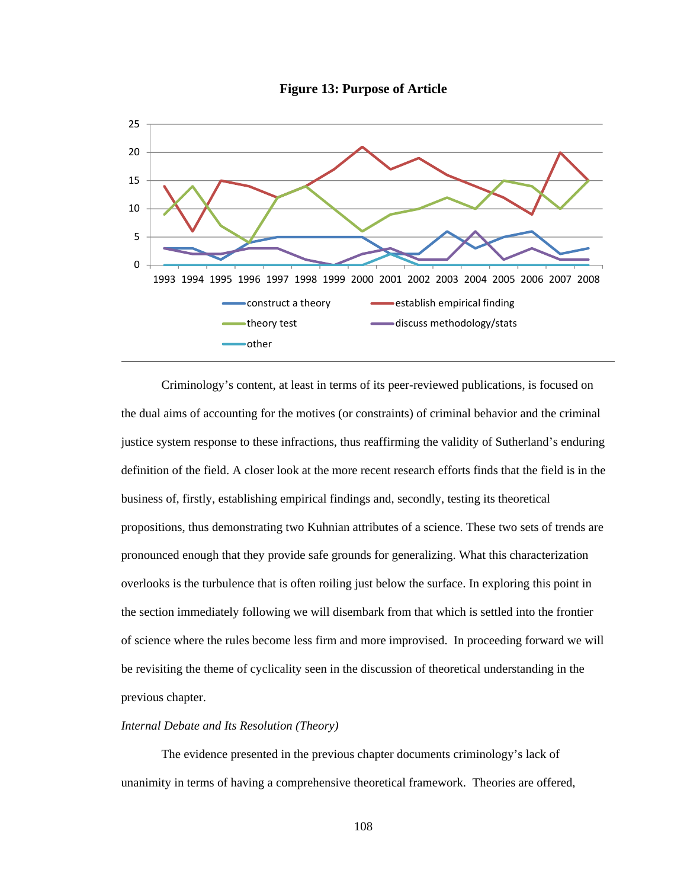**Figure 13: Purpose of Article**

Criminology's content, at least in terms of its peer-reviewed publications, is focused on the dual aims of accounting for the motives (or constraints) of criminal behavior and the criminal justice system response to these infractions, thus reaffirming the validity of Sutherland's enduring definition of the field. A closer look at the more recent research efforts finds that the field is in the business of, firstly, establishing empirical findings and, secondly, testing its theoretical propositions, thus demonstrating two Kuhnian attributes of a science. These two sets of trends are pronounced enough that they provide safe grounds for generalizing. What this characterization overlooks is the turbulence that is often roiling just below the surface. In exploring this point in the section immediately following we will disembark from that which is settled into the frontier of science where the rules become less firm and more improvised. In proceeding forward we will be revisiting the theme of cyclicality seen in the discussion of theoretical understanding in the previous chapter.

*Internal Debate and Its Resolution (Theory)*

The evidence presented in the previous chapter documents criminology's lack of unanimity in terms of having a comprehensive theoretical framework. Theories are offered,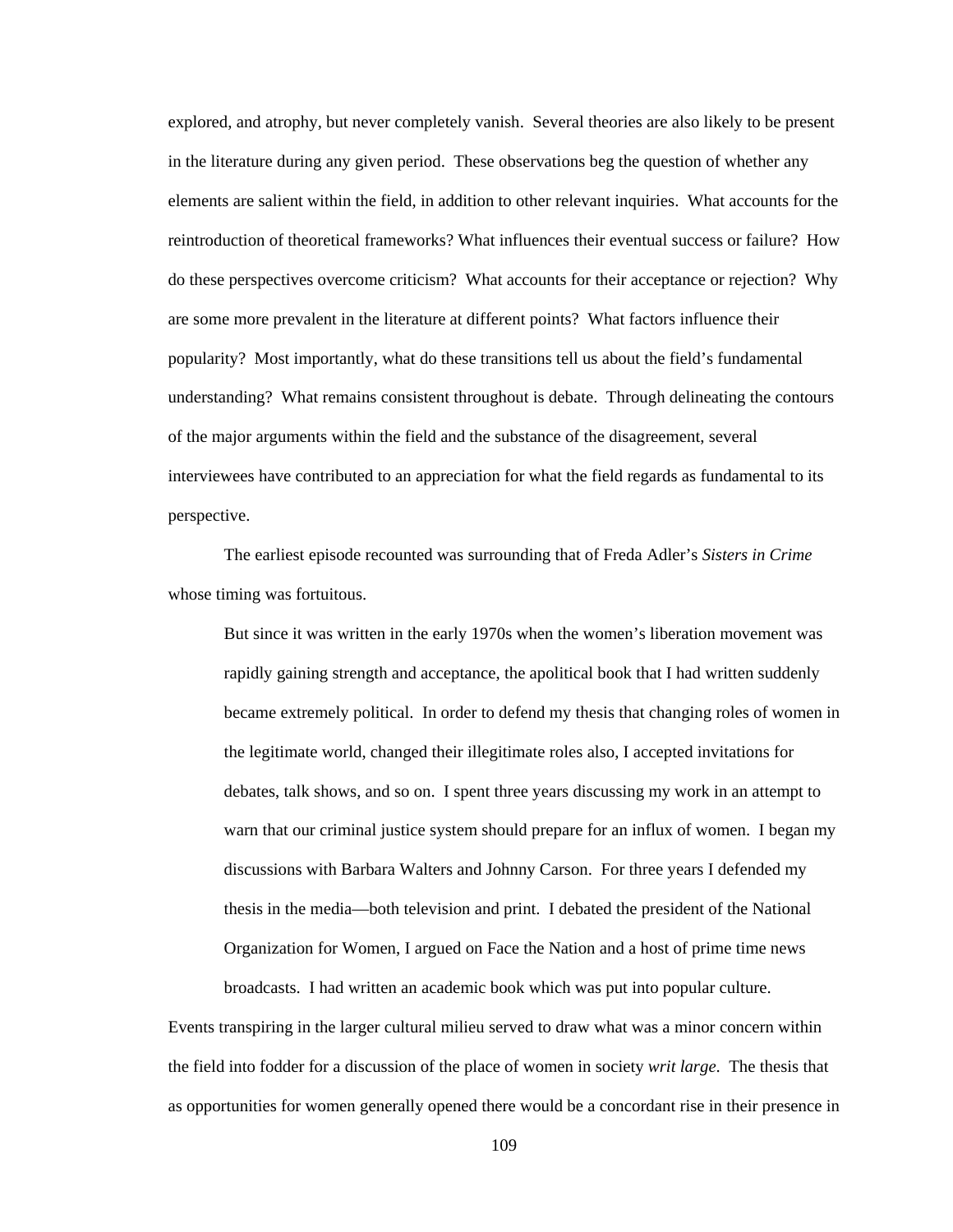explored, and atrophy, but never completely vanish. Several theories are also likely to be present in the literature during any given period. These observations beg the question of whether any elements are salient within the field, in addition to other relevant inquiries. What accounts for the reintroduction of theoretical frameworks? What influences their eventual success or failure? How do these perspectives overcome criticism? What accounts for their acceptance or rejection? Why are some more prevalent in the literature at different points? What factors influence their popularity? Most importantly, what do these transitions tell us about the field's fundamental understanding? What remains consistent throughout is debate. Through delineating the contours of the major arguments within the field and the substance of the disagreement, several interviewees have contributed to an appreciation for what the field regards as fundamental to its perspective.

The earliest episode recounted was surrounding that of Freda Adler's *Sisters in Crime* whose timing was fortuitous.

> But since it was written in the early 1970s when the women's liberation movement was rapidly gaining strength and acceptance, the apolitical book that I had written suddenly became extremely political. In order to defend my thesis that changing roles of women in the legitimate world, changed their illegitimate roles also, I accepted invitations for debates, talk shows, and so on. I spent three years discussing my work in an attempt to warn that our criminal justice system should prepare for an influx of women. I began my discussions with Barbara Walters and Johnny Carson. For three years I defended my thesis in the media—both television and print. I debated the president of the National Organization for Women, I argued on Face the Nation and a host of prime time news broadcasts. I had written an academic book which was put into popular culture.

Events transpiring in the larger cultural milieu served to draw what was a minor concern within the field into fodder for a discussion of the place of women in society *writ large*. The thesis that as opportunities for women generally opened there would be a concordant rise in their presence in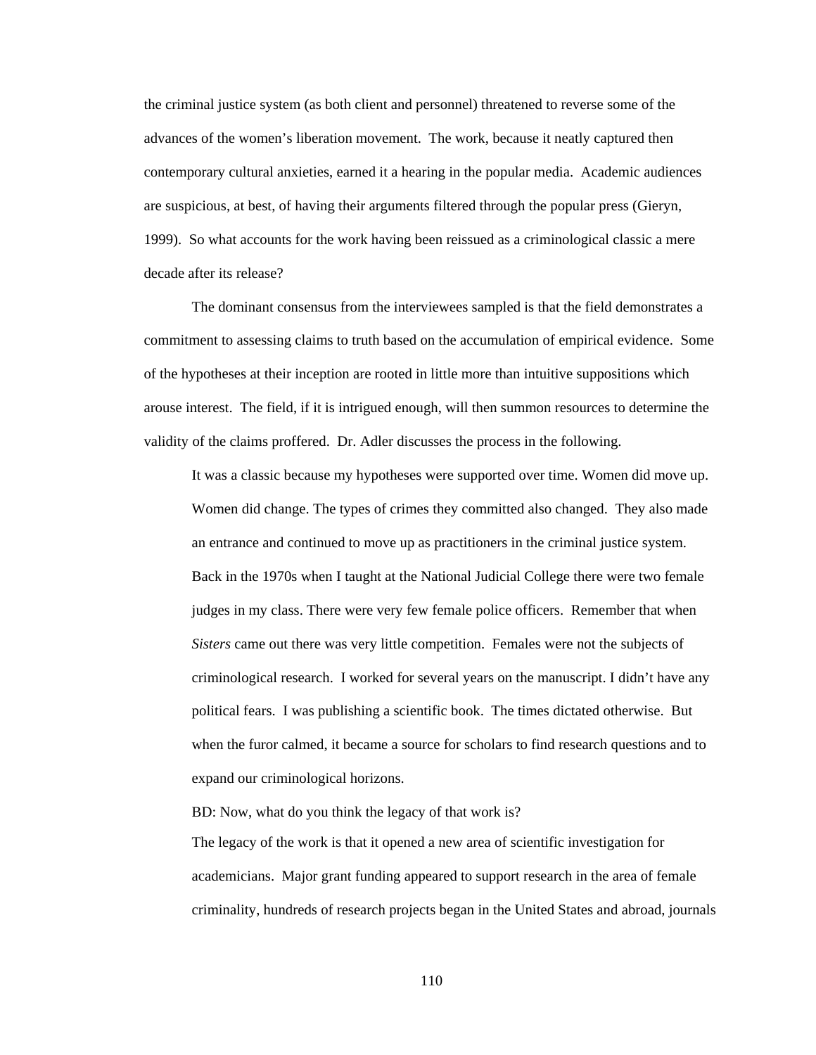the criminal justice system (as both client and personnel) threatened to reverse some of the advances of the women's liberation movement. The work, because it neatly captured then contemporary cultural anxieties, earned it a hearing in the popular media. Academic audiences are suspicious, at best, of having their arguments filtered through the popular press (Gieryn, 1999). So what accounts for the work having been reissued as a criminological classic a mere decade after its release?

The dominant consensus from the interviewees sampled is that the field demonstrates a commitment to assessing claims to truth based on the accumulation of empirical evidence. Some of the hypotheses at their inception are rooted in little more than intuitive suppositions which arouse interest. The field, if it is intrigued enough, will then summon resources to determine the validity of the claims proffered. Dr. Adler discusses the process in the following.

> It was a classic because my hypotheses were supported over time. Women did move up. Women did change. The types of crimes they committed also changed. They also made an entrance and continued to move up as practitioners in the criminal justice system. Back in the 1970s when I taught at the National Judicial College there were two female judges in my class. There were very few female police officers. Remember that when *Sisters* came out there was very little competition. Females were not the subjects of criminological research. I worked for several years on the manuscript. I didn't have any political fears. I was publishing a scientific book. The times dictated otherwise. But when the furor calmed, it became a source for scholars to find research questions and to expand our criminological horizons.
>
> BD: Now, what do you think the legacy of that work is?
>
> The legacy of the work is that it opened a new area of scientific investigation for academicians. Major grant funding appeared to support research in the area of female criminality, hundreds of research projects began in the United States and abroad, journals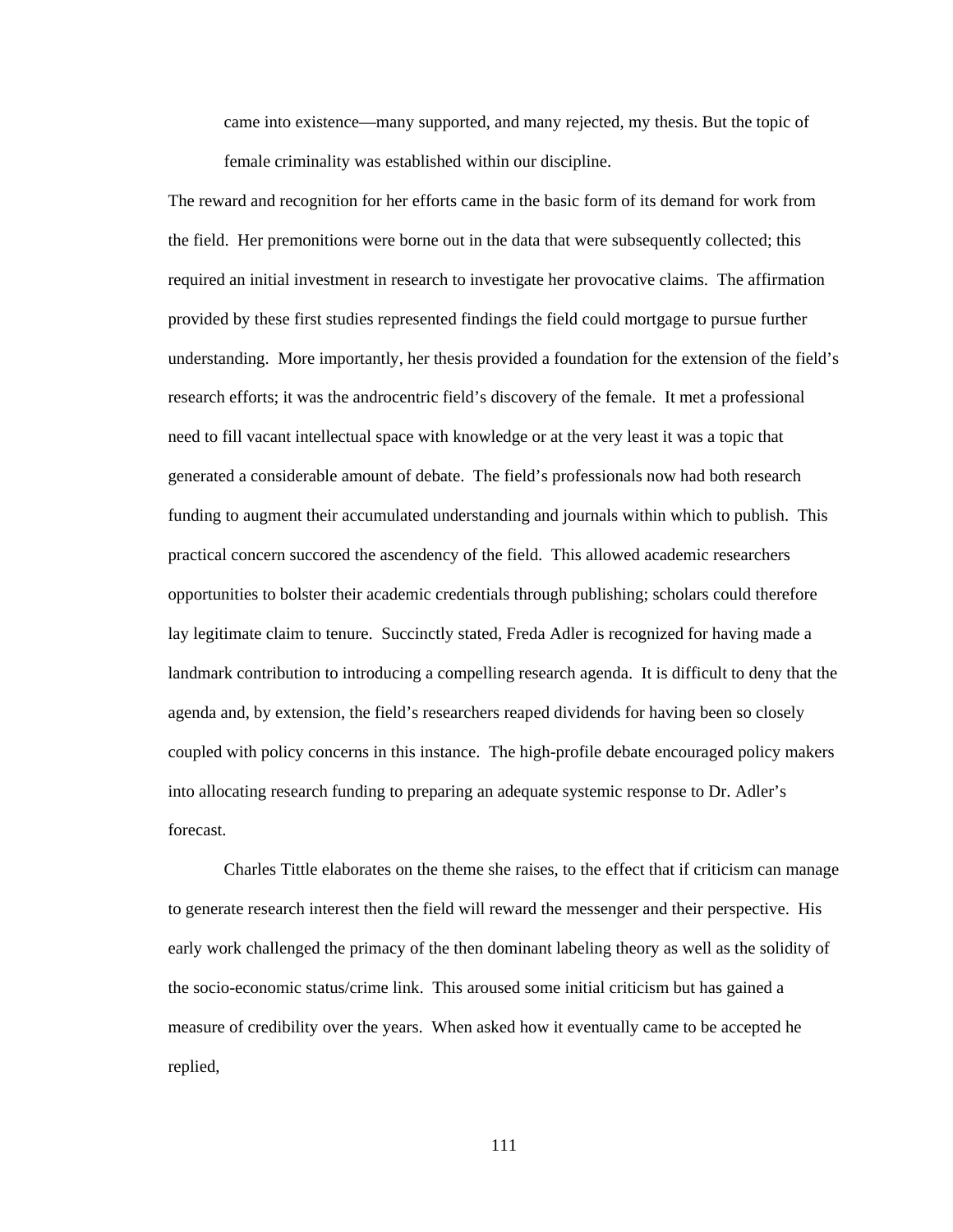> came into existence—many supported, and many rejected, my thesis. But the topic of female criminality was established within our discipline.

The reward and recognition for her efforts came in the basic form of its demand for work from the field. Her premonitions were borne out in the data that were subsequently collected; this required an initial investment in research to investigate her provocative claims. The affirmation provided by these first studies represented findings the field could mortgage to pursue further understanding. More importantly, her thesis provided a foundation for the extension of the field's research efforts; it was the androcentric field's discovery of the female. It met a professional need to fill vacant intellectual space with knowledge or at the very least it was a topic that generated a considerable amount of debate. The field's professionals now had both research funding to augment their accumulated understanding and journals within which to publish. This practical concern succored the ascendency of the field. This allowed academic researchers opportunities to bolster their academic credentials through publishing; scholars could therefore lay legitimate claim to tenure. Succinctly stated, Freda Adler is recognized for having made a landmark contribution to introducing a compelling research agenda. It is difficult to deny that the agenda and, by extension, the field's researchers reaped dividends for having been so closely coupled with policy concerns in this instance. The high-profile debate encouraged policy makers into allocating research funding to preparing an adequate systemic response to Dr. Adler's forecast.

Charles Tittle elaborates on the theme she raises, to the effect that if criticism can manage to generate research interest then the field will reward the messenger and their perspective. His early work challenged the primacy of the then dominant labeling theory as well as the solidity of the socio-economic status/crime link. This aroused some initial criticism but has gained a measure of credibility over the years. When asked how it eventually came to be accepted he replied,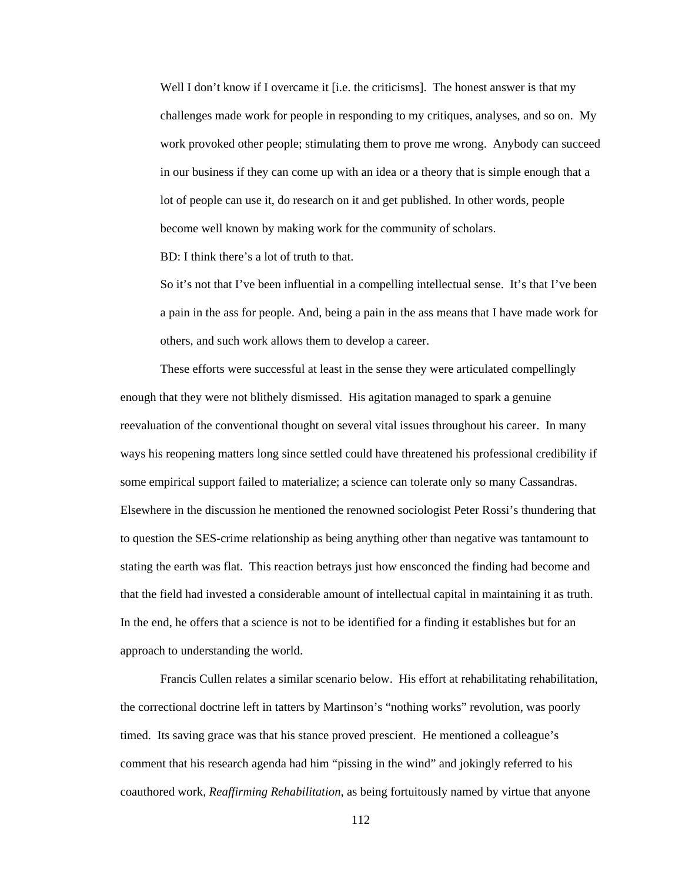> Well I don't know if I overcame it [i.e. the criticisms]. The honest answer is that my challenges made work for people in responding to my critiques, analyses, and so on. My work provoked other people; stimulating them to prove me wrong. Anybody can succeed in our business if they can come up with an idea or a theory that is simple enough that a lot of people can use it, do research on it and get published. In other words, people become well known by making work for the community of scholars.
>
> BD: I think there's a lot of truth to that.
>
> So it's not that I've been influential in a compelling intellectual sense. It's that I've been a pain in the ass for people. And, being a pain in the ass means that I have made work for others, and such work allows them to develop a career.

These efforts were successful at least in the sense they were articulated compellingly enough that they were not blithely dismissed. His agitation managed to spark a genuine reevaluation of the conventional thought on several vital issues throughout his career. In many ways his reopening matters long since settled could have threatened his professional credibility if some empirical support failed to materialize; a science can tolerate only so many Cassandras. Elsewhere in the discussion he mentioned the renowned sociologist Peter Rossi's thundering that to question the SES-crime relationship as being anything other than negative was tantamount to stating the earth was flat. This reaction betrays just how ensconced the finding had become and that the field had invested a considerable amount of intellectual capital in maintaining it as truth. In the end, he offers that a science is not to be identified for a finding it establishes but for an approach to understanding the world.

Francis Cullen relates a similar scenario below. His effort at rehabilitating rehabilitation, the correctional doctrine left in tatters by Martinson's "nothing works" revolution, was poorly timed. Its saving grace was that his stance proved prescient. He mentioned a colleague's comment that his research agenda had him "pissing in the wind" and jokingly referred to his coauthored work, *Reaffirming Rehabilitation*, as being fortuitously named by virtue that anyone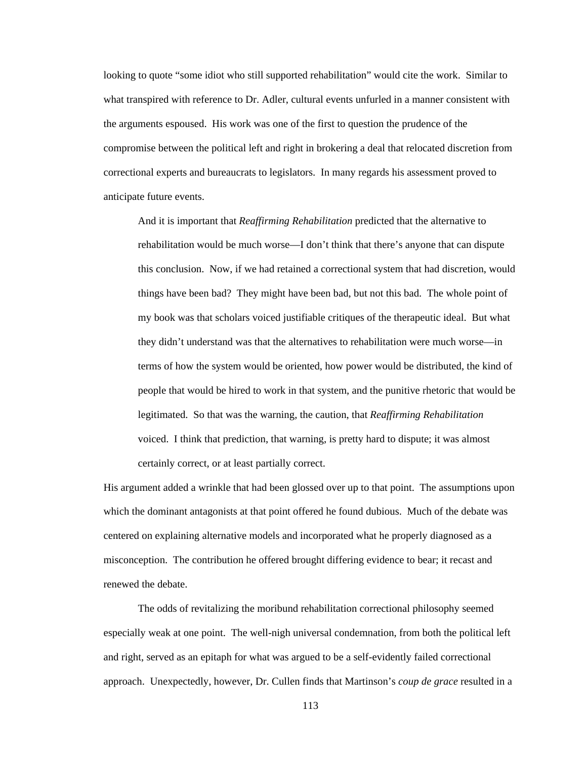looking to quote "some idiot who still supported rehabilitation" would cite the work. Similar to what transpired with reference to Dr. Adler, cultural events unfurled in a manner consistent with the arguments espoused. His work was one of the first to question the prudence of the compromise between the political left and right in brokering a deal that relocated discretion from correctional experts and bureaucrats to legislators. In many regards his assessment proved to anticipate future events.

> And it is important that *Reaffirming Rehabilitation* predicted that the alternative to rehabilitation would be much worse—I don't think that there's anyone that can dispute this conclusion. Now, if we had retained a correctional system that had discretion, would things have been bad? They might have been bad, but not this bad. The whole point of my book was that scholars voiced justifiable critiques of the therapeutic ideal. But what they didn't understand was that the alternatives to rehabilitation were much worse—in terms of how the system would be oriented, how power would be distributed, the kind of people that would be hired to work in that system, and the punitive rhetoric that would be legitimated. So that was the warning, the caution, that *Reaffirming Rehabilitation* voiced. I think that prediction, that warning, is pretty hard to dispute; it was almost certainly correct, or at least partially correct.

His argument added a wrinkle that had been glossed over up to that point. The assumptions upon which the dominant antagonists at that point offered he found dubious. Much of the debate was centered on explaining alternative models and incorporated what he properly diagnosed as a misconception. The contribution he offered brought differing evidence to bear; it recast and renewed the debate.

The odds of revitalizing the moribund rehabilitation correctional philosophy seemed especially weak at one point. The well-nigh universal condemnation, from both the political left and right, served as an epitaph for what was argued to be a self-evidently failed correctional approach. Unexpectedly, however, Dr. Cullen finds that Martinson's *coup de grace* resulted in a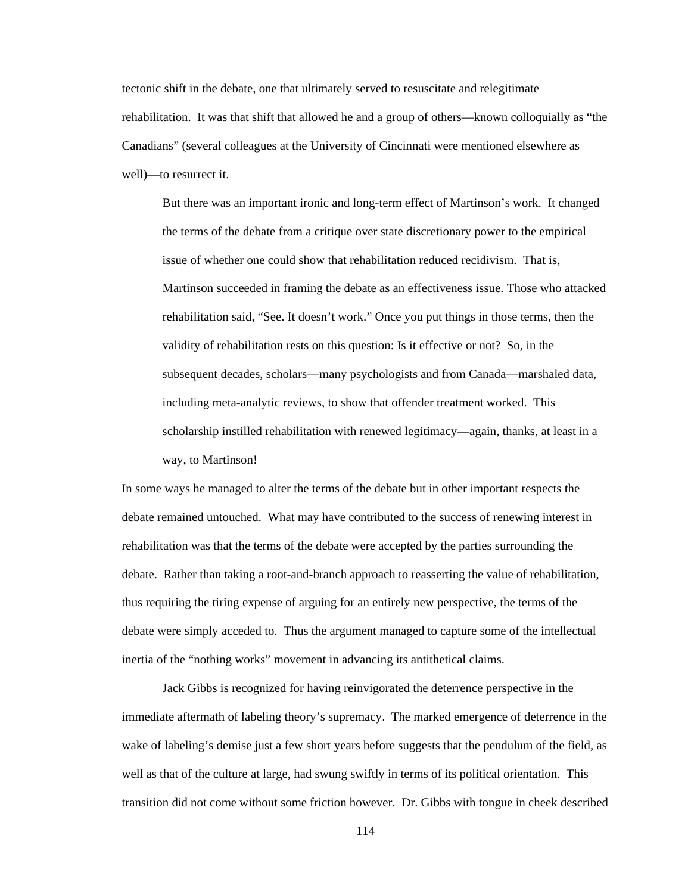tectonic shift in the debate, one that ultimately served to resuscitate and relegitimate rehabilitation. It was that shift that allowed he and a group of others—known colloquially as "the Canadians" (several colleagues at the University of Cincinnati were mentioned elsewhere as well)—to resurrect it.

> But there was an important ironic and long-term effect of Martinson's work. It changed the terms of the debate from a critique over state discretionary power to the empirical issue of whether one could show that rehabilitation reduced recidivism. That is, Martinson succeeded in framing the debate as an effectiveness issue. Those who attacked rehabilitation said, "See. It doesn't work." Once you put things in those terms, then the validity of rehabilitation rests on this question: Is it effective or not? So, in the subsequent decades, scholars—many psychologists and from Canada—marshaled data, including meta-analytic reviews, to show that offender treatment worked. This scholarship instilled rehabilitation with renewed legitimacy—again, thanks, at least in a way, to Martinson!

In some ways he managed to alter the terms of the debate but in other important respects the debate remained untouched. What may have contributed to the success of renewing interest in rehabilitation was that the terms of the debate were accepted by the parties surrounding the debate. Rather than taking a root-and-branch approach to reasserting the value of rehabilitation, thus requiring the tiring expense of arguing for an entirely new perspective, the terms of the debate were simply acceded to. Thus the argument managed to capture some of the intellectual inertia of the "nothing works" movement in advancing its antithetical claims.

Jack Gibbs is recognized for having reinvigorated the deterrence perspective in the immediate aftermath of labeling theory's supremacy. The marked emergence of deterrence in the wake of labeling's demise just a few short years before suggests that the pendulum of the field, as well as that of the culture at large, had swung swiftly in terms of its political orientation. This transition did not come without some friction however. Dr. Gibbs with tongue in cheek described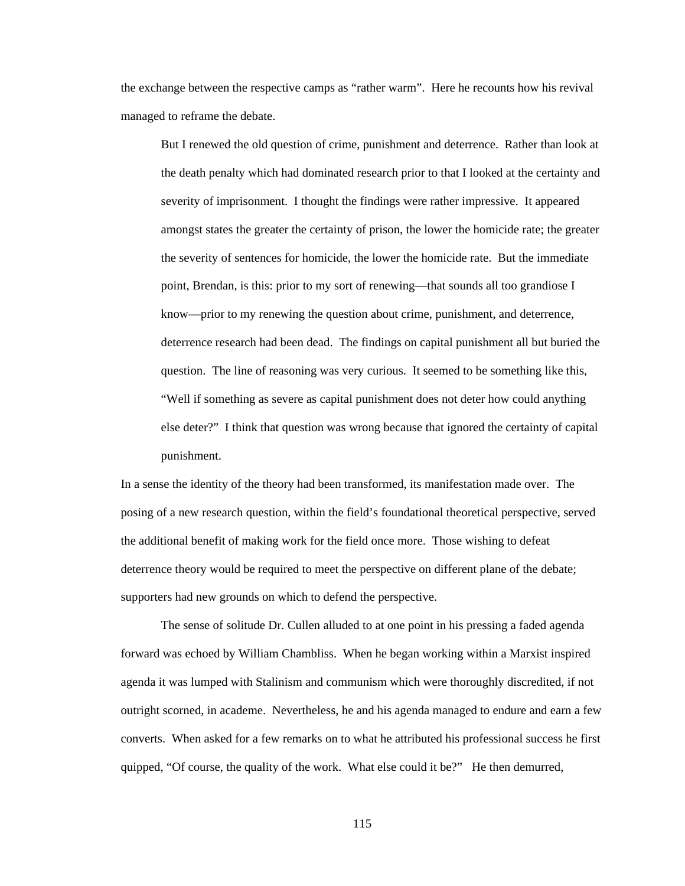the exchange between the respective camps as "rather warm". Here he recounts how his revival managed to reframe the debate.

> But I renewed the old question of crime, punishment and deterrence. Rather than look at the death penalty which had dominated research prior to that I looked at the certainty and severity of imprisonment. I thought the findings were rather impressive. It appeared amongst states the greater the certainty of prison, the lower the homicide rate; the greater the severity of sentences for homicide, the lower the homicide rate. But the immediate point, Brendan, is this: prior to my sort of renewing—that sounds all too grandiose I know—prior to my renewing the question about crime, punishment, and deterrence, deterrence research had been dead. The findings on capital punishment all but buried the question. The line of reasoning was very curious. It seemed to be something like this, "Well if something as severe as capital punishment does not deter how could anything else deter?" I think that question was wrong because that ignored the certainty of capital punishment.

In a sense the identity of the theory had been transformed, its manifestation made over. The posing of a new research question, within the field's foundational theoretical perspective, served the additional benefit of making work for the field once more. Those wishing to defeat deterrence theory would be required to meet the perspective on different plane of the debate; supporters had new grounds on which to defend the perspective.

The sense of solitude Dr. Cullen alluded to at one point in his pressing a faded agenda forward was echoed by William Chambliss. When he began working within a Marxist inspired agenda it was lumped with Stalinism and communism which were thoroughly discredited, if not outright scorned, in academe. Nevertheless, he and his agenda managed to endure and earn a few converts. When asked for a few remarks on to what he attributed his professional success he first quipped, "Of course, the quality of the work. What else could it be?" He then demurred,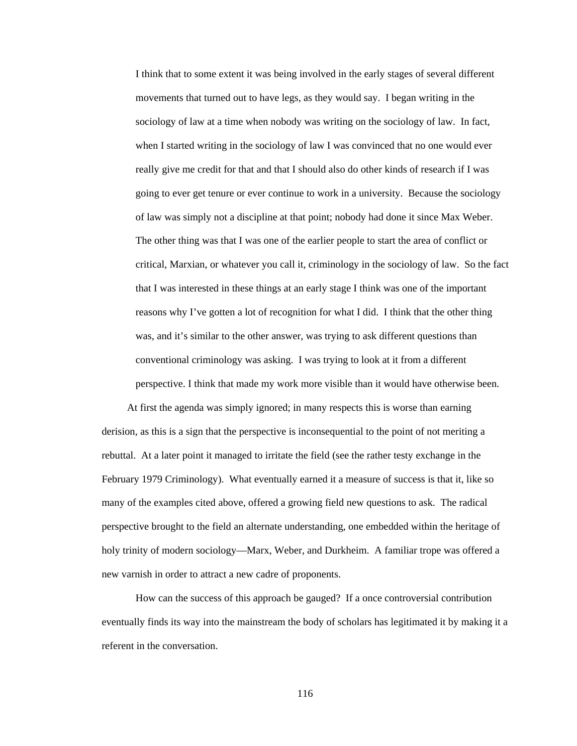> I think that to some extent it was being involved in the early stages of several different movements that turned out to have legs, as they would say. I began writing in the sociology of law at a time when nobody was writing on the sociology of law. In fact, when I started writing in the sociology of law I was convinced that no one would ever really give me credit for that and that I should also do other kinds of research if I was going to ever get tenure or ever continue to work in a university. Because the sociology of law was simply not a discipline at that point; nobody had done it since Max Weber. The other thing was that I was one of the earlier people to start the area of conflict or critical, Marxian, or whatever you call it, criminology in the sociology of law. So the fact that I was interested in these things at an early stage I think was one of the important reasons why I've gotten a lot of recognition for what I did. I think that the other thing was, and it's similar to the other answer, was trying to ask different questions than conventional criminology was asking. I was trying to look at it from a different perspective. I think that made my work more visible than it would have otherwise been.

At first the agenda was simply ignored; in many respects this is worse than earning derision, as this is a sign that the perspective is inconsequential to the point of not meriting a rebuttal. At a later point it managed to irritate the field (see the rather testy exchange in the February 1979 Criminology). What eventually earned it a measure of success is that it, like so many of the examples cited above, offered a growing field new questions to ask. The radical perspective brought to the field an alternate understanding, one embedded within the heritage of holy trinity of modern sociology—Marx, Weber, and Durkheim. A familiar trope was offered a new varnish in order to attract a new cadre of proponents.

How can the success of this approach be gauged? If a once controversial contribution eventually finds its way into the mainstream the body of scholars has legitimated it by making it a referent in the conversation.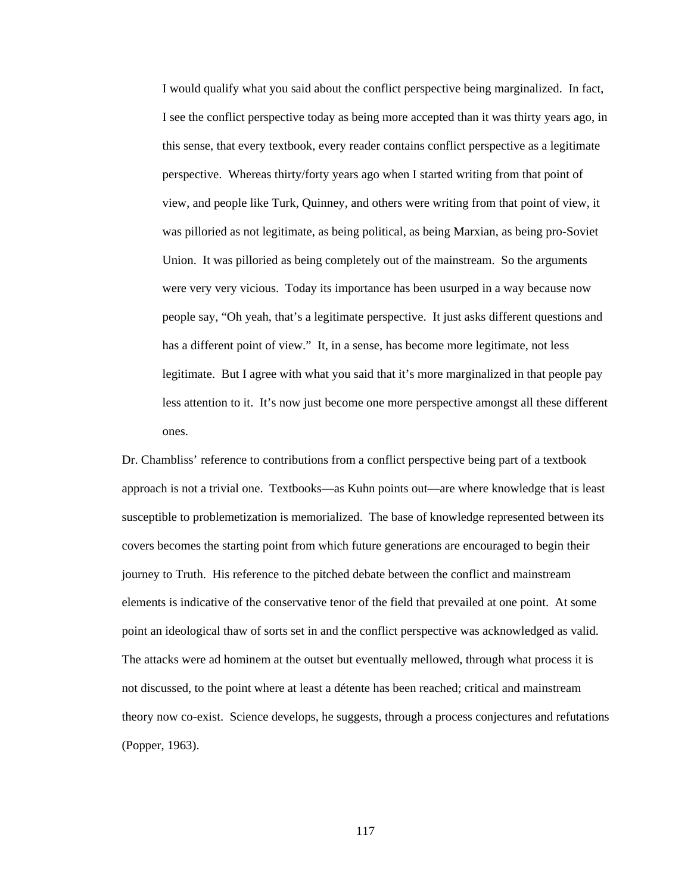> I would qualify what you said about the conflict perspective being marginalized. In fact, I see the conflict perspective today as being more accepted than it was thirty years ago, in this sense, that every textbook, every reader contains conflict perspective as a legitimate perspective. Whereas thirty/forty years ago when I started writing from that point of view, and people like Turk, Quinney, and others were writing from that point of view, it was pilloried as not legitimate, as being political, as being Marxian, as being pro-Soviet Union. It was pilloried as being completely out of the mainstream. So the arguments were very very vicious. Today its importance has been usurped in a way because now people say, "Oh yeah, that's a legitimate perspective. It just asks different questions and has a different point of view." It, in a sense, has become more legitimate, not less legitimate. But I agree with what you said that it's more marginalized in that people pay less attention to it. It's now just become one more perspective amongst all these different ones.

Dr. Chambliss' reference to contributions from a conflict perspective being part of a textbook approach is not a trivial one. Textbooks—as Kuhn points out—are where knowledge that is least susceptible to problemetization is memorialized. The base of knowledge represented between its covers becomes the starting point from which future generations are encouraged to begin their journey to Truth. His reference to the pitched debate between the conflict and mainstream elements is indicative of the conservative tenor of the field that prevailed at one point. At some point an ideological thaw of sorts set in and the conflict perspective was acknowledged as valid. The attacks were ad hominem at the outset but eventually mellowed, through what process it is not discussed, to the point where at least a détente has been reached; critical and mainstream theory now co-exist. Science develops, he suggests, through a process conjectures and refutations (Popper, 1963).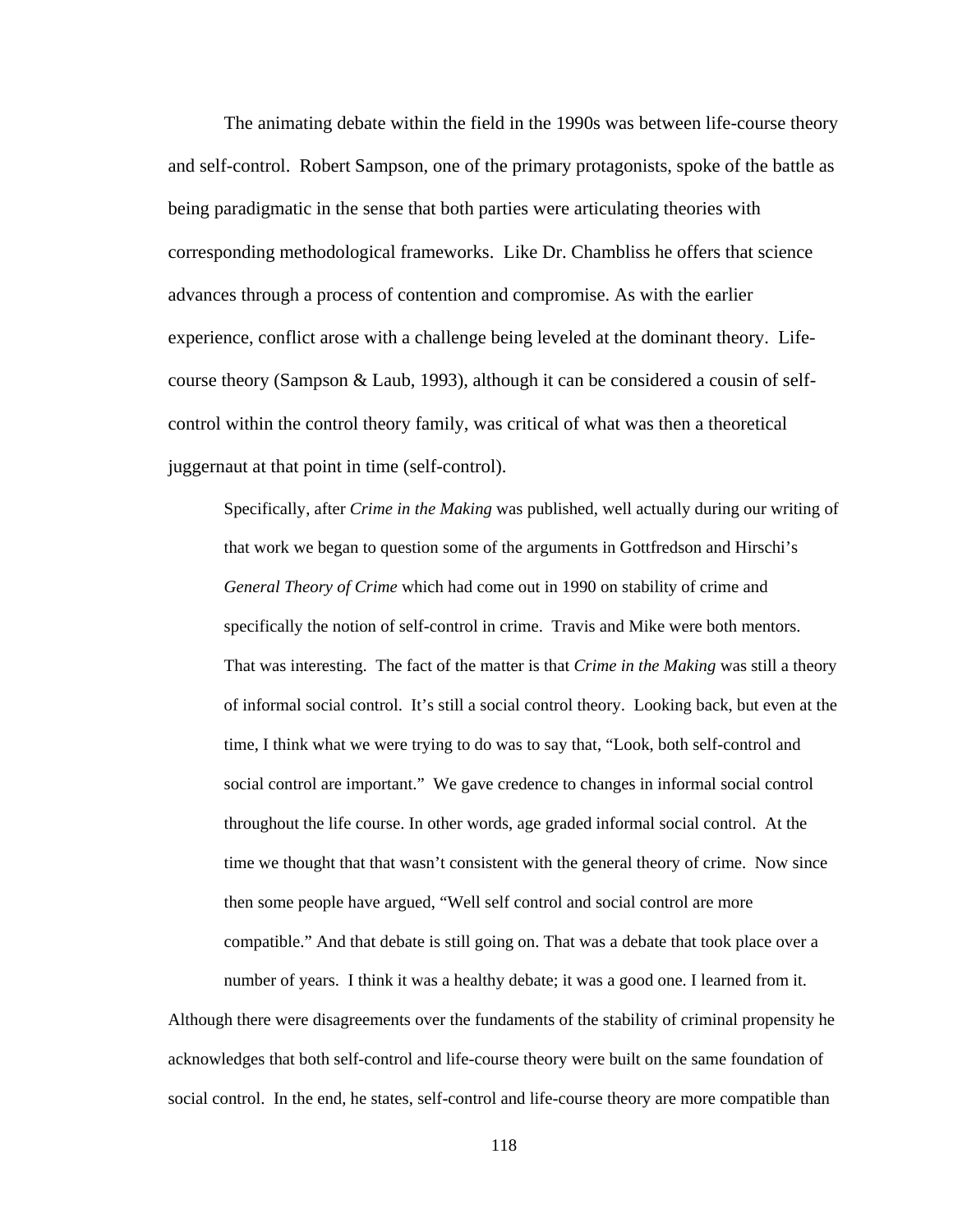The animating debate within the field in the 1990s was between life-course theory and self-control. Robert Sampson, one of the primary protagonists, spoke of the battle as being paradigmatic in the sense that both parties were articulating theories with corresponding methodological frameworks. Like Dr. Chambliss he offers that science advances through a process of contention and compromise. As with the earlier experience, conflict arose with a challenge being leveled at the dominant theory. Life-course theory (Sampson & Laub, 1993), although it can be considered a cousin of self-control within the control theory family, was critical of what was then a theoretical juggernaut at that point in time (self-control).

> Specifically, after *Crime in the Making* was published, well actually during our writing of that work we began to question some of the arguments in Gottfredson and Hirschi's *General Theory of Crime* which had come out in 1990 on stability of crime and specifically the notion of self-control in crime. Travis and Mike were both mentors. That was interesting. The fact of the matter is that *Crime in the Making* was still a theory of informal social control. It's still a social control theory. Looking back, but even at the time, I think what we were trying to do was to say that, "Look, both self-control and social control are important." We gave credence to changes in informal social control throughout the life course. In other words, age graded informal social control. At the time we thought that that wasn't consistent with the general theory of crime. Now since then some people have argued, "Well self control and social control are more compatible." And that debate is still going on. That was a debate that took place over a number of years. I think it was a healthy debate; it was a good one. I learned from it.

Although there were disagreements over the fundaments of the stability of criminal propensity he acknowledges that both self-control and life-course theory were built on the same foundation of social control. In the end, he states, self-control and life-course theory are more compatible than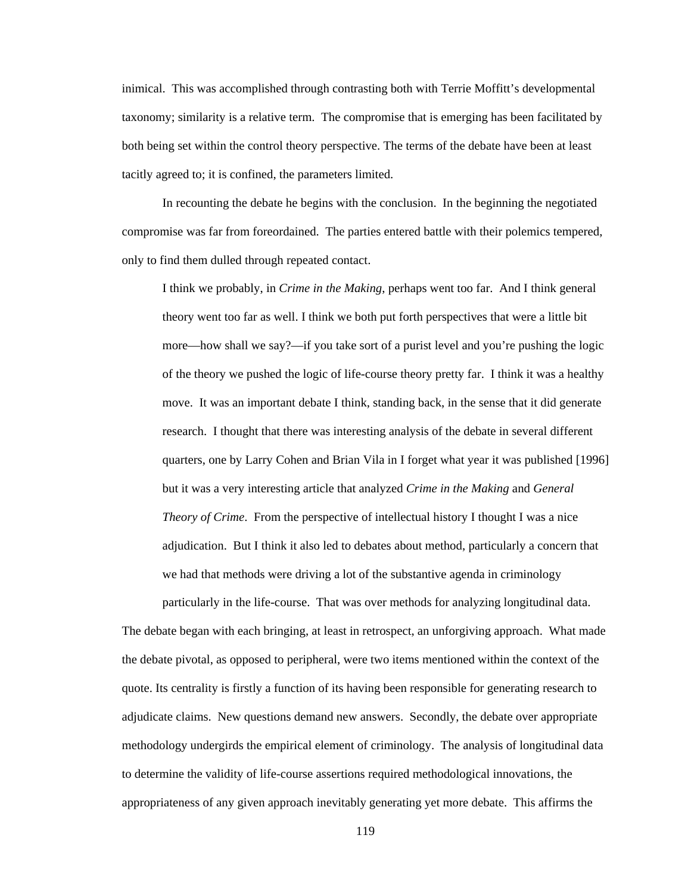inimical. This was accomplished through contrasting both with Terrie Moffitt's developmental taxonomy; similarity is a relative term. The compromise that is emerging has been facilitated by both being set within the control theory perspective. The terms of the debate have been at least tacitly agreed to; it is confined, the parameters limited.

In recounting the debate he begins with the conclusion. In the beginning the negotiated compromise was far from foreordained. The parties entered battle with their polemics tempered, only to find them dulled through repeated contact.

> I think we probably, in *Crime in the Making*, perhaps went too far. And I think general theory went too far as well. I think we both put forth perspectives that were a little bit more—how shall we say?—if you take sort of a purist level and you're pushing the logic of the theory we pushed the logic of life-course theory pretty far. I think it was a healthy move. It was an important debate I think, standing back, in the sense that it did generate research. I thought that there was interesting analysis of the debate in several different quarters, one by Larry Cohen and Brian Vila in I forget what year it was published [1996] but it was a very interesting article that analyzed *Crime in the Making* and *General Theory of Crime*. From the perspective of intellectual history I thought I was a nice adjudication. But I think it also led to debates about method, particularly a concern that we had that methods were driving a lot of the substantive agenda in criminology particularly in the life-course. That was over methods for analyzing longitudinal data.

The debate began with each bringing, at least in retrospect, an unforgiving approach. What made the debate pivotal, as opposed to peripheral, were two items mentioned within the context of the quote. Its centrality is firstly a function of its having been responsible for generating research to adjudicate claims. New questions demand new answers. Secondly, the debate over appropriate methodology undergirds the empirical element of criminology. The analysis of longitudinal data to determine the validity of life-course assertions required methodological innovations, the appropriateness of any given approach inevitably generating yet more debate. This affirms the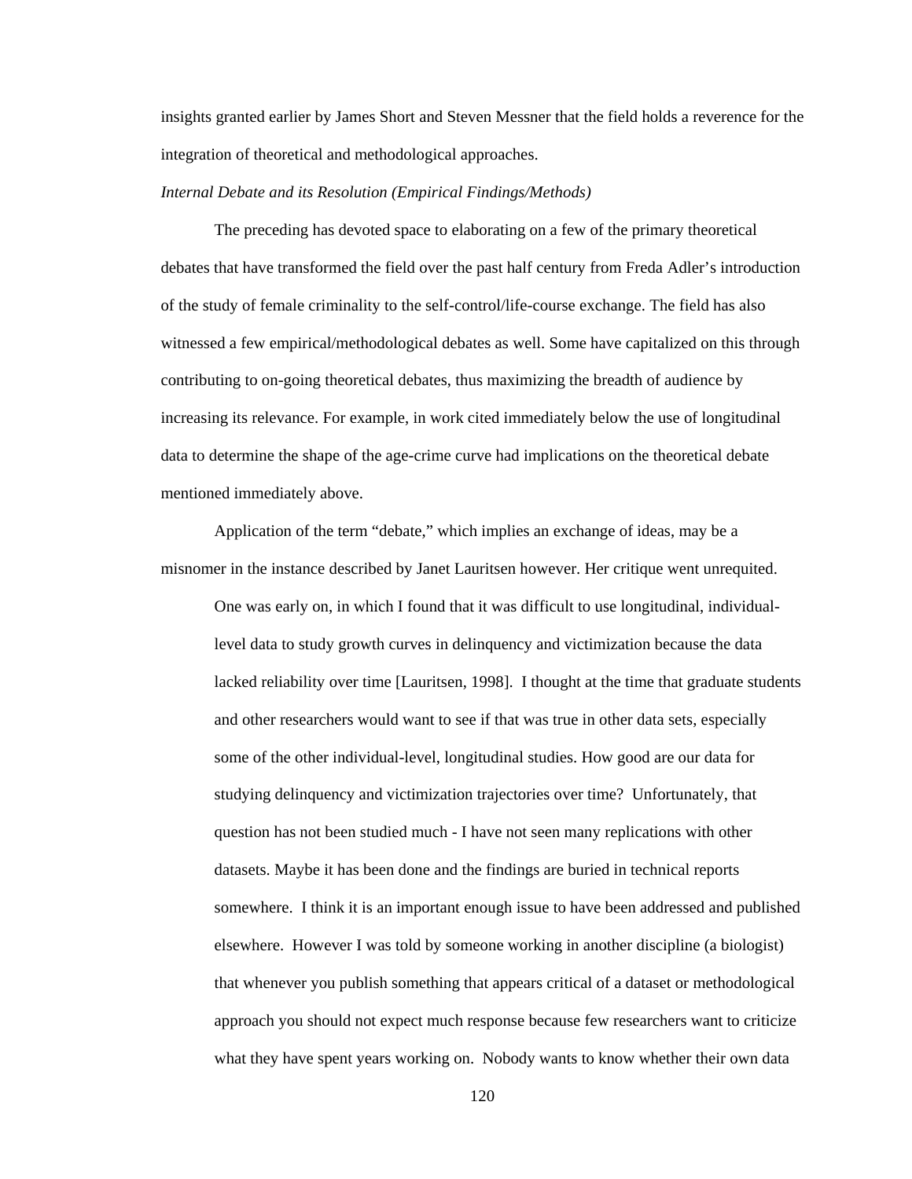insights granted earlier by James Short and Steven Messner that the field holds a reverence for the integration of theoretical and methodological approaches.

*Internal Debate and its Resolution (Empirical Findings/Methods)*

The preceding has devoted space to elaborating on a few of the primary theoretical debates that have transformed the field over the past half century from Freda Adler's introduction of the study of female criminality to the self-control/life-course exchange. The field has also witnessed a few empirical/methodological debates as well. Some have capitalized on this through contributing to on-going theoretical debates, thus maximizing the breadth of audience by increasing its relevance. For example, in work cited immediately below the use of longitudinal data to determine the shape of the age-crime curve had implications on the theoretical debate mentioned immediately above.

Application of the term "debate," which implies an exchange of ideas, may be a misnomer in the instance described by Janet Lauritsen however. Her critique went unrequited.

> One was early on, in which I found that it was difficult to use longitudinal, individual-level data to study growth curves in delinquency and victimization because the data lacked reliability over time [Lauritsen, 1998]. I thought at the time that graduate students and other researchers would want to see if that was true in other data sets, especially some of the other individual-level, longitudinal studies. How good are our data for studying delinquency and victimization trajectories over time? Unfortunately, that question has not been studied much - I have not seen many replications with other datasets. Maybe it has been done and the findings are buried in technical reports somewhere. I think it is an important enough issue to have been addressed and published elsewhere. However I was told by someone working in another discipline (a biologist) that whenever you publish something that appears critical of a dataset or methodological approach you should not expect much response because few researchers want to criticize what they have spent years working on. Nobody wants to know whether their own data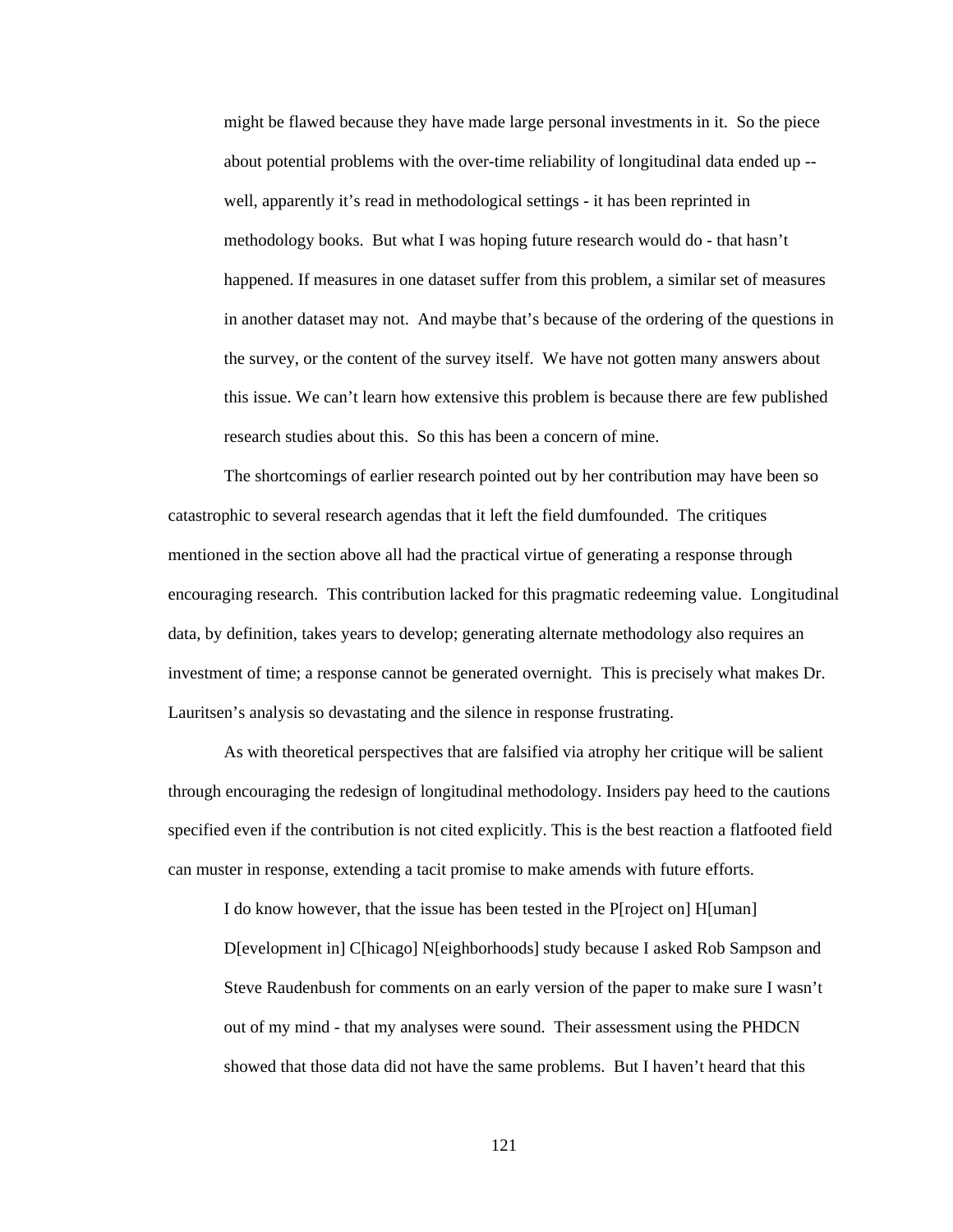> might be flawed because they have made large personal investments in it. So the piece about potential problems with the over-time reliability of longitudinal data ended up -- well, apparently it's read in methodological settings - it has been reprinted in methodology books. But what I was hoping future research would do - that hasn't happened. If measures in one dataset suffer from this problem, a similar set of measures in another dataset may not. And maybe that's because of the ordering of the questions in the survey, or the content of the survey itself. We have not gotten many answers about this issue. We can't learn how extensive this problem is because there are few published research studies about this. So this has been a concern of mine.

The shortcomings of earlier research pointed out by her contribution may have been so catastrophic to several research agendas that it left the field dumfounded. The critiques mentioned in the section above all had the practical virtue of generating a response through encouraging research. This contribution lacked for this pragmatic redeeming value. Longitudinal data, by definition, takes years to develop; generating alternate methodology also requires an investment of time; a response cannot be generated overnight. This is precisely what makes Dr. Lauritsen's analysis so devastating and the silence in response frustrating.

As with theoretical perspectives that are falsified via atrophy her critique will be salient through encouraging the redesign of longitudinal methodology. Insiders pay heed to the cautions specified even if the contribution is not cited explicitly. This is the best reaction a flatfooted field can muster in response, extending a tacit promise to make amends with future efforts.

> I do know however, that the issue has been tested in the P[roject on] H[uman] D[evelopment in] C[hicago] N[eighborhoods] study because I asked Rob Sampson and Steve Raudenbush for comments on an early version of the paper to make sure I wasn't out of my mind - that my analyses were sound. Their assessment using the PHDCN showed that those data did not have the same problems. But I haven't heard that this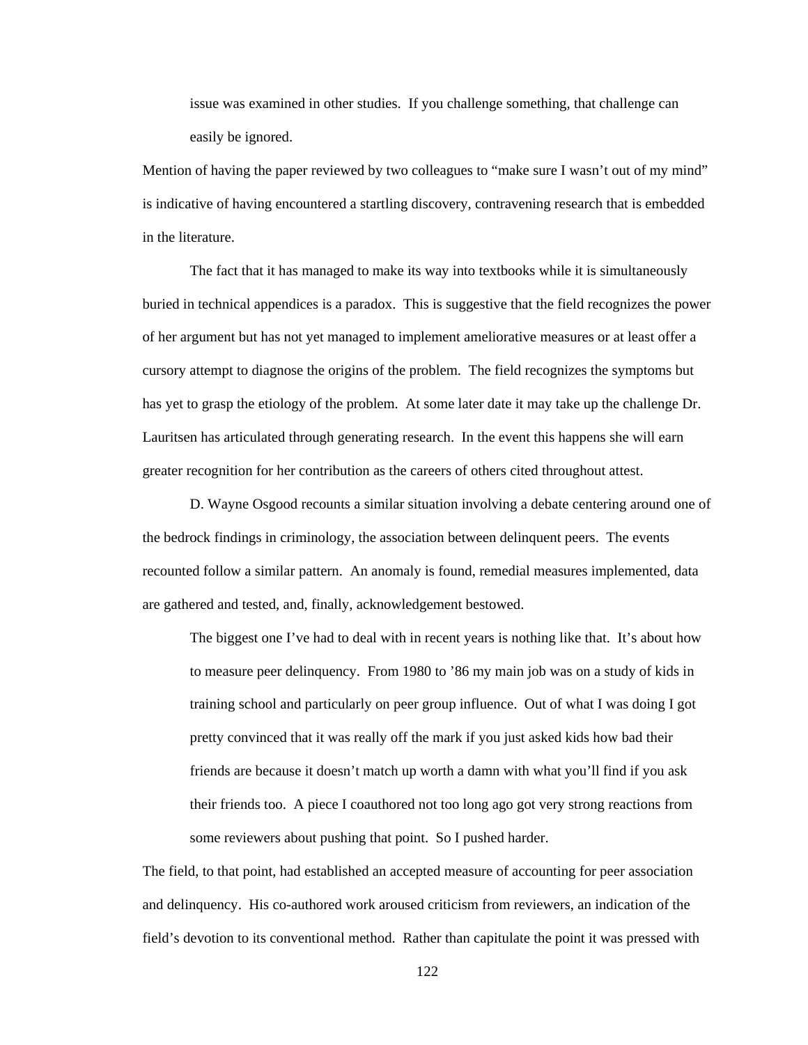> issue was examined in other studies. If you challenge something, that challenge can easily be ignored.

Mention of having the paper reviewed by two colleagues to "make sure I wasn't out of my mind" is indicative of having encountered a startling discovery, contravening research that is embedded in the literature.

The fact that it has managed to make its way into textbooks while it is simultaneously buried in technical appendices is a paradox. This is suggestive that the field recognizes the power of her argument but has not yet managed to implement ameliorative measures or at least offer a cursory attempt to diagnose the origins of the problem. The field recognizes the symptoms but has yet to grasp the etiology of the problem. At some later date it may take up the challenge Dr. Lauritsen has articulated through generating research. In the event this happens she will earn greater recognition for her contribution as the careers of others cited throughout attest.

D. Wayne Osgood recounts a similar situation involving a debate centering around one of the bedrock findings in criminology, the association between delinquent peers. The events recounted follow a similar pattern. An anomaly is found, remedial measures implemented, data are gathered and tested, and, finally, acknowledgement bestowed.

> The biggest one I've had to deal with in recent years is nothing like that. It's about how to measure peer delinquency. From 1980 to '86 my main job was on a study of kids in training school and particularly on peer group influence. Out of what I was doing I got pretty convinced that it was really off the mark if you just asked kids how bad their friends are because it doesn't match up worth a damn with what you'll find if you ask their friends too. A piece I coauthored not too long ago got very strong reactions from some reviewers about pushing that point. So I pushed harder.

The field, to that point, had established an accepted measure of accounting for peer association and delinquency. His co-authored work aroused criticism from reviewers, an indication of the field's devotion to its conventional method. Rather than capitulate the point it was pressed with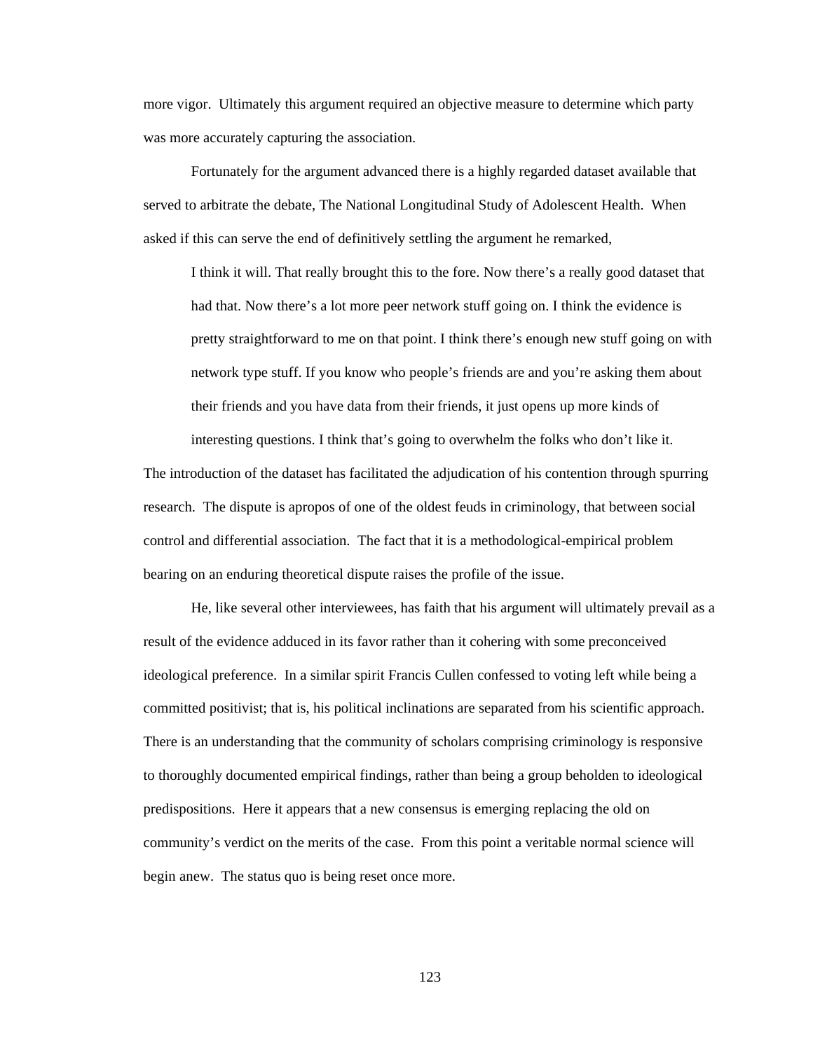more vigor. Ultimately this argument required an objective measure to determine which party was more accurately capturing the association.

Fortunately for the argument advanced there is a highly regarded dataset available that served to arbitrate the debate, The National Longitudinal Study of Adolescent Health. When asked if this can serve the end of definitively settling the argument he remarked,

> I think it will. That really brought this to the fore. Now there's a really good dataset that had that. Now there's a lot more peer network stuff going on. I think the evidence is pretty straightforward to me on that point. I think there's enough new stuff going on with network type stuff. If you know who people's friends are and you're asking them about their friends and you have data from their friends, it just opens up more kinds of interesting questions. I think that's going to overwhelm the folks who don't like it.

The introduction of the dataset has facilitated the adjudication of his contention through spurring research. The dispute is apropos of one of the oldest feuds in criminology, that between social control and differential association. The fact that it is a methodological-empirical problem bearing on an enduring theoretical dispute raises the profile of the issue.

He, like several other interviewees, has faith that his argument will ultimately prevail as a result of the evidence adduced in its favor rather than it cohering with some preconceived ideological preference. In a similar spirit Francis Cullen confessed to voting left while being a committed positivist; that is, his political inclinations are separated from his scientific approach. There is an understanding that the community of scholars comprising criminology is responsive to thoroughly documented empirical findings, rather than being a group beholden to ideological predispositions. Here it appears that a new consensus is emerging replacing the old on community's verdict on the merits of the case. From this point a veritable normal science will begin anew. The status quo is being reset once more.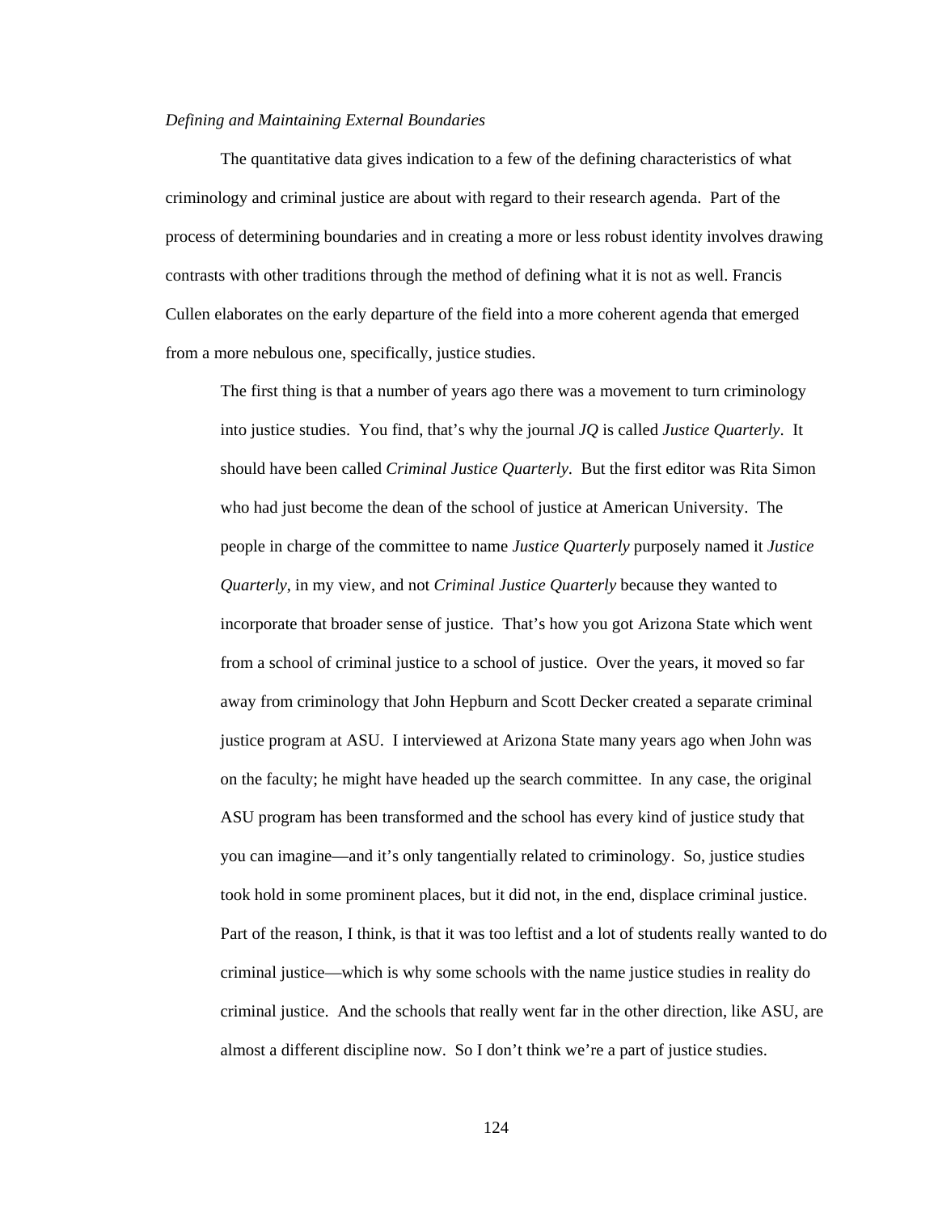*Defining and Maintaining External Boundaries*

The quantitative data gives indication to a few of the defining characteristics of what criminology and criminal justice are about with regard to their research agenda. Part of the process of determining boundaries and in creating a more or less robust identity involves drawing contrasts with other traditions through the method of defining what it is not as well. Francis Cullen elaborates on the early departure of the field into a more coherent agenda that emerged from a more nebulous one, specifically, justice studies.

> The first thing is that a number of years ago there was a movement to turn criminology into justice studies. You find, that's why the journal *JQ* is called *Justice Quarterly*. It should have been called *Criminal Justice Quarterly*. But the first editor was Rita Simon who had just become the dean of the school of justice at American University. The people in charge of the committee to name *Justice Quarterly* purposely named it *Justice Quarterly*, in my view, and not *Criminal Justice Quarterly* because they wanted to incorporate that broader sense of justice. That's how you got Arizona State which went from a school of criminal justice to a school of justice. Over the years, it moved so far away from criminology that John Hepburn and Scott Decker created a separate criminal justice program at ASU. I interviewed at Arizona State many years ago when John was on the faculty; he might have headed up the search committee. In any case, the original ASU program has been transformed and the school has every kind of justice study that you can imagine—and it's only tangentially related to criminology. So, justice studies took hold in some prominent places, but it did not, in the end, displace criminal justice. Part of the reason, I think, is that it was too leftist and a lot of students really wanted to do criminal justice—which is why some schools with the name justice studies in reality do criminal justice. And the schools that really went far in the other direction, like ASU, are almost a different discipline now. So I don't think we're a part of justice studies.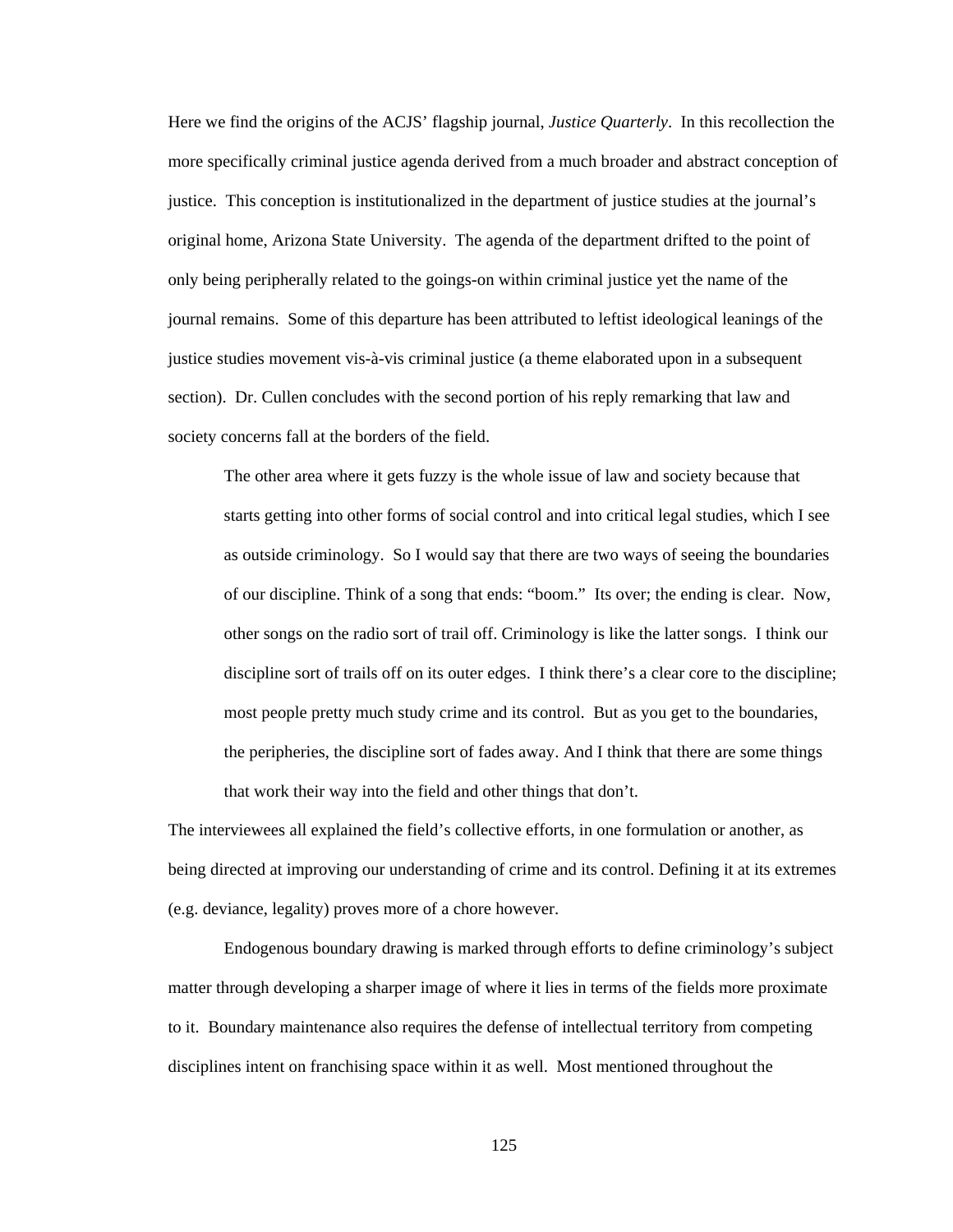Here we find the origins of the ACJS' flagship journal, *Justice Quarterly*. In this recollection the more specifically criminal justice agenda derived from a much broader and abstract conception of justice. This conception is institutionalized in the department of justice studies at the journal's original home, Arizona State University. The agenda of the department drifted to the point of only being peripherally related to the goings-on within criminal justice yet the name of the journal remains. Some of this departure has been attributed to leftist ideological leanings of the justice studies movement vis-à-vis criminal justice (a theme elaborated upon in a subsequent section). Dr. Cullen concludes with the second portion of his reply remarking that law and society concerns fall at the borders of the field.

> The other area where it gets fuzzy is the whole issue of law and society because that starts getting into other forms of social control and into critical legal studies, which I see as outside criminology. So I would say that there are two ways of seeing the boundaries of our discipline. Think of a song that ends: "boom." Its over; the ending is clear. Now, other songs on the radio sort of trail off. Criminology is like the latter songs. I think our discipline sort of trails off on its outer edges. I think there's a clear core to the discipline; most people pretty much study crime and its control. But as you get to the boundaries, the peripheries, the discipline sort of fades away. And I think that there are some things that work their way into the field and other things that don't.

The interviewees all explained the field's collective efforts, in one formulation or another, as being directed at improving our understanding of crime and its control. Defining it at its extremes (e.g. deviance, legality) proves more of a chore however.

Endogenous boundary drawing is marked through efforts to define criminology's subject matter through developing a sharper image of where it lies in terms of the fields more proximate to it. Boundary maintenance also requires the defense of intellectual territory from competing disciplines intent on franchising space within it as well. Most mentioned throughout the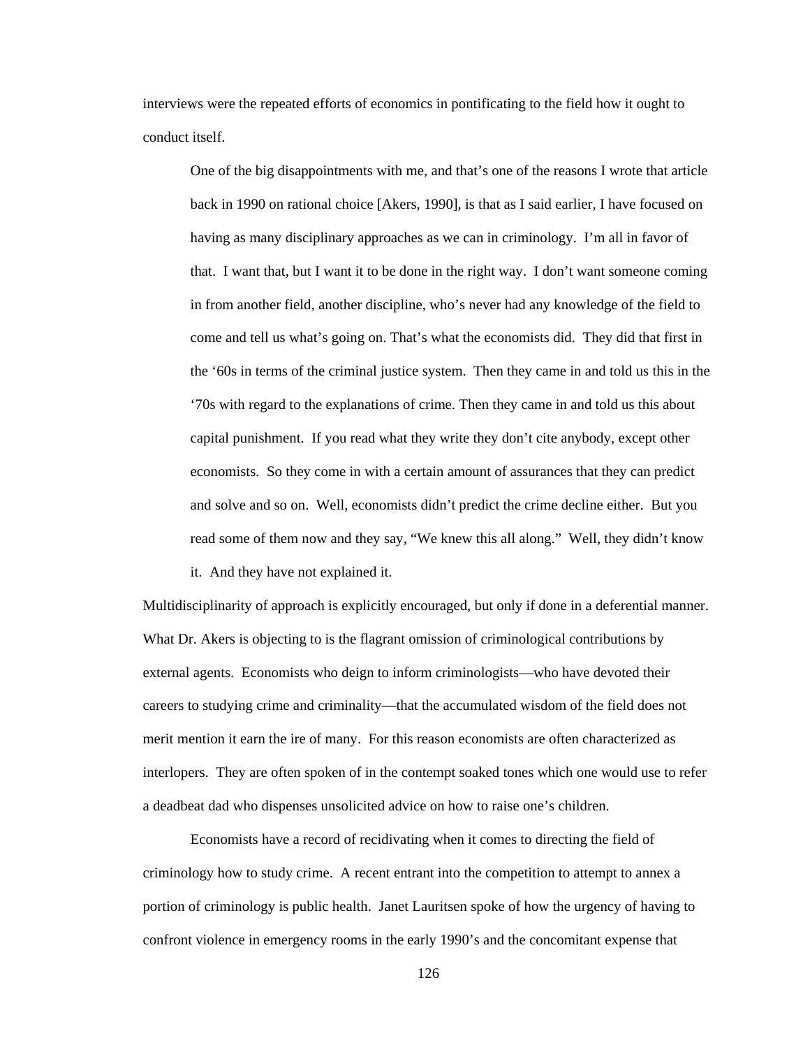interviews were the repeated efforts of economics in pontificating to the field how it ought to conduct itself.

> One of the big disappointments with me, and that's one of the reasons I wrote that article back in 1990 on rational choice [Akers, 1990], is that as I said earlier, I have focused on having as many disciplinary approaches as we can in criminology. I'm all in favor of that. I want that, but I want it to be done in the right way. I don't want someone coming in from another field, another discipline, who's never had any knowledge of the field to come and tell us what's going on. That's what the economists did. They did that first in the '60s in terms of the criminal justice system. Then they came in and told us this in the '70s with regard to the explanations of crime. Then they came in and told us this about capital punishment. If you read what they write they don't cite anybody, except other economists. So they come in with a certain amount of assurances that they can predict and solve and so on. Well, economists didn't predict the crime decline either. But you read some of them now and they say, "We knew this all along." Well, they didn't know it. And they have not explained it.

Multidisciplinarity of approach is explicitly encouraged, but only if done in a deferential manner. What Dr. Akers is objecting to is the flagrant omission of criminological contributions by external agents. Economists who deign to inform criminologists—who have devoted their careers to studying crime and criminality—that the accumulated wisdom of the field does not merit mention it earn the ire of many. For this reason economists are often characterized as interlopers. They are often spoken of in the contempt soaked tones which one would use to refer a deadbeat dad who dispenses unsolicited advice on how to raise one's children.

Economists have a record of recidivating when it comes to directing the field of criminology how to study crime. A recent entrant into the competition to attempt to annex a portion of criminology is public health. Janet Lauritsen spoke of how the urgency of having to confront violence in emergency rooms in the early 1990's and the concomitant expense that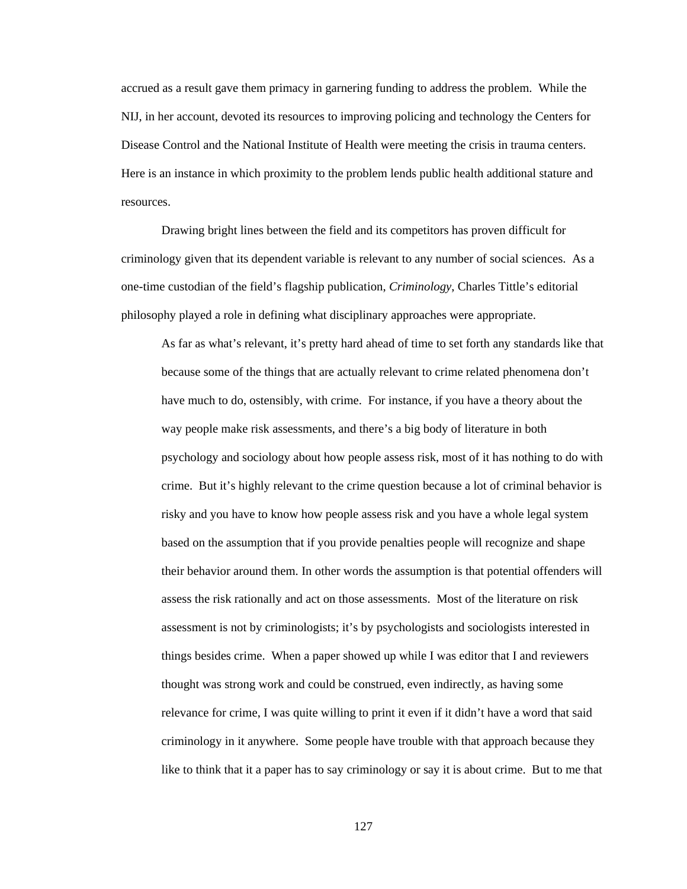accrued as a result gave them primacy in garnering funding to address the problem. While the NIJ, in her account, devoted its resources to improving policing and technology the Centers for Disease Control and the National Institute of Health were meeting the crisis in trauma centers. Here is an instance in which proximity to the problem lends public health additional stature and resources.

Drawing bright lines between the field and its competitors has proven difficult for criminology given that its dependent variable is relevant to any number of social sciences. As a one-time custodian of the field's flagship publication, *Criminology*, Charles Tittle's editorial philosophy played a role in defining what disciplinary approaches were appropriate.

> As far as what's relevant, it's pretty hard ahead of time to set forth any standards like that because some of the things that are actually relevant to crime related phenomena don't have much to do, ostensibly, with crime. For instance, if you have a theory about the way people make risk assessments, and there's a big body of literature in both psychology and sociology about how people assess risk, most of it has nothing to do with crime. But it's highly relevant to the crime question because a lot of criminal behavior is risky and you have to know how people assess risk and you have a whole legal system based on the assumption that if you provide penalties people will recognize and shape their behavior around them. In other words the assumption is that potential offenders will assess the risk rationally and act on those assessments. Most of the literature on risk assessment is not by criminologists; it's by psychologists and sociologists interested in things besides crime. When a paper showed up while I was editor that I and reviewers thought was strong work and could be construed, even indirectly, as having some relevance for crime, I was quite willing to print it even if it didn't have a word that said criminology in it anywhere. Some people have trouble with that approach because they like to think that it a paper has to say criminology or say it is about crime. But to me that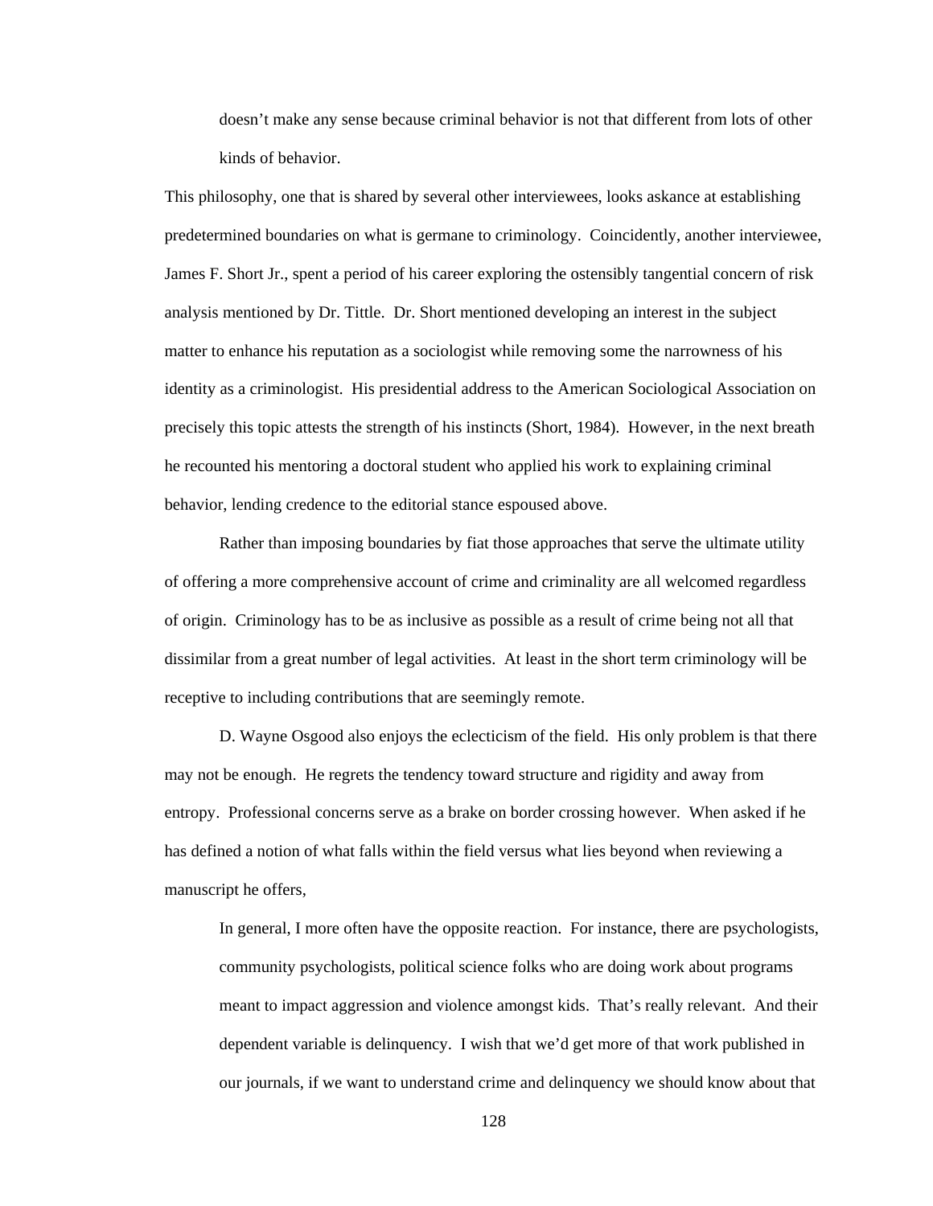> doesn't make any sense because criminal behavior is not that different from lots of other kinds of behavior.

This philosophy, one that is shared by several other interviewees, looks askance at establishing predetermined boundaries on what is germane to criminology. Coincidently, another interviewee, James F. Short Jr., spent a period of his career exploring the ostensibly tangential concern of risk analysis mentioned by Dr. Tittle. Dr. Short mentioned developing an interest in the subject matter to enhance his reputation as a sociologist while removing some the narrowness of his identity as a criminologist. His presidential address to the American Sociological Association on precisely this topic attests the strength of his instincts (Short, 1984). However, in the next breath he recounted his mentoring a doctoral student who applied his work to explaining criminal behavior, lending credence to the editorial stance espoused above.

Rather than imposing boundaries by fiat those approaches that serve the ultimate utility of offering a more comprehensive account of crime and criminality are all welcomed regardless of origin. Criminology has to be as inclusive as possible as a result of crime being not all that dissimilar from a great number of legal activities. At least in the short term criminology will be receptive to including contributions that are seemingly remote.

D. Wayne Osgood also enjoys the eclecticism of the field. His only problem is that there may not be enough. He regrets the tendency toward structure and rigidity and away from entropy. Professional concerns serve as a brake on border crossing however. When asked if he has defined a notion of what falls within the field versus what lies beyond when reviewing a manuscript he offers,

> In general, I more often have the opposite reaction. For instance, there are psychologists, community psychologists, political science folks who are doing work about programs meant to impact aggression and violence amongst kids. That's really relevant. And their dependent variable is delinquency. I wish that we'd get more of that work published in our journals, if we want to understand crime and delinquency we should know about that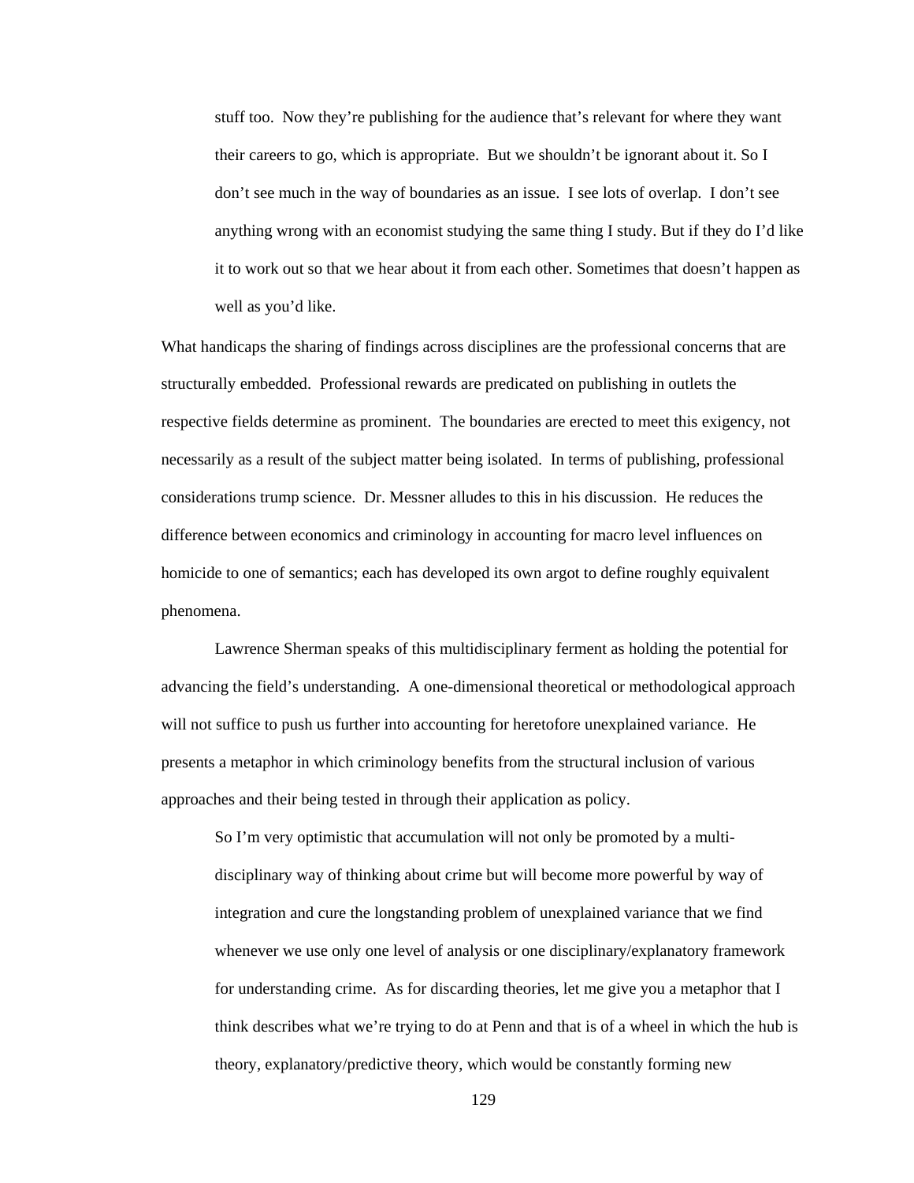> stuff too. Now they're publishing for the audience that's relevant for where they want their careers to go, which is appropriate. But we shouldn't be ignorant about it. So I don't see much in the way of boundaries as an issue. I see lots of overlap. I don't see anything wrong with an economist studying the same thing I study. But if they do I'd like it to work out so that we hear about it from each other. Sometimes that doesn't happen as well as you'd like.

What handicaps the sharing of findings across disciplines are the professional concerns that are structurally embedded. Professional rewards are predicated on publishing in outlets the respective fields determine as prominent. The boundaries are erected to meet this exigency, not necessarily as a result of the subject matter being isolated. In terms of publishing, professional considerations trump science. Dr. Messner alludes to this in his discussion. He reduces the difference between economics and criminology in accounting for macro level influences on homicide to one of semantics; each has developed its own argot to define roughly equivalent phenomena.

Lawrence Sherman speaks of this multidisciplinary ferment as holding the potential for advancing the field's understanding. A one-dimensional theoretical or methodological approach will not suffice to push us further into accounting for heretofore unexplained variance. He presents a metaphor in which criminology benefits from the structural inclusion of various approaches and their being tested in through their application as policy.

> So I'm very optimistic that accumulation will not only be promoted by a multi-disciplinary way of thinking about crime but will become more powerful by way of integration and cure the longstanding problem of unexplained variance that we find whenever we use only one level of analysis or one disciplinary/explanatory framework for understanding crime. As for discarding theories, let me give you a metaphor that I think describes what we're trying to do at Penn and that is of a wheel in which the hub is theory, explanatory/predictive theory, which would be constantly forming new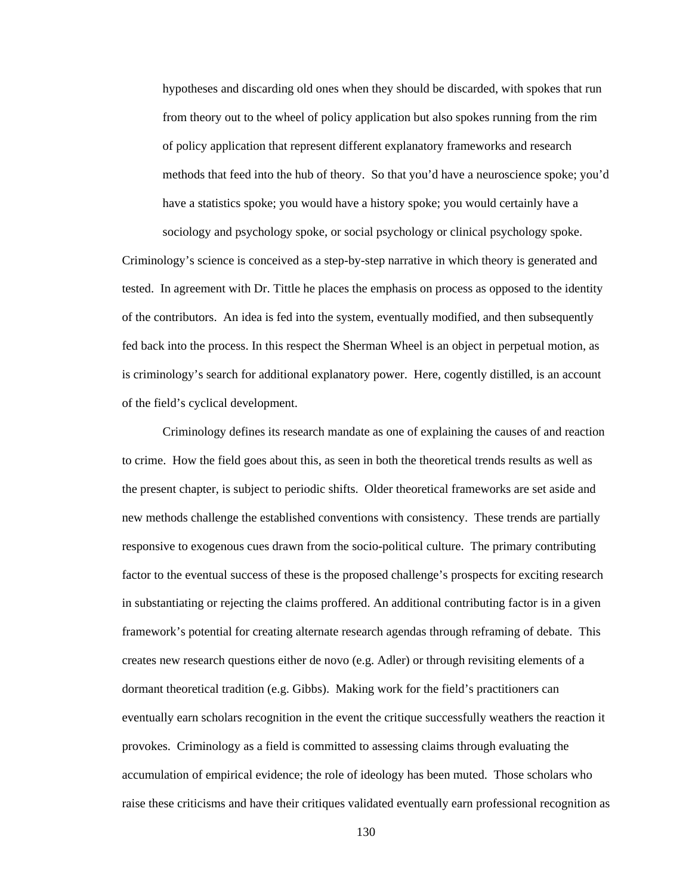> hypotheses and discarding old ones when they should be discarded, with spokes that run from theory out to the wheel of policy application but also spokes running from the rim of policy application that represent different explanatory frameworks and research methods that feed into the hub of theory. So that you'd have a neuroscience spoke; you'd have a statistics spoke; you would have a history spoke; you would certainly have a sociology and psychology spoke, or social psychology or clinical psychology spoke.

Criminology's science is conceived as a step-by-step narrative in which theory is generated and tested. In agreement with Dr. Tittle he places the emphasis on process as opposed to the identity of the contributors. An idea is fed into the system, eventually modified, and then subsequently fed back into the process. In this respect the Sherman Wheel is an object in perpetual motion, as is criminology's search for additional explanatory power. Here, cogently distilled, is an account of the field's cyclical development.

Criminology defines its research mandate as one of explaining the causes of and reaction to crime. How the field goes about this, as seen in both the theoretical trends results as well as the present chapter, is subject to periodic shifts. Older theoretical frameworks are set aside and new methods challenge the established conventions with consistency. These trends are partially responsive to exogenous cues drawn from the socio-political culture. The primary contributing factor to the eventual success of these is the proposed challenge's prospects for exciting research in substantiating or rejecting the claims proffered. An additional contributing factor is in a given framework's potential for creating alternate research agendas through reframing of debate. This creates new research questions either de novo (e.g. Adler) or through revisiting elements of a dormant theoretical tradition (e.g. Gibbs). Making work for the field's practitioners can eventually earn scholars recognition in the event the critique successfully weathers the reaction it provokes. Criminology as a field is committed to assessing claims through evaluating the accumulation of empirical evidence; the role of ideology has been muted. Those scholars who raise these criticisms and have their critiques validated eventually earn professional recognition as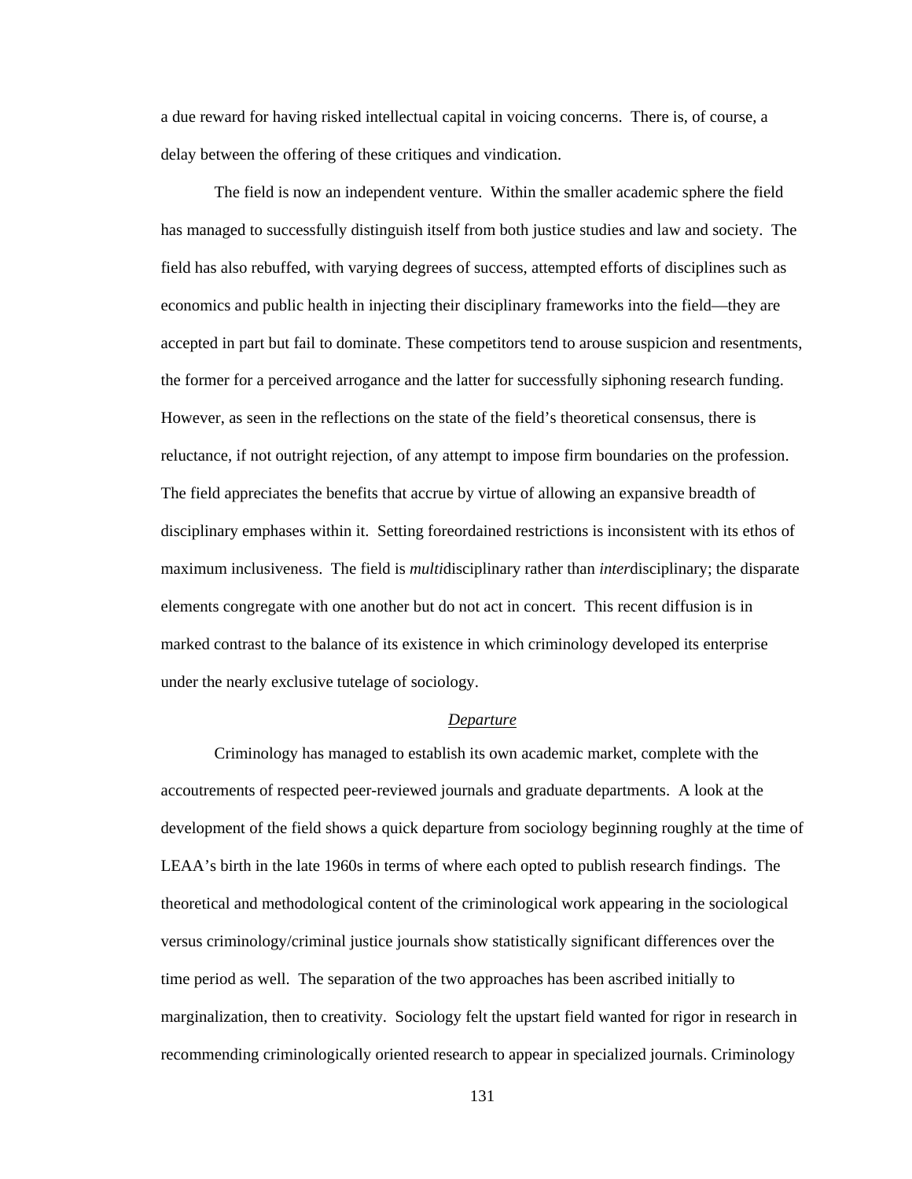a due reward for having risked intellectual capital in voicing concerns. There is, of course, a delay between the offering of these critiques and vindication.

The field is now an independent venture. Within the smaller academic sphere the field has managed to successfully distinguish itself from both justice studies and law and society. The field has also rebuffed, with varying degrees of success, attempted efforts of disciplines such as economics and public health in injecting their disciplinary frameworks into the field—they are accepted in part but fail to dominate. These competitors tend to arouse suspicion and resentments, the former for a perceived arrogance and the latter for successfully siphoning research funding. However, as seen in the reflections on the state of the field's theoretical consensus, there is reluctance, if not outright rejection, of any attempt to impose firm boundaries on the profession. The field appreciates the benefits that accrue by virtue of allowing an expansive breadth of disciplinary emphases within it. Setting foreordained restrictions is inconsistent with its ethos of maximum inclusiveness. The field is *multi*disciplinary rather than *inter*disciplinary; the disparate elements congregate with one another but do not act in concert. This recent diffusion is in marked contrast to the balance of its existence in which criminology developed its enterprise under the nearly exclusive tutelage of sociology.

### Departure

Criminology has managed to establish its own academic market, complete with the accoutrements of respected peer-reviewed journals and graduate departments. A look at the development of the field shows a quick departure from sociology beginning roughly at the time of LEAA's birth in the late 1960s in terms of where each opted to publish research findings. The theoretical and methodological content of the criminological work appearing in the sociological versus criminology/criminal justice journals show statistically significant differences over the time period as well. The separation of the two approaches has been ascribed initially to marginalization, then to creativity. Sociology felt the upstart field wanted for rigor in research in recommending criminologically oriented research to appear in specialized journals. Criminology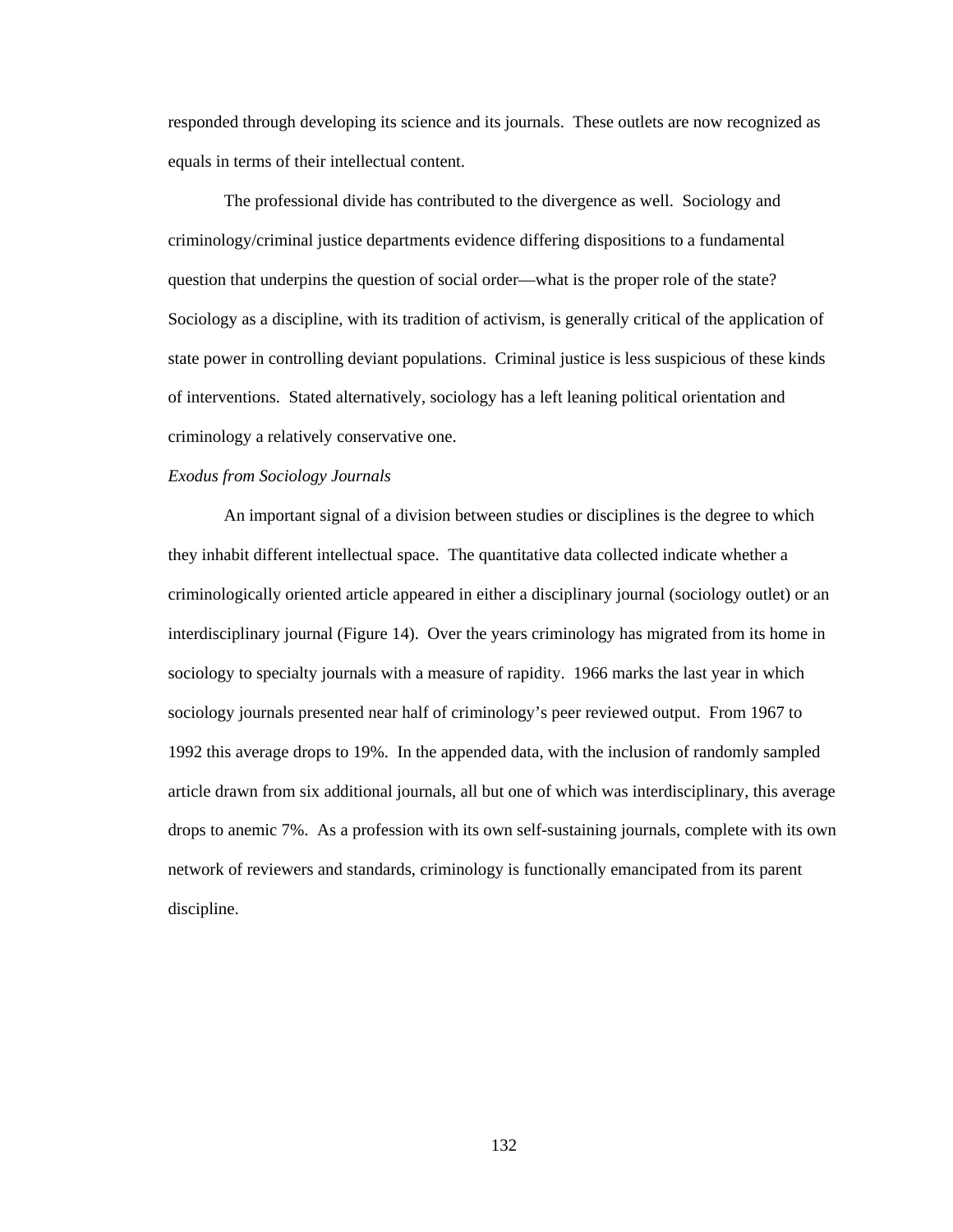responded through developing its science and its journals. These outlets are now recognized as equals in terms of their intellectual content.

The professional divide has contributed to the divergence as well. Sociology and criminology/criminal justice departments evidence differing dispositions to a fundamental question that underpins the question of social order—what is the proper role of the state? Sociology as a discipline, with its tradition of activism, is generally critical of the application of state power in controlling deviant populations. Criminal justice is less suspicious of these kinds of interventions. Stated alternatively, sociology has a left leaning political orientation and criminology a relatively conservative one.

*Exodus from Sociology Journals*

An important signal of a division between studies or disciplines is the degree to which they inhabit different intellectual space. The quantitative data collected indicate whether a criminologically oriented article appeared in either a disciplinary journal (sociology outlet) or an interdisciplinary journal (Figure 14). Over the years criminology has migrated from its home in sociology to specialty journals with a measure of rapidity. 1966 marks the last year in which sociology journals presented near half of criminology's peer reviewed output. From 1967 to 1992 this average drops to 19%. In the appended data, with the inclusion of randomly sampled article drawn from six additional journals, all but one of which was interdisciplinary, this average drops to anemic 7%. As a profession with its own self-sustaining journals, complete with its own network of reviewers and standards, criminology is functionally emancipated from its parent discipline.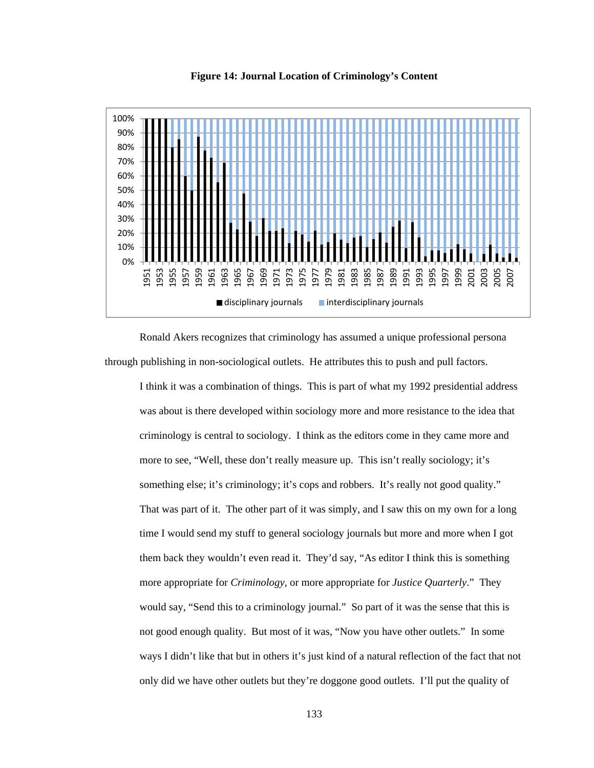**Figure 14: Journal Location of Criminology's Content**

Ronald Akers recognizes that criminology has assumed a unique professional persona through publishing in non-sociological outlets. He attributes this to push and pull factors.

> I think it was a combination of things. This is part of what my 1992 presidential address was about is there developed within sociology more and more resistance to the idea that criminology is central to sociology. I think as the editors come in they came more and more to see, "Well, these don't really measure up. This isn't really sociology; it's something else; it's criminology; it's cops and robbers. It's really not good quality." That was part of it. The other part of it was simply, and I saw this on my own for a long time I would send my stuff to general sociology journals but more and more when I got them back they wouldn't even read it. They'd say, "As editor I think this is something more appropriate for *Criminology*, or more appropriate for *Justice Quarterly*." They would say, "Send this to a criminology journal." So part of it was the sense that this is not good enough quality. But most of it was, "Now you have other outlets." In some ways I didn't like that but in others it's just kind of a natural reflection of the fact that not only did we have other outlets but they're doggone good outlets. I'll put the quality of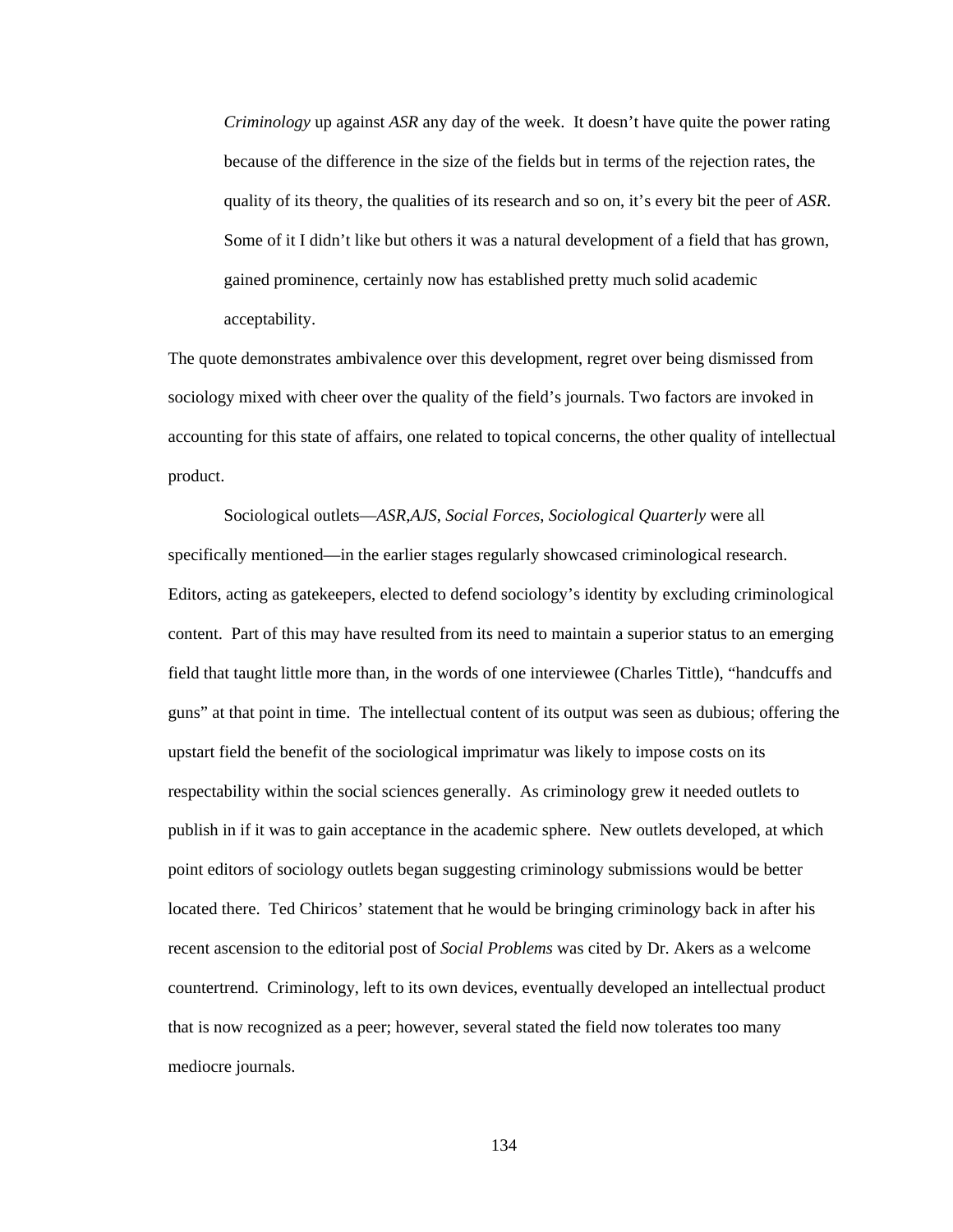> *Criminology* up against *ASR* any day of the week. It doesn't have quite the power rating because of the difference in the size of the fields but in terms of the rejection rates, the quality of its theory, the qualities of its research and so on, it's every bit the peer of *ASR*. Some of it I didn't like but others it was a natural development of a field that has grown, gained prominence, certainly now has established pretty much solid academic acceptability.

The quote demonstrates ambivalence over this development, regret over being dismissed from sociology mixed with cheer over the quality of the field's journals. Two factors are invoked in accounting for this state of affairs, one related to topical concerns, the other quality of intellectual product.

Sociological outlets—*ASR,AJS, Social Forces, Sociological Quarterly* were all specifically mentioned—in the earlier stages regularly showcased criminological research. Editors, acting as gatekeepers, elected to defend sociology's identity by excluding criminological content. Part of this may have resulted from its need to maintain a superior status to an emerging field that taught little more than, in the words of one interviewee (Charles Tittle), "handcuffs and guns" at that point in time. The intellectual content of its output was seen as dubious; offering the upstart field the benefit of the sociological imprimatur was likely to impose costs on its respectability within the social sciences generally. As criminology grew it needed outlets to publish in if it was to gain acceptance in the academic sphere. New outlets developed, at which point editors of sociology outlets began suggesting criminology submissions would be better located there. Ted Chiricos' statement that he would be bringing criminology back in after his recent ascension to the editorial post of *Social Problems* was cited by Dr. Akers as a welcome countertrend. Criminology, left to its own devices, eventually developed an intellectual product that is now recognized as a peer; however, several stated the field now tolerates too many mediocre journals.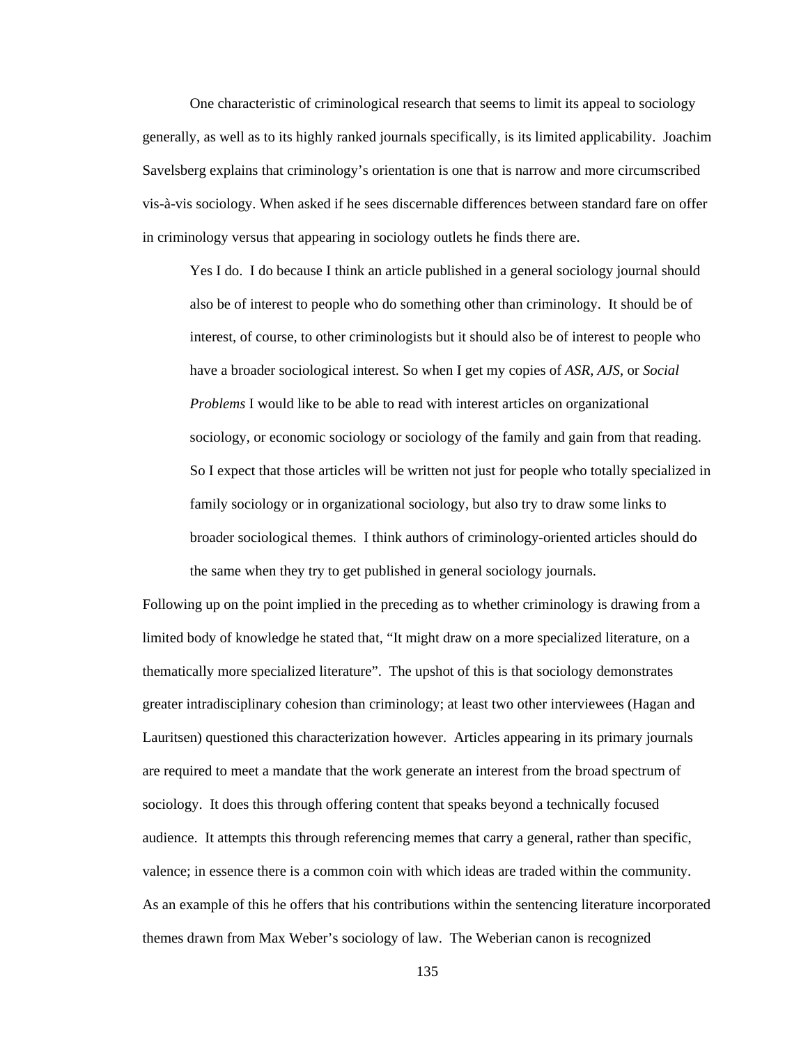One characteristic of criminological research that seems to limit its appeal to sociology generally, as well as to its highly ranked journals specifically, is its limited applicability. Joachim Savelsberg explains that criminology's orientation is one that is narrow and more circumscribed vis-à-vis sociology. When asked if he sees discernable differences between standard fare on offer in criminology versus that appearing in sociology outlets he finds there are.

> Yes I do. I do because I think an article published in a general sociology journal should also be of interest to people who do something other than criminology. It should be of interest, of course, to other criminologists but it should also be of interest to people who have a broader sociological interest. So when I get my copies of *ASR*, *AJS*, or *Social Problems* I would like to be able to read with interest articles on organizational sociology, or economic sociology or sociology of the family and gain from that reading. So I expect that those articles will be written not just for people who totally specialized in family sociology or in organizational sociology, but also try to draw some links to broader sociological themes. I think authors of criminology-oriented articles should do the same when they try to get published in general sociology journals.

Following up on the point implied in the preceding as to whether criminology is drawing from a limited body of knowledge he stated that, "It might draw on a more specialized literature, on a thematically more specialized literature". The upshot of this is that sociology demonstrates greater intradisciplinary cohesion than criminology; at least two other interviewees (Hagan and Lauritsen) questioned this characterization however. Articles appearing in its primary journals are required to meet a mandate that the work generate an interest from the broad spectrum of sociology. It does this through offering content that speaks beyond a technically focused audience. It attempts this through referencing memes that carry a general, rather than specific, valence; in essence there is a common coin with which ideas are traded within the community. As an example of this he offers that his contributions within the sentencing literature incorporated themes drawn from Max Weber's sociology of law. The Weberian canon is recognized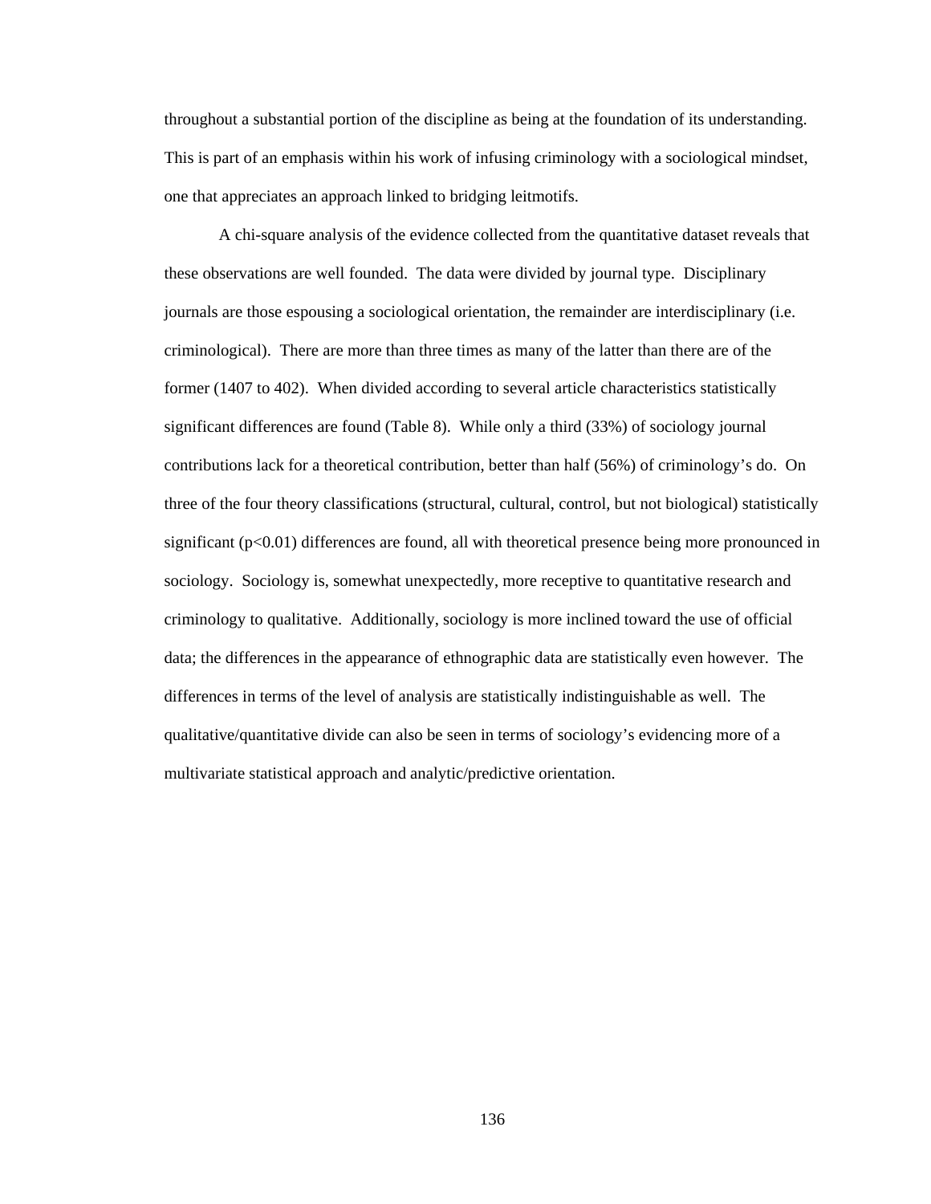throughout a substantial portion of the discipline as being at the foundation of its understanding. This is part of an emphasis within his work of infusing criminology with a sociological mindset, one that appreciates an approach linked to bridging leitmotifs.

A chi-square analysis of the evidence collected from the quantitative dataset reveals that these observations are well founded. The data were divided by journal type. Disciplinary journals are those espousing a sociological orientation, the remainder are interdisciplinary (i.e. criminological). There are more than three times as many of the latter than there are of the former (1407 to 402). When divided according to several article characteristics statistically significant differences are found (Table 8). While only a third (33%) of sociology journal contributions lack for a theoretical contribution, better than half (56%) of criminology's do. On three of the four theory classifications (structural, cultural, control, but not biological) statistically significant ($p<0.01$) differences are found, all with theoretical presence being more pronounced in sociology. Sociology is, somewhat unexpectedly, more receptive to quantitative research and criminology to qualitative. Additionally, sociology is more inclined toward the use of official data; the differences in the appearance of ethnographic data are statistically even however. The differences in terms of the level of analysis are statistically indistinguishable as well. The qualitative/quantitative divide can also be seen in terms of sociology's evidencing more of a multivariate statistical approach and analytic/predictive orientation.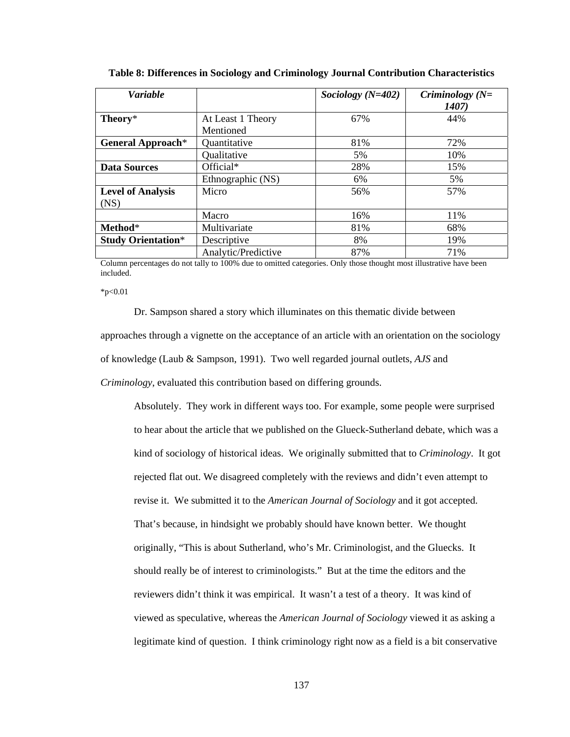**Table 8: Differences in Sociology and Criminology Journal Contribution Characteristics**

| *Variable* | | *Sociology (N=402)* | *Criminology (N=1407)* |
|---|---|---|---|
| **Theory*** | At Least 1 Theory Mentioned | 67% | 44% |
| **General Approach*** | Quantitative | 81% | 72% |
| | Qualitative | 5% | 10% |
| **Data Sources** | Official* | 28% | 15% |
| | Ethnographic (NS) | 6% | 5% |
| **Level of Analysis** (NS) | Micro | 56% | 57% |
| | Macro | 16% | 11% |
| **Method*** | Multivariate | 81% | 68% |
| **Study Orientation*** | Descriptive | 8% | 19% |
| | Analytic/Predictive | 87% | 71% |

Column percentages do not tally to 100% due to omitted categories. Only those thought most illustrative have been included.

*$p<0.01$

Dr. Sampson shared a story which illuminates on this thematic divide between approaches through a vignette on the acceptance of an article with an orientation on the sociology of knowledge (Laub & Sampson, 1991). Two well regarded journal outlets, *AJS* and *Criminology*, evaluated this contribution based on differing grounds.

> Absolutely. They work in different ways too. For example, some people were surprised to hear about the article that we published on the Glueck-Sutherland debate, which was a kind of sociology of historical ideas. We originally submitted that to *Criminology*. It got rejected flat out. We disagreed completely with the reviews and didn't even attempt to revise it. We submitted it to the *American Journal of Sociology* and it got accepted. That's because, in hindsight we probably should have known better. We thought originally, "This is about Sutherland, who's Mr. Criminologist, and the Gluecks. It should really be of interest to criminologists." But at the time the editors and the reviewers didn't think it was empirical. It wasn't a test of a theory. It was kind of viewed as speculative, whereas the *American Journal of Sociology* viewed it as asking a legitimate kind of question. I think criminology right now as a field is a bit conservative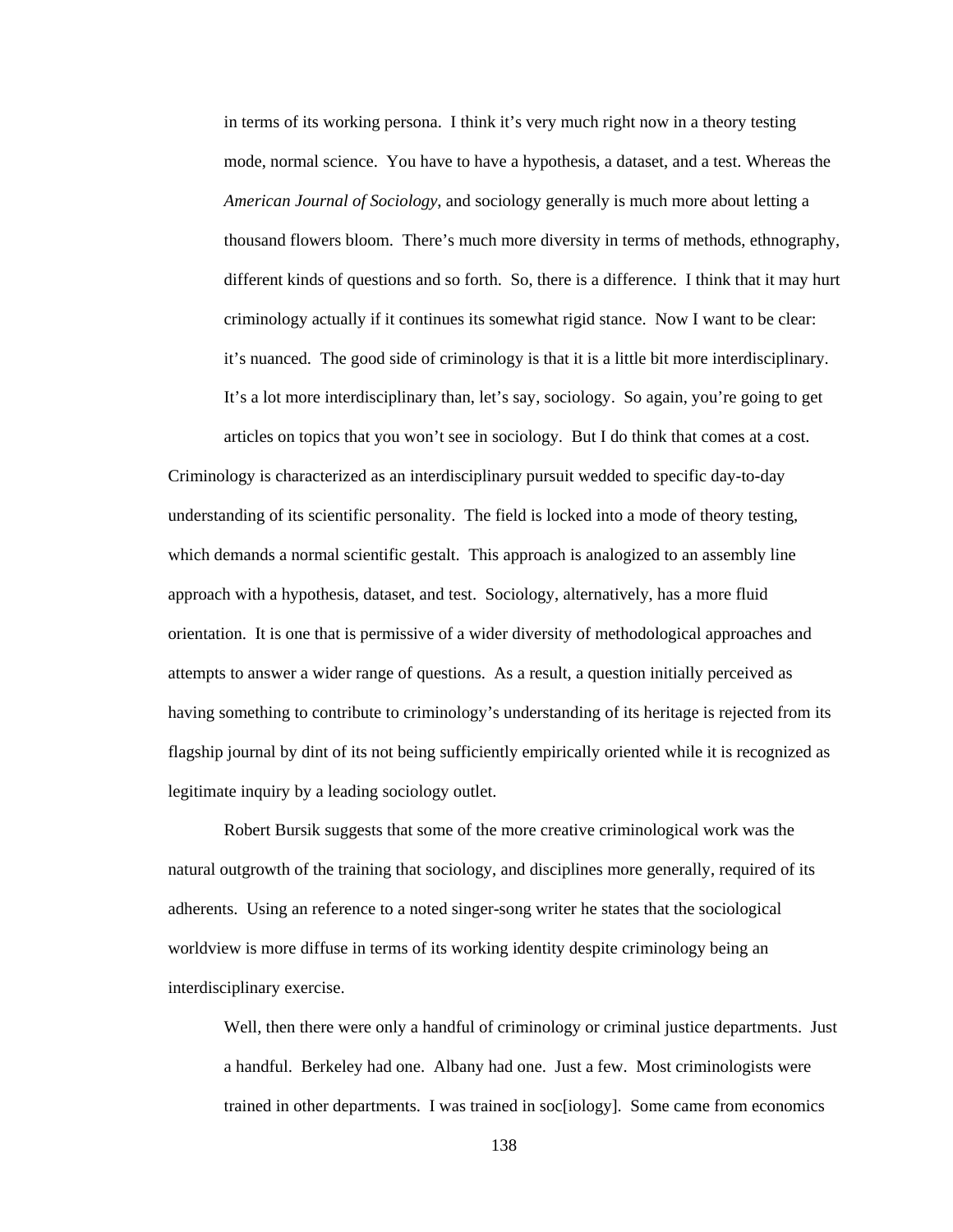> in terms of its working persona. I think it's very much right now in a theory testing mode, normal science. You have to have a hypothesis, a dataset, and a test. Whereas the *American Journal of Sociology*, and sociology generally is much more about letting a thousand flowers bloom. There's much more diversity in terms of methods, ethnography, different kinds of questions and so forth. So, there is a difference. I think that it may hurt criminology actually if it continues its somewhat rigid stance. Now I want to be clear: it's nuanced. The good side of criminology is that it is a little bit more interdisciplinary. It's a lot more interdisciplinary than, let's say, sociology. So again, you're going to get articles on topics that you won't see in sociology. But I do think that comes at a cost.

Criminology is characterized as an interdisciplinary pursuit wedded to specific day-to-day understanding of its scientific personality. The field is locked into a mode of theory testing, which demands a normal scientific gestalt. This approach is analogized to an assembly line approach with a hypothesis, dataset, and test. Sociology, alternatively, has a more fluid orientation. It is one that is permissive of a wider diversity of methodological approaches and attempts to answer a wider range of questions. As a result, a question initially perceived as having something to contribute to criminology's understanding of its heritage is rejected from its flagship journal by dint of its not being sufficiently empirically oriented while it is recognized as legitimate inquiry by a leading sociology outlet.

Robert Bursik suggests that some of the more creative criminological work was the natural outgrowth of the training that sociology, and disciplines more generally, required of its adherents. Using an reference to a noted singer-song writer he states that the sociological worldview is more diffuse in terms of its working identity despite criminology being an interdisciplinary exercise.

> Well, then there were only a handful of criminology or criminal justice departments. Just a handful. Berkeley had one. Albany had one. Just a few. Most criminologists were trained in other departments. I was trained in soc[iology]. Some came from economics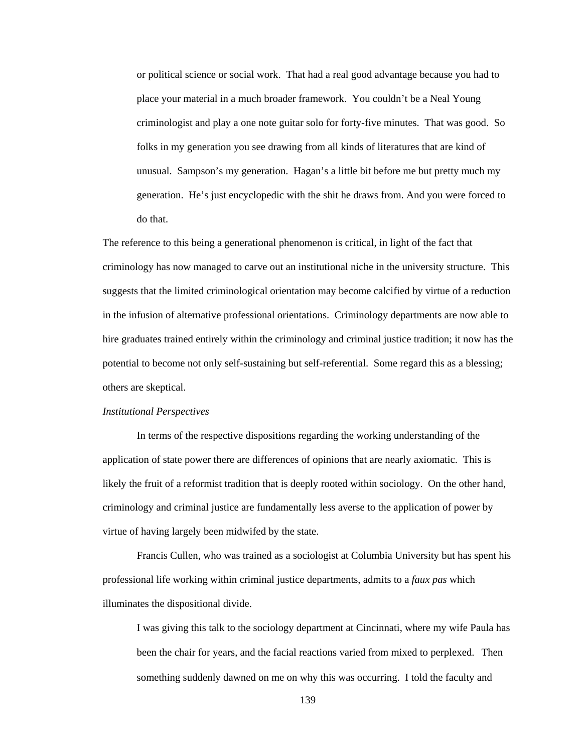> or political science or social work. That had a real good advantage because you had to place your material in a much broader framework. You couldn't be a Neal Young criminologist and play a one note guitar solo for forty-five minutes. That was good. So folks in my generation you see drawing from all kinds of literatures that are kind of unusual. Sampson's my generation. Hagan's a little bit before me but pretty much my generation. He's just encyclopedic with the shit he draws from. And you were forced to do that.

The reference to this being a generational phenomenon is critical, in light of the fact that criminology has now managed to carve out an institutional niche in the university structure. This suggests that the limited criminological orientation may become calcified by virtue of a reduction in the infusion of alternative professional orientations. Criminology departments are now able to hire graduates trained entirely within the criminology and criminal justice tradition; it now has the potential to become not only self-sustaining but self-referential. Some regard this as a blessing; others are skeptical.

*Institutional Perspectives*

In terms of the respective dispositions regarding the working understanding of the application of state power there are differences of opinions that are nearly axiomatic. This is likely the fruit of a reformist tradition that is deeply rooted within sociology. On the other hand, criminology and criminal justice are fundamentally less averse to the application of power by virtue of having largely been midwifed by the state.

Francis Cullen, who was trained as a sociologist at Columbia University but has spent his professional life working within criminal justice departments, admits to a *faux pas* which illuminates the dispositional divide.

> I was giving this talk to the sociology department at Cincinnati, where my wife Paula has been the chair for years, and the facial reactions varied from mixed to perplexed. Then something suddenly dawned on me on why this was occurring. I told the faculty and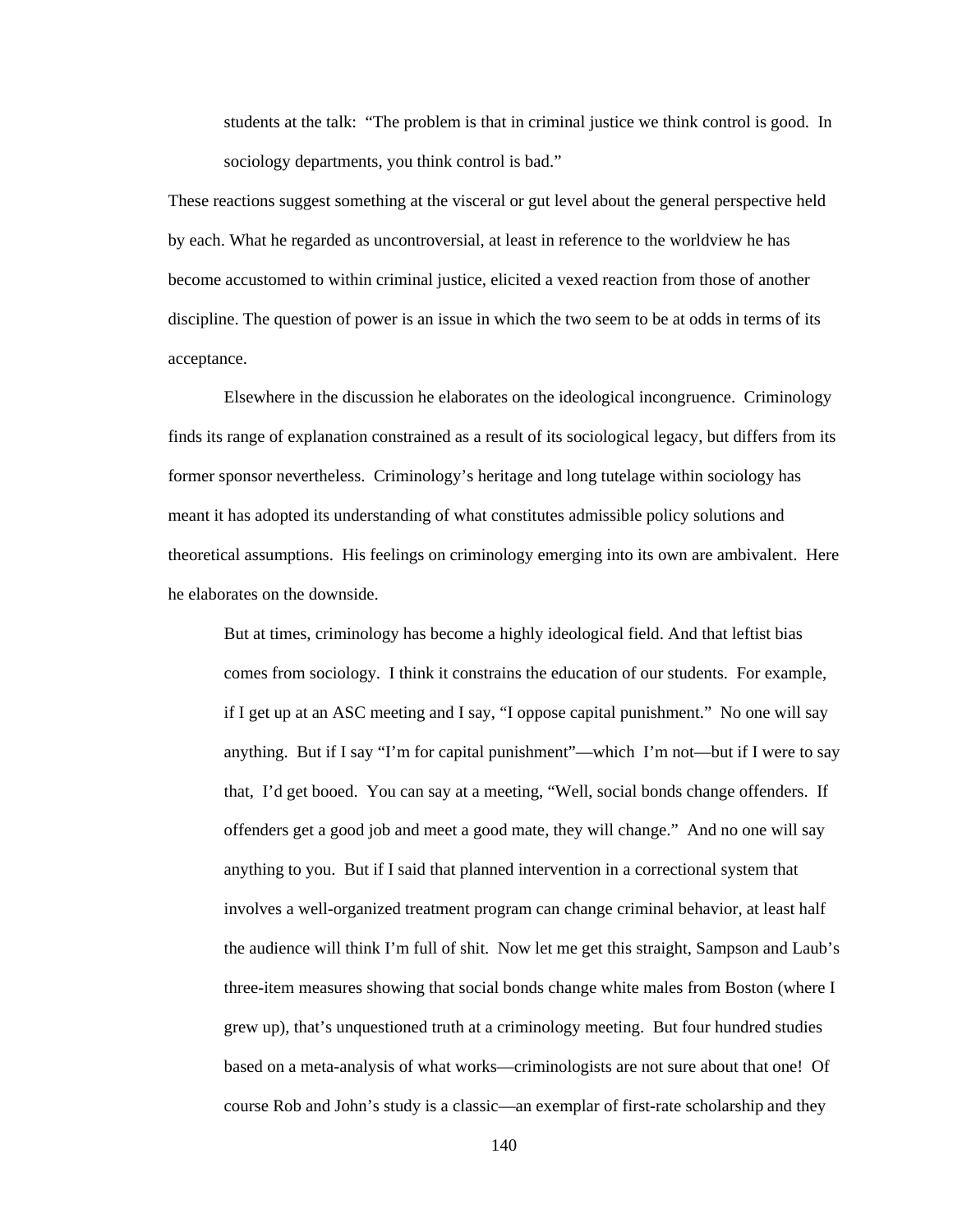> students at the talk: "The problem is that in criminal justice we think control is good. In sociology departments, you think control is bad."

These reactions suggest something at the visceral or gut level about the general perspective held by each. What he regarded as uncontroversial, at least in reference to the worldview he has become accustomed to within criminal justice, elicited a vexed reaction from those of another discipline. The question of power is an issue in which the two seem to be at odds in terms of its acceptance.

Elsewhere in the discussion he elaborates on the ideological incongruence. Criminology finds its range of explanation constrained as a result of its sociological legacy, but differs from its former sponsor nevertheless. Criminology's heritage and long tutelage within sociology has meant it has adopted its understanding of what constitutes admissible policy solutions and theoretical assumptions. His feelings on criminology emerging into its own are ambivalent. Here he elaborates on the downside.

> But at times, criminology has become a highly ideological field. And that leftist bias comes from sociology. I think it constrains the education of our students. For example, if I get up at an ASC meeting and I say, "I oppose capital punishment." No one will say anything. But if I say "I'm for capital punishment"—which I'm not—but if I were to say that, I'd get booed. You can say at a meeting, "Well, social bonds change offenders. If offenders get a good job and meet a good mate, they will change." And no one will say anything to you. But if I said that planned intervention in a correctional system that involves a well-organized treatment program can change criminal behavior, at least half the audience will think I'm full of shit. Now let me get this straight, Sampson and Laub's three-item measures showing that social bonds change white males from Boston (where I grew up), that's unquestioned truth at a criminology meeting. But four hundred studies based on a meta-analysis of what works—criminologists are not sure about that one! Of course Rob and John's study is a classic—an exemplar of first-rate scholarship and they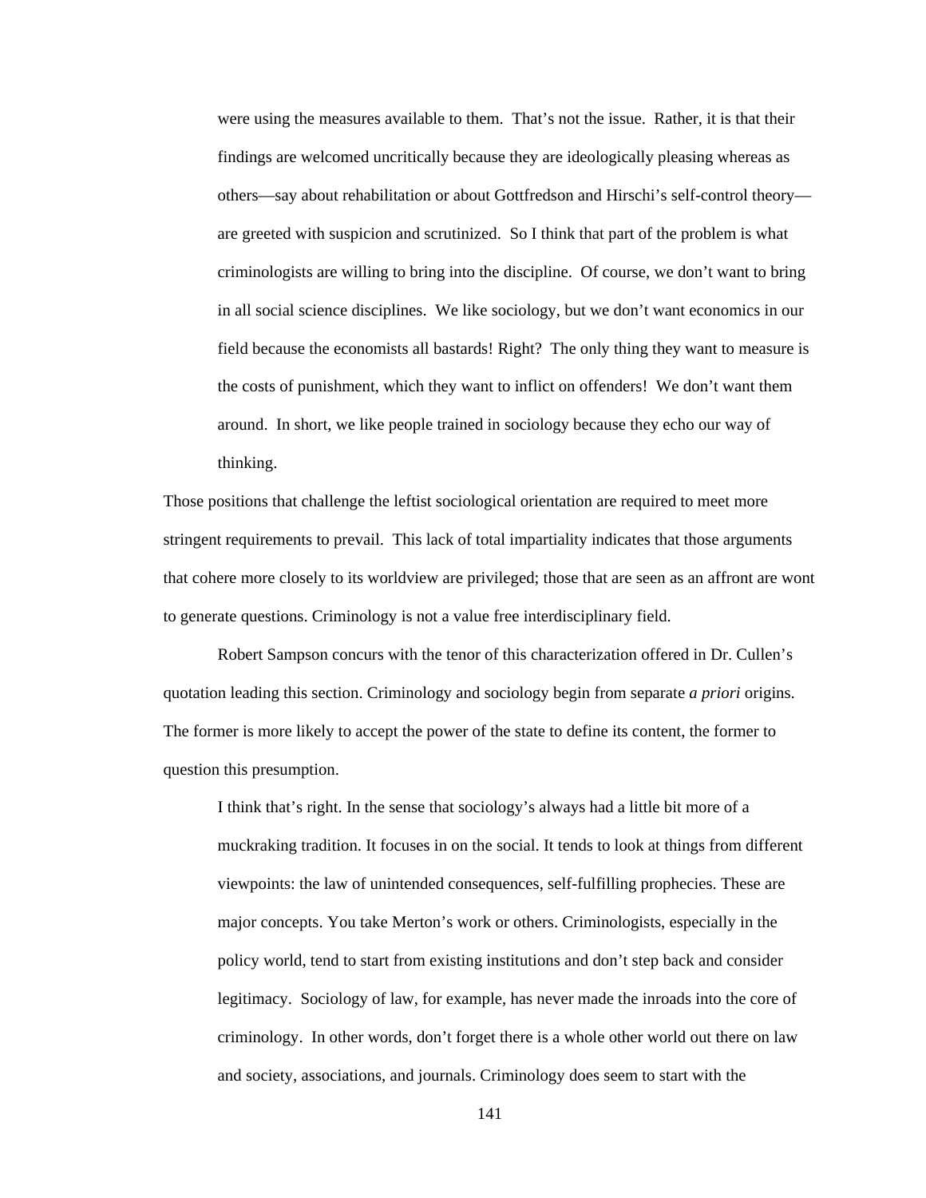> were using the measures available to them. That's not the issue. Rather, it is that their findings are welcomed uncritically because they are ideologically pleasing whereas as others—say about rehabilitation or about Gottfredson and Hirschi's self-control theory—are greeted with suspicion and scrutinized. So I think that part of the problem is what criminologists are willing to bring into the discipline. Of course, we don't want to bring in all social science disciplines. We like sociology, but we don't want economics in our field because the economists all bastards! Right? The only thing they want to measure is the costs of punishment, which they want to inflict on offenders! We don't want them around. In short, we like people trained in sociology because they echo our way of thinking.

Those positions that challenge the leftist sociological orientation are required to meet more stringent requirements to prevail. This lack of total impartiality indicates that those arguments that cohere more closely to its worldview are privileged; those that are seen as an affront are wont to generate questions. Criminology is not a value free interdisciplinary field.

Robert Sampson concurs with the tenor of this characterization offered in Dr. Cullen's quotation leading this section. Criminology and sociology begin from separate *a priori* origins. The former is more likely to accept the power of the state to define its content, the former to question this presumption.

> I think that's right. In the sense that sociology's always had a little bit more of a muckraking tradition. It focuses in on the social. It tends to look at things from different viewpoints: the law of unintended consequences, self-fulfilling prophecies. These are major concepts. You take Merton's work or others. Criminologists, especially in the policy world, tend to start from existing institutions and don't step back and consider legitimacy. Sociology of law, for example, has never made the inroads into the core of criminology. In other words, don't forget there is a whole other world out there on law and society, associations, and journals. Criminology does seem to start with the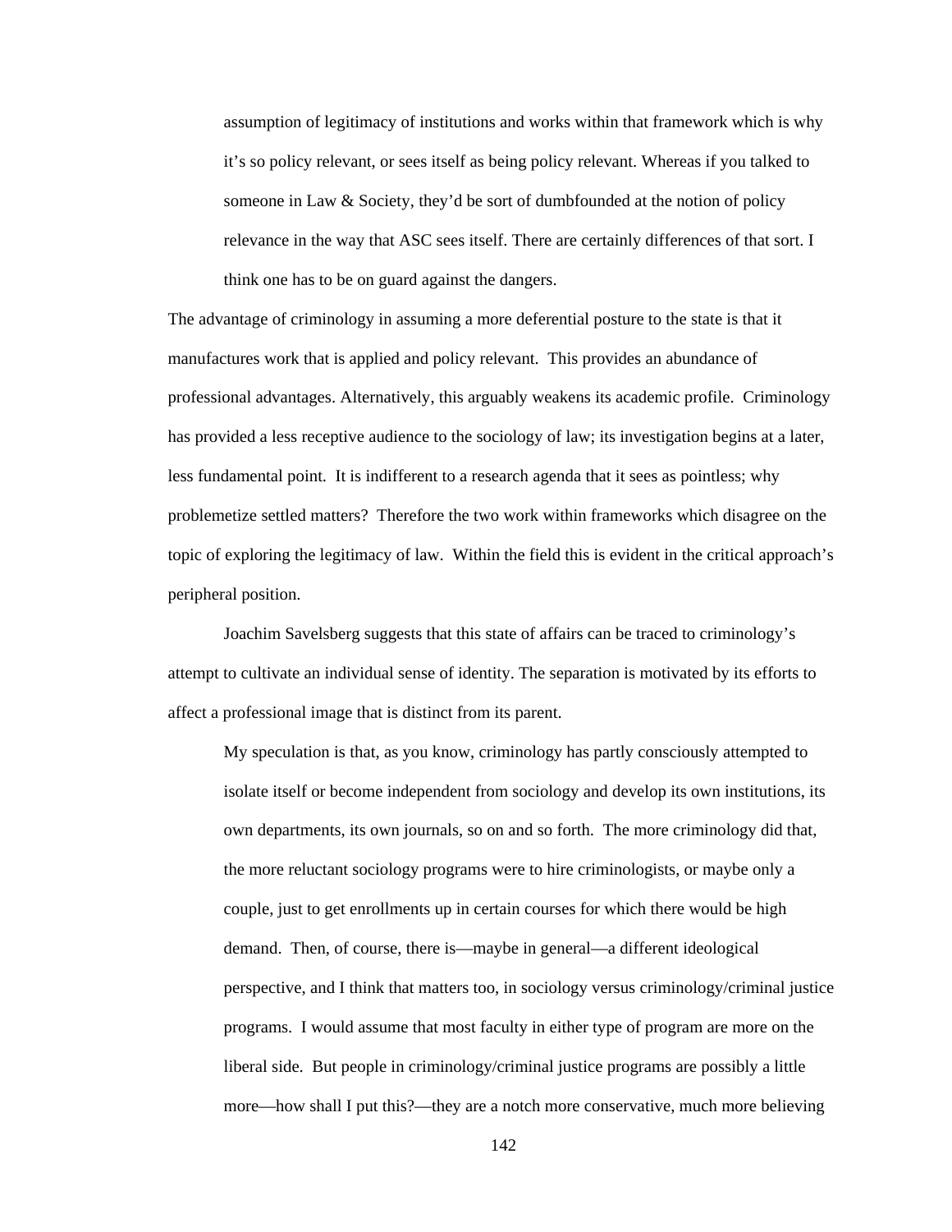> assumption of legitimacy of institutions and works within that framework which is why it's so policy relevant, or sees itself as being policy relevant. Whereas if you talked to someone in Law & Society, they'd be sort of dumbfounded at the notion of policy relevance in the way that ASC sees itself. There are certainly differences of that sort. I think one has to be on guard against the dangers.

The advantage of criminology in assuming a more deferential posture to the state is that it manufactures work that is applied and policy relevant. This provides an abundance of professional advantages. Alternatively, this arguably weakens its academic profile. Criminology has provided a less receptive audience to the sociology of law; its investigation begins at a later, less fundamental point. It is indifferent to a research agenda that it sees as pointless; why problemetize settled matters? Therefore the two work within frameworks which disagree on the topic of exploring the legitimacy of law. Within the field this is evident in the critical approach's peripheral position.

Joachim Savelsberg suggests that this state of affairs can be traced to criminology's attempt to cultivate an individual sense of identity. The separation is motivated by its efforts to affect a professional image that is distinct from its parent.

> My speculation is that, as you know, criminology has partly consciously attempted to isolate itself or become independent from sociology and develop its own institutions, its own departments, its own journals, so on and so forth. The more criminology did that, the more reluctant sociology programs were to hire criminologists, or maybe only a couple, just to get enrollments up in certain courses for which there would be high demand. Then, of course, there is—maybe in general—a different ideological perspective, and I think that matters too, in sociology versus criminology/criminal justice programs. I would assume that most faculty in either type of program are more on the liberal side. But people in criminology/criminal justice programs are possibly a little more—how shall I put this?—they are a notch more conservative, much more believing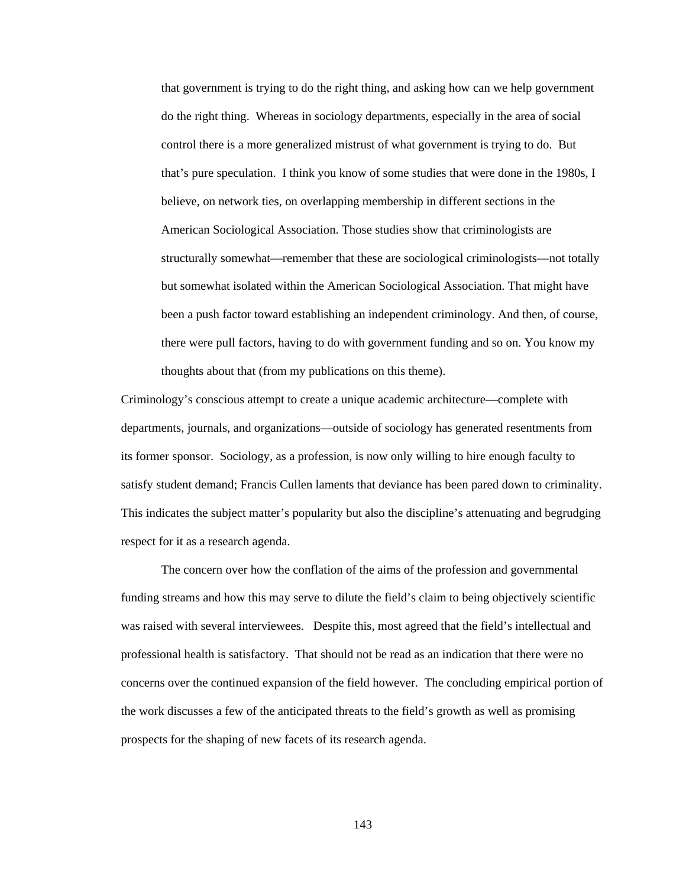> that government is trying to do the right thing, and asking how can we help government do the right thing. Whereas in sociology departments, especially in the area of social control there is a more generalized mistrust of what government is trying to do. But that's pure speculation. I think you know of some studies that were done in the 1980s, I believe, on network ties, on overlapping membership in different sections in the American Sociological Association. Those studies show that criminologists are structurally somewhat—remember that these are sociological criminologists—not totally but somewhat isolated within the American Sociological Association. That might have been a push factor toward establishing an independent criminology. And then, of course, there were pull factors, having to do with government funding and so on. You know my thoughts about that (from my publications on this theme).

Criminology's conscious attempt to create a unique academic architecture—complete with departments, journals, and organizations—outside of sociology has generated resentments from its former sponsor. Sociology, as a profession, is now only willing to hire enough faculty to satisfy student demand; Francis Cullen laments that deviance has been pared down to criminality. This indicates the subject matter's popularity but also the discipline's attenuating and begrudging respect for it as a research agenda.

The concern over how the conflation of the aims of the profession and governmental funding streams and how this may serve to dilute the field's claim to being objectively scientific was raised with several interviewees. Despite this, most agreed that the field's intellectual and professional health is satisfactory. That should not be read as an indication that there were no concerns over the continued expansion of the field however. The concluding empirical portion of the work discusses a few of the anticipated threats to the field's growth as well as promising prospects for the shaping of new facets of its research agenda.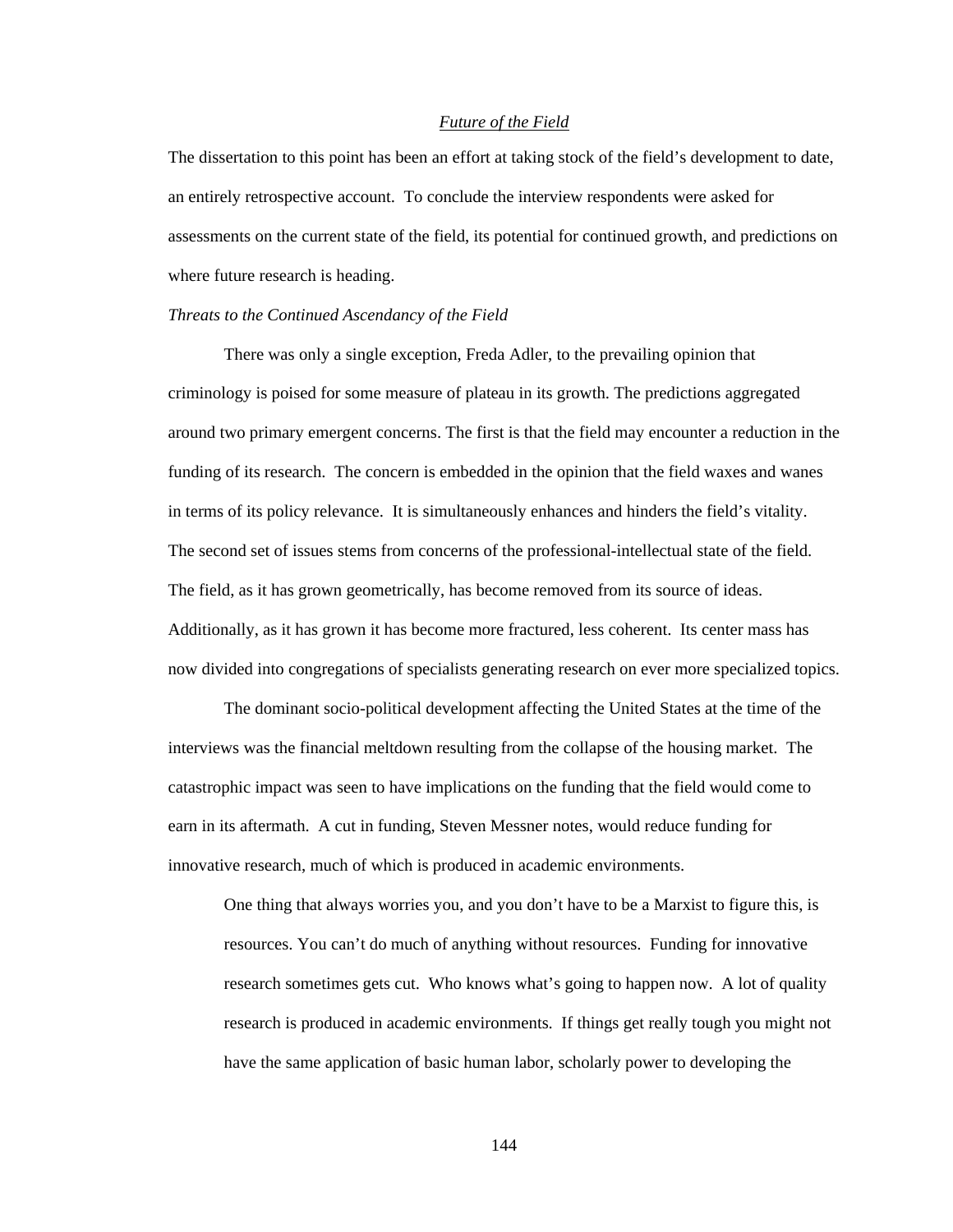## *Future of the Field*

The dissertation to this point has been an effort at taking stock of the field's development to date, an entirely retrospective account. To conclude the interview respondents were asked for assessments on the current state of the field, its potential for continued growth, and predictions on where future research is heading.

### *Threats to the Continued Ascendancy of the Field*

There was only a single exception, Freda Adler, to the prevailing opinion that criminology is poised for some measure of plateau in its growth. The predictions aggregated around two primary emergent concerns. The first is that the field may encounter a reduction in the funding of its research. The concern is embedded in the opinion that the field waxes and wanes in terms of its policy relevance. It is simultaneously enhances and hinders the field's vitality. The second set of issues stems from concerns of the professional-intellectual state of the field. The field, as it has grown geometrically, has become removed from its source of ideas. Additionally, as it has grown it has become more fractured, less coherent. Its center mass has now divided into congregations of specialists generating research on ever more specialized topics.

The dominant socio-political development affecting the United States at the time of the interviews was the financial meltdown resulting from the collapse of the housing market. The catastrophic impact was seen to have implications on the funding that the field would come to earn in its aftermath. A cut in funding, Steven Messner notes, would reduce funding for innovative research, much of which is produced in academic environments.

> One thing that always worries you, and you don't have to be a Marxist to figure this, is resources. You can't do much of anything without resources. Funding for innovative research sometimes gets cut. Who knows what's going to happen now. A lot of quality research is produced in academic environments. If things get really tough you might not have the same application of basic human labor, scholarly power to developing the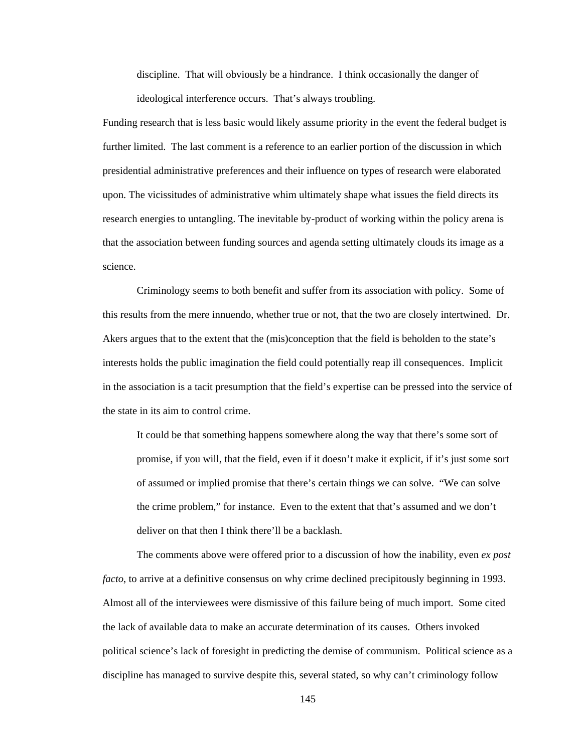> discipline. That will obviously be a hindrance. I think occasionally the danger of ideological interference occurs. That's always troubling.

Funding research that is less basic would likely assume priority in the event the federal budget is further limited. The last comment is a reference to an earlier portion of the discussion in which presidential administrative preferences and their influence on types of research were elaborated upon. The vicissitudes of administrative whim ultimately shape what issues the field directs its research energies to untangling. The inevitable by-product of working within the policy arena is that the association between funding sources and agenda setting ultimately clouds its image as a science.

Criminology seems to both benefit and suffer from its association with policy. Some of this results from the mere innuendo, whether true or not, that the two are closely intertwined. Dr. Akers argues that to the extent that the (mis)conception that the field is beholden to the state's interests holds the public imagination the field could potentially reap ill consequences. Implicit in the association is a tacit presumption that the field's expertise can be pressed into the service of the state in its aim to control crime.

> It could be that something happens somewhere along the way that there's some sort of promise, if you will, that the field, even if it doesn't make it explicit, if it's just some sort of assumed or implied promise that there's certain things we can solve. "We can solve the crime problem," for instance. Even to the extent that that's assumed and we don't deliver on that then I think there'll be a backlash.

The comments above were offered prior to a discussion of how the inability, even *ex post facto*, to arrive at a definitive consensus on why crime declined precipitously beginning in 1993. Almost all of the interviewees were dismissive of this failure being of much import. Some cited the lack of available data to make an accurate determination of its causes. Others invoked political science's lack of foresight in predicting the demise of communism. Political science as a discipline has managed to survive despite this, several stated, so why can't criminology follow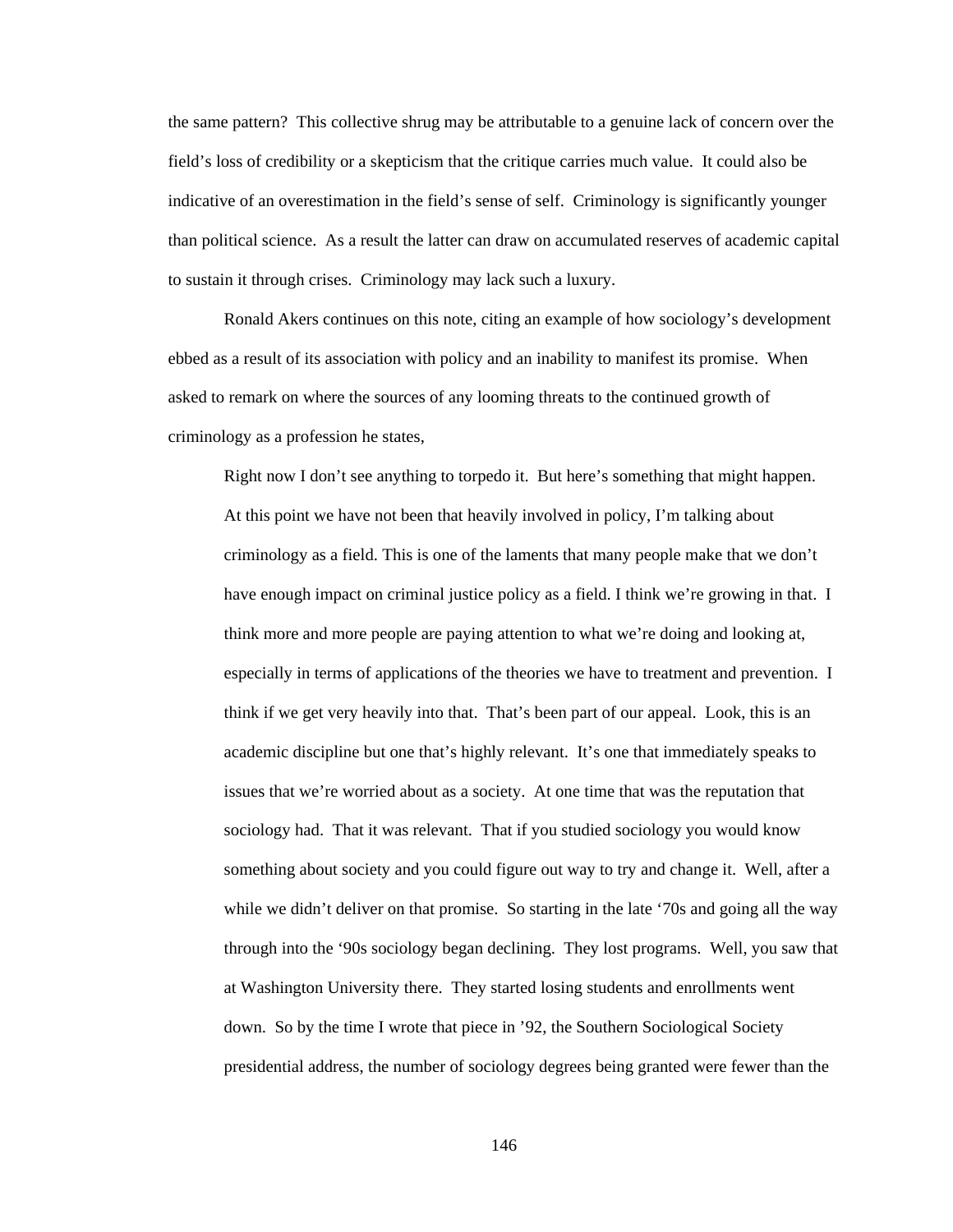the same pattern? This collective shrug may be attributable to a genuine lack of concern over the field's loss of credibility or a skepticism that the critique carries much value. It could also be indicative of an overestimation in the field's sense of self. Criminology is significantly younger than political science. As a result the latter can draw on accumulated reserves of academic capital to sustain it through crises. Criminology may lack such a luxury.

Ronald Akers continues on this note, citing an example of how sociology's development ebbed as a result of its association with policy and an inability to manifest its promise. When asked to remark on where the sources of any looming threats to the continued growth of criminology as a profession he states,

> Right now I don't see anything to torpedo it. But here's something that might happen. At this point we have not been that heavily involved in policy, I'm talking about criminology as a field. This is one of the laments that many people make that we don't have enough impact on criminal justice policy as a field. I think we're growing in that. I think more and more people are paying attention to what we're doing and looking at, especially in terms of applications of the theories we have to treatment and prevention. I think if we get very heavily into that. That's been part of our appeal. Look, this is an academic discipline but one that's highly relevant. It's one that immediately speaks to issues that we're worried about as a society. At one time that was the reputation that sociology had. That it was relevant. That if you studied sociology you would know something about society and you could figure out way to try and change it. Well, after a while we didn't deliver on that promise. So starting in the late '70s and going all the way through into the '90s sociology began declining. They lost programs. Well, you saw that at Washington University there. They started losing students and enrollments went down. So by the time I wrote that piece in '92, the Southern Sociological Society presidential address, the number of sociology degrees being granted were fewer than the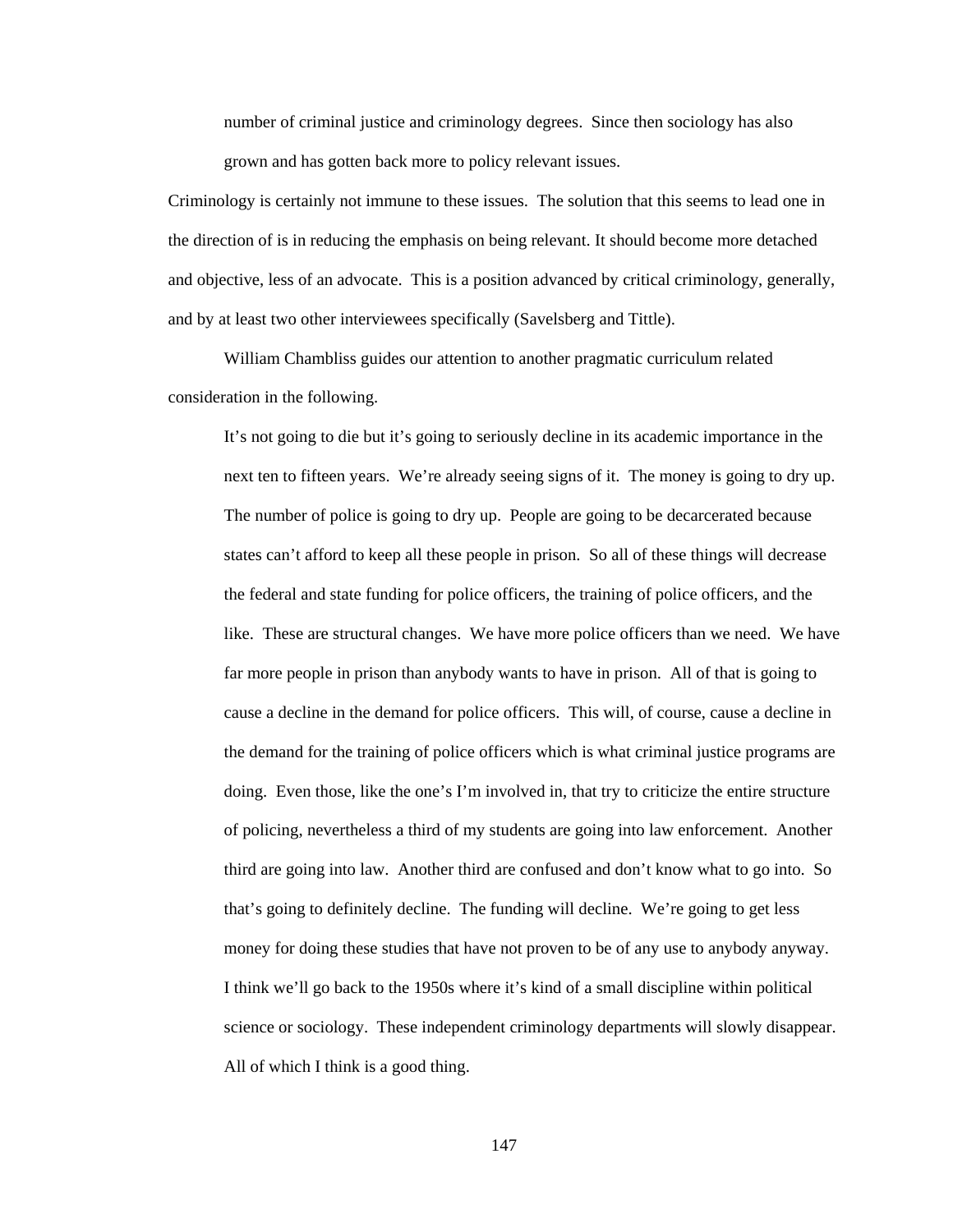> number of criminal justice and criminology degrees. Since then sociology has also grown and has gotten back more to policy relevant issues.

Criminology is certainly not immune to these issues. The solution that this seems to lead one in the direction of is in reducing the emphasis on being relevant. It should become more detached and objective, less of an advocate. This is a position advanced by critical criminology, generally, and by at least two other interviewees specifically (Savelsberg and Tittle).

William Chambliss guides our attention to another pragmatic curriculum related consideration in the following.

> It's not going to die but it's going to seriously decline in its academic importance in the next ten to fifteen years. We're already seeing signs of it. The money is going to dry up. The number of police is going to dry up. People are going to be decarcerated because states can't afford to keep all these people in prison. So all of these things will decrease the federal and state funding for police officers, the training of police officers, and the like. These are structural changes. We have more police officers than we need. We have far more people in prison than anybody wants to have in prison. All of that is going to cause a decline in the demand for police officers. This will, of course, cause a decline in the demand for the training of police officers which is what criminal justice programs are doing. Even those, like the one's I'm involved in, that try to criticize the entire structure of policing, nevertheless a third of my students are going into law enforcement. Another third are going into law. Another third are confused and don't know what to go into. So that's going to definitely decline. The funding will decline. We're going to get less money for doing these studies that have not proven to be of any use to anybody anyway. I think we'll go back to the 1950s where it's kind of a small discipline within political science or sociology. These independent criminology departments will slowly disappear. All of which I think is a good thing.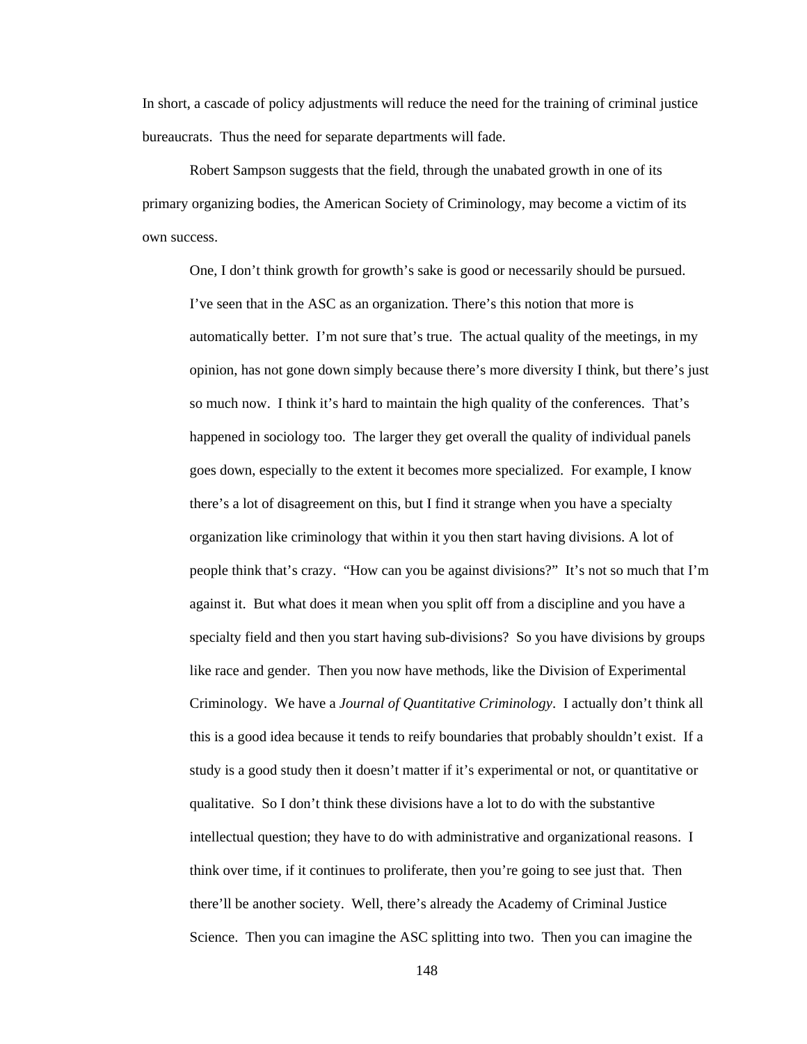In short, a cascade of policy adjustments will reduce the need for the training of criminal justice bureaucrats. Thus the need for separate departments will fade.

Robert Sampson suggests that the field, through the unabated growth in one of its primary organizing bodies, the American Society of Criminology, may become a victim of its own success.

> One, I don't think growth for growth's sake is good or necessarily should be pursued. I've seen that in the ASC as an organization. There's this notion that more is automatically better. I'm not sure that's true. The actual quality of the meetings, in my opinion, has not gone down simply because there's more diversity I think, but there's just so much now. I think it's hard to maintain the high quality of the conferences. That's happened in sociology too. The larger they get overall the quality of individual panels goes down, especially to the extent it becomes more specialized. For example, I know there's a lot of disagreement on this, but I find it strange when you have a specialty organization like criminology that within it you then start having divisions. A lot of people think that's crazy. "How can you be against divisions?" It's not so much that I'm against it. But what does it mean when you split off from a discipline and you have a specialty field and then you start having sub-divisions? So you have divisions by groups like race and gender. Then you now have methods, like the Division of Experimental Criminology. We have a *Journal of Quantitative Criminology*. I actually don't think all this is a good idea because it tends to reify boundaries that probably shouldn't exist. If a study is a good study then it doesn't matter if it's experimental or not, or quantitative or qualitative. So I don't think these divisions have a lot to do with the substantive intellectual question; they have to do with administrative and organizational reasons. I think over time, if it continues to proliferate, then you're going to see just that. Then there'll be another society. Well, there's already the Academy of Criminal Justice Science. Then you can imagine the ASC splitting into two. Then you can imagine the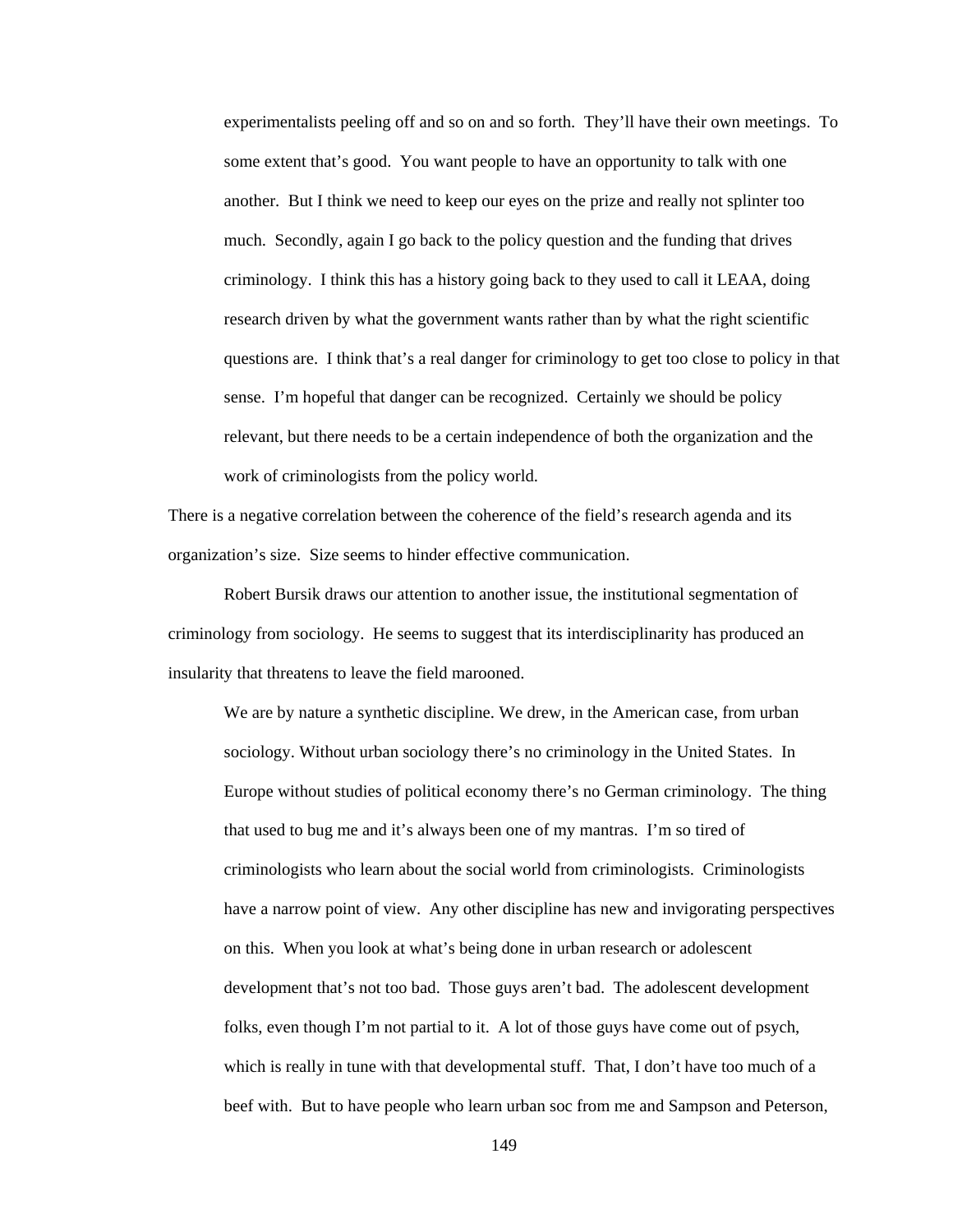> experimentalists peeling off and so on and so forth. They'll have their own meetings. To some extent that's good. You want people to have an opportunity to talk with one another. But I think we need to keep our eyes on the prize and really not splinter too much. Secondly, again I go back to the policy question and the funding that drives criminology. I think this has a history going back to they used to call it LEAA, doing research driven by what the government wants rather than by what the right scientific questions are. I think that's a real danger for criminology to get too close to policy in that sense. I'm hopeful that danger can be recognized. Certainly we should be policy relevant, but there needs to be a certain independence of both the organization and the work of criminologists from the policy world.

There is a negative correlation between the coherence of the field's research agenda and its organization's size. Size seems to hinder effective communication.

Robert Bursik draws our attention to another issue, the institutional segmentation of criminology from sociology. He seems to suggest that its interdisciplinarity has produced an insularity that threatens to leave the field marooned.

> We are by nature a synthetic discipline. We drew, in the American case, from urban sociology. Without urban sociology there's no criminology in the United States. In Europe without studies of political economy there's no German criminology. The thing that used to bug me and it's always been one of my mantras. I'm so tired of criminologists who learn about the social world from criminologists. Criminologists have a narrow point of view. Any other discipline has new and invigorating perspectives on this. When you look at what's being done in urban research or adolescent development that's not too bad. Those guys aren't bad. The adolescent development folks, even though I'm not partial to it. A lot of those guys have come out of psych, which is really in tune with that developmental stuff. That, I don't have too much of a beef with. But to have people who learn urban soc from me and Sampson and Peterson,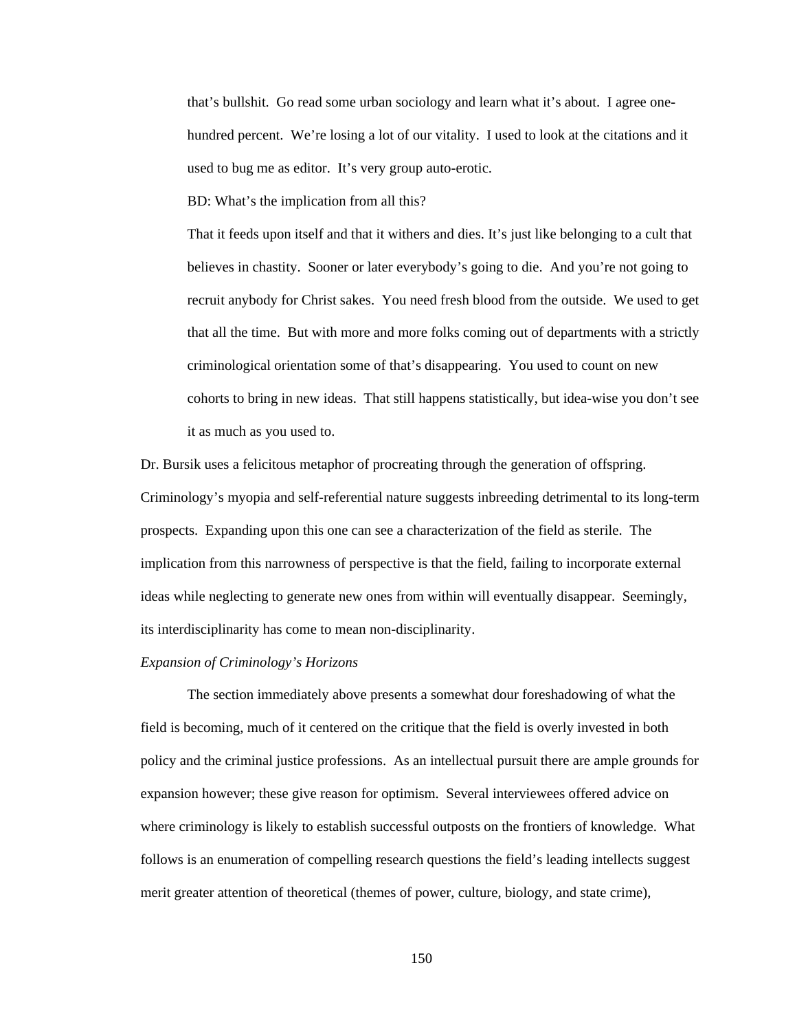that's bullshit. Go read some urban sociology and learn what it's about. I agree one-hundred percent. We're losing a lot of our vitality. I used to look at the citations and it used to bug me as editor. It's very group auto-erotic.

BD: What's the implication from all this?

That it feeds upon itself and that it withers and dies. It's just like belonging to a cult that believes in chastity. Sooner or later everybody's going to die. And you're not going to recruit anybody for Christ sakes. You need fresh blood from the outside. We used to get that all the time. But with more and more folks coming out of departments with a strictly criminological orientation some of that's disappearing. You used to count on new cohorts to bring in new ideas. That still happens statistically, but idea-wise you don't see it as much as you used to.

Dr. Bursik uses a felicitous metaphor of procreating through the generation of offspring. Criminology's myopia and self-referential nature suggests inbreeding detrimental to its long-term prospects. Expanding upon this one can see a characterization of the field as sterile. The implication from this narrowness of perspective is that the field, failing to incorporate external ideas while neglecting to generate new ones from within will eventually disappear. Seemingly, its interdisciplinarity has come to mean non-disciplinarity.

*Expansion of Criminology's Horizons*

The section immediately above presents a somewhat dour foreshadowing of what the field is becoming, much of it centered on the critique that the field is overly invested in both policy and the criminal justice professions. As an intellectual pursuit there are ample grounds for expansion however; these give reason for optimism. Several interviewees offered advice on where criminology is likely to establish successful outposts on the frontiers of knowledge. What follows is an enumeration of compelling research questions the field's leading intellects suggest merit greater attention of theoretical (themes of power, culture, biology, and state crime),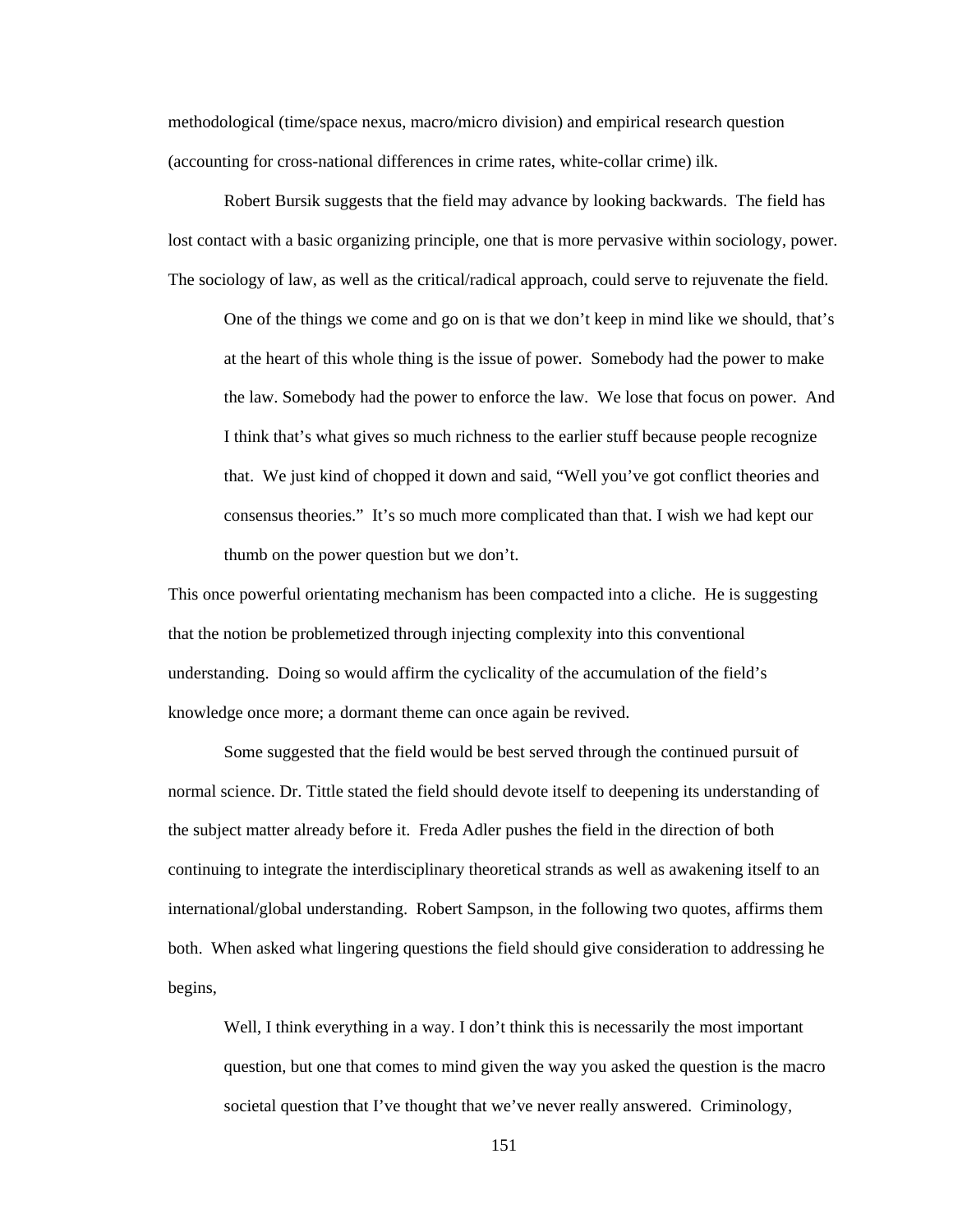methodological (time/space nexus, macro/micro division) and empirical research question (accounting for cross-national differences in crime rates, white-collar crime) ilk.

Robert Bursik suggests that the field may advance by looking backwards. The field has lost contact with a basic organizing principle, one that is more pervasive within sociology, power. The sociology of law, as well as the critical/radical approach, could serve to rejuvenate the field.

> One of the things we come and go on is that we don't keep in mind like we should, that's at the heart of this whole thing is the issue of power. Somebody had the power to make the law. Somebody had the power to enforce the law. We lose that focus on power. And I think that's what gives so much richness to the earlier stuff because people recognize that. We just kind of chopped it down and said, "Well you've got conflict theories and consensus theories." It's so much more complicated than that. I wish we had kept our thumb on the power question but we don't.

This once powerful orientating mechanism has been compacted into a cliche. He is suggesting that the notion be problemetized through injecting complexity into this conventional understanding. Doing so would affirm the cyclicality of the accumulation of the field's knowledge once more; a dormant theme can once again be revived.

Some suggested that the field would be best served through the continued pursuit of normal science. Dr. Tittle stated the field should devote itself to deepening its understanding of the subject matter already before it. Freda Adler pushes the field in the direction of both continuing to integrate the interdisciplinary theoretical strands as well as awakening itself to an international/global understanding. Robert Sampson, in the following two quotes, affirms them both. When asked what lingering questions the field should give consideration to addressing he begins,

> Well, I think everything in a way. I don't think this is necessarily the most important question, but one that comes to mind given the way you asked the question is the macro societal question that I've thought that we've never really answered. Criminology,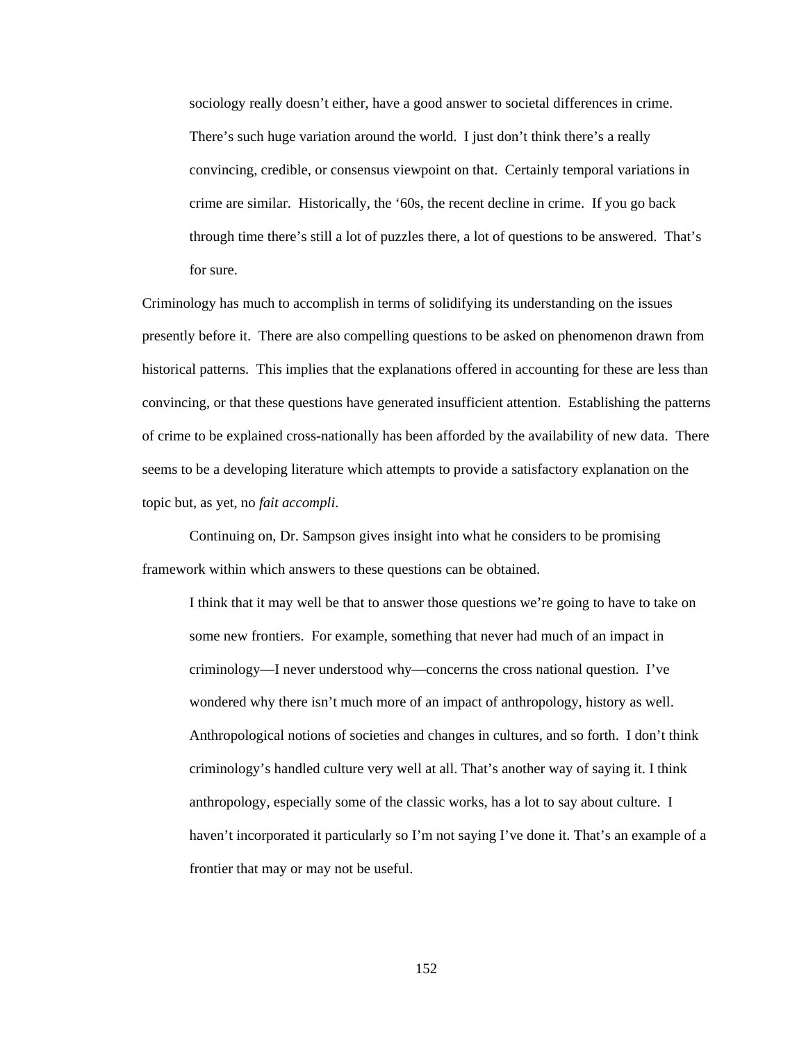> sociology really doesn't either, have a good answer to societal differences in crime. There's such huge variation around the world. I just don't think there's a really convincing, credible, or consensus viewpoint on that. Certainly temporal variations in crime are similar. Historically, the '60s, the recent decline in crime. If you go back through time there's still a lot of puzzles there, a lot of questions to be answered. That's for sure.

Criminology has much to accomplish in terms of solidifying its understanding on the issues presently before it. There are also compelling questions to be asked on phenomenon drawn from historical patterns. This implies that the explanations offered in accounting for these are less than convincing, or that these questions have generated insufficient attention. Establishing the patterns of crime to be explained cross-nationally has been afforded by the availability of new data. There seems to be a developing literature which attempts to provide a satisfactory explanation on the topic but, as yet, no *fait accompli*.

Continuing on, Dr. Sampson gives insight into what he considers to be promising framework within which answers to these questions can be obtained.

> I think that it may well be that to answer those questions we're going to have to take on some new frontiers. For example, something that never had much of an impact in criminology—I never understood why—concerns the cross national question. I've wondered why there isn't much more of an impact of anthropology, history as well. Anthropological notions of societies and changes in cultures, and so forth. I don't think criminology's handled culture very well at all. That's another way of saying it. I think anthropology, especially some of the classic works, has a lot to say about culture. I haven't incorporated it particularly so I'm not saying I've done it. That's an example of a frontier that may or may not be useful.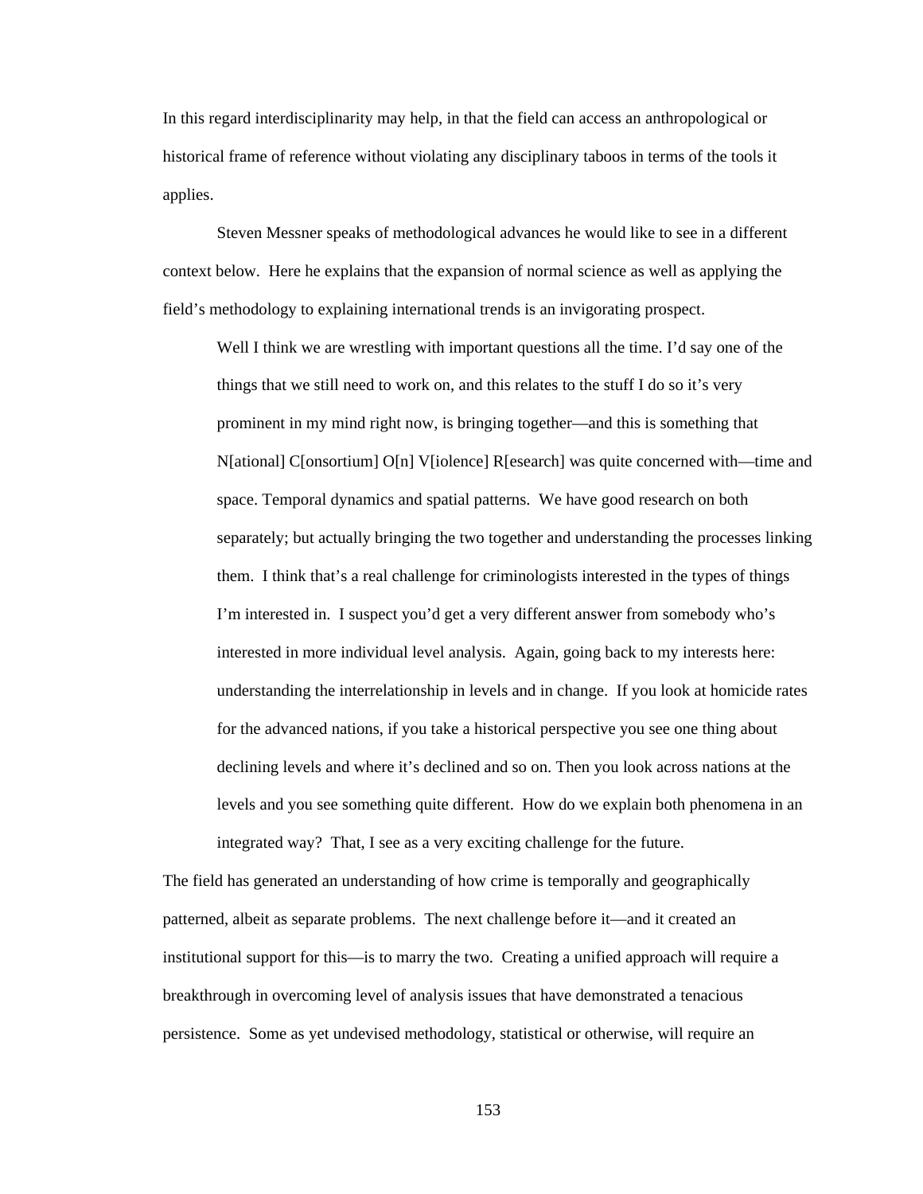In this regard interdisciplinarity may help, in that the field can access an anthropological or historical frame of reference without violating any disciplinary taboos in terms of the tools it applies.

Steven Messner speaks of methodological advances he would like to see in a different context below. Here he explains that the expansion of normal science as well as applying the field's methodology to explaining international trends is an invigorating prospect.

> Well I think we are wrestling with important questions all the time. I'd say one of the things that we still need to work on, and this relates to the stuff I do so it's very prominent in my mind right now, is bringing together—and this is something that N[ational] C[onsortium] O[n] V[iolence] R[esearch] was quite concerned with—time and space. Temporal dynamics and spatial patterns. We have good research on both separately; but actually bringing the two together and understanding the processes linking them. I think that's a real challenge for criminologists interested in the types of things I'm interested in. I suspect you'd get a very different answer from somebody who's interested in more individual level analysis. Again, going back to my interests here: understanding the interrelationship in levels and in change. If you look at homicide rates for the advanced nations, if you take a historical perspective you see one thing about declining levels and where it's declined and so on. Then you look across nations at the levels and you see something quite different. How do we explain both phenomena in an integrated way? That, I see as a very exciting challenge for the future.

The field has generated an understanding of how crime is temporally and geographically patterned, albeit as separate problems. The next challenge before it—and it created an institutional support for this—is to marry the two. Creating a unified approach will require a breakthrough in overcoming level of analysis issues that have demonstrated a tenacious persistence. Some as yet undevised methodology, statistical or otherwise, will require an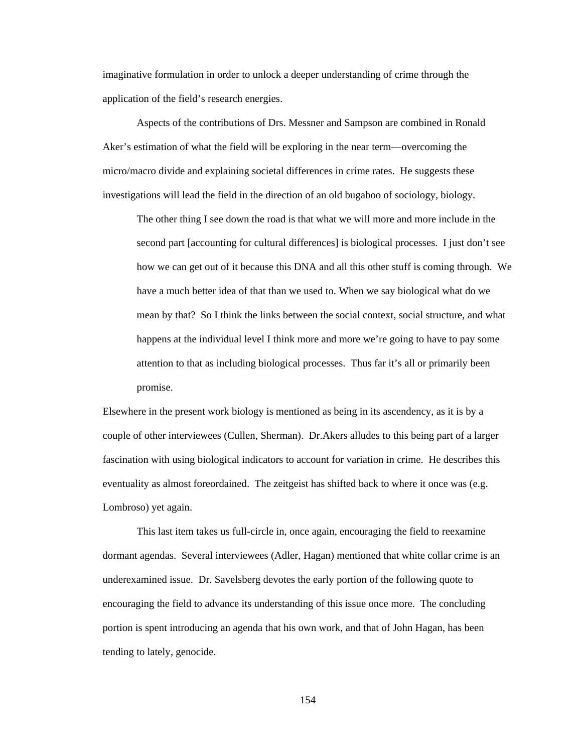imaginative formulation in order to unlock a deeper understanding of crime through the application of the field's research energies.

Aspects of the contributions of Drs. Messner and Sampson are combined in Ronald Aker's estimation of what the field will be exploring in the near term—overcoming the micro/macro divide and explaining societal differences in crime rates. He suggests these investigations will lead the field in the direction of an old bugaboo of sociology, biology.

> The other thing I see down the road is that what we will more and more include in the second part [accounting for cultural differences] is biological processes. I just don't see how we can get out of it because this DNA and all this other stuff is coming through. We have a much better idea of that than we used to. When we say biological what do we mean by that? So I think the links between the social context, social structure, and what happens at the individual level I think more and more we're going to have to pay some attention to that as including biological processes. Thus far it's all or primarily been promise.

Elsewhere in the present work biology is mentioned as being in its ascendency, as it is by a couple of other interviewees (Cullen, Sherman). Dr.Akers alludes to this being part of a larger fascination with using biological indicators to account for variation in crime. He describes this eventuality as almost foreordained. The zeitgeist has shifted back to where it once was (e.g. Lombroso) yet again.

This last item takes us full-circle in, once again, encouraging the field to reexamine dormant agendas. Several interviewees (Adler, Hagan) mentioned that white collar crime is an underexamined issue. Dr. Savelsberg devotes the early portion of the following quote to encouraging the field to advance its understanding of this issue once more. The concluding portion is spent introducing an agenda that his own work, and that of John Hagan, has been tending to lately, genocide.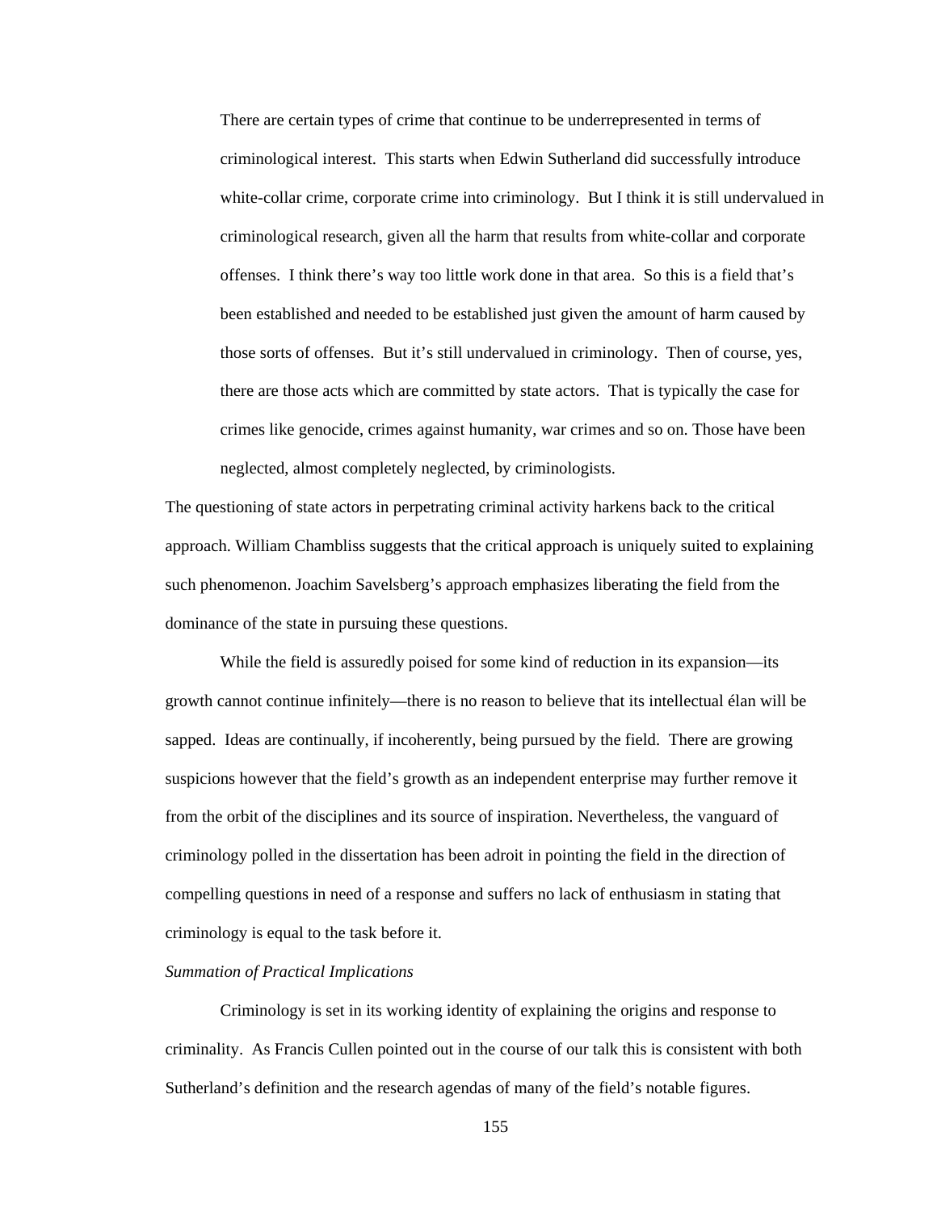> There are certain types of crime that continue to be underrepresented in terms of criminological interest. This starts when Edwin Sutherland did successfully introduce white-collar crime, corporate crime into criminology. But I think it is still undervalued in criminological research, given all the harm that results from white-collar and corporate offenses. I think there's way too little work done in that area. So this is a field that's been established and needed to be established just given the amount of harm caused by those sorts of offenses. But it's still undervalued in criminology. Then of course, yes, there are those acts which are committed by state actors. That is typically the case for crimes like genocide, crimes against humanity, war crimes and so on. Those have been neglected, almost completely neglected, by criminologists.

The questioning of state actors in perpetrating criminal activity harkens back to the critical approach. William Chambliss suggests that the critical approach is uniquely suited to explaining such phenomenon. Joachim Savelsberg's approach emphasizes liberating the field from the dominance of the state in pursuing these questions.

While the field is assuredly poised for some kind of reduction in its expansion—its growth cannot continue infinitely—there is no reason to believe that its intellectual élan will be sapped. Ideas are continually, if incoherently, being pursued by the field. There are growing suspicions however that the field's growth as an independent enterprise may further remove it from the orbit of the disciplines and its source of inspiration. Nevertheless, the vanguard of criminology polled in the dissertation has been adroit in pointing the field in the direction of compelling questions in need of a response and suffers no lack of enthusiasm in stating that criminology is equal to the task before it.

*Summation of Practical Implications*

Criminology is set in its working identity of explaining the origins and response to criminality. As Francis Cullen pointed out in the course of our talk this is consistent with both Sutherland's definition and the research agendas of many of the field's notable figures.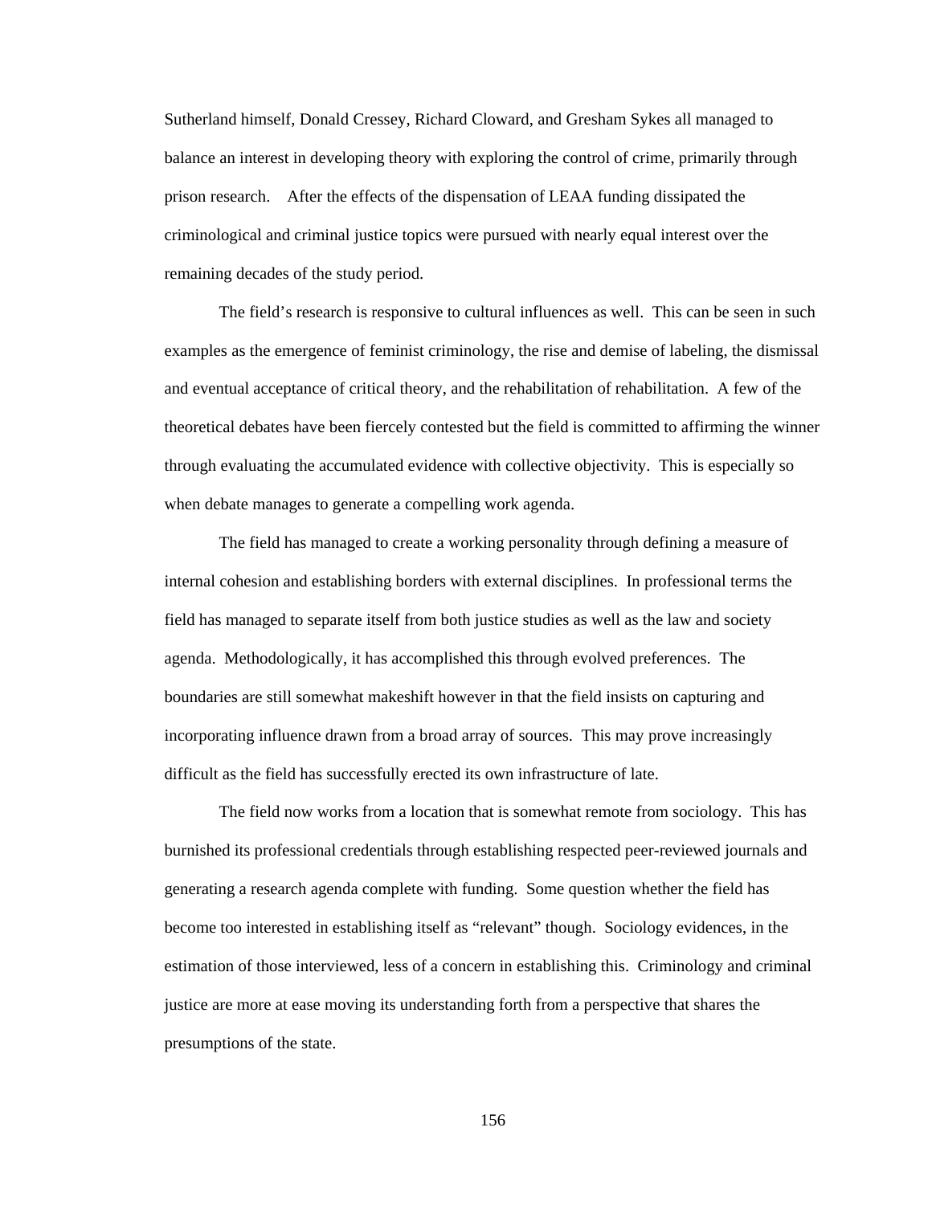Sutherland himself, Donald Cressey, Richard Cloward, and Gresham Sykes all managed to balance an interest in developing theory with exploring the control of crime, primarily through prison research. After the effects of the dispensation of LEAA funding dissipated the criminological and criminal justice topics were pursued with nearly equal interest over the remaining decades of the study period.

The field's research is responsive to cultural influences as well. This can be seen in such examples as the emergence of feminist criminology, the rise and demise of labeling, the dismissal and eventual acceptance of critical theory, and the rehabilitation of rehabilitation. A few of the theoretical debates have been fiercely contested but the field is committed to affirming the winner through evaluating the accumulated evidence with collective objectivity. This is especially so when debate manages to generate a compelling work agenda.

The field has managed to create a working personality through defining a measure of internal cohesion and establishing borders with external disciplines. In professional terms the field has managed to separate itself from both justice studies as well as the law and society agenda. Methodologically, it has accomplished this through evolved preferences. The boundaries are still somewhat makeshift however in that the field insists on capturing and incorporating influence drawn from a broad array of sources. This may prove increasingly difficult as the field has successfully erected its own infrastructure of late.

The field now works from a location that is somewhat remote from sociology. This has burnished its professional credentials through establishing respected peer-reviewed journals and generating a research agenda complete with funding. Some question whether the field has become too interested in establishing itself as "relevant" though. Sociology evidences, in the estimation of those interviewed, less of a concern in establishing this. Criminology and criminal justice are more at ease moving its understanding forth from a perspective that shares the presumptions of the state.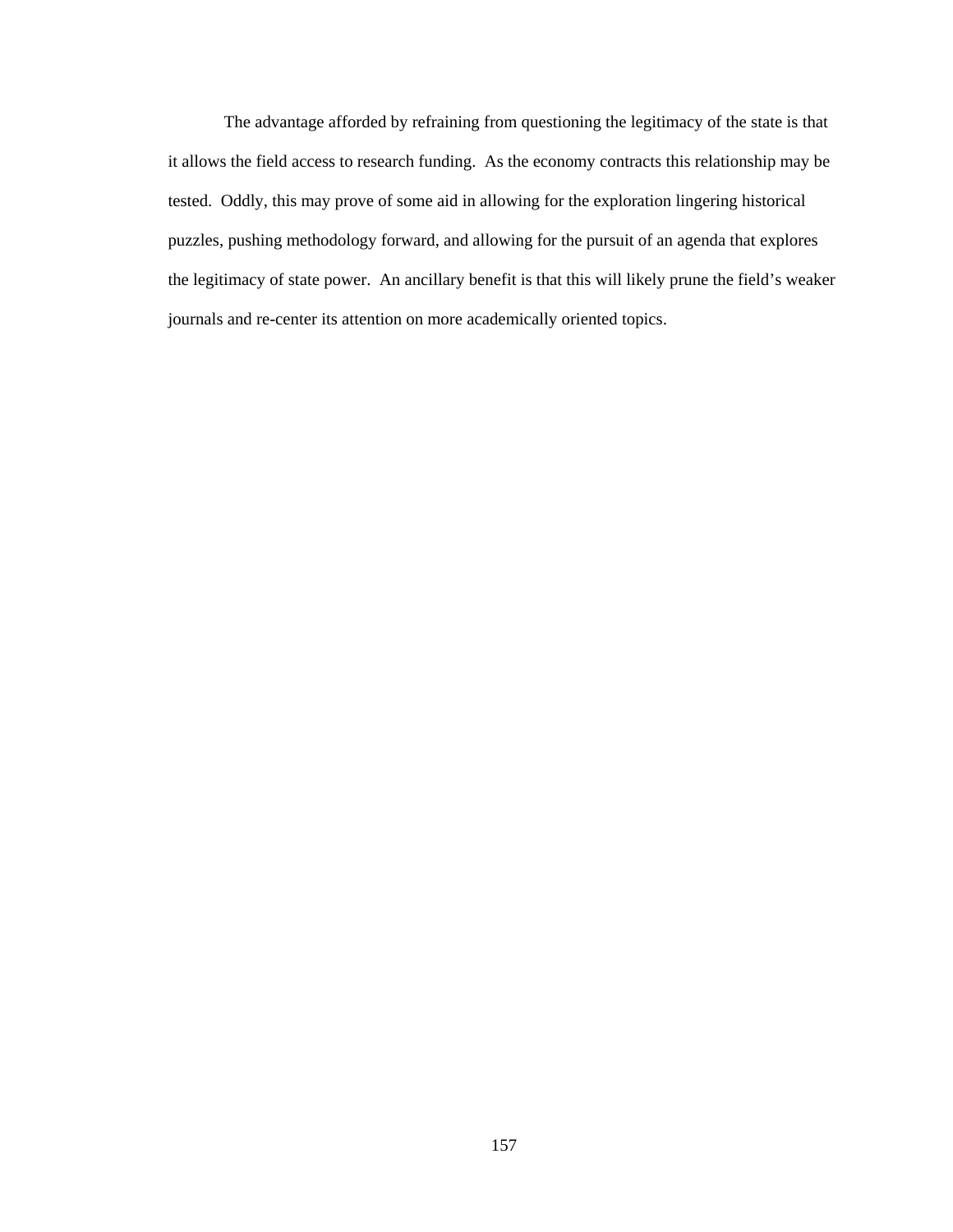The advantage afforded by refraining from questioning the legitimacy of the state is that it allows the field access to research funding. As the economy contracts this relationship may be tested. Oddly, this may prove of some aid in allowing for the exploration lingering historical puzzles, pushing methodology forward, and allowing for the pursuit of an agenda that explores the legitimacy of state power. An ancillary benefit is that this will likely prune the field's weaker journals and re-center its attention on more academically oriented topics.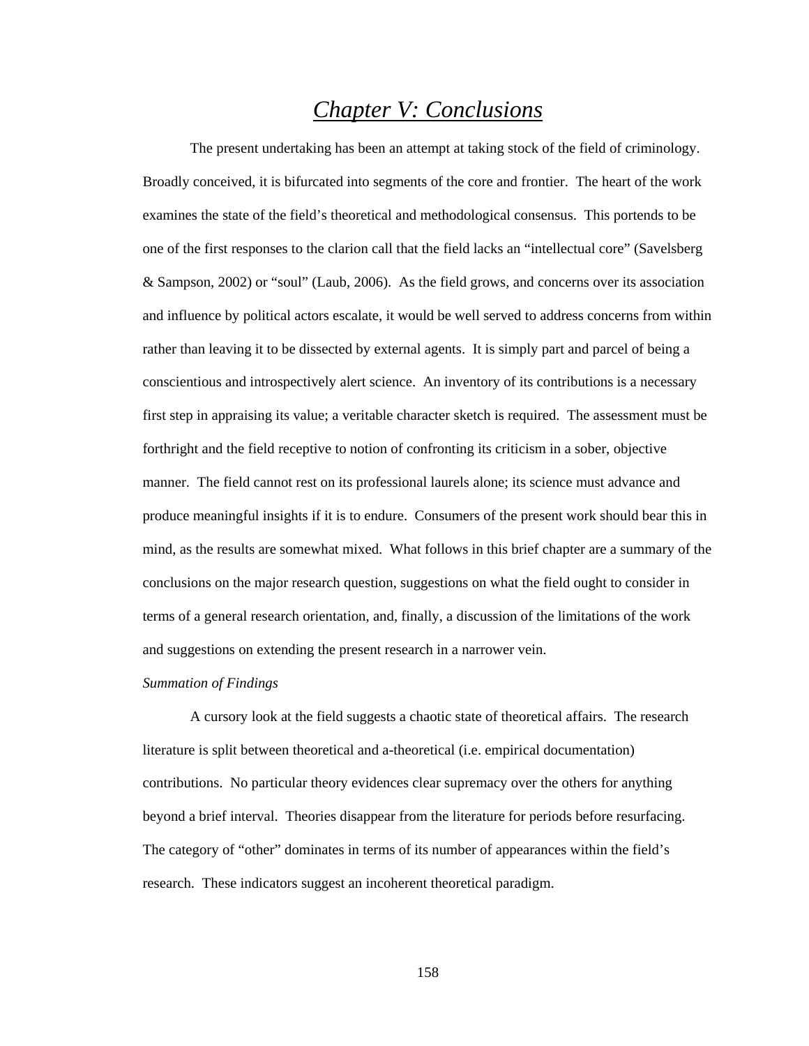# *Chapter V: Conclusions*

The present undertaking has been an attempt at taking stock of the field of criminology. Broadly conceived, it is bifurcated into segments of the core and frontier. The heart of the work examines the state of the field's theoretical and methodological consensus. This portends to be one of the first responses to the clarion call that the field lacks an "intellectual core" (Savelsberg & Sampson, 2002) or "soul" (Laub, 2006). As the field grows, and concerns over its association and influence by political actors escalate, it would be well served to address concerns from within rather than leaving it to be dissected by external agents. It is simply part and parcel of being a conscientious and introspectively alert science. An inventory of its contributions is a necessary first step in appraising its value; a veritable character sketch is required. The assessment must be forthright and the field receptive to notion of confronting its criticism in a sober, objective manner. The field cannot rest on its professional laurels alone; its science must advance and produce meaningful insights if it is to endure. Consumers of the present work should bear this in mind, as the results are somewhat mixed. What follows in this brief chapter are a summary of the conclusions on the major research question, suggestions on what the field ought to consider in terms of a general research orientation, and, finally, a discussion of the limitations of the work and suggestions on extending the present research in a narrower vein.

*Summation of Findings*

A cursory look at the field suggests a chaotic state of theoretical affairs. The research literature is split between theoretical and a-theoretical (i.e. empirical documentation) contributions. No particular theory evidences clear supremacy over the others for anything beyond a brief interval. Theories disappear from the literature for periods before resurfacing. The category of "other" dominates in terms of its number of appearances within the field's research. These indicators suggest an incoherent theoretical paradigm.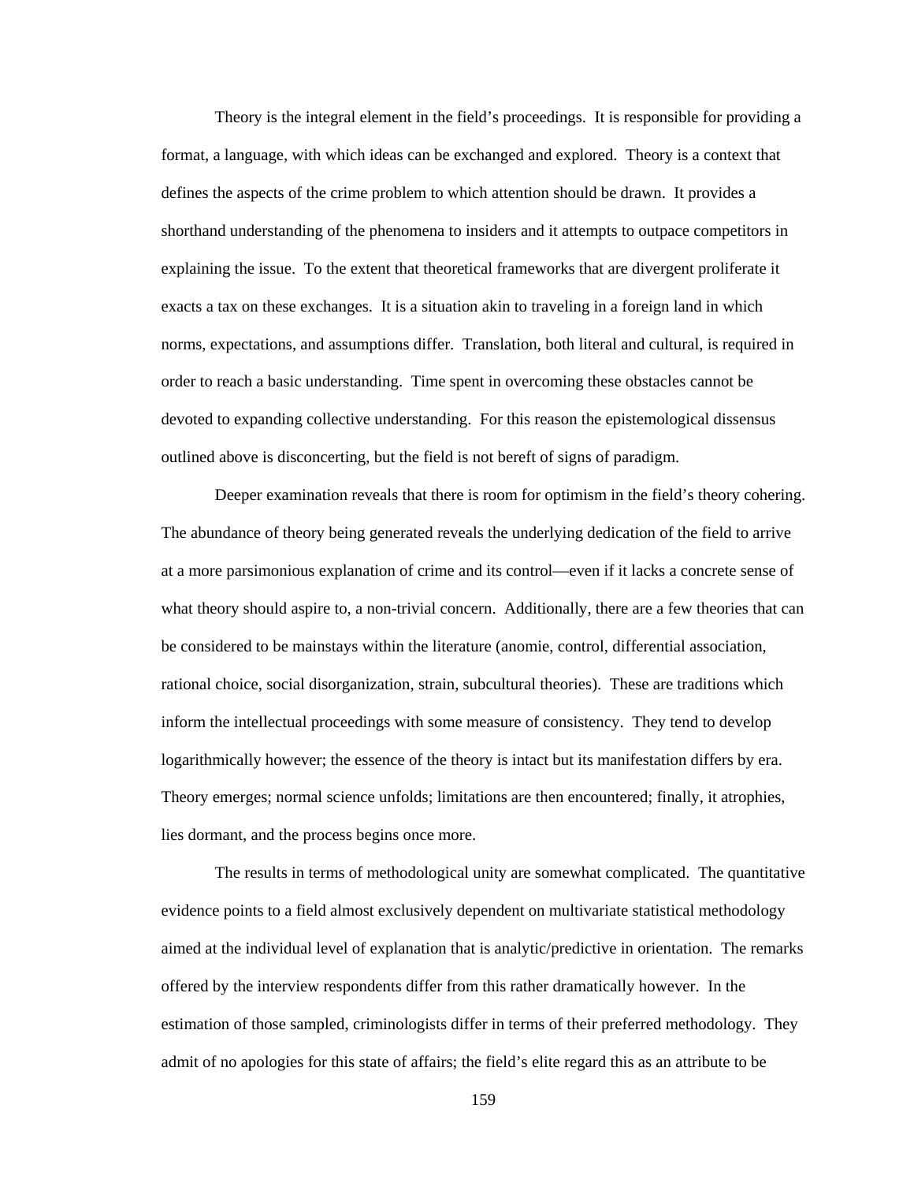Theory is the integral element in the field's proceedings. It is responsible for providing a format, a language, with which ideas can be exchanged and explored. Theory is a context that defines the aspects of the crime problem to which attention should be drawn. It provides a shorthand understanding of the phenomena to insiders and it attempts to outpace competitors in explaining the issue. To the extent that theoretical frameworks that are divergent proliferate it exacts a tax on these exchanges. It is a situation akin to traveling in a foreign land in which norms, expectations, and assumptions differ. Translation, both literal and cultural, is required in order to reach a basic understanding. Time spent in overcoming these obstacles cannot be devoted to expanding collective understanding. For this reason the epistemological dissensus outlined above is disconcerting, but the field is not bereft of signs of paradigm.

Deeper examination reveals that there is room for optimism in the field's theory cohering. The abundance of theory being generated reveals the underlying dedication of the field to arrive at a more parsimonious explanation of crime and its control—even if it lacks a concrete sense of what theory should aspire to, a non-trivial concern. Additionally, there are a few theories that can be considered to be mainstays within the literature (anomie, control, differential association, rational choice, social disorganization, strain, subcultural theories). These are traditions which inform the intellectual proceedings with some measure of consistency. They tend to develop logarithmically however; the essence of the theory is intact but its manifestation differs by era. Theory emerges; normal science unfolds; limitations are then encountered; finally, it atrophies, lies dormant, and the process begins once more.

The results in terms of methodological unity are somewhat complicated. The quantitative evidence points to a field almost exclusively dependent on multivariate statistical methodology aimed at the individual level of explanation that is analytic/predictive in orientation. The remarks offered by the interview respondents differ from this rather dramatically however. In the estimation of those sampled, criminologists differ in terms of their preferred methodology. They admit of no apologies for this state of affairs; the field's elite regard this as an attribute to be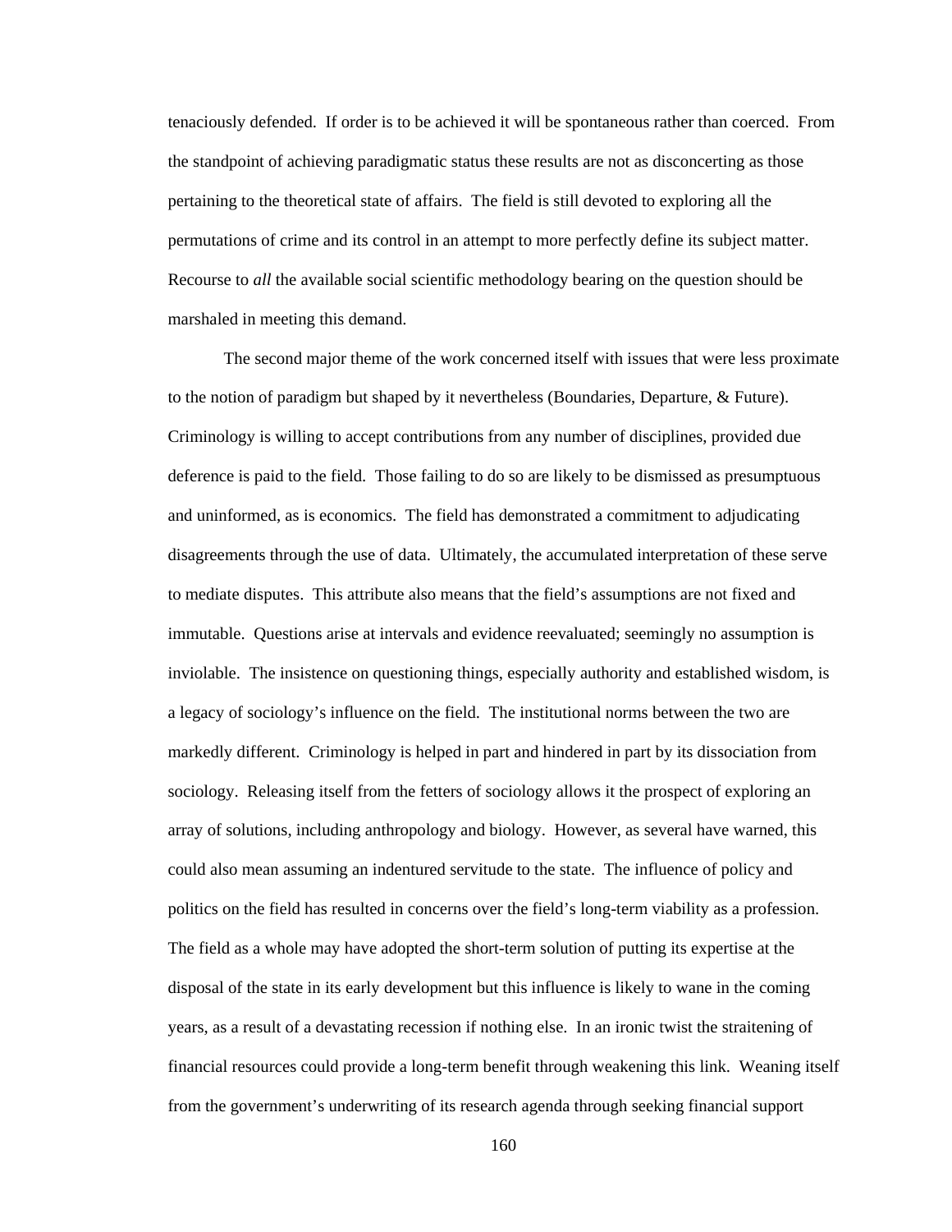tenaciously defended. If order is to be achieved it will be spontaneous rather than coerced. From the standpoint of achieving paradigmatic status these results are not as disconcerting as those pertaining to the theoretical state of affairs. The field is still devoted to exploring all the permutations of crime and its control in an attempt to more perfectly define its subject matter. Recourse to *all* the available social scientific methodology bearing on the question should be marshaled in meeting this demand.

The second major theme of the work concerned itself with issues that were less proximate to the notion of paradigm but shaped by it nevertheless (Boundaries, Departure, & Future). Criminology is willing to accept contributions from any number of disciplines, provided due deference is paid to the field. Those failing to do so are likely to be dismissed as presumptuous and uninformed, as is economics. The field has demonstrated a commitment to adjudicating disagreements through the use of data. Ultimately, the accumulated interpretation of these serve to mediate disputes. This attribute also means that the field's assumptions are not fixed and immutable. Questions arise at intervals and evidence reevaluated; seemingly no assumption is inviolable. The insistence on questioning things, especially authority and established wisdom, is a legacy of sociology's influence on the field. The institutional norms between the two are markedly different. Criminology is helped in part and hindered in part by its dissociation from sociology. Releasing itself from the fetters of sociology allows it the prospect of exploring an array of solutions, including anthropology and biology. However, as several have warned, this could also mean assuming an indentured servitude to the state. The influence of policy and politics on the field has resulted in concerns over the field's long-term viability as a profession. The field as a whole may have adopted the short-term solution of putting its expertise at the disposal of the state in its early development but this influence is likely to wane in the coming years, as a result of a devastating recession if nothing else. In an ironic twist the straitening of financial resources could provide a long-term benefit through weakening this link. Weaning itself from the government's underwriting of its research agenda through seeking financial support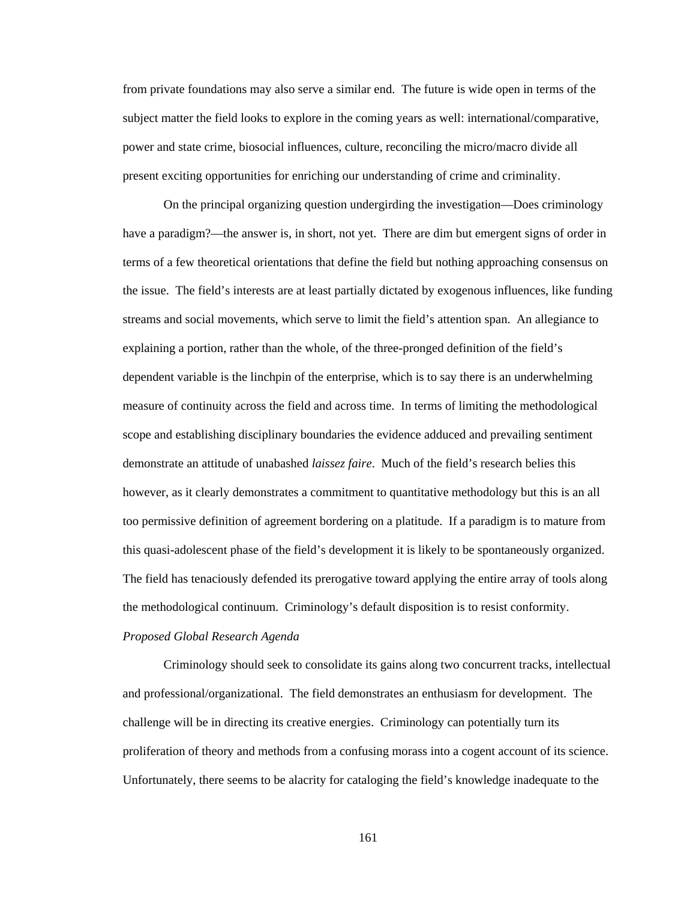from private foundations may also serve a similar end. The future is wide open in terms of the subject matter the field looks to explore in the coming years as well: international/comparative, power and state crime, biosocial influences, culture, reconciling the micro/macro divide all present exciting opportunities for enriching our understanding of crime and criminality.

On the principal organizing question undergirding the investigation—Does criminology have a paradigm?—the answer is, in short, not yet. There are dim but emergent signs of order in terms of a few theoretical orientations that define the field but nothing approaching consensus on the issue. The field's interests are at least partially dictated by exogenous influences, like funding streams and social movements, which serve to limit the field's attention span. An allegiance to explaining a portion, rather than the whole, of the three-pronged definition of the field's dependent variable is the linchpin of the enterprise, which is to say there is an underwhelming measure of continuity across the field and across time. In terms of limiting the methodological scope and establishing disciplinary boundaries the evidence adduced and prevailing sentiment demonstrate an attitude of unabashed *laissez faire*. Much of the field's research belies this however, as it clearly demonstrates a commitment to quantitative methodology but this is an all too permissive definition of agreement bordering on a platitude. If a paradigm is to mature from this quasi-adolescent phase of the field's development it is likely to be spontaneously organized. The field has tenaciously defended its prerogative toward applying the entire array of tools along the methodological continuum. Criminology's default disposition is to resist conformity.

*Proposed Global Research Agenda*

Criminology should seek to consolidate its gains along two concurrent tracks, intellectual and professional/organizational. The field demonstrates an enthusiasm for development. The challenge will be in directing its creative energies. Criminology can potentially turn its proliferation of theory and methods from a confusing morass into a cogent account of its science. Unfortunately, there seems to be alacrity for cataloging the field's knowledge inadequate to the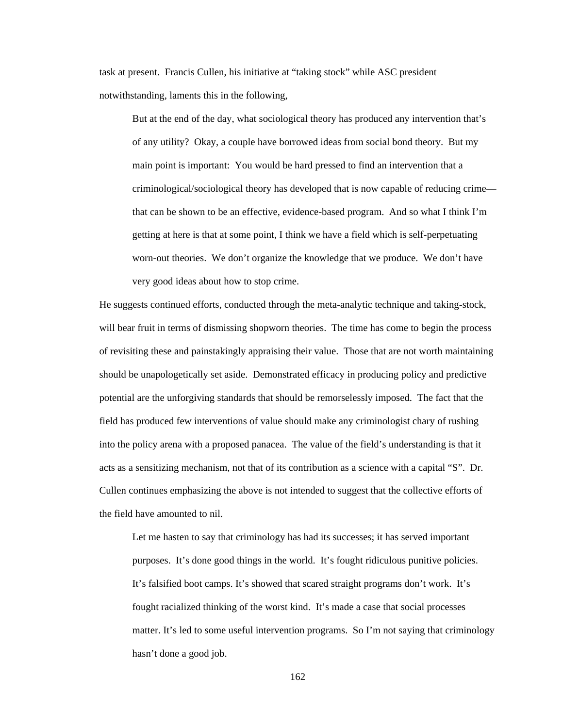task at present. Francis Cullen, his initiative at “taking stock” while ASC president notwithstanding, laments this in the following,

> But at the end of the day, what sociological theory has produced any intervention that’s of any utility? Okay, a couple have borrowed ideas from social bond theory. But my main point is important: You would be hard pressed to find an intervention that a criminological/sociological theory has developed that is now capable of reducing crime—that can be shown to be an effective, evidence-based program. And so what I think I’m getting at here is that at some point, I think we have a field which is self-perpetuating worn-out theories. We don’t organize the knowledge that we produce. We don’t have very good ideas about how to stop crime.

He suggests continued efforts, conducted through the meta-analytic technique and taking-stock, will bear fruit in terms of dismissing shopworn theories. The time has come to begin the process of revisiting these and painstakingly appraising their value. Those that are not worth maintaining should be unapologetically set aside. Demonstrated efficacy in producing policy and predictive potential are the unforgiving standards that should be remorselessly imposed. The fact that the field has produced few interventions of value should make any criminologist chary of rushing into the policy arena with a proposed panacea. The value of the field’s understanding is that it acts as a sensitizing mechanism, not that of its contribution as a science with a capital “S”. Dr. Cullen continues emphasizing the above is not intended to suggest that the collective efforts of the field have amounted to nil.

> Let me hasten to say that criminology has had its successes; it has served important purposes. It’s done good things in the world. It’s fought ridiculous punitive policies. It’s falsified boot camps. It’s showed that scared straight programs don’t work. It’s fought racialized thinking of the worst kind. It’s made a case that social processes matter. It’s led to some useful intervention programs. So I’m not saying that criminology hasn’t done a good job.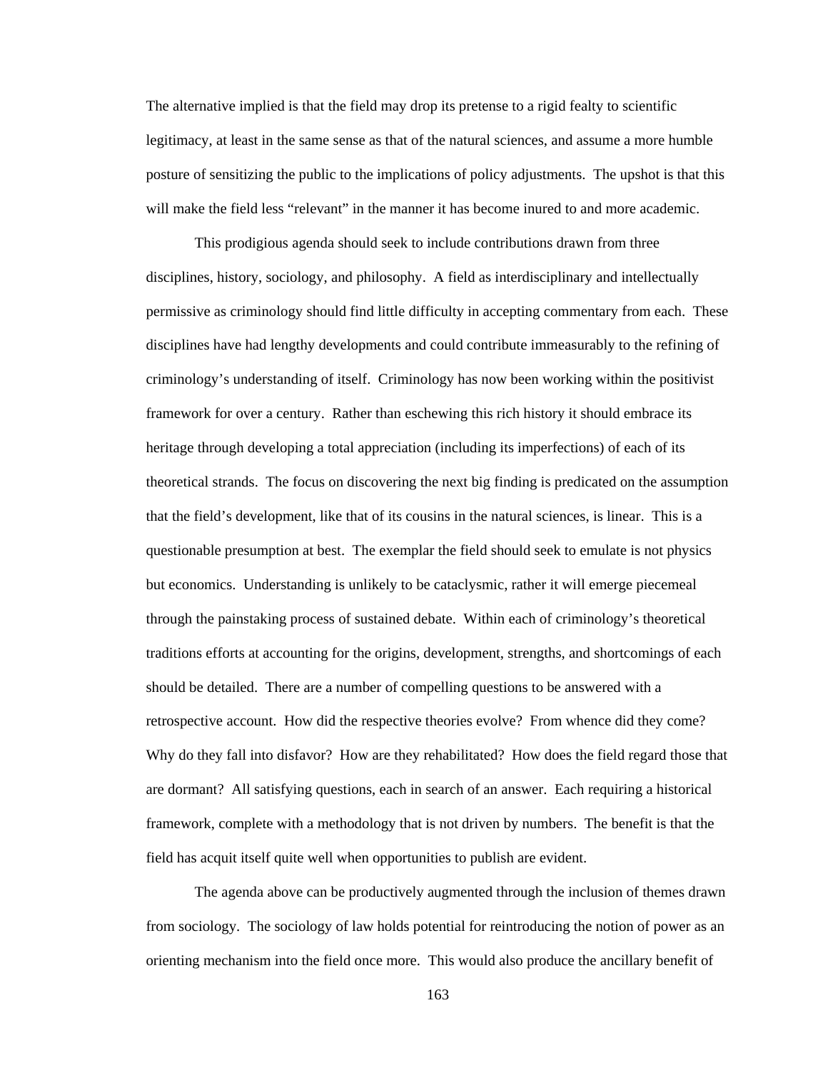The alternative implied is that the field may drop its pretense to a rigid fealty to scientific legitimacy, at least in the same sense as that of the natural sciences, and assume a more humble posture of sensitizing the public to the implications of policy adjustments. The upshot is that this will make the field less "relevant" in the manner it has become inured to and more academic.

This prodigious agenda should seek to include contributions drawn from three disciplines, history, sociology, and philosophy. A field as interdisciplinary and intellectually permissive as criminology should find little difficulty in accepting commentary from each. These disciplines have had lengthy developments and could contribute immeasurably to the refining of criminology's understanding of itself. Criminology has now been working within the positivist framework for over a century. Rather than eschewing this rich history it should embrace its heritage through developing a total appreciation (including its imperfections) of each of its theoretical strands. The focus on discovering the next big finding is predicated on the assumption that the field's development, like that of its cousins in the natural sciences, is linear. This is a questionable presumption at best. The exemplar the field should seek to emulate is not physics but economics. Understanding is unlikely to be cataclysmic, rather it will emerge piecemeal through the painstaking process of sustained debate. Within each of criminology's theoretical traditions efforts at accounting for the origins, development, strengths, and shortcomings of each should be detailed. There are a number of compelling questions to be answered with a retrospective account. How did the respective theories evolve? From whence did they come? Why do they fall into disfavor? How are they rehabilitated? How does the field regard those that are dormant? All satisfying questions, each in search of an answer. Each requiring a historical framework, complete with a methodology that is not driven by numbers. The benefit is that the field has acquit itself quite well when opportunities to publish are evident.

The agenda above can be productively augmented through the inclusion of themes drawn from sociology. The sociology of law holds potential for reintroducing the notion of power as an orienting mechanism into the field once more. This would also produce the ancillary benefit of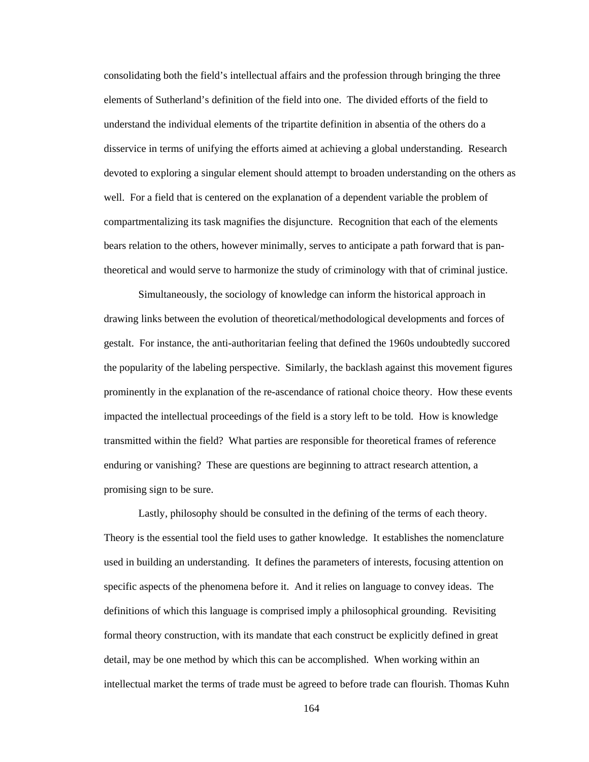consolidating both the field's intellectual affairs and the profession through bringing the three elements of Sutherland's definition of the field into one. The divided efforts of the field to understand the individual elements of the tripartite definition in absentia of the others do a disservice in terms of unifying the efforts aimed at achieving a global understanding. Research devoted to exploring a singular element should attempt to broaden understanding on the others as well. For a field that is centered on the explanation of a dependent variable the problem of compartmentalizing its task magnifies the disjuncture. Recognition that each of the elements bears relation to the others, however minimally, serves to anticipate a path forward that is pan-theoretical and would serve to harmonize the study of criminology with that of criminal justice.

Simultaneously, the sociology of knowledge can inform the historical approach in drawing links between the evolution of theoretical/methodological developments and forces of gestalt. For instance, the anti-authoritarian feeling that defined the 1960s undoubtedly succored the popularity of the labeling perspective. Similarly, the backlash against this movement figures prominently in the explanation of the re-ascendance of rational choice theory. How these events impacted the intellectual proceedings of the field is a story left to be told. How is knowledge transmitted within the field? What parties are responsible for theoretical frames of reference enduring or vanishing? These are questions are beginning to attract research attention, a promising sign to be sure.

Lastly, philosophy should be consulted in the defining of the terms of each theory. Theory is the essential tool the field uses to gather knowledge. It establishes the nomenclature used in building an understanding. It defines the parameters of interests, focusing attention on specific aspects of the phenomena before it. And it relies on language to convey ideas. The definitions of which this language is comprised imply a philosophical grounding. Revisiting formal theory construction, with its mandate that each construct be explicitly defined in great detail, may be one method by which this can be accomplished. When working within an intellectual market the terms of trade must be agreed to before trade can flourish. Thomas Kuhn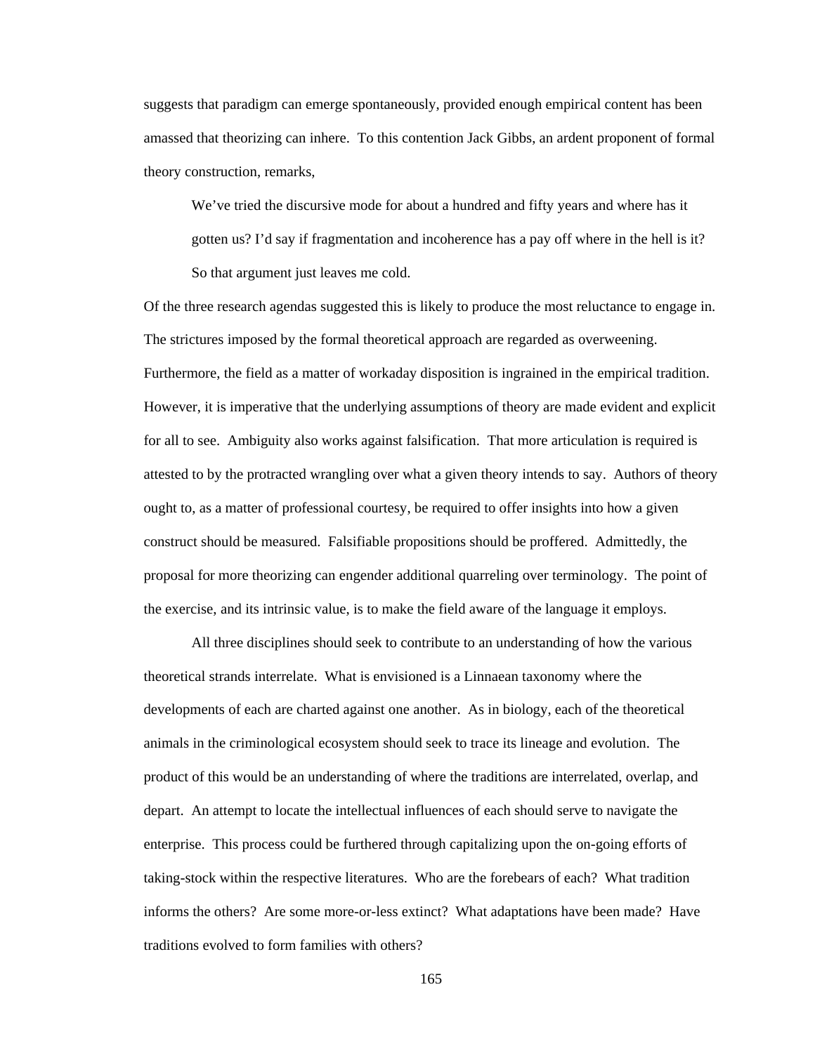suggests that paradigm can emerge spontaneously, provided enough empirical content has been amassed that theorizing can inhere. To this contention Jack Gibbs, an ardent proponent of formal theory construction, remarks,

> We've tried the discursive mode for about a hundred and fifty years and where has it gotten us? I'd say if fragmentation and incoherence has a pay off where in the hell is it? So that argument just leaves me cold.

Of the three research agendas suggested this is likely to produce the most reluctance to engage in. The strictures imposed by the formal theoretical approach are regarded as overweening. Furthermore, the field as a matter of workaday disposition is ingrained in the empirical tradition. However, it is imperative that the underlying assumptions of theory are made evident and explicit for all to see. Ambiguity also works against falsification. That more articulation is required is attested to by the protracted wrangling over what a given theory intends to say. Authors of theory ought to, as a matter of professional courtesy, be required to offer insights into how a given construct should be measured. Falsifiable propositions should be proffered. Admittedly, the proposal for more theorizing can engender additional quarreling over terminology. The point of the exercise, and its intrinsic value, is to make the field aware of the language it employs.

All three disciplines should seek to contribute to an understanding of how the various theoretical strands interrelate. What is envisioned is a Linnaean taxonomy where the developments of each are charted against one another. As in biology, each of the theoretical animals in the criminological ecosystem should seek to trace its lineage and evolution. The product of this would be an understanding of where the traditions are interrelated, overlap, and depart. An attempt to locate the intellectual influences of each should serve to navigate the enterprise. This process could be furthered through capitalizing upon the on-going efforts of taking-stock within the respective literatures. Who are the forebears of each? What tradition informs the others? Are some more-or-less extinct? What adaptations have been made? Have traditions evolved to form families with others?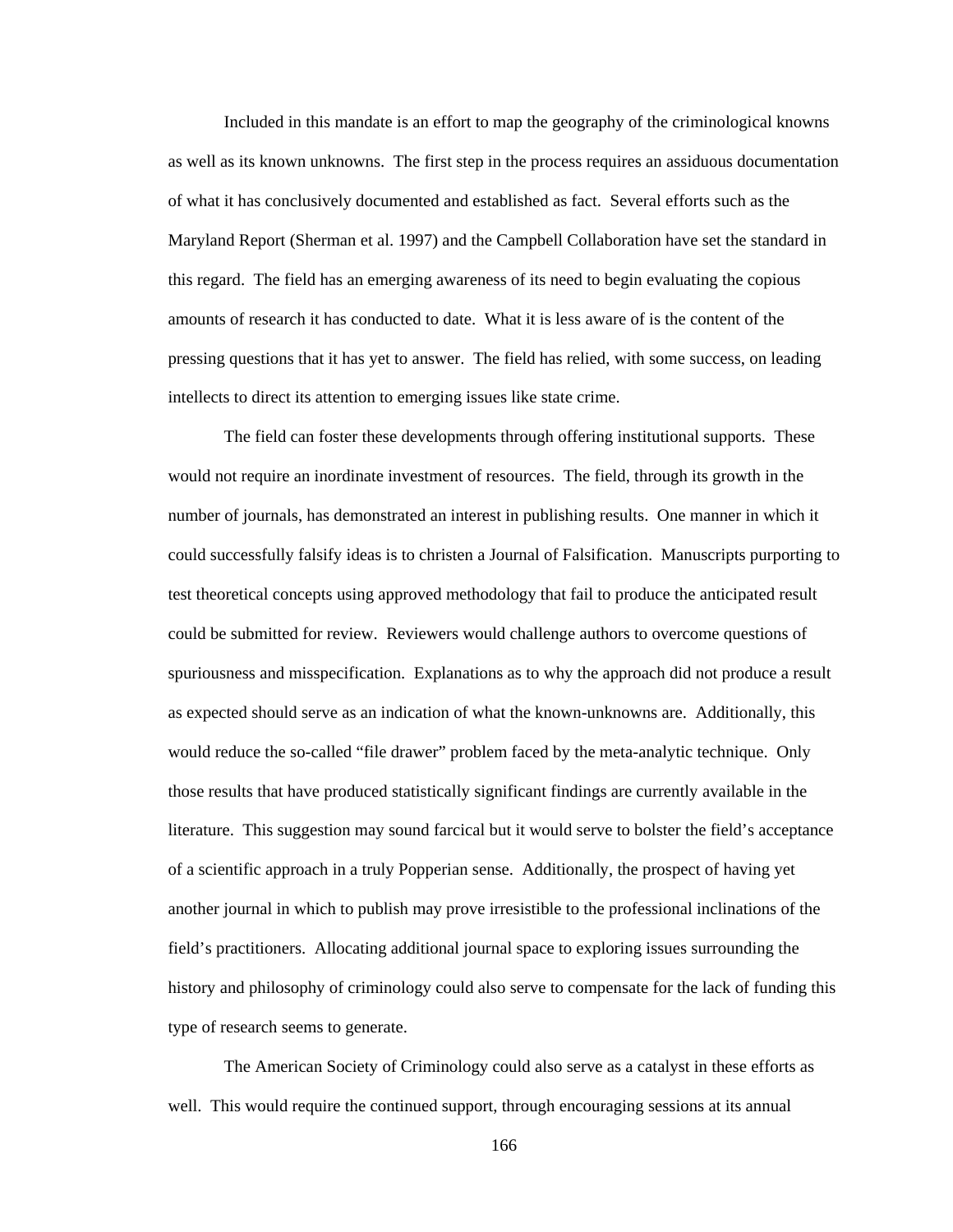Included in this mandate is an effort to map the geography of the criminological knowns as well as its known unknowns. The first step in the process requires an assiduous documentation of what it has conclusively documented and established as fact. Several efforts such as the Maryland Report (Sherman et al. 1997) and the Campbell Collaboration have set the standard in this regard. The field has an emerging awareness of its need to begin evaluating the copious amounts of research it has conducted to date. What it is less aware of is the content of the pressing questions that it has yet to answer. The field has relied, with some success, on leading intellects to direct its attention to emerging issues like state crime.

The field can foster these developments through offering institutional supports. These would not require an inordinate investment of resources. The field, through its growth in the number of journals, has demonstrated an interest in publishing results. One manner in which it could successfully falsify ideas is to christen a Journal of Falsification. Manuscripts purporting to test theoretical concepts using approved methodology that fail to produce the anticipated result could be submitted for review. Reviewers would challenge authors to overcome questions of spuriousness and misspecification. Explanations as to why the approach did not produce a result as expected should serve as an indication of what the known-unknowns are. Additionally, this would reduce the so-called "file drawer" problem faced by the meta-analytic technique. Only those results that have produced statistically significant findings are currently available in the literature. This suggestion may sound farcical but it would serve to bolster the field's acceptance of a scientific approach in a truly Popperian sense. Additionally, the prospect of having yet another journal in which to publish may prove irresistible to the professional inclinations of the field's practitioners. Allocating additional journal space to exploring issues surrounding the history and philosophy of criminology could also serve to compensate for the lack of funding this type of research seems to generate.

The American Society of Criminology could also serve as a catalyst in these efforts as well. This would require the continued support, through encouraging sessions at its annual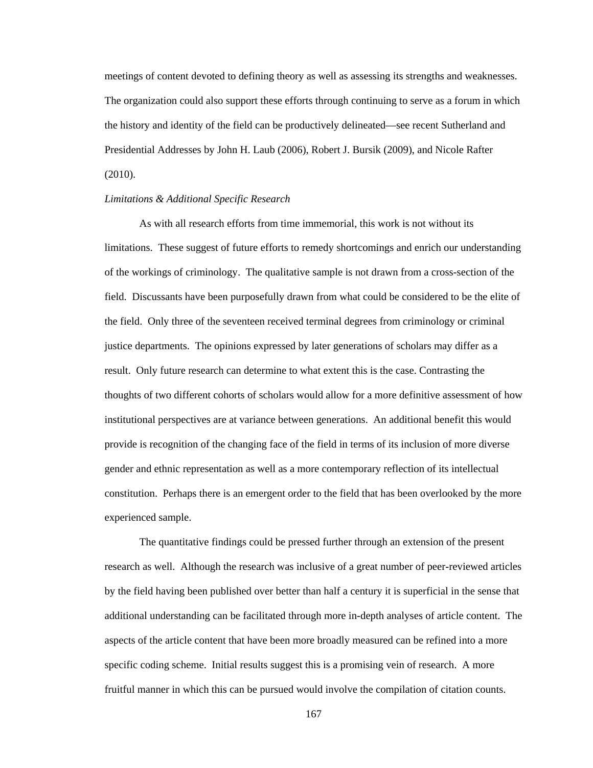meetings of content devoted to defining theory as well as assessing its strengths and weaknesses. The organization could also support these efforts through continuing to serve as a forum in which the history and identity of the field can be productively delineated—see recent Sutherland and Presidential Addresses by John H. Laub (2006), Robert J. Bursik (2009), and Nicole Rafter (2010).

*Limitations & Additional Specific Research*

As with all research efforts from time immemorial, this work is not without its limitations. These suggest of future efforts to remedy shortcomings and enrich our understanding of the workings of criminology. The qualitative sample is not drawn from a cross-section of the field. Discussants have been purposefully drawn from what could be considered to be the elite of the field. Only three of the seventeen received terminal degrees from criminology or criminal justice departments. The opinions expressed by later generations of scholars may differ as a result. Only future research can determine to what extent this is the case. Contrasting the thoughts of two different cohorts of scholars would allow for a more definitive assessment of how institutional perspectives are at variance between generations. An additional benefit this would provide is recognition of the changing face of the field in terms of its inclusion of more diverse gender and ethnic representation as well as a more contemporary reflection of its intellectual constitution. Perhaps there is an emergent order to the field that has been overlooked by the more experienced sample.

The quantitative findings could be pressed further through an extension of the present research as well. Although the research was inclusive of a great number of peer-reviewed articles by the field having been published over better than half a century it is superficial in the sense that additional understanding can be facilitated through more in-depth analyses of article content. The aspects of the article content that have been more broadly measured can be refined into a more specific coding scheme. Initial results suggest this is a promising vein of research. A more fruitful manner in which this can be pursued would involve the compilation of citation counts.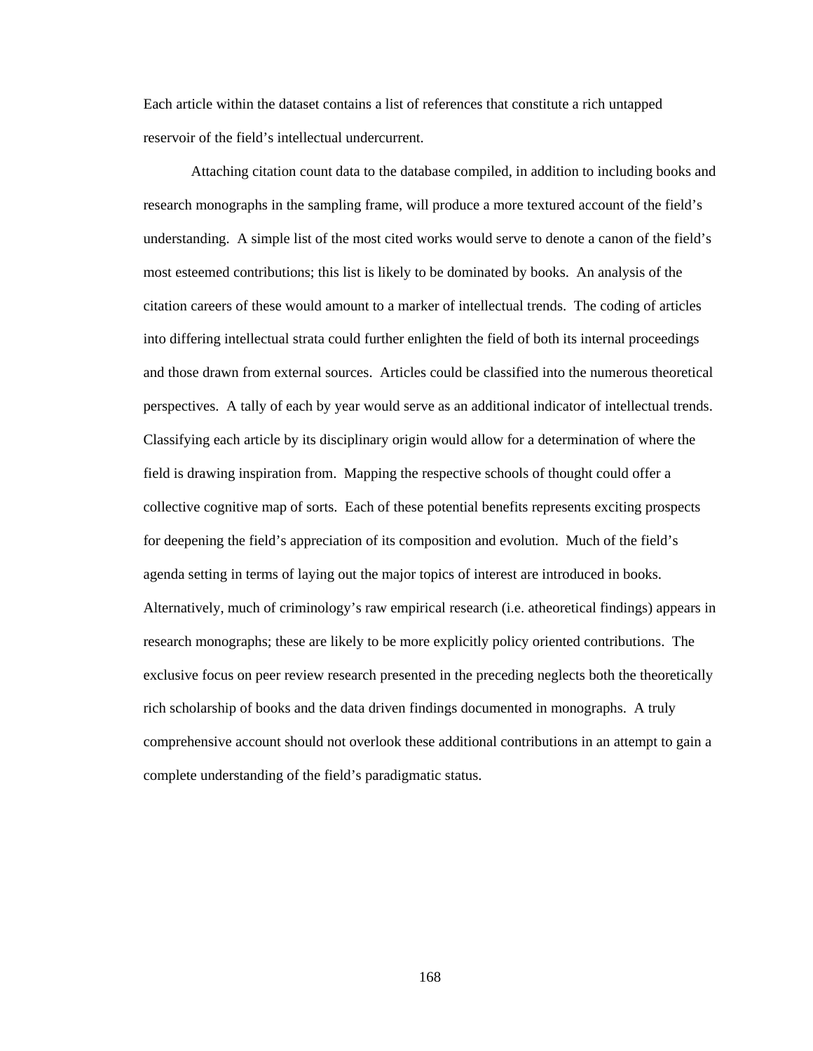Each article within the dataset contains a list of references that constitute a rich untapped reservoir of the field's intellectual undercurrent.

Attaching citation count data to the database compiled, in addition to including books and research monographs in the sampling frame, will produce a more textured account of the field's understanding. A simple list of the most cited works would serve to denote a canon of the field's most esteemed contributions; this list is likely to be dominated by books. An analysis of the citation careers of these would amount to a marker of intellectual trends. The coding of articles into differing intellectual strata could further enlighten the field of both its internal proceedings and those drawn from external sources. Articles could be classified into the numerous theoretical perspectives. A tally of each by year would serve as an additional indicator of intellectual trends. Classifying each article by its disciplinary origin would allow for a determination of where the field is drawing inspiration from. Mapping the respective schools of thought could offer a collective cognitive map of sorts. Each of these potential benefits represents exciting prospects for deepening the field's appreciation of its composition and evolution. Much of the field's agenda setting in terms of laying out the major topics of interest are introduced in books. Alternatively, much of criminology's raw empirical research (i.e. atheoretical findings) appears in research monographs; these are likely to be more explicitly policy oriented contributions. The exclusive focus on peer review research presented in the preceding neglects both the theoretically rich scholarship of books and the data driven findings documented in monographs. A truly comprehensive account should not overlook these additional contributions in an attempt to gain a complete understanding of the field's paradigmatic status.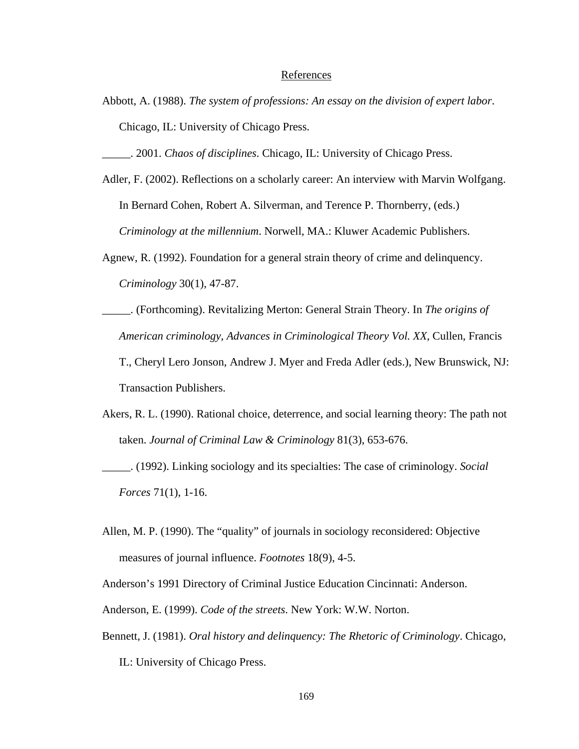# References

Abbott, A. (1988). *The system of professions: An essay on the division of expert labor*. Chicago, IL: University of Chicago Press.

_____. 2001. *Chaos of disciplines*. Chicago, IL: University of Chicago Press.

Adler, F. (2002). Reflections on a scholarly career: An interview with Marvin Wolfgang. In Bernard Cohen, Robert A. Silverman, and Terence P. Thornberry, (eds.) *Criminology at the millennium*. Norwell, MA.: Kluwer Academic Publishers.

Agnew, R. (1992). Foundation for a general strain theory of crime and delinquency. *Criminology* 30(1), 47-87.

_____. (Forthcoming). Revitalizing Merton: General Strain Theory. In *The origins of American criminology, Advances in Criminological Theory Vol. XX*, Cullen, Francis T., Cheryl Lero Jonson, Andrew J. Myer and Freda Adler (eds.), New Brunswick, NJ: Transaction Publishers.

Akers, R. L. (1990). Rational choice, deterrence, and social learning theory: The path not taken. *Journal of Criminal Law & Criminology* 81(3), 653-676.

_____. (1992). Linking sociology and its specialties: The case of criminology. *Social Forces* 71(1), 1-16.

Allen, M. P. (1990). The "quality" of journals in sociology reconsidered: Objective measures of journal influence. *Footnotes* 18(9), 4-5.

Anderson's 1991 Directory of Criminal Justice Education Cincinnati: Anderson.

Anderson, E. (1999). *Code of the streets*. New York: W.W. Norton.

Bennett, J. (1981). *Oral history and delinquency: The Rhetoric of Criminology*. Chicago, IL: University of Chicago Press.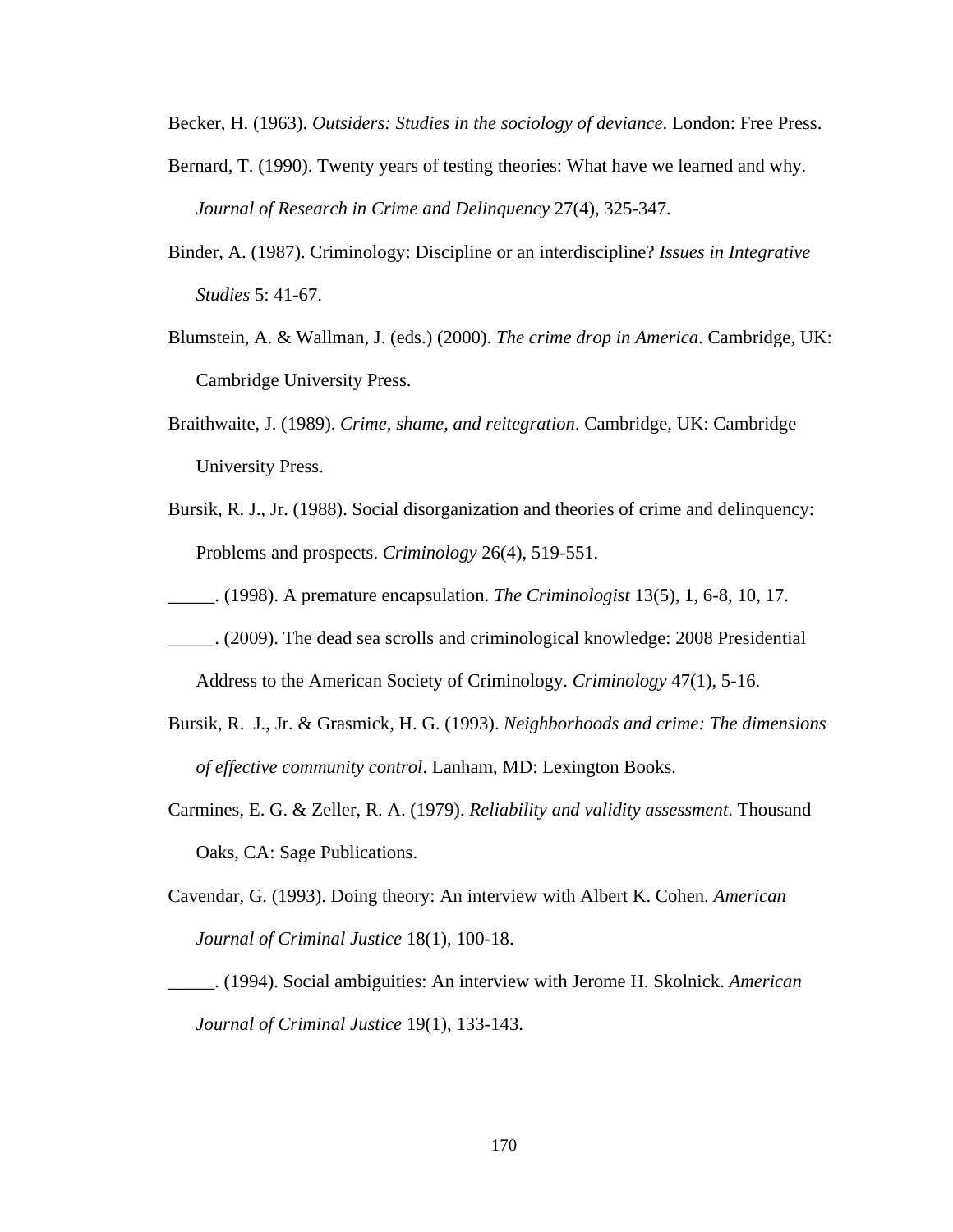Becker, H. (1963). *Outsiders: Studies in the sociology of deviance*. London: Free Press.

Bernard, T. (1990). Twenty years of testing theories: What have we learned and why. *Journal of Research in Crime and Delinquency* 27(4), 325-347.

Binder, A. (1987). Criminology: Discipline or an interdiscipline? *Issues in Integrative Studies* 5: 41-67.

Blumstein, A. & Wallman, J. (eds.) (2000). *The crime drop in America*. Cambridge, UK: Cambridge University Press.

Braithwaite, J. (1989). *Crime, shame, and reitegration*. Cambridge, UK: Cambridge University Press.

Bursik, R. J., Jr. (1988). Social disorganization and theories of crime and delinquency: Problems and prospects. *Criminology* 26(4), 519-551.

_____. (1998). A premature encapsulation. *The Criminologist* 13(5), 1, 6-8, 10, 17.

_____. (2009). The dead sea scrolls and criminological knowledge: 2008 Presidential Address to the American Society of Criminology. *Criminology* 47(1), 5-16.

Bursik, R. J., Jr. & Grasmick, H. G. (1993). *Neighborhoods and crime: The dimensions of effective community control*. Lanham, MD: Lexington Books.

Carmines, E. G. & Zeller, R. A. (1979). *Reliability and validity assessment*. Thousand Oaks, CA: Sage Publications.

Cavendar, G. (1993). Doing theory: An interview with Albert K. Cohen. *American Journal of Criminal Justice* 18(1), 100-18.

_____. (1994). Social ambiguities: An interview with Jerome H. Skolnick. *American Journal of Criminal Justice* 19(1), 133-143.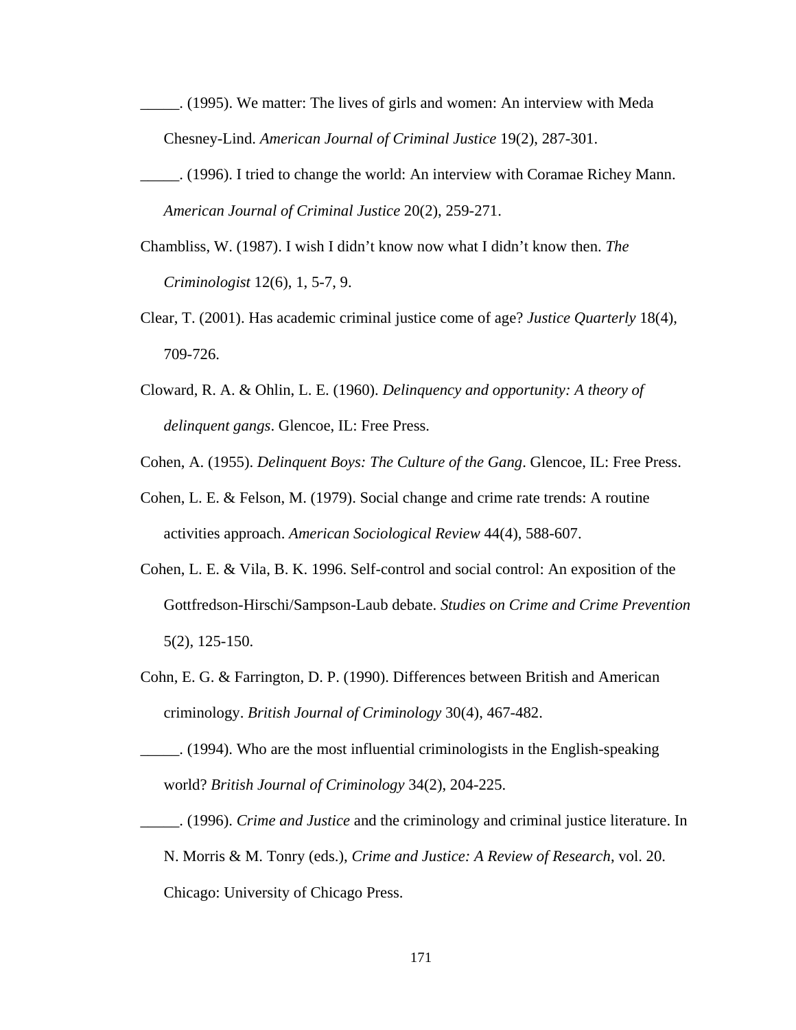_____. (1995). We matter: The lives of girls and women: An interview with Meda Chesney-Lind. *American Journal of Criminal Justice* 19(2), 287-301.

_____. (1996). I tried to change the world: An interview with Coramae Richey Mann. *American Journal of Criminal Justice* 20(2), 259-271.

Chambliss, W. (1987). I wish I didn't know now what I didn't know then. *The Criminologist* 12(6), 1, 5-7, 9.

Clear, T. (2001). Has academic criminal justice come of age? *Justice Quarterly* 18(4), 709-726.

Cloward, R. A. & Ohlin, L. E. (1960). *Delinquency and opportunity: A theory of delinquent gangs*. Glencoe, IL: Free Press.

Cohen, A. (1955). *Delinquent Boys: The Culture of the Gang*. Glencoe, IL: Free Press.

Cohen, L. E. & Felson, M. (1979). Social change and crime rate trends: A routine activities approach. *American Sociological Review* 44(4), 588-607.

Cohen, L. E. & Vila, B. K. 1996. Self-control and social control: An exposition of the Gottfredson-Hirschi/Sampson-Laub debate. *Studies on Crime and Crime Prevention* 5(2), 125-150.

Cohn, E. G. & Farrington, D. P. (1990). Differences between British and American criminology. *British Journal of Criminology* 30(4), 467-482.

_____. (1994). Who are the most influential criminologists in the English-speaking world? *British Journal of Criminology* 34(2), 204-225.

_____. (1996). *Crime and Justice* and the criminology and criminal justice literature. In N. Morris & M. Tonry (eds.), *Crime and Justice: A Review of Research*, vol. 20. Chicago: University of Chicago Press.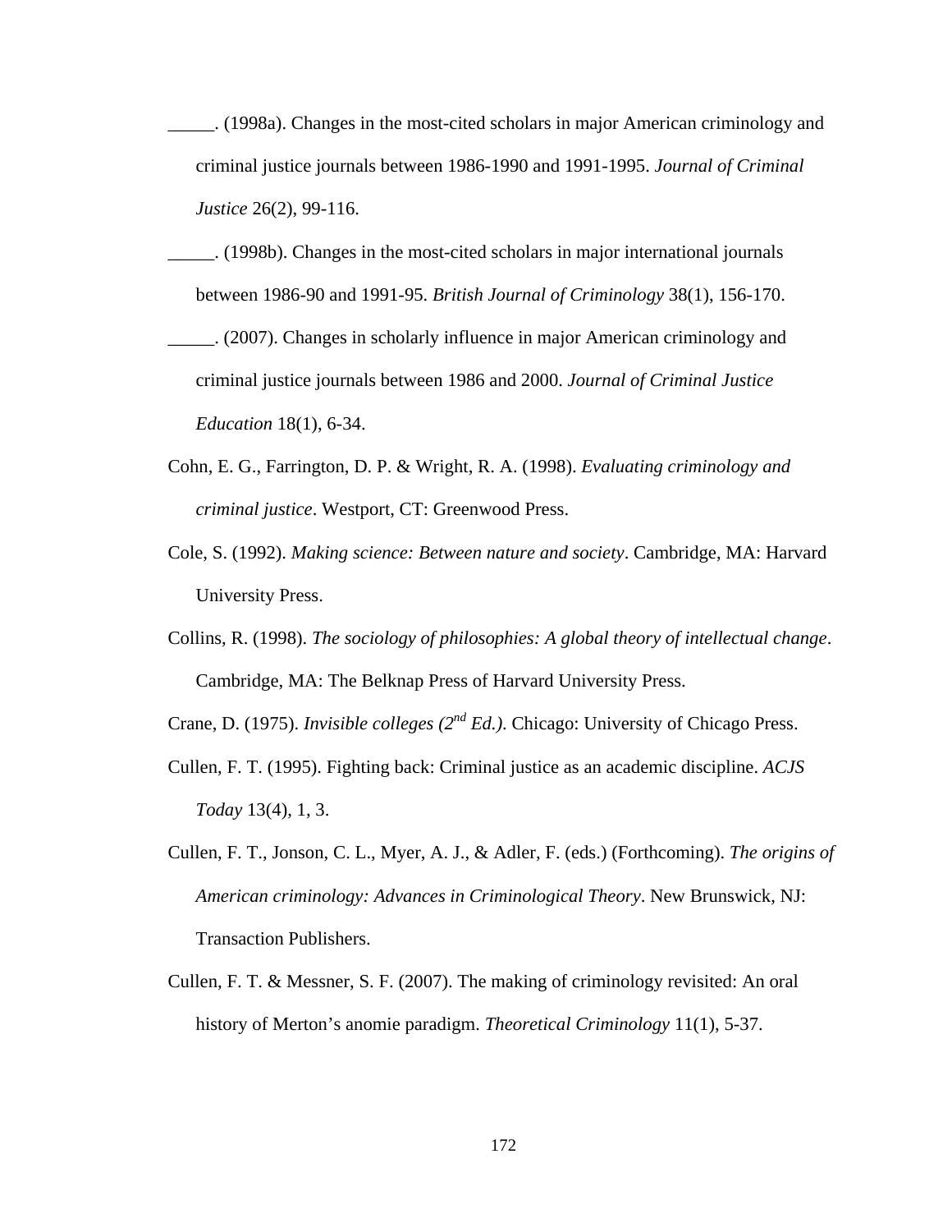_____. (1998a). Changes in the most-cited scholars in major American criminology and criminal justice journals between 1986-1990 and 1991-1995. *Journal of Criminal Justice* 26(2), 99-116.

_____. (1998b). Changes in the most-cited scholars in major international journals between 1986-90 and 1991-95. *British Journal of Criminology* 38(1), 156-170.

_____. (2007). Changes in scholarly influence in major American criminology and criminal justice journals between 1986 and 2000. *Journal of Criminal Justice Education* 18(1), 6-34.

Cohn, E. G., Farrington, D. P. & Wright, R. A. (1998). *Evaluating criminology and criminal justice*. Westport, CT: Greenwood Press.

Cole, S. (1992). *Making science: Between nature and society*. Cambridge, MA: Harvard University Press.

Collins, R. (1998). *The sociology of philosophies: A global theory of intellectual change*. Cambridge, MA: The Belknap Press of Harvard University Press.

Crane, D. (1975). *Invisible colleges (2nd Ed.)*. Chicago: University of Chicago Press.

Cullen, F. T. (1995). Fighting back: Criminal justice as an academic discipline. *ACJS Today* 13(4), 1, 3.

Cullen, F. T., Jonson, C. L., Myer, A. J., & Adler, F. (eds.) (Forthcoming). *The origins of American criminology: Advances in Criminological Theory*. New Brunswick, NJ: Transaction Publishers.

Cullen, F. T. & Messner, S. F. (2007). The making of criminology revisited: An oral history of Merton's anomie paradigm. *Theoretical Criminology* 11(1), 5-37.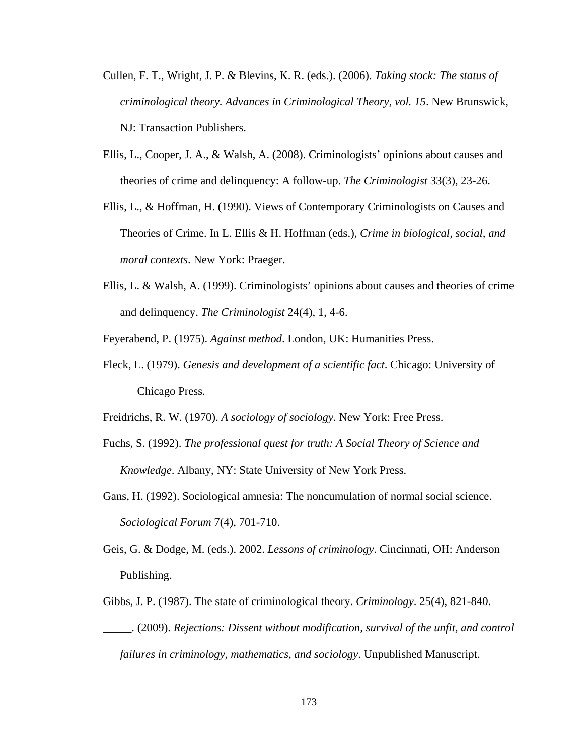Cullen, F. T., Wright, J. P. & Blevins, K. R. (eds.). (2006). *Taking stock: The status of criminological theory. Advances in Criminological Theory, vol. 15*. New Brunswick, NJ: Transaction Publishers.

Ellis, L., Cooper, J. A., & Walsh, A. (2008). Criminologists' opinions about causes and theories of crime and delinquency: A follow-up. *The Criminologist* 33(3), 23-26.

Ellis, L., & Hoffman, H. (1990). Views of Contemporary Criminologists on Causes and Theories of Crime. In L. Ellis & H. Hoffman (eds.), *Crime in biological, social, and moral contexts*. New York: Praeger.

Ellis, L. & Walsh, A. (1999). Criminologists' opinions about causes and theories of crime and delinquency. *The Criminologist* 24(4), 1, 4-6.

Feyerabend, P. (1975). *Against method*. London, UK: Humanities Press.

Fleck, L. (1979). *Genesis and development of a scientific fact*. Chicago: University of Chicago Press.

Freidrichs, R. W. (1970). *A sociology of sociology*. New York: Free Press.

Fuchs, S. (1992). *The professional quest for truth: A Social Theory of Science and Knowledge*. Albany, NY: State University of New York Press.

Gans, H. (1992). Sociological amnesia: The noncumulation of normal social science. *Sociological Forum* 7(4), 701-710.

Geis, G. & Dodge, M. (eds.). 2002. *Lessons of criminology*. Cincinnati, OH: Anderson Publishing.

Gibbs, J. P. (1987). The state of criminological theory. *Criminology*. 25(4), 821-840.

_____. (2009). *Rejections: Dissent without modification, survival of the unfit, and control failures in criminology, mathematics, and sociology*. Unpublished Manuscript.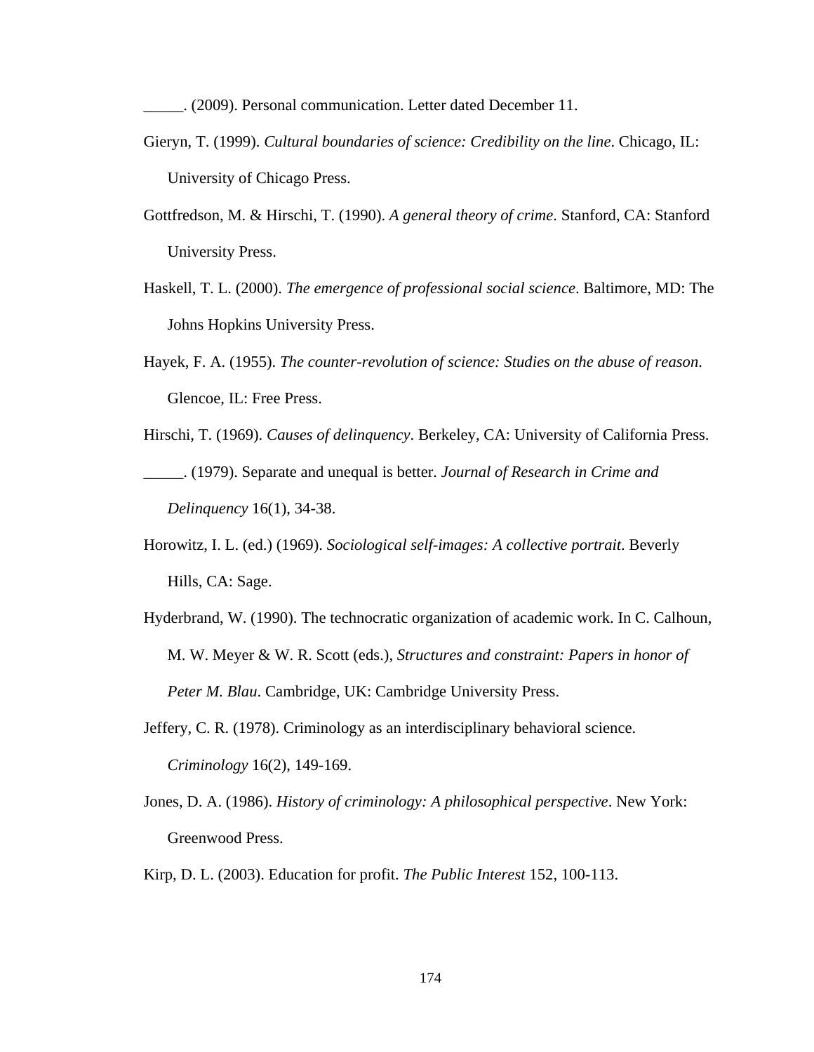_____. (2009). Personal communication. Letter dated December 11.

Gieryn, T. (1999). *Cultural boundaries of science: Credibility on the line*. Chicago, IL: University of Chicago Press.

Gottfredson, M. & Hirschi, T. (1990). *A general theory of crime*. Stanford, CA: Stanford University Press.

Haskell, T. L. (2000). *The emergence of professional social science*. Baltimore, MD: The Johns Hopkins University Press.

Hayek, F. A. (1955). *The counter-revolution of science: Studies on the abuse of reason*. Glencoe, IL: Free Press.

Hirschi, T. (1969). *Causes of delinquency*. Berkeley, CA: University of California Press.

_____. (1979). Separate and unequal is better. *Journal of Research in Crime and Delinquency* 16(1), 34-38.

Horowitz, I. L. (ed.) (1969). *Sociological self-images: A collective portrait*. Beverly Hills, CA: Sage.

Hyderbrand, W. (1990). The technocratic organization of academic work. In C. Calhoun, M. W. Meyer & W. R. Scott (eds.), *Structures and constraint: Papers in honor of Peter M. Blau*. Cambridge, UK: Cambridge University Press.

Jeffery, C. R. (1978). Criminology as an interdisciplinary behavioral science. *Criminology* 16(2), 149-169.

Jones, D. A. (1986). *History of criminology: A philosophical perspective*. New York: Greenwood Press.

Kirp, D. L. (2003). Education for profit. *The Public Interest* 152, 100-113.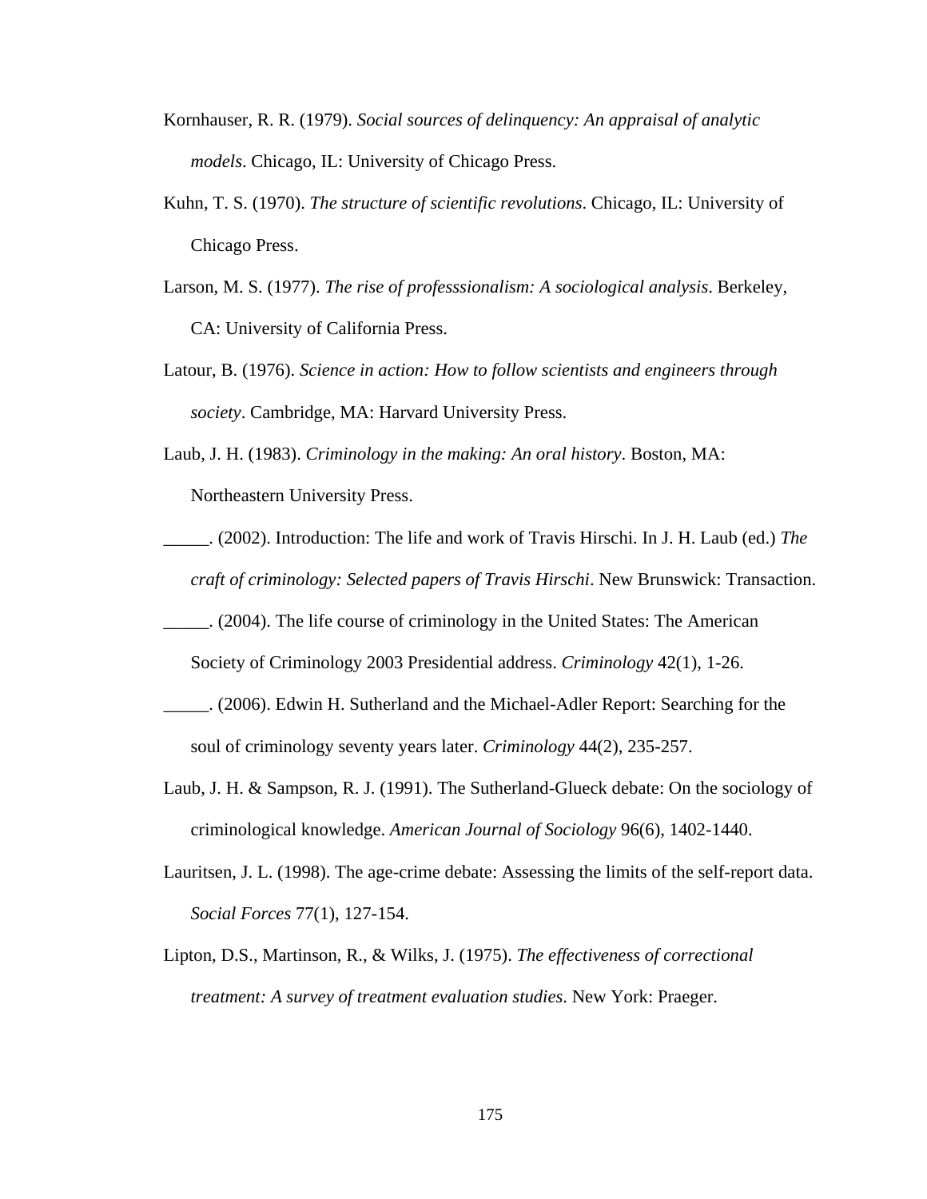Kornhauser, R. R. (1979). *Social sources of delinquency: An appraisal of analytic models*. Chicago, IL: University of Chicago Press.

Kuhn, T. S. (1970). *The structure of scientific revolutions*. Chicago, IL: University of Chicago Press.

Larson, M. S. (1977). *The rise of professsionalism: A sociological analysis*. Berkeley, CA: University of California Press.

Latour, B. (1976). *Science in action: How to follow scientists and engineers through society*. Cambridge, MA: Harvard University Press.

Laub, J. H. (1983). *Criminology in the making: An oral history*. Boston, MA: Northeastern University Press.

_____. (2002). Introduction: The life and work of Travis Hirschi. In J. H. Laub (ed.) *The craft of criminology: Selected papers of Travis Hirschi*. New Brunswick: Transaction.

_____. (2004). The life course of criminology in the United States: The American Society of Criminology 2003 Presidential address. *Criminology* 42(1), 1-26.

_____. (2006). Edwin H. Sutherland and the Michael-Adler Report: Searching for the soul of criminology seventy years later. *Criminology* 44(2), 235-257.

Laub, J. H. & Sampson, R. J. (1991). The Sutherland-Glueck debate: On the sociology of criminological knowledge. *American Journal of Sociology* 96(6), 1402-1440.

Lauritsen, J. L. (1998). The age-crime debate: Assessing the limits of the self-report data. *Social Forces* 77(1), 127-154.

Lipton, D.S., Martinson, R., & Wilks, J. (1975). *The effectiveness of correctional treatment: A survey of treatment evaluation studies*. New York: Praeger.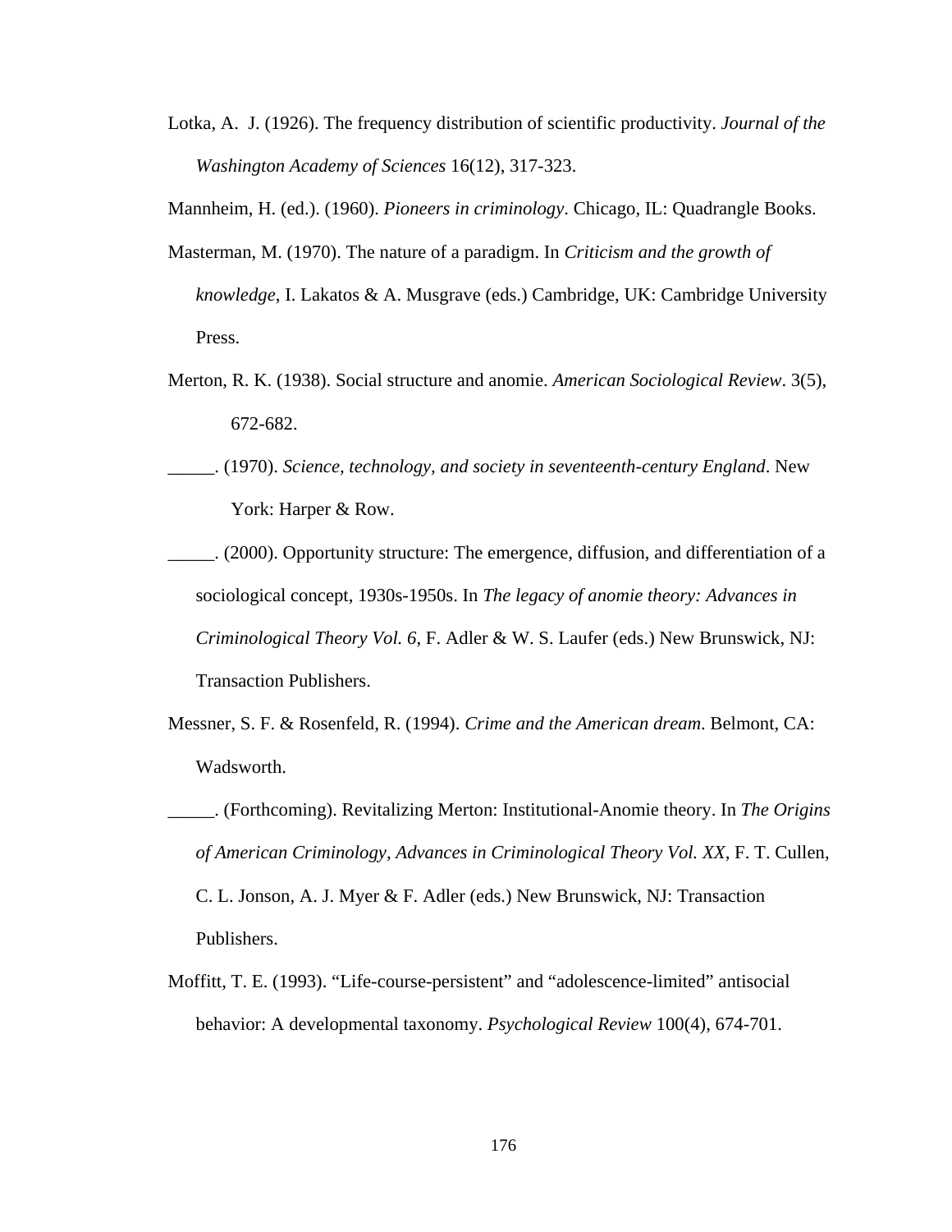Lotka, A. J. (1926). The frequency distribution of scientific productivity. *Journal of the Washington Academy of Sciences* 16(12), 317-323.

Mannheim, H. (ed.). (1960). *Pioneers in criminology*. Chicago, IL: Quadrangle Books.

Masterman, M. (1970). The nature of a paradigm. In *Criticism and the growth of knowledge*, I. Lakatos & A. Musgrave (eds.) Cambridge, UK: Cambridge University Press.

Merton, R. K. (1938). Social structure and anomie. *American Sociological Review*. 3(5), 672-682.

_____. (1970). *Science, technology, and society in seventeenth-century England*. New York: Harper & Row.

_____. (2000). Opportunity structure: The emergence, diffusion, and differentiation of a sociological concept, 1930s-1950s. In *The legacy of anomie theory: Advances in Criminological Theory Vol. 6*, F. Adler & W. S. Laufer (eds.) New Brunswick, NJ: Transaction Publishers.

Messner, S. F. & Rosenfeld, R. (1994). *Crime and the American dream*. Belmont, CA: Wadsworth.

_____. (Forthcoming). Revitalizing Merton: Institutional-Anomie theory. In *The Origins of American Criminology, Advances in Criminological Theory Vol. XX*, F. T. Cullen, C. L. Jonson, A. J. Myer & F. Adler (eds.) New Brunswick, NJ: Transaction Publishers.

Moffitt, T. E. (1993). "Life-course-persistent" and "adolescence-limited" antisocial behavior: A developmental taxonomy. *Psychological Review* 100(4), 674-701.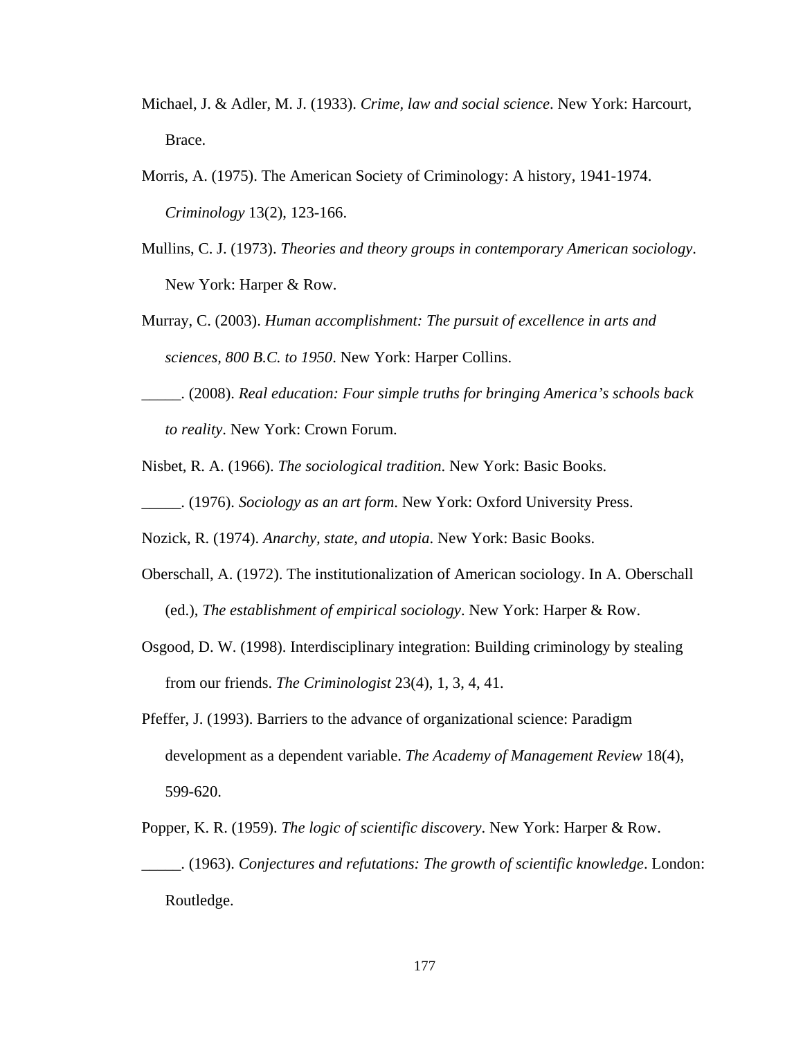Michael, J. & Adler, M. J. (1933). *Crime, law and social science*. New York: Harcourt, Brace.

Morris, A. (1975). The American Society of Criminology: A history, 1941-1974. *Criminology* 13(2), 123-166.

Mullins, C. J. (1973). *Theories and theory groups in contemporary American sociology*. New York: Harper & Row.

Murray, C. (2003). *Human accomplishment: The pursuit of excellence in arts and sciences, 800 B.C. to 1950*. New York: Harper Collins.

_____. (2008). *Real education: Four simple truths for bringing America's schools back to reality*. New York: Crown Forum.

Nisbet, R. A. (1966). *The sociological tradition*. New York: Basic Books.

_____. (1976). *Sociology as an art form*. New York: Oxford University Press.

Nozick, R. (1974). *Anarchy, state, and utopia*. New York: Basic Books.

Oberschall, A. (1972). The institutionalization of American sociology. In A. Oberschall (ed.), *The establishment of empirical sociology*. New York: Harper & Row.

Osgood, D. W. (1998). Interdisciplinary integration: Building criminology by stealing from our friends. *The Criminologist* 23(4), 1, 3, 4, 41.

Pfeffer, J. (1993). Barriers to the advance of organizational science: Paradigm development as a dependent variable. *The Academy of Management Review* 18(4), 599-620.

Popper, K. R. (1959). *The logic of scientific discovery*. New York: Harper & Row.

_____. (1963). *Conjectures and refutations: The growth of scientific knowledge*. London: Routledge.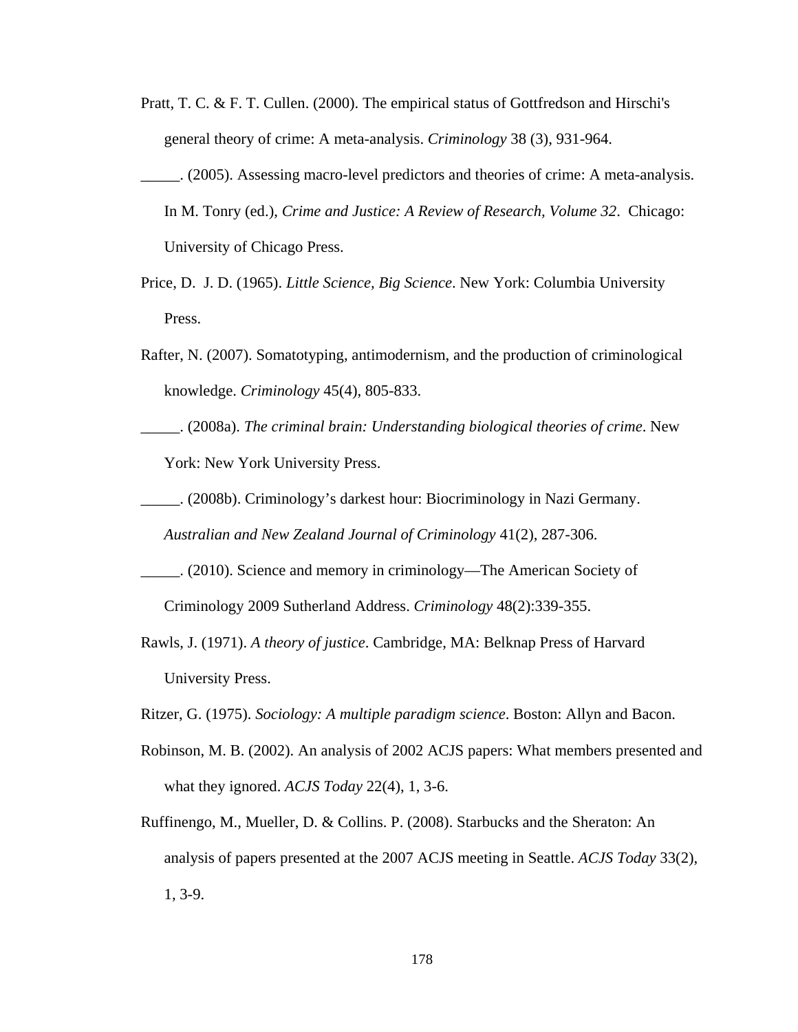Pratt, T. C. & F. T. Cullen. (2000). The empirical status of Gottfredson and Hirschi's general theory of crime: A meta-analysis. *Criminology* 38 (3), 931-964.

_____. (2005). Assessing macro-level predictors and theories of crime: A meta-analysis. In M. Tonry (ed.), *Crime and Justice: A Review of Research, Volume 32*. Chicago: University of Chicago Press.

Price, D. J. D. (1965). *Little Science, Big Science*. New York: Columbia University Press.

Rafter, N. (2007). Somatotyping, antimodernism, and the production of criminological knowledge. *Criminology* 45(4), 805-833.

_____. (2008a). *The criminal brain: Understanding biological theories of crime*. New York: New York University Press.

_____. (2008b). Criminology's darkest hour: Biocriminology in Nazi Germany. *Australian and New Zealand Journal of Criminology* 41(2), 287-306.

_____. (2010). Science and memory in criminology—The American Society of Criminology 2009 Sutherland Address. *Criminology* 48(2):339-355.

Rawls, J. (1971). *A theory of justice*. Cambridge, MA: Belknap Press of Harvard University Press.

Ritzer, G. (1975). *Sociology: A multiple paradigm science*. Boston: Allyn and Bacon.

Robinson, M. B. (2002). An analysis of 2002 ACJS papers: What members presented and what they ignored. *ACJS Today* 22(4), 1, 3-6.

Ruffinengo, M., Mueller, D. & Collins. P. (2008). Starbucks and the Sheraton: An analysis of papers presented at the 2007 ACJS meeting in Seattle. *ACJS Today* 33(2), 1, 3-9.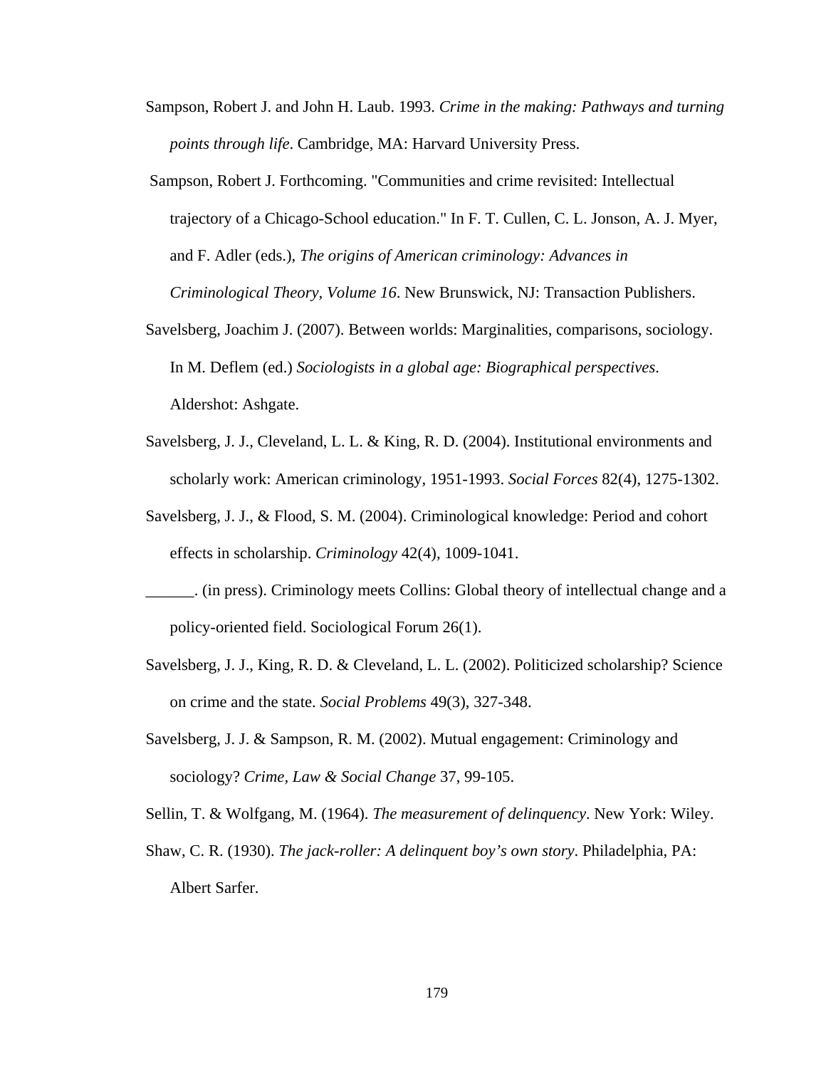Sampson, Robert J. and John H. Laub. 1993. *Crime in the making: Pathways and turning points through life*. Cambridge, MA: Harvard University Press.

Sampson, Robert J. Forthcoming. "Communities and crime revisited: Intellectual trajectory of a Chicago-School education." In F. T. Cullen, C. L. Jonson, A. J. Myer, and F. Adler (eds.), *The origins of American criminology: Advances in Criminological Theory, Volume 16*. New Brunswick, NJ: Transaction Publishers.

Savelsberg, Joachim J. (2007). Between worlds: Marginalities, comparisons, sociology. In M. Deflem (ed.) *Sociologists in a global age: Biographical perspectives*. Aldershot: Ashgate.

Savelsberg, J. J., Cleveland, L. L. & King, R. D. (2004). Institutional environments and scholarly work: American criminology, 1951-1993. *Social Forces* 82(4), 1275-1302.

Savelsberg, J. J., & Flood, S. M. (2004). Criminological knowledge: Period and cohort effects in scholarship. *Criminology* 42(4), 1009-1041.

______. (in press). Criminology meets Collins: Global theory of intellectual change and a policy-oriented field. Sociological Forum 26(1).

Savelsberg, J. J., King, R. D. & Cleveland, L. L. (2002). Politicized scholarship? Science on crime and the state. *Social Problems* 49(3), 327-348.

Savelsberg, J. J. & Sampson, R. M. (2002). Mutual engagement: Criminology and sociology? *Crime, Law & Social Change* 37, 99-105.

Sellin, T. & Wolfgang, M. (1964). *The measurement of delinquency*. New York: Wiley.

Shaw, C. R. (1930). *The jack-roller: A delinquent boy's own story*. Philadelphia, PA: Albert Sarfer.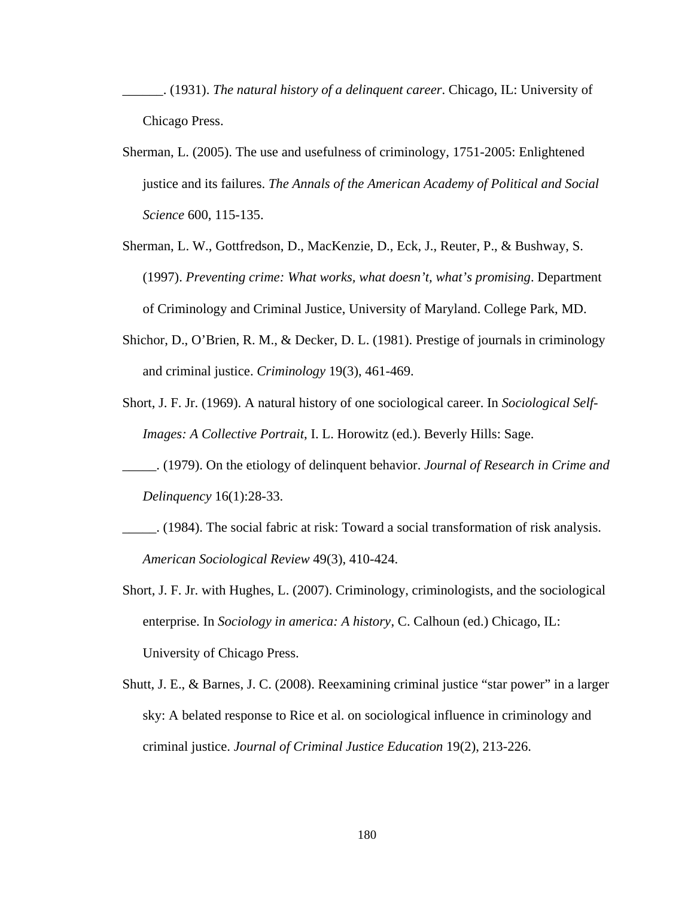\_\_\_\_\_\_. (1931). *The natural history of a delinquent career*. Chicago, IL: University of Chicago Press.

Sherman, L. (2005). The use and usefulness of criminology, 1751-2005: Enlightened justice and its failures. *The Annals of the American Academy of Political and Social Science* 600, 115-135.

Sherman, L. W., Gottfredson, D., MacKenzie, D., Eck, J., Reuter, P., & Bushway, S. (1997). *Preventing crime: What works, what doesn't, what's promising*. Department of Criminology and Criminal Justice, University of Maryland. College Park, MD.

Shichor, D., O'Brien, R. M., & Decker, D. L. (1981). Prestige of journals in criminology and criminal justice. *Criminology* 19(3), 461-469.

Short, J. F. Jr. (1969). A natural history of one sociological career. In *Sociological Self-Images: A Collective Portrait*, I. L. Horowitz (ed.). Beverly Hills: Sage.

\_\_\_\_\_. (1979). On the etiology of delinquent behavior. *Journal of Research in Crime and Delinquency* 16(1):28-33.

\_\_\_\_\_. (1984). The social fabric at risk: Toward a social transformation of risk analysis. *American Sociological Review* 49(3), 410-424.

Short, J. F. Jr. with Hughes, L. (2007). Criminology, criminologists, and the sociological enterprise. In *Sociology in america: A history*, C. Calhoun (ed.) Chicago, IL: University of Chicago Press.

Shutt, J. E., & Barnes, J. C. (2008). Reexamining criminal justice "star power" in a larger sky: A belated response to Rice et al. on sociological influence in criminology and criminal justice. *Journal of Criminal Justice Education* 19(2), 213-226.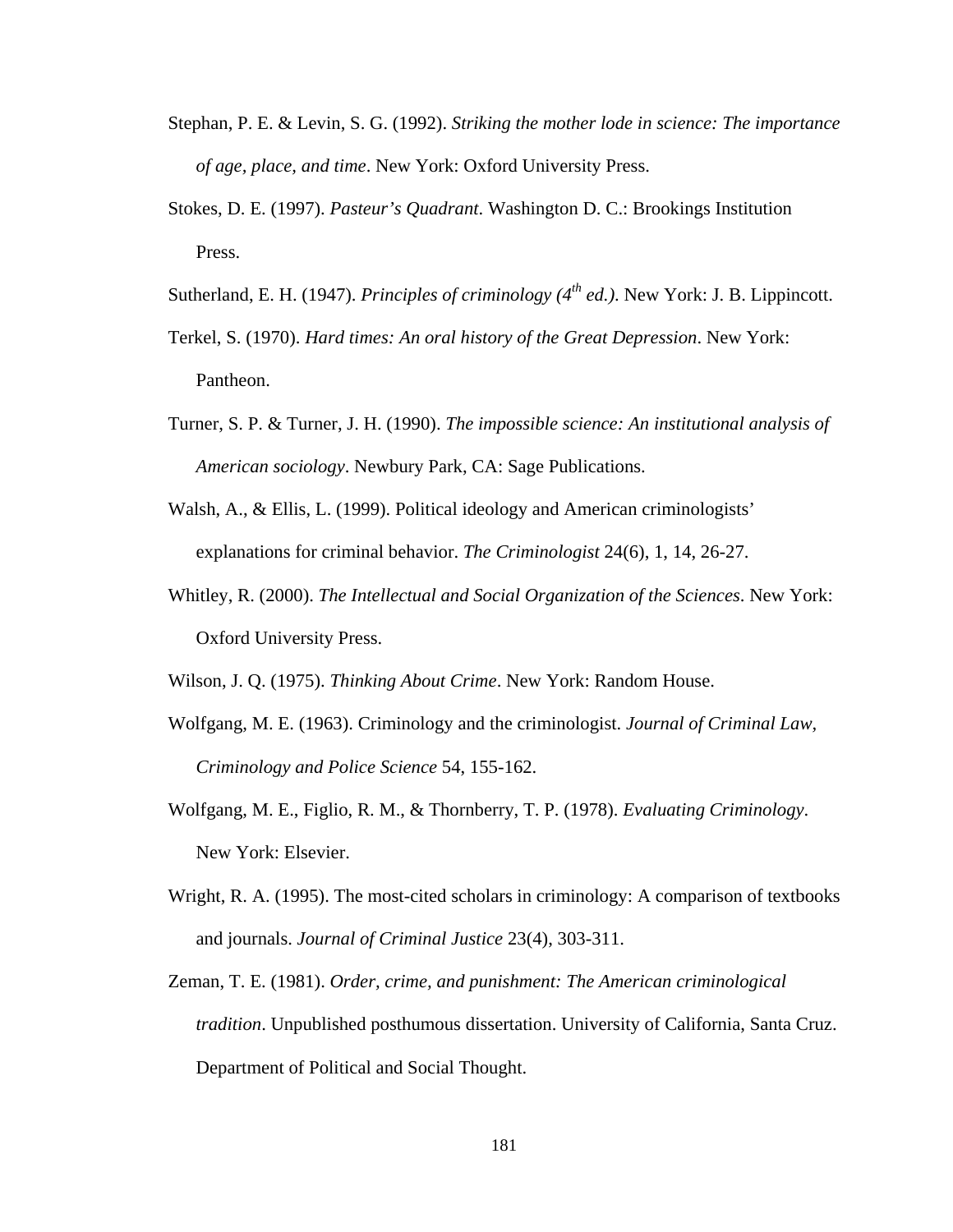Stephan, P. E. & Levin, S. G. (1992). *Striking the mother lode in science: The importance of age, place, and time*. New York: Oxford University Press.

Stokes, D. E. (1997). *Pasteur's Quadrant*. Washington D. C.: Brookings Institution Press.

Sutherland, E. H. (1947). *Principles of criminology (4th ed.)*. New York: J. B. Lippincott.

Terkel, S. (1970). *Hard times: An oral history of the Great Depression*. New York: Pantheon.

Turner, S. P. & Turner, J. H. (1990). *The impossible science: An institutional analysis of American sociology*. Newbury Park, CA: Sage Publications.

Walsh, A., & Ellis, L. (1999). Political ideology and American criminologists' explanations for criminal behavior. *The Criminologist* 24(6), 1, 14, 26-27.

Whitley, R. (2000). *The Intellectual and Social Organization of the Sciences*. New York: Oxford University Press.

Wilson, J. Q. (1975). *Thinking About Crime*. New York: Random House.

Wolfgang, M. E. (1963). Criminology and the criminologist. *Journal of Criminal Law, Criminology and Police Science* 54, 155-162.

Wolfgang, M. E., Figlio, R. M., & Thornberry, T. P. (1978). *Evaluating Criminology*. New York: Elsevier.

Wright, R. A. (1995). The most-cited scholars in criminology: A comparison of textbooks and journals. *Journal of Criminal Justice* 23(4), 303-311.

Zeman, T. E. (1981). *Order, crime, and punishment: The American criminological tradition*. Unpublished posthumous dissertation. University of California, Santa Cruz. Department of Political and Social Thought.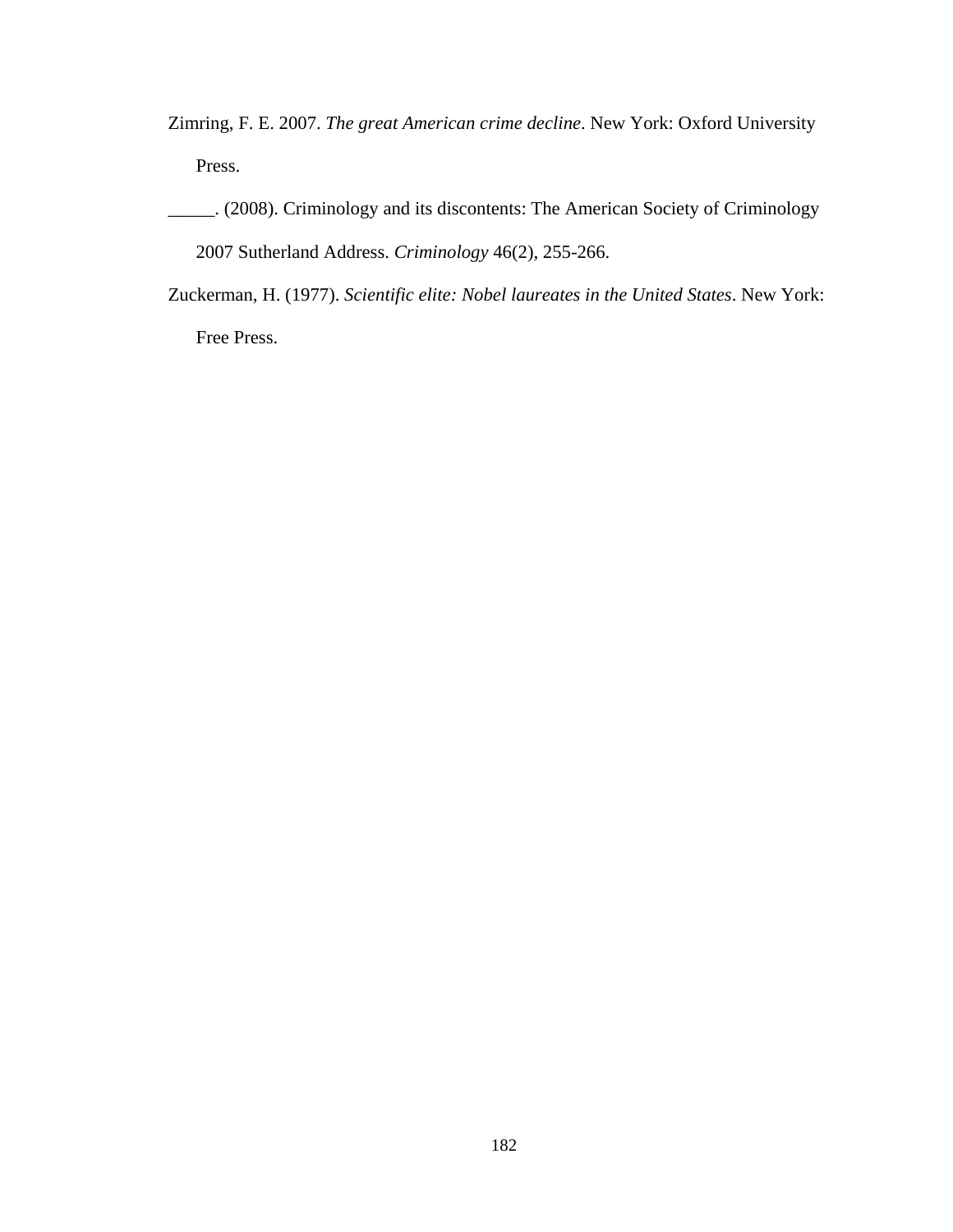Zimring, F. E. 2007. *The great American crime decline*. New York: Oxford University Press.

_____. (2008). Criminology and its discontents: The American Society of Criminology 2007 Sutherland Address. *Criminology* 46(2), 255-266.

Zuckerman, H. (1977). *Scientific elite: Nobel laureates in the United States*. New York: Free Press.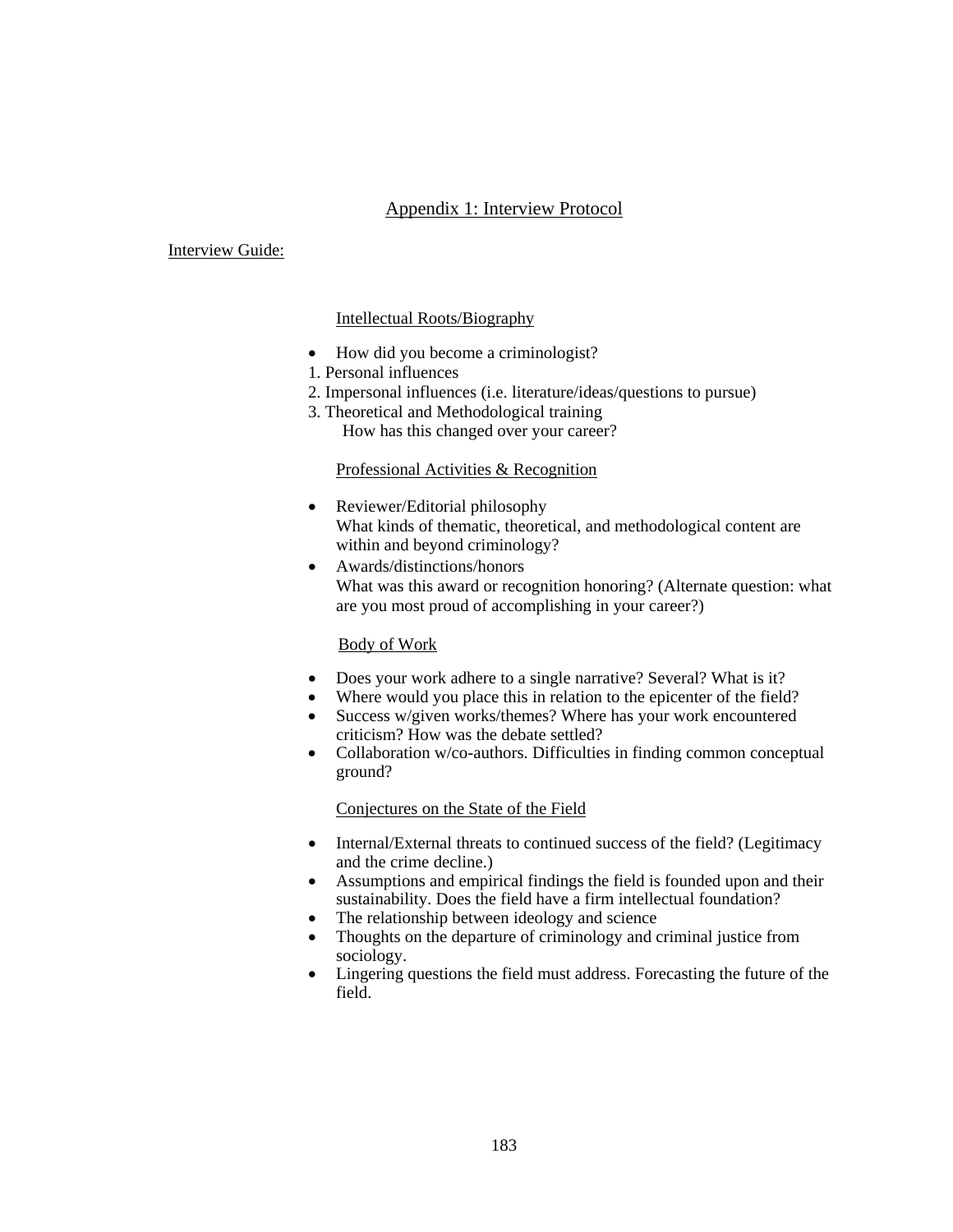# Appendix 1: Interview Protocol

## Interview Guide:

### Intellectual Roots/Biography

- How did you become a criminologist?

1. Personal influences
2. Impersonal influences (i.e. literature/ideas/questions to pursue)
3. Theoretical and Methodological training
   How has this changed over your career?

### Professional Activities & Recognition

- Reviewer/Editorial philosophy
  What kinds of thematic, theoretical, and methodological content are within and beyond criminology?
- Awards/distinctions/honors
  What was this award or recognition honoring? (Alternate question: what are you most proud of accomplishing in your career?)

### Body of Work

- Does your work adhere to a single narrative? Several? What is it?
- Where would you place this in relation to the epicenter of the field?
- Success w/given works/themes? Where has your work encountered criticism? How was the debate settled?
- Collaboration w/co-authors. Difficulties in finding common conceptual ground?

### Conjectures on the State of the Field

- Internal/External threats to continued success of the field? (Legitimacy and the crime decline.)
- Assumptions and empirical findings the field is founded upon and their sustainability. Does the field have a firm intellectual foundation?
- The relationship between ideology and science
- Thoughts on the departure of criminology and criminal justice from sociology.
- Lingering questions the field must address. Forecasting the future of the field.